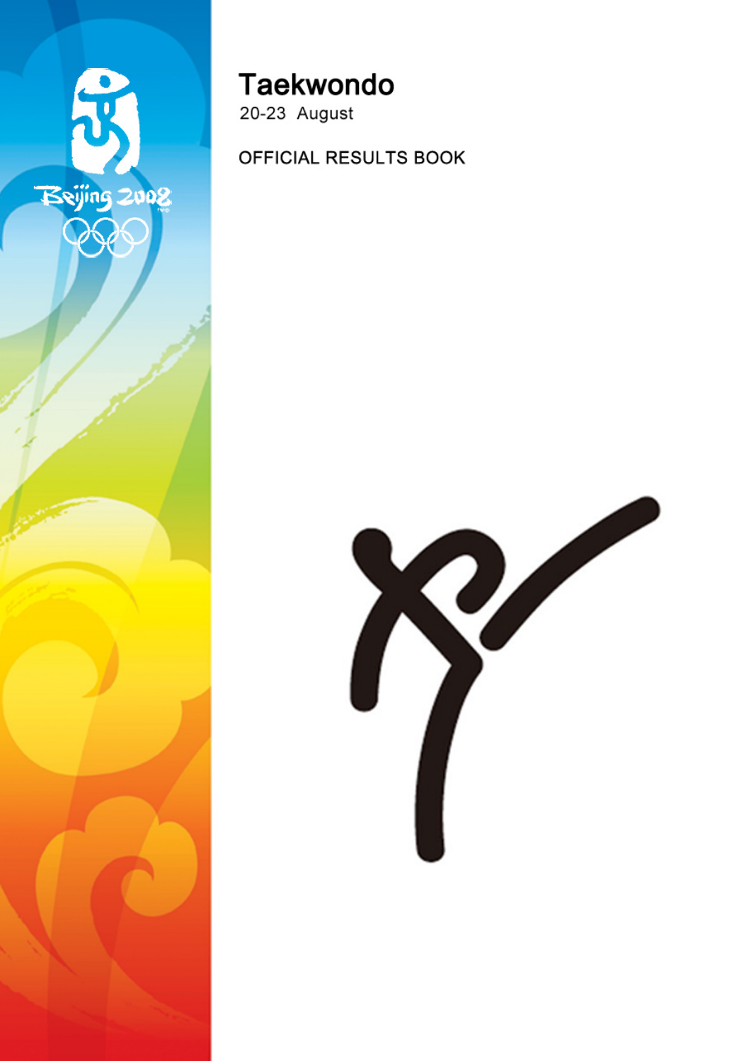# Taekwondo

20-23 August

OFFICIAL RESULTS BOOK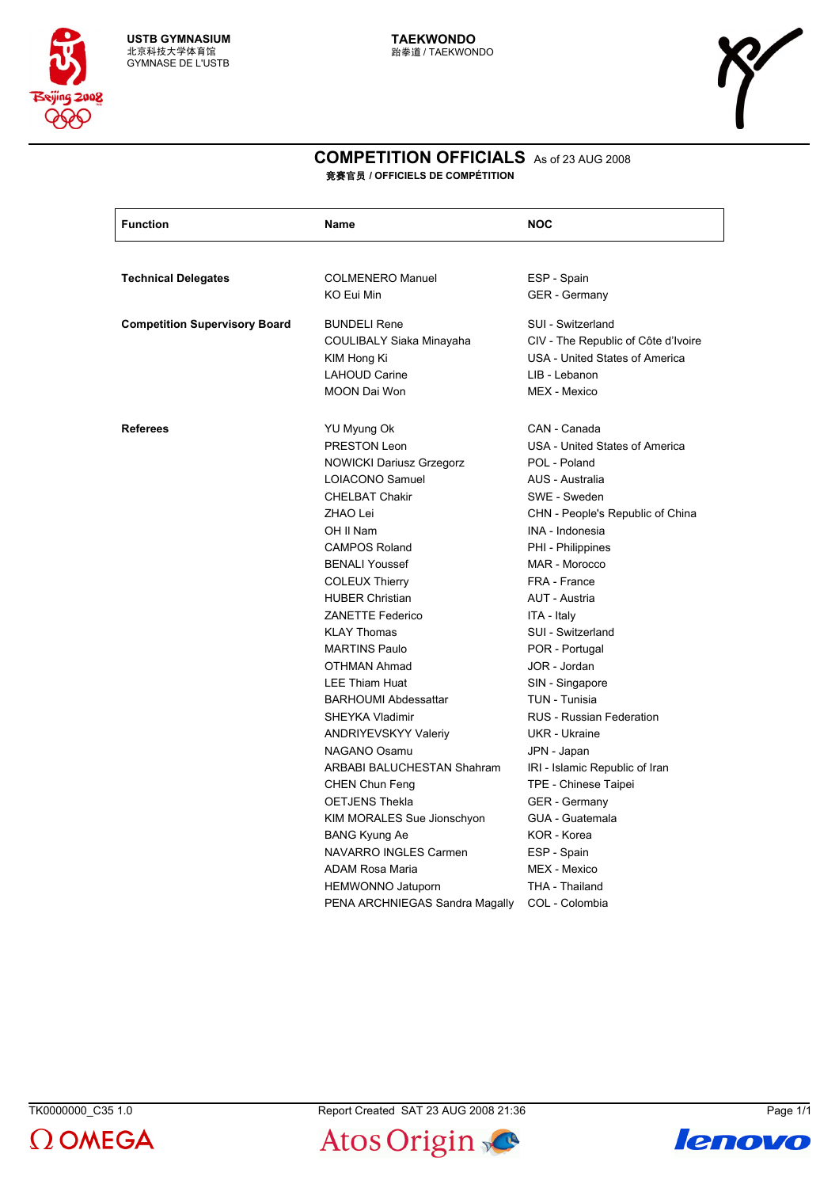USTB GYMNASIUM
北京科技大学体育馆
GYMNASE DE L'USTB

TAEKWONDO
跆拳道 / TAEKWONDO

# COMPETITION OFFICIALS As of 23 AUG 2008

竞赛官员 / OFFICIELS DE COMPÉTITION

| Function | Name | NOC |
|---|---|---|
| **Technical Delegates** | COLMENERO Manuel | ESP - Spain |
| | KO Eui Min | GER - Germany |
| **Competition Supervisory Board** | BUNDELI Rene | SUI - Switzerland |
| | COULIBALY Siaka Minayaha | CIV - The Republic of Côte d'Ivoire |
| | KIM Hong Ki | USA - United States of America |
| | LAHOUD Carine | LIB - Lebanon |
| | MOON Dai Won | MEX - Mexico |
| **Referees** | YU Myung Ok | CAN - Canada |
| | PRESTON Leon | USA - United States of America |
| | NOWICKI Dariusz Grzegorz | POL - Poland |
| | LOIACONO Samuel | AUS - Australia |
| | CHELBAT Chakir | SWE - Sweden |
| | ZHAO Lei | CHN - People's Republic of China |
| | OH Il Nam | INA - Indonesia |
| | CAMPOS Roland | PHI - Philippines |
| | BENALI Youssef | MAR - Morocco |
| | COLEUX Thierry | FRA - France |
| | HUBER Christian | AUT - Austria |
| | ZANETTE Federico | ITA - Italy |
| | KLAY Thomas | SUI - Switzerland |
| | MARTINS Paulo | POR - Portugal |
| | OTHMAN Ahmad | JOR - Jordan |
| | LEE Thiam Huat | SIN - Singapore |
| | BARHOUMI Abdessattar | TUN - Tunisia |
| | SHEYKA Vladimir | RUS - Russian Federation |
| | ANDRIYEVSKYY Valeriy | UKR - Ukraine |
| | NAGANO Osamu | JPN - Japan |
| | ARBABI BALUCHESTAN Shahram | IRI - Islamic Republic of Iran |
| | CHEN Chun Feng | TPE - Chinese Taipei |
| | OETJENS Thekla | GER - Germany |
| | KIM MORALES Sue Jionschyon | GUA - Guatemala |
| | BANG Kyung Ae | KOR - Korea |
| | NAVARRO INGLES Carmen | ESP - Spain |
| | ADAM Rosa Maria | MEX - Mexico |
| | HEMWONNO Jatuporn | THA - Thailand |
| | PENA ARCHNIEGAS Sandra Magally | COL - Colombia |

TK0000000_C35 1.0 Report Created SAT 23 AUG 2008 21:36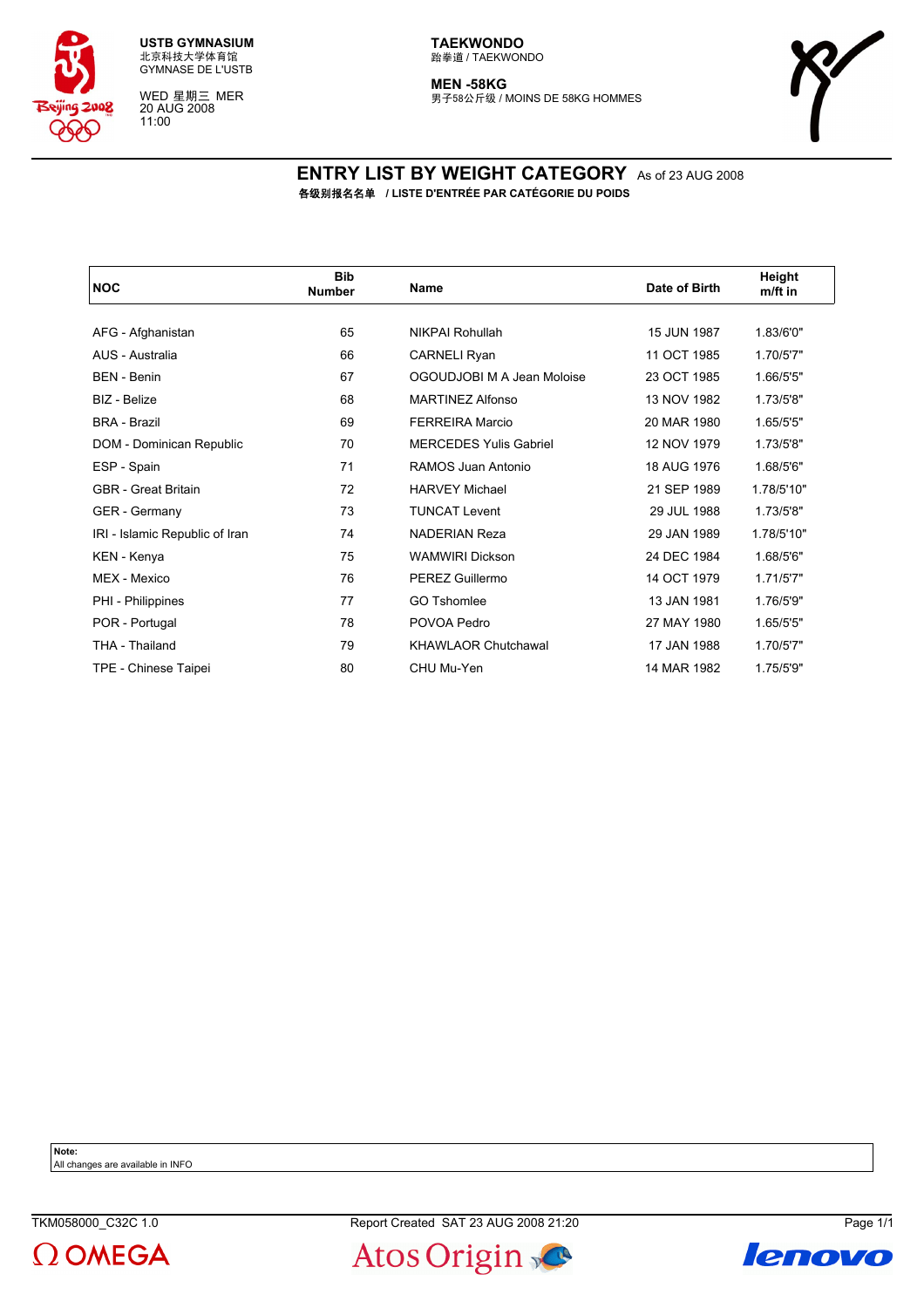USTB GYMNASIUM
北京科技大学体育馆
GYMNASE DE L'USTB

WED 星期三 MER
20 AUG 2008
11:00

**TAEKWONDO**
跆拳道 / TAEKWONDO

**MEN -58KG**
男子58公斤级 / MOINS DE 58KG HOMMES

# ENTRY LIST BY WEIGHT CATEGORY
As of 23 AUG 2008

**各级别报名名单 / LISTE D'ENTRÉE PAR CATÉGORIE DU POIDS**

| NOC | Bib Number | Name | Date of Birth | Height m/ft in |
|---|---|---|---|---|
| AFG - Afghanistan | 65 | NIKPAI Rohullah | 15 JUN 1987 | 1.83/6'0" |
| AUS - Australia | 66 | CARNELI Ryan | 11 OCT 1985 | 1.70/5'7" |
| BEN - Benin | 67 | OGOUDJOBI M A Jean Moloise | 23 OCT 1985 | 1.66/5'5" |
| BIZ - Belize | 68 | MARTINEZ Alfonso | 13 NOV 1982 | 1.73/5'8" |
| BRA - Brazil | 69 | FERREIRA Marcio | 20 MAR 1980 | 1.65/5'5" |
| DOM - Dominican Republic | 70 | MERCEDES Yulis Gabriel | 12 NOV 1979 | 1.73/5'8" |
| ESP - Spain | 71 | RAMOS Juan Antonio | 18 AUG 1976 | 1.68/5'6" |
| GBR - Great Britain | 72 | HARVEY Michael | 21 SEP 1989 | 1.78/5'10" |
| GER - Germany | 73 | TUNCAT Levent | 29 JUL 1988 | 1.73/5'8" |
| IRI - Islamic Republic of Iran | 74 | NADERIAN Reza | 29 JAN 1989 | 1.78/5'10" |
| KEN - Kenya | 75 | WAMWIRI Dickson | 24 DEC 1984 | 1.68/5'6" |
| MEX - Mexico | 76 | PEREZ Guillermo | 14 OCT 1979 | 1.71/5'7" |
| PHI - Philippines | 77 | GO Tshomlee | 13 JAN 1981 | 1.76/5'9" |
| POR - Portugal | 78 | POVOA Pedro | 27 MAY 1980 | 1.65/5'5" |
| THA - Thailand | 79 | KHAWLAOR Chutchawal | 17 JAN 1988 | 1.70/5'7" |
| TPE - Chinese Taipei | 80 | CHU Mu-Yen | 14 MAR 1982 | 1.75/5'9" |

**Note:**
All changes are available in INFO

TKM058000_C32C 1.0    Report Created SAT 23 AUG 2008 21:20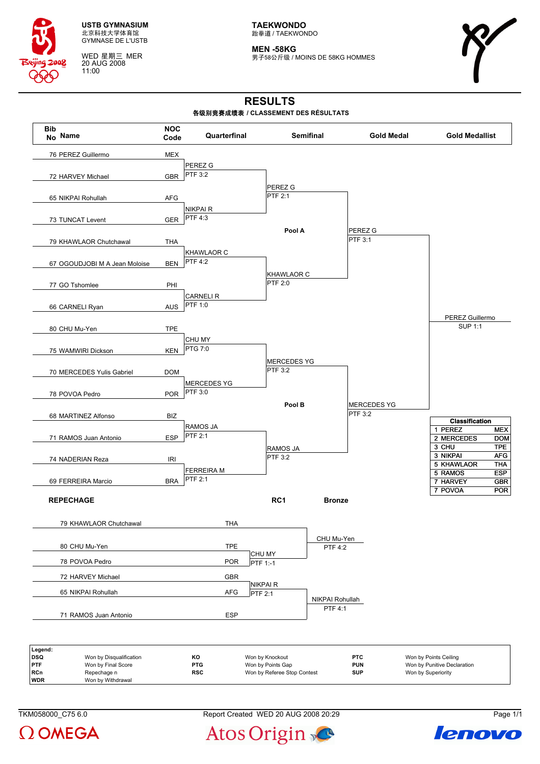**USTB GYMNASIUM**
北京科技大学体育馆
GYMNASE DE L'USTB

WED 星期三 MER
20 AUG 2008
11:00

**TAEKWONDO**
跆拳道 / TAEKWONDO

**MEN -58KG**
男子58公斤级 / MOINS DE 58KG HOMMES

# RESULTS

**各级别竞赛成绩表 / CLASSEMENT DES RÉSULTATS**

| Bib No | Name | NOC Code | Quarterfinal | Semifinal | Gold Medal | Gold Medallist |
|---|---|---|---|---|---|---|
| 76 | PEREZ Guillermo | MEX | PEREZ G PTF 3:2 | PEREZ G PTF 2:1 | PEREZ G PTF 3:1 | PEREZ Guillermo SUP 1:1 |
| 72 | HARVEY Michael | GBR | | | | |
| 65 | NIKPAI Rohullah | AFG | NIKPAI R PTF 4:3 | | | |
| 73 | TUNCAT Levent | GER | | | | |
| 79 | KHAWLAOR Chutchawal | THA | KHAWLAOR C PTF 4:2 | KHAWLAOR C PTF 2:0 | | |
| 67 | OGOUDJOBI M A Jean Moloise | BEN | | | | |
| 77 | GO Tshomlee | PHI | CARNELI R PTF 1:0 | | | |
| 66 | CARNELI Ryan | AUS | | | | |
| 80 | CHU Mu-Yen | TPE | CHU MY PTG 7:0 | MERCEDES YG PTF 3:2 | MERCEDES YG PTF 3:2 | |
| 75 | WAMWIRI Dickson | KEN | | | | |
| 70 | MERCEDES Yulis Gabriel | DOM | MERCEDES YG PTF 3:0 | | | |
| 78 | POVOA Pedro | POR | | | | |
| 68 | MARTINEZ Alfonso | BIZ | RAMOS JA PTF 2:1 | RAMOS JA PTF 3:2 | | |
| 71 | RAMOS Juan Antonio | ESP | | | | |
| 74 | NADERIAN Reza | IRI | FERREIRA M PTF 2:1 | | | |
| 69 | FERREIRA Marcio | BRA | | | | |

Pool A: bouts 76–66. Pool B: bouts 80–69.

**Classification**

| | Name | NOC |
|---|---|---|
| 1 | PEREZ | MEX |
| 2 | MERCEDES | DOM |
| 3 | CHU | TPE |
| 3 | NIKPAI | AFG |
| 5 | KHAWLAOR | THA |
| 5 | RAMOS | ESP |
| 7 | HARVEY | GBR |
| 7 | POVOA | POR |

**REPECHAGE**

| Name | NOC | RC1 | Bronze |
|---|---|---|---|
| 79 KHAWLAOR Chutchawal | THA | | CHU Mu-Yen PTF 4:2 |
| 80 CHU Mu-Yen | TPE | CHU MY PTF 1:-1 | |
| 78 POVOA Pedro | POR | | |
| 72 HARVEY Michael | GBR | NIKPAI R PTF 2:1 | NIKPAI Rohullah PTF 4:1 |
| 65 NIKPAI Rohullah | AFG | | |
| 71 RAMOS Juan Antonio | ESP | | |

**Legend:**

| | | | | | |
|---|---|---|---|---|---|
| **DSQ** | Won by Disqualification | **KO** | Won by Knockout | **PTC** | Won by Points Ceiling |
| **PTF** | Won by Final Score | **PTG** | Won by Points Gap | **PUN** | Won by Punitive Declaration |
| **RCn** | Repechage n | **RSC** | Won by Referee Stop Contest | **SUP** | Won by Superiority |
| **WDR** | Won by Withdrawal | | | | |

TKM058000_C75 6.0 Report Created WED 20 AUG 2008 20:29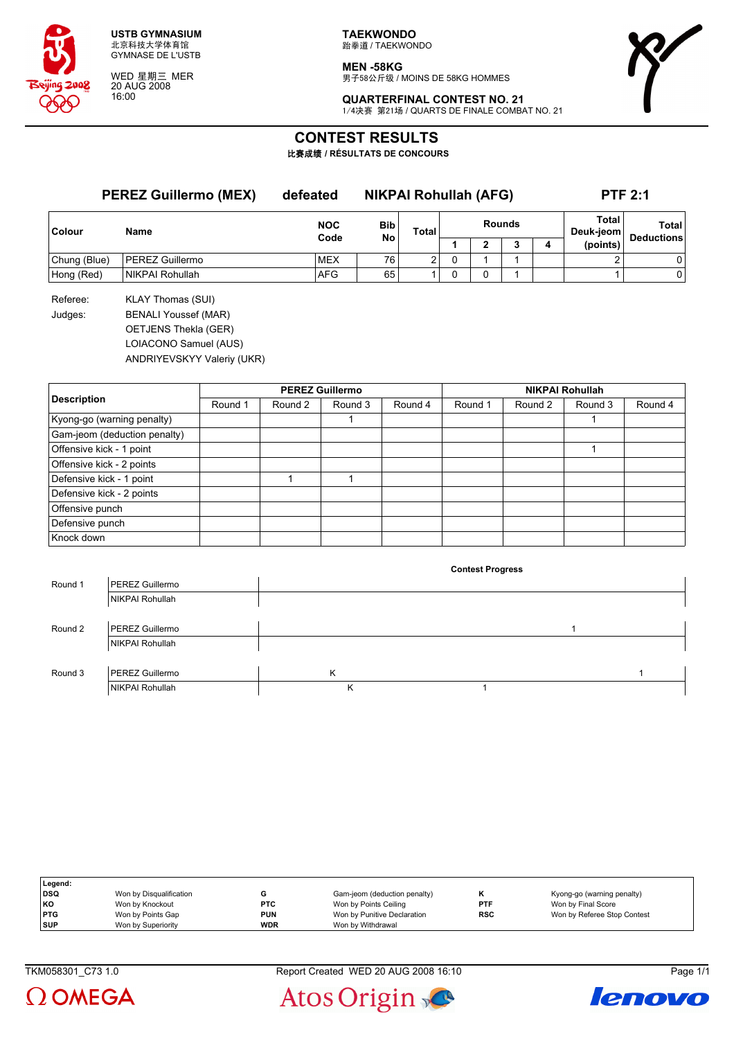USTB GYMNASIUM
北京科技大学体育馆
GYMNASE DE L'USTB

WED 星期三 MER
20 AUG 2008
16:00

TAEKWONDO
跆拳道 / TAEKWONDO

MEN -58KG
男子58公斤级 / MOINS DE 58KG HOMMES

QUARTERFINAL CONTEST NO. 21
1/4决赛 第21场 / QUARTS DE FINALE COMBAT NO. 21

# CONTEST RESULTS

比赛成绩 / RÉSULTATS DE CONCOURS

**PEREZ Guillermo (MEX)** **defeated** **NIKPAI Rohullah (AFG)** **PTF 2:1**

| Colour | Name | NOC Code | Bib No | Total | Rounds 1 | 2 | 3 | 4 | Total Deuk-jeom (points) | Total Deductions |
|---|---|---|---|---|---|---|---|---|---|---|
| Chung (Blue) | PEREZ Guillermo | MEX | 76 | 2 | 0 | 1 | 1 | | 2 | 0 |
| Hong (Red) | NIKPAI Rohullah | AFG | 65 | 1 | 0 | 0 | 1 | | 1 | 0 |

Referee: KLAY Thomas (SUI)

Judges: BENALI Youssef (MAR)
OETJENS Thekla (GER)
LOIACONO Samuel (AUS)
ANDRIYEVSKYY Valeriy (UKR)

| Description | PEREZ Guillermo Round 1 | Round 2 | Round 3 | Round 4 | NIKPAI Rohullah Round 1 | Round 2 | Round 3 | Round 4 |
|---|---|---|---|---|---|---|---|---|
| Kyong-go (warning penalty) | | | 1 | | | | 1 | |
| Gam-jeom (deduction penalty) | | | | | | | | |
| Offensive kick - 1 point | | | | | | | 1 | |
| Offensive kick - 2 points | | | | | | | | |
| Defensive kick - 1 point | | 1 | 1 | | | | | |
| Defensive kick - 2 points | | | | | | | | |
| Offensive punch | | | | | | | | |
| Defensive punch | | | | | | | | |
| Knock down | | | | | | | | |

**Contest Progress**

| Round | Athlete | Progress |
|---|---|---|
| Round 1 | PEREZ Guillermo | |
| | NIKPAI Rohullah | |
| Round 2 | PEREZ Guillermo | 1 |
| | NIKPAI Rohullah | |
| Round 3 | PEREZ Guillermo | K 1 |
| | NIKPAI Rohullah | K 1 |

| Legend: | | | | | |
|---|---|---|---|---|---|
| DSQ | Won by Disqualification | G | Gam-jeom (deduction penalty) | K | Kyong-go (warning penalty) |
| KO | Won by Knockout | PTC | Won by Points Ceiling | PTF | Won by Final Score |
| PTG | Won by Points Gap | PUN | Won by Punitive Declaration | RSC | Won by Referee Stop Contest |
| SUP | Won by Superiority | WDR | Won by Withdrawal | | |

TKM058301_C73 1.0 Report Created WED 20 AUG 2008 16:10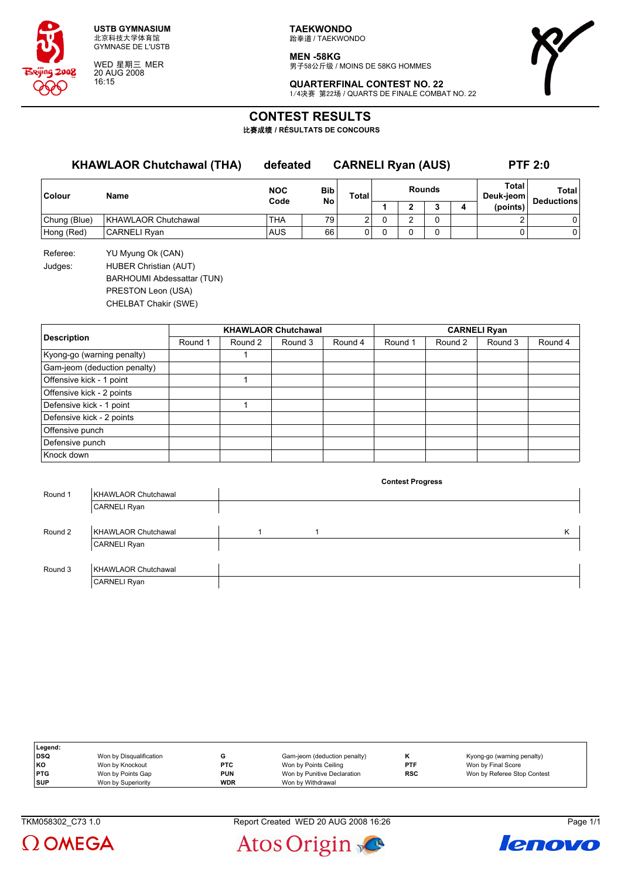**USTB GYMNASIUM**
北京科技大学体育馆
GYMNASE DE L'USTB

WED 星期三 MER
20 AUG 2008
16:15

**TAEKWONDO**
跆拳道 / TAEKWONDO

**MEN -58KG**
男子58公斤级 / MOINS DE 58KG HOMMES

**QUARTERFINAL CONTEST NO. 22**
1/4决赛 第22场 / QUARTS DE FINALE COMBAT NO. 22

# CONTEST RESULTS

**比赛成绩 / RÉSULTATS DE CONCOURS**

## KHAWLAOR Chutchawal (THA) defeated CARNELI Ryan (AUS) PTF 2:0

| Colour | Name | NOC Code | Bib No | Total | Rounds 1 | 2 | 3 | 4 | Total Deuk-jeom (points) | Total Deductions |
|---|---|---|---|---|---|---|---|---|---|---|
| Chung (Blue) | KHAWLAOR Chutchawal | THA | 79 | 2 | 0 | 2 | 0 | | 2 | 0 |
| Hong (Red) | CARNELI Ryan | AUS | 66 | 0 | 0 | 0 | 0 | | 0 | 0 |

Referee: YU Myung Ok (CAN)

Judges: HUBER Christian (AUT)
BARHOUMI Abdessattar (TUN)
PRESTON Leon (USA)
CHELBAT Chakir (SWE)

| Description | KHAWLAOR Chutchawal Round 1 | Round 2 | Round 3 | Round 4 | CARNELI Ryan Round 1 | Round 2 | Round 3 | Round 4 |
|---|---|---|---|---|---|---|---|---|
| Kyong-go (warning penalty) | | 1 | | | | | | |
| Gam-jeom (deduction penalty) | | | | | | | | |
| Offensive kick - 1 point | | 1 | | | | | | |
| Offensive kick - 2 points | | | | | | | | |
| Defensive kick - 1 point | | 1 | | | | | | |
| Defensive kick - 2 points | | | | | | | | |
| Offensive punch | | | | | | | | |
| Defensive punch | | | | | | | | |
| Knock down | | | | | | | | |

**Contest Progress**

| Round | Athlete | Progress |
|---|---|---|
| Round 1 | KHAWLAOR Chutchawal | |
| | CARNELI Ryan | |
| Round 2 | KHAWLAOR Chutchawal | 1 1 K |
| | CARNELI Ryan | |
| Round 3 | KHAWLAOR Chutchawal | |
| | CARNELI Ryan | |

**Legend:**

| | | | | | |
|---|---|---|---|---|---|
| DSQ | Won by Disqualification | G | Gam-jeom (deduction penalty) | K | Kyong-go (warning penalty) |
| KO | Won by Knockout | PTC | Won by Points Ceiling | PTF | Won by Final Score |
| PTG | Won by Points Gap | PUN | Won by Punitive Declaration | RSC | Won by Referee Stop Contest |
| SUP | Won by Superiority | WDR | Won by Withdrawal | | |

TKM058302_C73 1.0 Report Created WED 20 AUG 2008 16:26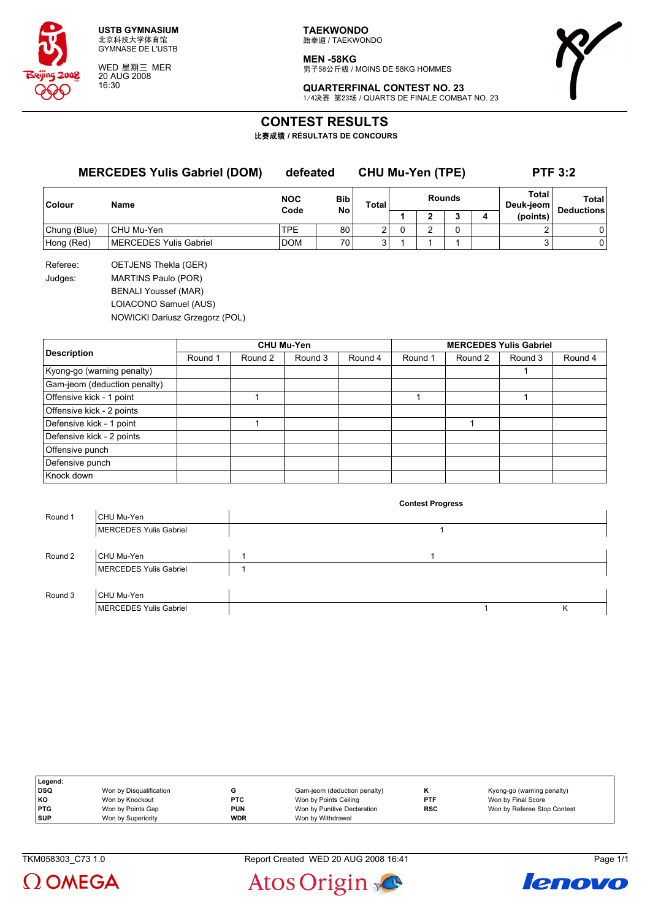USTB GYMNASIUM
北京科技大学体育馆
GYMNASE DE L'USTB

WED 星期三 MER
20 AUG 2008
16:30

**TAEKWONDO**
跆拳道 / TAEKWONDO

**MEN -58KG**
男子58公斤级 / MOINS DE 58KG HOMMES

**QUARTERFINAL CONTEST NO. 23**
1/4决赛 第23场 / QUARTS DE FINALE COMBAT NO. 23

# CONTEST RESULTS

**比赛成绩 / RÉSULTATS DE CONCOURS**

## MERCEDES Yulis Gabriel (DOM) defeated CHU Mu-Yen (TPE) PTF 3:2

| Colour | Name | NOC Code | Bib No | Total | Rounds 1 | 2 | 3 | 4 | Total Deuk-jeom (points) | Total Deductions |
|---|---|---|---|---|---|---|---|---|---|---|
| Chung (Blue) | CHU Mu-Yen | TPE | 80 | 2 | 0 | 2 | 0 | | 2 | 0 |
| Hong (Red) | MERCEDES Yulis Gabriel | DOM | 70 | 3 | 1 | 1 | 1 | | 3 | 0 |

Referee: OETJENS Thekla (GER)

Judges:
MARTINS Paulo (POR)
BENALI Youssef (MAR)
LOIACONO Samuel (AUS)
NOWICKI Dariusz Grzegorz (POL)

| Description | CHU Mu-Yen Round 1 | Round 2 | Round 3 | Round 4 | MERCEDES Yulis Gabriel Round 1 | Round 2 | Round 3 | Round 4 |
|---|---|---|---|---|---|---|---|---|
| Kyong-go (warning penalty) | | | | | | | 1 | |
| Gam-jeom (deduction penalty) | | | | | | | | |
| Offensive kick - 1 point | | 1 | | | 1 | | 1 | |
| Offensive kick - 2 points | | | | | | | | |
| Defensive kick - 1 point | | 1 | | | | 1 | | |
| Defensive kick - 2 points | | | | | | | | |
| Offensive punch | | | | | | | | |
| Defensive punch | | | | | | | | |
| Knock down | | | | | | | | |

**Contest Progress**

| Round | Name | Progress | | |
|---|---|---|---|---|
| Round 1 | CHU Mu-Yen | | | |
| | MERCEDES Yulis Gabriel | | 1 | |
| Round 2 | CHU Mu-Yen | 1 | 1 | |
| | MERCEDES Yulis Gabriel | 1 | | |
| Round 3 | CHU Mu-Yen | | | |
| | MERCEDES Yulis Gabriel | | 1 | K |

| Legend: | | | | | |
|---|---|---|---|---|---|
| DSQ | Won by Disqualification | G | Gam-jeom (deduction penalty) | K | Kyong-go (warning penalty) |
| KO | Won by Knockout | PTC | Won by Points Ceiling | PTF | Won by Final Score |
| PTG | Won by Points Gap | PUN | Won by Punitive Declaration | RSC | Won by Referee Stop Contest |
| SUP | Won by Superiority | WDR | Won by Withdrawal | | |

TKM058303_C73 1.0 Report Created WED 20 AUG 2008 16:41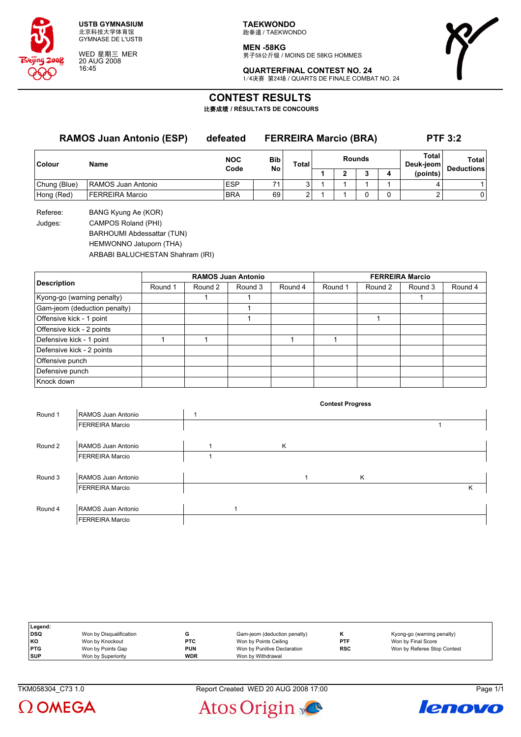**USTB GYMNASIUM**
北京科技大学体育馆
GYMNASE DE L'USTB

WED 星期三 MER
20 AUG 2008
16:45

**TAEKWONDO**
跆拳道 / TAEKWONDO

**MEN -58KG**
男子58公斤级 / MOINS DE 58KG HOMMES

**QUARTERFINAL CONTEST NO. 24**
1/4决赛 第24场 / QUARTS DE FINALE COMBAT NO. 24

# CONTEST RESULTS

**比赛成绩 / RÉSULTATS DE CONCOURS**

## RAMOS Juan Antonio (ESP) defeated FERREIRA Marcio (BRA) PTF 3:2

| Colour | Name | NOC Code | Bib No | Total | Rounds 1 | 2 | 3 | 4 | Total Deuk-jeom (points) | Total Deductions |
|---|---|---|---|---|---|---|---|---|---|---|
| Chung (Blue) | RAMOS Juan Antonio | ESP | 71 | 3 | 1 | 1 | 1 | 1 | 4 | 1 |
| Hong (Red) | FERREIRA Marcio | BRA | 69 | 2 | 1 | 1 | 0 | 0 | 2 | 0 |

Referee: BANG Kyung Ae (KOR)

Judges: CAMPOS Roland (PHI)
BARHOUMI Abdessattar (TUN)
HEMWONNO Jatuporn (THA)
ARBABI BALUCHESTAN Shahram (IRI)

| Description | RAMOS Juan Antonio | | | | FERREIRA Marcio | | | |
|---|---|---|---|---|---|---|---|---|
| | Round 1 | Round 2 | Round 3 | Round 4 | Round 1 | Round 2 | Round 3 | Round 4 |
| Kyong-go (warning penalty) | | 1 | 1 | | | | 1 | |
| Gam-jeom (deduction penalty) | | | 1 | | | | | |
| Offensive kick - 1 point | | | 1 | | | 1 | | |
| Offensive kick - 2 points | | | | | | | | |
| Defensive kick - 1 point | 1 | 1 | | 1 | 1 | | | |
| Defensive kick - 2 points | | | | | | | | |
| Offensive punch | | | | | | | | |
| Defensive punch | | | | | | | | |
| Knock down | | | | | | | | |

**Contest Progress**

| Round | Name | Progress |
|---|---|---|
| Round 1 | RAMOS Juan Antonio | 1 |
| | FERREIRA Marcio | 1 |
| Round 2 | RAMOS Juan Antonio | 1 K |
| | FERREIRA Marcio | 1 |
| Round 3 | RAMOS Juan Antonio | 1 K |
| | FERREIRA Marcio | K |
| Round 4 | RAMOS Juan Antonio | 1 |
| | FERREIRA Marcio | |

| Legend: | | | | | |
|---|---|---|---|---|---|
| DSQ | Won by Disqualification | G | Gam-jeom (deduction penalty) | K | Kyong-go (warning penalty) |
| KO | Won by Knockout | PTC | Won by Points Ceiling | PTF | Won by Final Score |
| PTG | Won by Points Gap | PUN | Won by Punitive Declaration | RSC | Won by Referee Stop Contest |
| SUP | Won by Superiority | WDR | Won by Withdrawal | | |

TKM058304_C73 1.0 Report Created WED 20 AUG 2008 17:00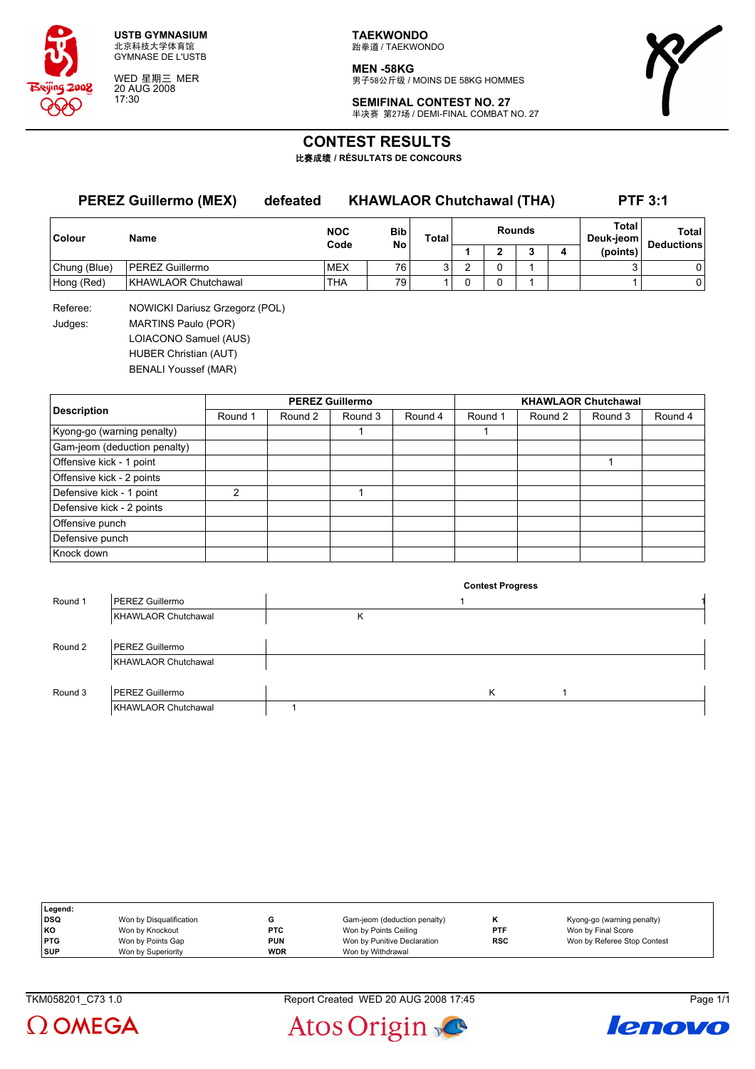**USTB GYMNASIUM**
北京科技大学体育馆
GYMNASE DE L'USTB

WED 星期三 MER
20 AUG 2008
17:30

**TAEKWONDO**
跆拳道 / TAEKWONDO

**MEN -58KG**
男子58公斤级 / MOINS DE 58KG HOMMES

**SEMIFINAL CONTEST NO. 27**
半决赛 第27场 / DEMI-FINAL COMBAT NO. 27

# CONTEST RESULTS

**比赛成绩 / RÉSULTATS DE CONCOURS**

## PEREZ Guillermo (MEX) defeated KHAWLAOR Chutchawal (THA) PTF 3:1

| Colour | Name | NOC Code | Bib No | Total | Rounds 1 | 2 | 3 | 4 | Total Deuk-jeom (points) | Total Deductions |
|---|---|---|---|---|---|---|---|---|---|---|
| Chung (Blue) | PEREZ Guillermo | MEX | 76 | 3 | 2 | 0 | 1 | | 3 | 0 |
| Hong (Red) | KHAWLAOR Chutchawal | THA | 79 | 1 | 0 | 0 | 1 | | 1 | 0 |

Referee: NOWICKI Dariusz Grzegorz (POL)

Judges: MARTINS Paulo (POR)
LOIACONO Samuel (AUS)
HUBER Christian (AUT)
BENALI Youssef (MAR)

| Description | PEREZ Guillermo Round 1 | Round 2 | Round 3 | Round 4 | KHAWLAOR Chutchawal Round 1 | Round 2 | Round 3 | Round 4 |
|---|---|---|---|---|---|---|---|---|
| Kyong-go (warning penalty) | | | 1 | | 1 | | | |
| Gam-jeom (deduction penalty) | | | | | | | | |
| Offensive kick - 1 point | | | | | | | 1 | |
| Offensive kick - 2 points | | | | | | | | |
| Defensive kick - 1 point | 2 | | 1 | | | | | |
| Defensive kick - 2 points | | | | | | | | |
| Offensive punch | | | | | | | | |
| Defensive punch | | | | | | | | |
| Knock down | | | | | | | | |

**Contest Progress**

| Round | Athlete | Progress |
|---|---|---|
| Round 1 | PEREZ Guillermo | 1 1 |
| | KHAWLAOR Chutchawal | K |
| Round 2 | PEREZ Guillermo | |
| | KHAWLAOR Chutchawal | |
| Round 3 | PEREZ Guillermo | K 1 |
| | KHAWLAOR Chutchawal | 1 |

| Legend: | | | | | |
|---|---|---|---|---|---|
| DSQ | Won by Disqualification | G | Gam-jeom (deduction penalty) | K | Kyong-go (warning penalty) |
| KO | Won by Knockout | PTC | Won by Points Ceiling | PTF | Won by Final Score |
| PTG | Won by Points Gap | PUN | Won by Punitive Declaration | RSC | Won by Referee Stop Contest |
| SUP | Won by Superiority | WDR | Won by Withdrawal | | |

TKM058201_C73 1.0 Report Created WED 20 AUG 2008 17:45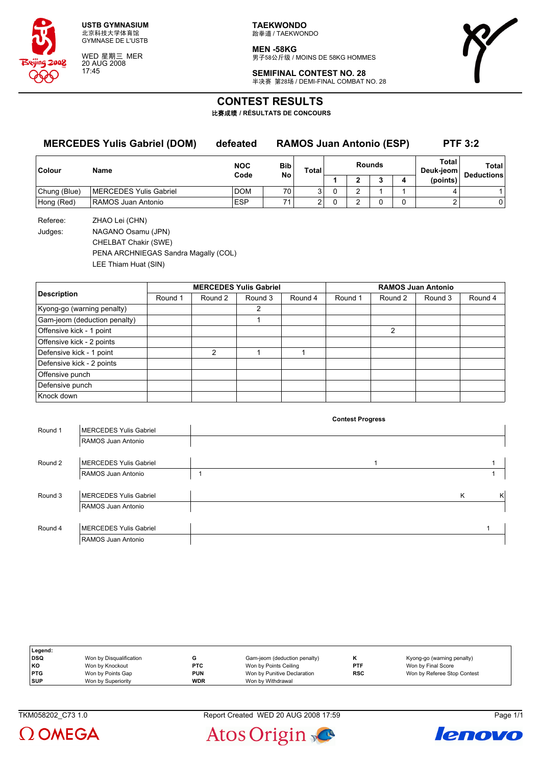USTB GYMNASIUM
北京科技大学体育馆
GYMNASE DE L'USTB

WED 星期三 MER
20 AUG 2008
17:45

**TAEKWONDO**
跆拳道 / TAEKWONDO

**MEN -58KG**
男子58公斤级 / MOINS DE 58KG HOMMES

**SEMIFINAL CONTEST NO. 28**
半决赛 第28场 / DEMI-FINAL COMBAT NO. 28

# CONTEST RESULTS

**比赛成绩 / RÉSULTATS DE CONCOURS**

## MERCEDES Yulis Gabriel (DOM) defeated RAMOS Juan Antonio (ESP) PTF 3:2

| Colour | Name | NOC Code | Bib No | Total | Rounds | | | | Total Deuk-jeom (points) | Total Deductions |
|---|---|---|---|---|---|---|---|---|---|---|
| | | | | | 1 | 2 | 3 | 4 | | |
| Chung (Blue) | MERCEDES Yulis Gabriel | DOM | 70 | 3 | 0 | 2 | 1 | 1 | 4 | 1 |
| Hong (Red) | RAMOS Juan Antonio | ESP | 71 | 2 | 0 | 2 | 0 | 0 | 2 | 0 |

Referee: ZHAO Lei (CHN)

Judges: NAGANO Osamu (JPN)
CHELBAT Chakir (SWE)
PENA ARCHNIEGAS Sandra Magally (COL)
LEE Thiam Huat (SIN)

| Description | MERCEDES Yulis Gabriel | | | | RAMOS Juan Antonio | | | |
|---|---|---|---|---|---|---|---|---|
| | Round 1 | Round 2 | Round 3 | Round 4 | Round 1 | Round 2 | Round 3 | Round 4 |
| Kyong-go (warning penalty) | | | 2 | | | | | |
| Gam-jeom (deduction penalty) | | | 1 | | | | | |
| Offensive kick - 1 point | | | | | | 2 | | |
| Offensive kick - 2 points | | | | | | | | |
| Defensive kick - 1 point | | 2 | 1 | 1 | | | | |
| Defensive kick - 2 points | | | | | | | | |
| Offensive punch | | | | | | | | |
| Defensive punch | | | | | | | | |
| Knock down | | | | | | | | |

**Contest Progress**

| Round | Athlete | Progress |
|---|---|---|
| Round 1 | MERCEDES Yulis Gabriel | |
| | RAMOS Juan Antonio | |
| Round 2 | MERCEDES Yulis Gabriel | 1 1 |
| | RAMOS Juan Antonio | 1 1 |
| Round 3 | MERCEDES Yulis Gabriel | K K |
| | RAMOS Juan Antonio | |
| Round 4 | MERCEDES Yulis Gabriel | 1 |
| | RAMOS Juan Antonio | |

**Legend:**

| | | | | | | | |
|---|---|---|---|---|---|---|---|
| **DSQ** | Won by Disqualification | **G** | Gam-jeom (deduction penalty) | **K** | Kyong-go (warning penalty) | | |
| **KO** | Won by Knockout | **PTC** | Won by Points Ceiling | **PTF** | Won by Final Score | | |
| **PTG** | Won by Points Gap | **PUN** | Won by Punitive Declaration | **RSC** | Won by Referee Stop Contest | | |
| **SUP** | Won by Superiority | **WDR** | Won by Withdrawal | | | | |

TKM058202_C73 1.0 Report Created WED 20 AUG 2008 17:59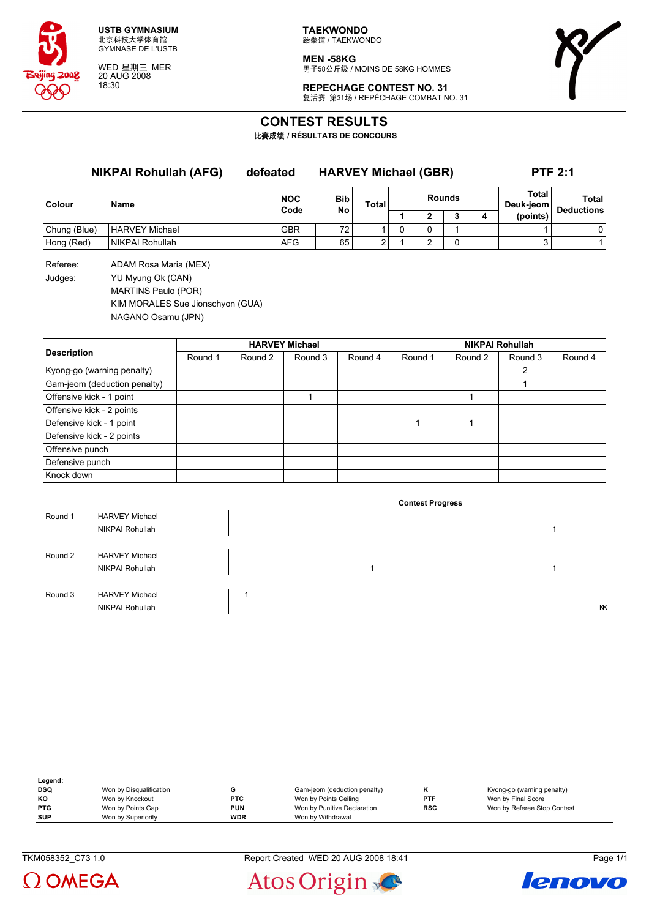**USTB GYMNASIUM**
北京科技大学体育馆
GYMNASE DE L'USTB

WED 星期三 MER
20 AUG 2008
18:30

**TAEKWONDO**
跆拳道 / TAEKWONDO

**MEN -58KG**
男子58公斤级 / MOINS DE 58KG HOMMES

**REPECHAGE CONTEST NO. 31**
复活赛 第31场 / REPÊCHAGE COMBAT NO. 31

# CONTEST RESULTS

**比赛成绩 / RÉSULTATS DE CONCOURS**

**NIKPAI Rohullah (AFG)** **defeated** **HARVEY Michael (GBR)** **PTF 2:1**

| Colour | Name | NOC Code | Bib No | Total | Rounds 1 | Rounds 2 | Rounds 3 | Rounds 4 | Total Deuk-jeom (points) | Total Deductions |
|---|---|---|---|---|---|---|---|---|---|---|
| Chung (Blue) | HARVEY Michael | GBR | 72 | 1 | 0 | 0 | 1 | | 1 | 0 |
| Hong (Red) | NIKPAI Rohullah | AFG | 65 | 2 | 1 | 2 | 0 | | 3 | 1 |

Referee: ADAM Rosa Maria (MEX)

Judges: YU Myung Ok (CAN)
MARTINS Paulo (POR)
KIM MORALES Sue Jionschyon (GUA)
NAGANO Osamu (JPN)

| Description | HARVEY Michael | | | | NIKPAI Rohullah | | | |
|---|---|---|---|---|---|---|---|---|
| | Round 1 | Round 2 | Round 3 | Round 4 | Round 1 | Round 2 | Round 3 | Round 4 |
| Kyong-go (warning penalty) | | | | | | | 2 | |
| Gam-jeom (deduction penalty) | | | | | | | 1 | |
| Offensive kick - 1 point | | | 1 | | | 1 | | |
| Offensive kick - 2 points | | | | | | | | |
| Defensive kick - 1 point | | | | | 1 | 1 | | |
| Defensive kick - 2 points | | | | | | | | |
| Offensive punch | | | | | | | | |
| Defensive punch | | | | | | | | |
| Knock down | | | | | | | | |

**Contest Progress**

| Round | Name | Progress |
|---|---|---|
| Round 1 | HARVEY Michael | |
| | NIKPAI Rohullah | 1 |
| Round 2 | HARVEY Michael | |
| | NIKPAI Rohullah | 1 1 |
| Round 3 | HARVEY Michael | 1 |
| | NIKPAI Rohullah | KK |

| Legend: | | | | | |
|---|---|---|---|---|---|
| DSQ | Won by Disqualification | G | Gam-jeom (deduction penalty) | K | Kyong-go (warning penalty) |
| KO | Won by Knockout | PTC | Won by Points Ceiling | PTF | Won by Final Score |
| PTG | Won by Points Gap | PUN | Won by Punitive Declaration | RSC | Won by Referee Stop Contest |
| SUP | Won by Superiority | WDR | Won by Withdrawal | | |

TKM058352_C73 1.0 Report Created WED 20 AUG 2008 18:41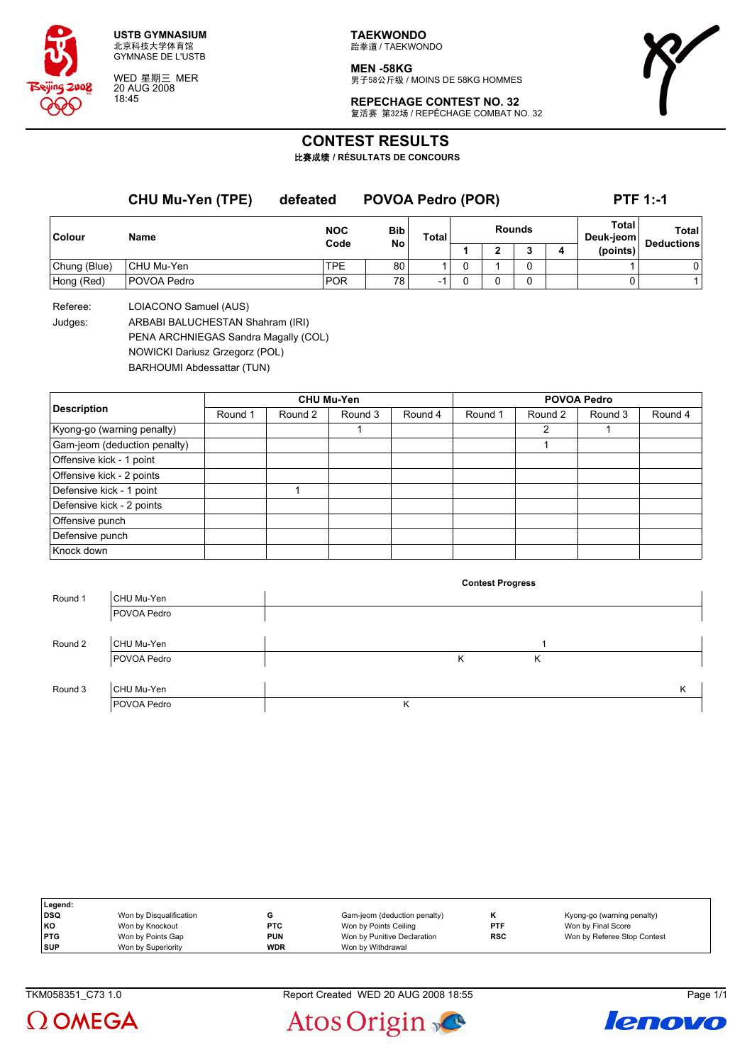USTB GYMNASIUM
北京科技大学体育馆
GYMNASE DE L'USTB

WED 星期三 MER
20 AUG 2008
18:45

**TAEKWONDO**
跆拳道 / TAEKWONDO

**MEN -58KG**
男子58公斤级 / MOINS DE 58KG HOMMES

**REPECHAGE CONTEST NO. 32**
复活赛 第32场 / REPÊCHAGE COMBAT NO. 32

# CONTEST RESULTS

**比赛成绩 / RÉSULTATS DE CONCOURS**

**CHU Mu-Yen (TPE)** defeated **POVOA Pedro (POR)** **PTF 1:-1**

| Colour | Name | NOC Code | Bib No | Total | Rounds 1 | 2 | 3 | 4 | Total Deuk-jeom (points) | Total Deductions |
|---|---|---|---|---|---|---|---|---|---|---|
| Chung (Blue) | CHU Mu-Yen | TPE | 80 | 1 | 0 | 1 | 0 | | 1 | 0 |
| Hong (Red) | POVOA Pedro | POR | 78 | -1 | 0 | 0 | 0 | | 0 | 1 |

Referee: LOIACONO Samuel (AUS)

Judges: ARBABI BALUCHESTAN Shahram (IRI)
PENA ARCHNIEGAS Sandra Magally (COL)
NOWICKI Dariusz Grzegorz (POL)
BARHOUMI Abdessattar (TUN)

| Description | CHU Mu-Yen Round 1 | Round 2 | Round 3 | Round 4 | POVOA Pedro Round 1 | Round 2 | Round 3 | Round 4 |
|---|---|---|---|---|---|---|---|---|
| Kyong-go (warning penalty) | | | 1 | | | 2 | 1 | |
| Gam-jeom (deduction penalty) | | | | | | 1 | | |
| Offensive kick - 1 point | | | | | | | | |
| Offensive kick - 2 points | | | | | | | | |
| Defensive kick - 1 point | | 1 | | | | | | |
| Defensive kick - 2 points | | | | | | | | |
| Offensive punch | | | | | | | | |
| Defensive punch | | | | | | | | |
| Knock down | | | | | | | | |

**Contest Progress**

| Round | Athlete | Progress |
|---|---|---|
| Round 1 | CHU Mu-Yen | |
| | POVOA Pedro | |
| Round 2 | CHU Mu-Yen | 1 |
| | POVOA Pedro | K K |
| Round 3 | CHU Mu-Yen | K |
| | POVOA Pedro | K |

**Legend:**

| | | | | | |
|---|---|---|---|---|---|
| DSQ | Won by Disqualification | G | Gam-jeom (deduction penalty) | K | Kyong-go (warning penalty) |
| KO | Won by Knockout | PTC | Won by Points Ceiling | PTF | Won by Final Score |
| PTG | Won by Points Gap | PUN | Won by Punitive Declaration | RSC | Won by Referee Stop Contest |
| SUP | Won by Superiority | WDR | Won by Withdrawal | | |

TKM058351_C73 1.0 Report Created WED 20 AUG 2008 18:55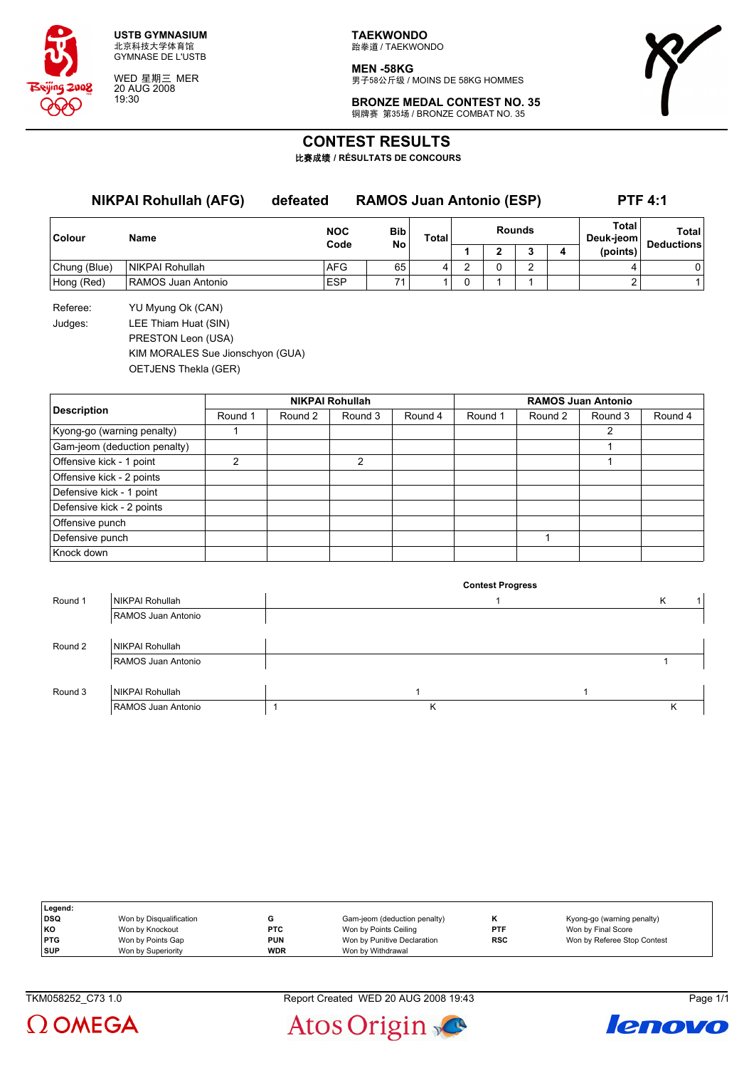**USTB GYMNASIUM**
北京科技大学体育馆
GYMNASE DE L'USTB

WED 星期三 MER
20 AUG 2008
19:30

**TAEKWONDO**
跆拳道 / TAEKWONDO

**MEN -58KG**
男子58公斤级 / MOINS DE 58KG HOMMES

**BRONZE MEDAL CONTEST NO. 35**
铜牌赛 第35场 / BRONZE COMBAT NO. 35

# CONTEST RESULTS

**比赛成绩 / RÉSULTATS DE CONCOURS**

## NIKPAI Rohullah (AFG) defeated RAMOS Juan Antonio (ESP) PTF 4:1

| Colour | Name | NOC Code | Bib No | Total | Rounds 1 | 2 | 3 | 4 | Total Deuk-jeom (points) | Total Deductions |
|---|---|---|---|---|---|---|---|---|---|---|
| Chung (Blue) | NIKPAI Rohullah | AFG | 65 | 4 | 2 | 0 | 2 | | 4 | 0 |
| Hong (Red) | RAMOS Juan Antonio | ESP | 71 | 1 | 0 | 1 | 1 | | 2 | 1 |

Referee: YU Myung Ok (CAN)

Judges: LEE Thiam Huat (SIN)
PRESTON Leon (USA)
KIM MORALES Sue Jionschyon (GUA)
OETJENS Thekla (GER)

| Description | NIKPAI Rohullah | | | | RAMOS Juan Antonio | | | |
|---|---|---|---|---|---|---|---|---|
| | Round 1 | Round 2 | Round 3 | Round 4 | Round 1 | Round 2 | Round 3 | Round 4 |
| Kyong-go (warning penalty) | 1 | | | | | | 2 | |
| Gam-jeom (deduction penalty) | | | | | | | 1 | |
| Offensive kick - 1 point | 2 | | 2 | | | | 1 | |
| Offensive kick - 2 points | | | | | | | | |
| Defensive kick - 1 point | | | | | | | | |
| Defensive kick - 2 points | | | | | | | | |
| Offensive punch | | | | | | | | |
| Defensive punch | | | | | | 1 | | |
| Knock down | | | | | | | | |

**Contest Progress**

| Round | Athlete | Progress |
|---|---|---|
| Round 1 | NIKPAI Rohullah | 1 K 1 |
| | RAMOS Juan Antonio | |
| Round 2 | NIKPAI Rohullah | |
| | RAMOS Juan Antonio | 1 |
| Round 3 | NIKPAI Rohullah | 1 1 |
| | RAMOS Juan Antonio | 1 K K |

| Legend: | | | | | |
|---|---|---|---|---|---|
| DSQ | Won by Disqualification | G | Gam-jeom (deduction penalty) | K | Kyong-go (warning penalty) |
| KO | Won by Knockout | PTC | Won by Points Ceiling | PTF | Won by Final Score |
| PTG | Won by Points Gap | PUN | Won by Punitive Declaration | RSC | Won by Referee Stop Contest |
| SUP | Won by Superiority | WDR | Won by Withdrawal | | |

TKM058252_C73 1.0 Report Created WED 20 AUG 2008 19:43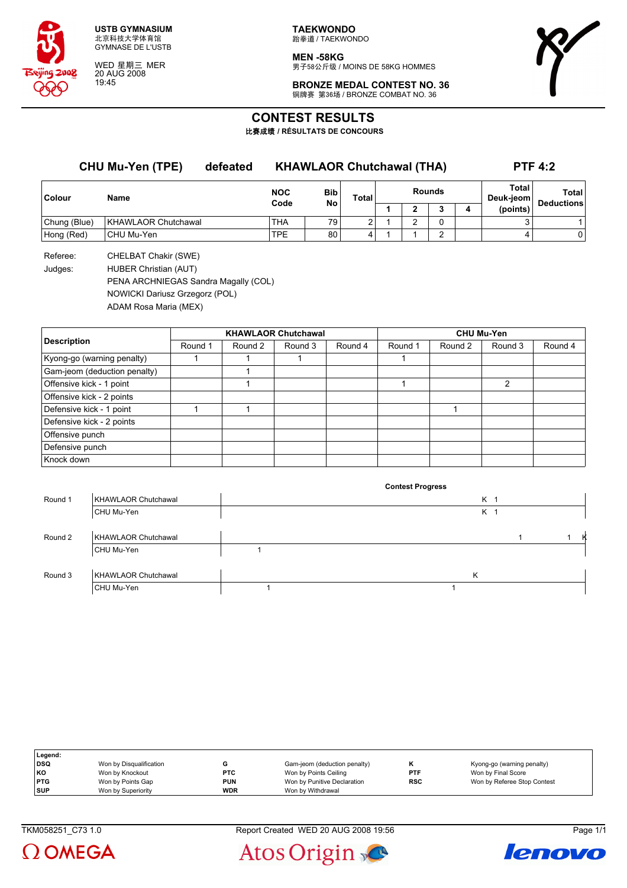USTB GYMNASIUM
北京科技大学体育馆
GYMNASE DE L'USTB

WED 星期三 MER
20 AUG 2008
19:45

**TAEKWONDO**
跆拳道 / TAEKWONDO

**MEN -58KG**
男子58公斤级 / MOINS DE 58KG HOMMES

**BRONZE MEDAL CONTEST NO. 36**
铜牌赛 第36场 / BRONZE COMBAT NO. 36

# CONTEST RESULTS

**比赛成绩 / RÉSULTATS DE CONCOURS**

## CHU Mu-Yen (TPE) defeated KHAWLAOR Chutchawal (THA) PTF 4:2

| Colour | Name | NOC Code | Bib No | Total | Rounds 1 | 2 | 3 | 4 | Total Deuk-jeom (points) | Total Deductions |
|---|---|---|---|---|---|---|---|---|---|---|
| Chung (Blue) | KHAWLAOR Chutchawal | THA | 79 | 2 | 1 | 2 | 0 | | 3 | 1 |
| Hong (Red) | CHU Mu-Yen | TPE | 80 | 4 | 1 | 1 | 2 | | 4 | 0 |

Referee: CHELBAT Chakir (SWE)

Judges: HUBER Christian (AUT)
PENA ARCHNIEGAS Sandra Magally (COL)
NOWICKI Dariusz Grzegorz (POL)
ADAM Rosa Maria (MEX)

| Description | KHAWLAOR Chutchawal Round 1 | Round 2 | Round 3 | Round 4 | CHU Mu-Yen Round 1 | Round 2 | Round 3 | Round 4 |
|---|---|---|---|---|---|---|---|---|
| Kyong-go (warning penalty) | 1 | 1 | 1 | | 1 | | | |
| Gam-jeom (deduction penalty) | | 1 | | | | | | |
| Offensive kick - 1 point | | 1 | | | 1 | | 2 | |
| Offensive kick - 2 points | | | | | | | | |
| Defensive kick - 1 point | 1 | 1 | | | | 1 | | |
| Defensive kick - 2 points | | | | | | | | |
| Offensive punch | | | | | | | | |
| Defensive punch | | | | | | | | |
| Knock down | | | | | | | | |

**Contest Progress**

| Round | Athlete | Progress |
|---|---|---|
| Round 1 | KHAWLAOR Chutchawal | K 1 |
| | CHU Mu-Yen | K 1 |
| Round 2 | KHAWLAOR Chutchawal | 1 1 K |
| | CHU Mu-Yen | 1 |
| Round 3 | KHAWLAOR Chutchawal | K |
| | CHU Mu-Yen | 1 1 |

| Legend: | | | | | |
|---|---|---|---|---|---|
| DSQ | Won by Disqualification | G | Gam-jeom (deduction penalty) | K | Kyong-go (warning penalty) |
| KO | Won by Knockout | PTC | Won by Points Ceiling | PTF | Won by Final Score |
| PTG | Won by Points Gap | PUN | Won by Punitive Declaration | RSC | Won by Referee Stop Contest |
| SUP | Won by Superiority | WDR | Won by Withdrawal | | |

TKM058251_C73 1.0 Report Created WED 20 AUG 2008 19:56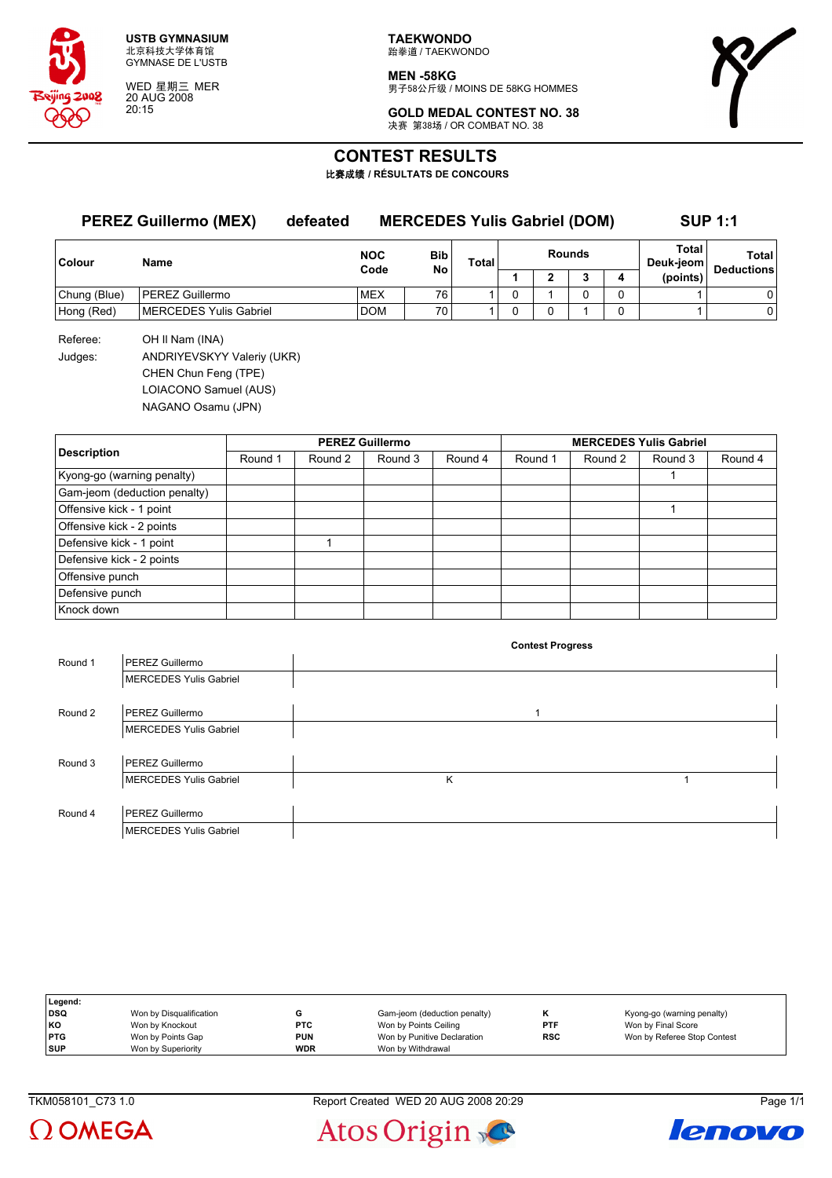USTB GYMNASIUM
北京科技大学体育馆
GYMNASE DE L'USTB

WED 星期三 MER
20 AUG 2008
20:15

**TAEKWONDO**
跆拳道 / TAEKWONDO

**MEN -58KG**
男子58公斤级 / MOINS DE 58KG HOMMES

**GOLD MEDAL CONTEST NO. 38**
决赛 第38场 / OR COMBAT NO. 38

# CONTEST RESULTS

**比赛成绩 / RÉSULTATS DE CONCOURS**

## PEREZ Guillermo (MEX) defeated MERCEDES Yulis Gabriel (DOM) SUP 1:1

| Colour | Name | NOC Code | Bib No | Total | Rounds 1 | 2 | 3 | 4 | Total Deuk-jeom (points) | Total Deductions |
|---|---|---|---|---|---|---|---|---|---|---|
| Chung (Blue) | PEREZ Guillermo | MEX | 76 | 1 | 0 | 1 | 0 | 0 | 1 | 0 |
| Hong (Red) | MERCEDES Yulis Gabriel | DOM | 70 | 1 | 0 | 0 | 1 | 0 | 1 | 0 |

Referee: OH Il Nam (INA)

Judges: ANDRIYEVSKYY Valeriy (UKR)
CHEN Chun Feng (TPE)
LOIACONO Samuel (AUS)
NAGANO Osamu (JPN)

| Description | PEREZ Guillermo Round 1 | Round 2 | Round 3 | Round 4 | MERCEDES Yulis Gabriel Round 1 | Round 2 | Round 3 | Round 4 |
|---|---|---|---|---|---|---|---|---|
| Kyong-go (warning penalty) | | | | | | | 1 | |
| Gam-jeom (deduction penalty) | | | | | | | | |
| Offensive kick - 1 point | | | | | | | 1 | |
| Offensive kick - 2 points | | | | | | | | |
| Defensive kick - 1 point | | 1 | | | | | | |
| Defensive kick - 2 points | | | | | | | | |
| Offensive punch | | | | | | | | |
| Defensive punch | | | | | | | | |
| Knock down | | | | | | | | |

**Contest Progress**

| Round | Athlete | Progress |
|---|---|---|
| Round 1 | PEREZ Guillermo | |
| | MERCEDES Yulis Gabriel | |
| Round 2 | PEREZ Guillermo | 1 |
| | MERCEDES Yulis Gabriel | |
| Round 3 | PEREZ Guillermo | |
| | MERCEDES Yulis Gabriel | K 1 |
| Round 4 | PEREZ Guillermo | |
| | MERCEDES Yulis Gabriel | |

**Legend:**

| | | | | | |
|---|---|---|---|---|---|
| **DSQ** | Won by Disqualification | **G** | Gam-jeom (deduction penalty) | **K** | Kyong-go (warning penalty) |
| **KO** | Won by Knockout | **PTC** | Won by Points Ceiling | **PTF** | Won by Final Score |
| **PTG** | Won by Points Gap | **PUN** | Won by Punitive Declaration | **RSC** | Won by Referee Stop Contest |
| **SUP** | Won by Superiority | **WDR** | Won by Withdrawal | | |

TKM058101_C73 1.0    Report Created WED 20 AUG 2008 20:29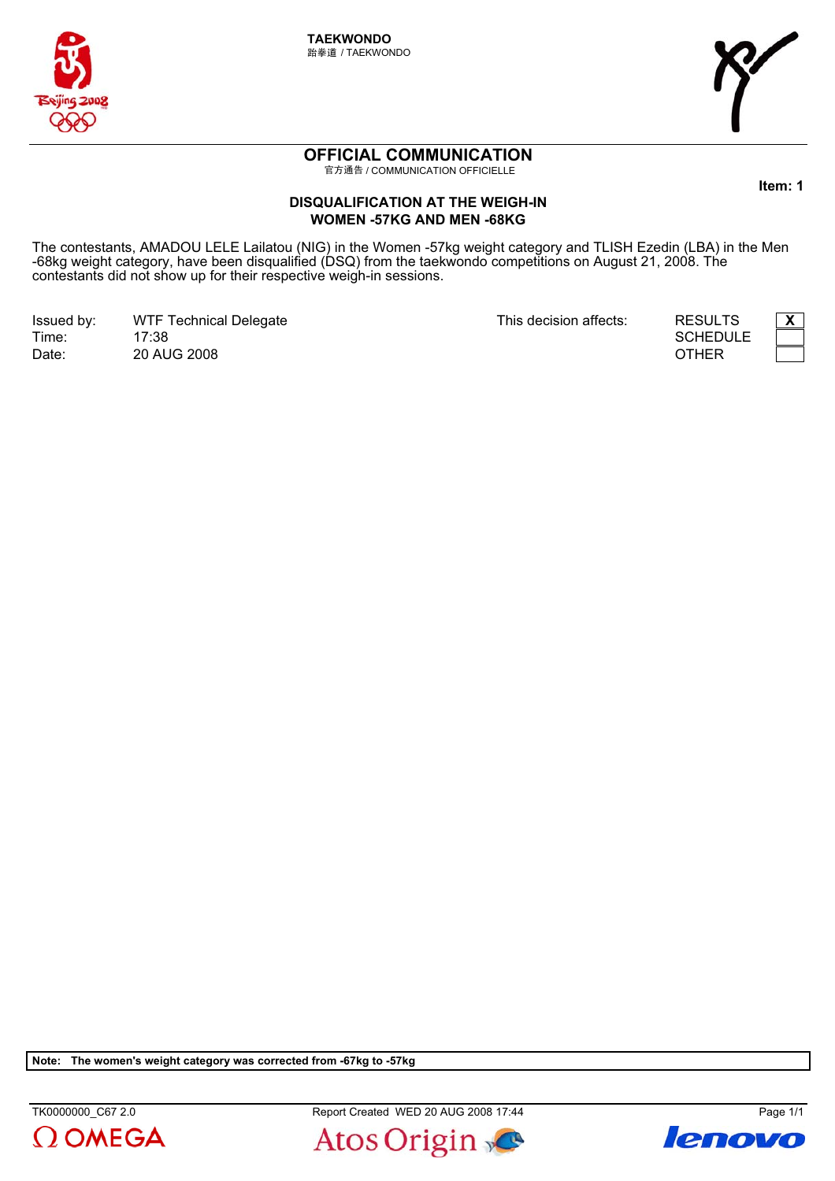**TAEKWONDO**
跆拳道 / TAEKWONDO

# OFFICIAL COMMUNICATION

官方通告 / COMMUNICATION OFFICIELLE

**Item: 1**

## DISQUALIFICATION AT THE WEIGH-IN
## WOMEN -57KG AND MEN -68KG

The contestants, AMADOU LELE Lailatou (NIG) in the Women -57kg weight category and TLISH Ezedin (LBA) in the Men -68kg weight category, have been disqualified (DSQ) from the taekwondo competitions on August 21, 2008. The contestants did not show up for their respective weigh-in sessions.

| | | | | |
|---|---|---|---|---|
| Issued by: | WTF Technical Delegate | This decision affects: | RESULTS | X |
| Time: | 17:38 | | SCHEDULE | |
| Date: | 20 AUG 2008 | | OTHER | |

**Note: The women's weight category was corrected from -67kg to -57kg**

TK0000000_C67 2.0 Report Created WED 20 AUG 2008 17:44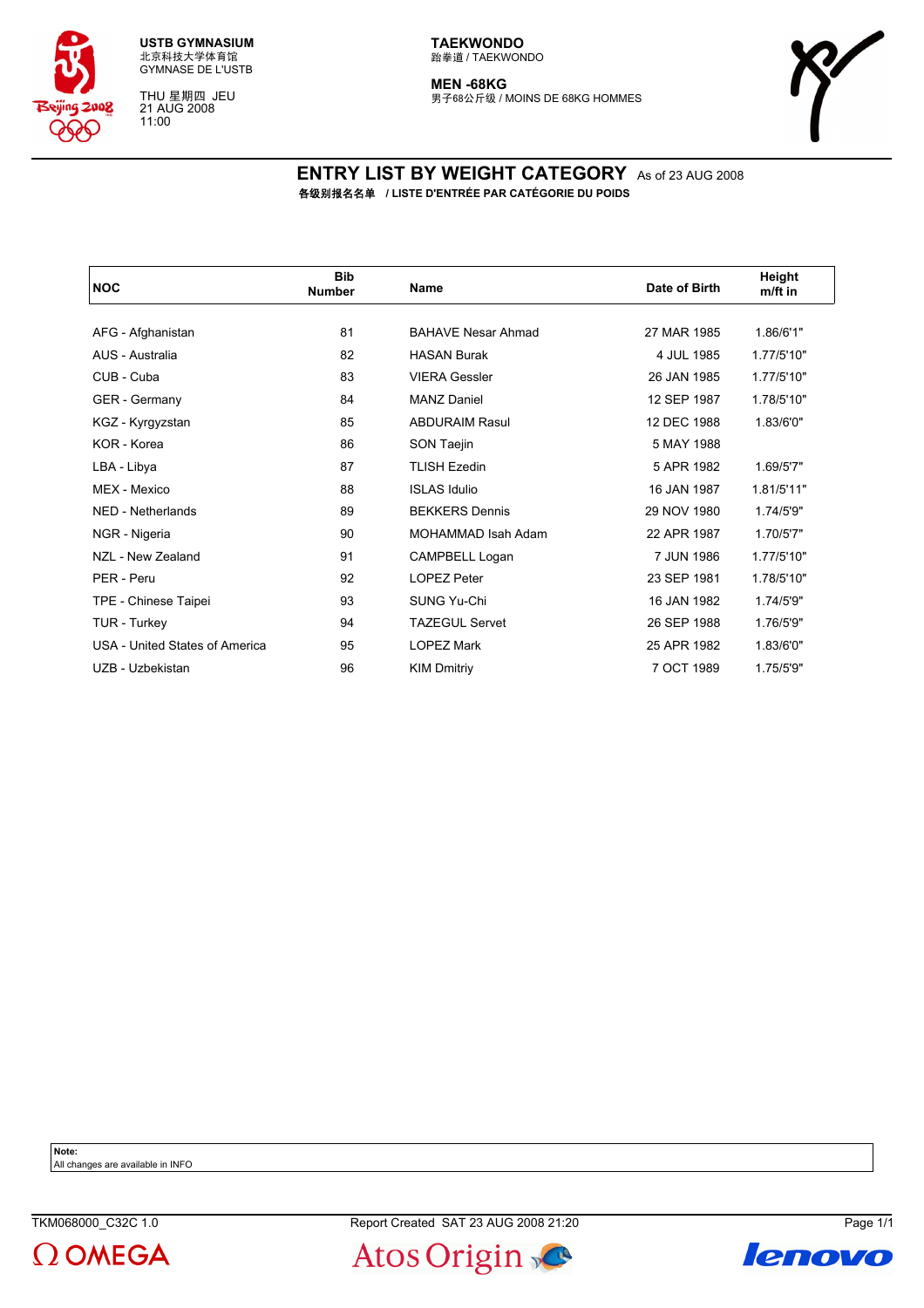USTB GYMNASIUM
北京科技大学体育馆
GYMNASE DE L'USTB

THU 星期四 JEU
21 AUG 2008
11:00

**TAEKWONDO**
跆拳道 / TAEKWONDO

**MEN -68KG**
男子68公斤级 / MOINS DE 68KG HOMMES

# ENTRY LIST BY WEIGHT CATEGORY As of 23 AUG 2008

**各级别报名名单 / LISTE D'ENTRÉE PAR CATÉGORIE DU POIDS**

| NOC | Bib Number | Name | Date of Birth | Height m/ft in |
|---|---|---|---|---|
| AFG - Afghanistan | 81 | BAHAVE Nesar Ahmad | 27 MAR 1985 | 1.86/6'1" |
| AUS - Australia | 82 | HASAN Burak | 4 JUL 1985 | 1.77/5'10" |
| CUB - Cuba | 83 | VIERA Gessler | 26 JAN 1985 | 1.77/5'10" |
| GER - Germany | 84 | MANZ Daniel | 12 SEP 1987 | 1.78/5'10" |
| KGZ - Kyrgyzstan | 85 | ABDURAIM Rasul | 12 DEC 1988 | 1.83/6'0" |
| KOR - Korea | 86 | SON Taejin | 5 MAY 1988 | |
| LBA - Libya | 87 | TLISH Ezedin | 5 APR 1982 | 1.69/5'7" |
| MEX - Mexico | 88 | ISLAS Idulio | 16 JAN 1987 | 1.81/5'11" |
| NED - Netherlands | 89 | BEKKERS Dennis | 29 NOV 1980 | 1.74/5'9" |
| NGR - Nigeria | 90 | MOHAMMAD Isah Adam | 22 APR 1987 | 1.70/5'7" |
| NZL - New Zealand | 91 | CAMPBELL Logan | 7 JUN 1986 | 1.77/5'10" |
| PER - Peru | 92 | LOPEZ Peter | 23 SEP 1981 | 1.78/5'10" |
| TPE - Chinese Taipei | 93 | SUNG Yu-Chi | 16 JAN 1982 | 1.74/5'9" |
| TUR - Turkey | 94 | TAZEGUL Servet | 26 SEP 1988 | 1.76/5'9" |
| USA - United States of America | 95 | LOPEZ Mark | 25 APR 1982 | 1.83/6'0" |
| UZB - Uzbekistan | 96 | KIM Dmitriy | 7 OCT 1989 | 1.75/5'9" |

**Note:**
All changes are available in INFO

TKM068000_C32C 1.0 Report Created SAT 23 AUG 2008 21:20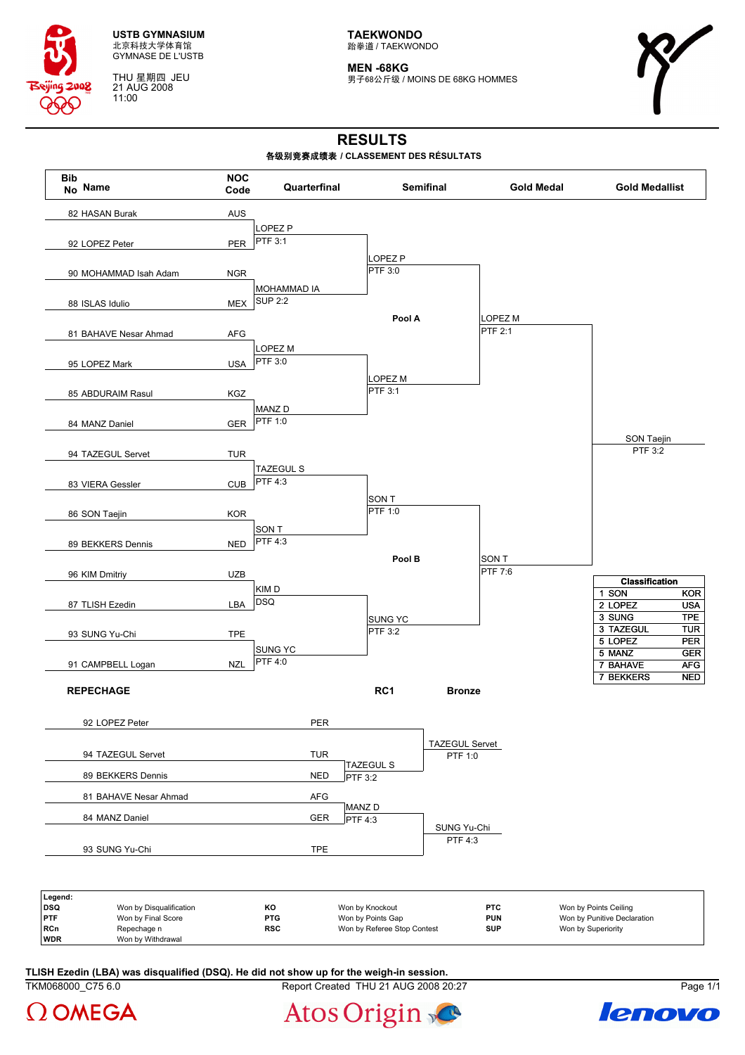USTB GYMNASIUM
北京科技大学体育馆
GYMNASE DE L'USTB

THU 星期四 JEU
21 AUG 2008
11:00

**TAEKWONDO**
跆拳道 / TAEKWONDO

**MEN -68KG**
男子68公斤级 / MOINS DE 68KG HOMMES

# RESULTS

**各级别竞赛成绩表 / CLASSEMENT DES RÉSULTATS**

| Bib No | Name | NOC Code | Quarterfinal | Semifinal | Gold Medal | Gold Medallist |
|---|---|---|---|---|---|---|
| 82 | HASAN Burak | AUS | | | | |
| 92 | LOPEZ Peter | PER | LOPEZ P PTF 3:1 | | | |
| 90 | MOHAMMAD Isah Adam | NGR | | LOPEZ P PTF 3:0 | | |
| 88 | ISLAS Idulio | MEX | MOHAMMAD IA SUP 2:2 | | | |
| | | | | Pool A | LOPEZ M PTF 2:1 | |
| 81 | BAHAVE Nesar Ahmad | AFG | | | | |
| 95 | LOPEZ Mark | USA | LOPEZ M PTF 3:0 | | | |
| 85 | ABDURAIM Rasul | KGZ | | LOPEZ M PTF 3:1 | | |
| 84 | MANZ Daniel | GER | MANZ D PTF 1:0 | | | |
| | | | | | | SON Taejin PTF 3:2 |
| 94 | TAZEGUL Servet | TUR | | | | |
| 83 | VIERA Gessler | CUB | TAZEGUL S PTF 4:3 | | | |
| 86 | SON Taejin | KOR | | SON T PTF 1:0 | | |
| 89 | BEKKERS Dennis | NED | SON T PTF 4:3 | | | |
| | | | | Pool B | SON T PTF 7:6 | |
| 96 | KIM Dmitriy | UZB | | | | |
| 87 | TLISH Ezedin | LBA | KIM D DSQ | | | |
| 93 | SUNG Yu-Chi | TPE | | SUNG YC PTF 3:2 | | |
| 91 | CAMPBELL Logan | NZL | SUNG YC PTF 4:0 | | | |

**Classification**

| Rank | Name | NOC |
|---|---|---|
| 1 | SON | KOR |
| 2 | LOPEZ | USA |
| 3 | SUNG | TPE |
| 3 | TAZEGUL | TUR |
| 5 | LOPEZ | PER |
| 5 | MANZ | GER |
| 7 | BAHAVE | AFG |
| 7 | BEKKERS | NED |

## REPECHAGE

| Bib No | Name | NOC | RC1 | Bronze |
|---|---|---|---|---|
| 92 | LOPEZ Peter | PER | | |
| | | | | TAZEGUL Servet PTF 1:0 |
| 94 | TAZEGUL Servet | TUR | TAZEGUL S PTF 3:2 | |
| 89 | BEKKERS Dennis | NED | | |
| 81 | BAHAVE Nesar Ahmad | AFG | | |
| 84 | MANZ Daniel | GER | MANZ D PTF 4:3 | |
| | | | | SUNG Yu-Chi PTF 4:3 |
| 93 | SUNG Yu-Chi | TPE | | |

**Legend:**

| Code | Description | Code | Description | Code | Description |
|---|---|---|---|---|---|
| DSQ | Won by Disqualification | KO | Won by Knockout | PTC | Won by Points Ceiling |
| PTF | Won by Final Score | PTG | Won by Points Gap | PUN | Won by Punitive Declaration |
| RCn | Repechage n | RSC | Won by Referee Stop Contest | SUP | Won by Superiority |
| WDR | Won by Withdrawal | | | | |

**TLISH Ezedin (LBA) was disqualified (DSQ). He did not show up for the weigh-in session.**

TKM068000_C75 6.0 Report Created THU 21 AUG 2008 20:27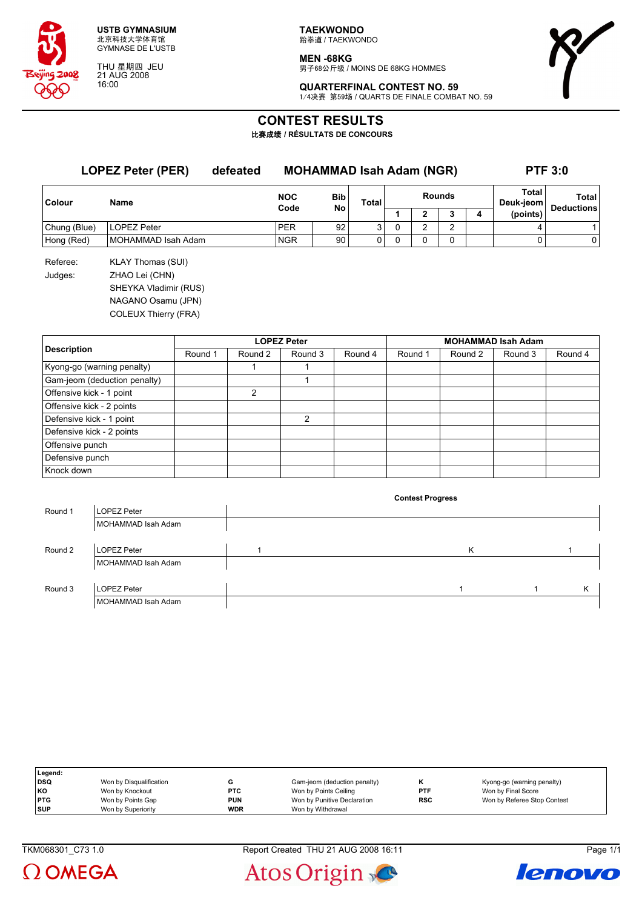USTB GYMNASIUM
北京科技大学体育馆
GYMNASE DE L'USTB

THU 星期四 JEU
21 AUG 2008
16:00

TAEKWONDO
跆拳道 / TAEKWONDO

MEN -68KG
男子68公斤级 / MOINS DE 68KG HOMMES

QUARTERFINAL CONTEST NO. 59
1/4决赛 第59场 / QUARTS DE FINALE COMBAT NO. 59

# CONTEST RESULTS

比赛成绩 / RÉSULTATS DE CONCOURS

## LOPEZ Peter (PER) defeated MOHAMMAD Isah Adam (NGR) PTF 3:0

| Colour | Name | NOC Code | Bib No | Total | Rounds 1 | 2 | 3 | 4 | Total Deuk-jeom (points) | Total Deductions |
|---|---|---|---|---|---|---|---|---|---|---|
| Chung (Blue) | LOPEZ Peter | PER | 92 | 3 | 0 | 2 | 2 | | 4 | 1 |
| Hong (Red) | MOHAMMAD Isah Adam | NGR | 90 | 0 | 0 | 0 | 0 | | 0 | 0 |

Referee: KLAY Thomas (SUI)

Judges: ZHAO Lei (CHN)
SHEYKA Vladimir (RUS)
NAGANO Osamu (JPN)
COLEUX Thierry (FRA)

| Description | LOPEZ Peter Round 1 | Round 2 | Round 3 | Round 4 | MOHAMMAD Isah Adam Round 1 | Round 2 | Round 3 | Round 4 |
|---|---|---|---|---|---|---|---|---|
| Kyong-go (warning penalty) | | 1 | 1 | | | | | |
| Gam-jeom (deduction penalty) | | | 1 | | | | | |
| Offensive kick - 1 point | | 2 | | | | | | |
| Offensive kick - 2 points | | | | | | | | |
| Defensive kick - 1 point | | | 2 | | | | | |
| Defensive kick - 2 points | | | | | | | | |
| Offensive punch | | | | | | | | |
| Defensive punch | | | | | | | | |
| Knock down | | | | | | | | |

**Contest Progress**

| Round | Athlete | Progress |
|---|---|---|
| Round 1 | LOPEZ Peter | |
| | MOHAMMAD Isah Adam | |
| Round 2 | LOPEZ Peter | 1 K 1 |
| | MOHAMMAD Isah Adam | |
| Round 3 | LOPEZ Peter | 1 1 K |
| | MOHAMMAD Isah Adam | |

| Legend: | | | | | |
|---|---|---|---|---|---|
| DSQ | Won by Disqualification | G | Gam-jeom (deduction penalty) | K | Kyong-go (warning penalty) |
| KO | Won by Knockout | PTC | Won by Points Ceiling | PTF | Won by Final Score |
| PTG | Won by Points Gap | PUN | Won by Punitive Declaration | RSC | Won by Referee Stop Contest |
| SUP | Won by Superiority | WDR | Won by Withdrawal | | |

TKM068301_C73 1.0 Report Created THU 21 AUG 2008 16:11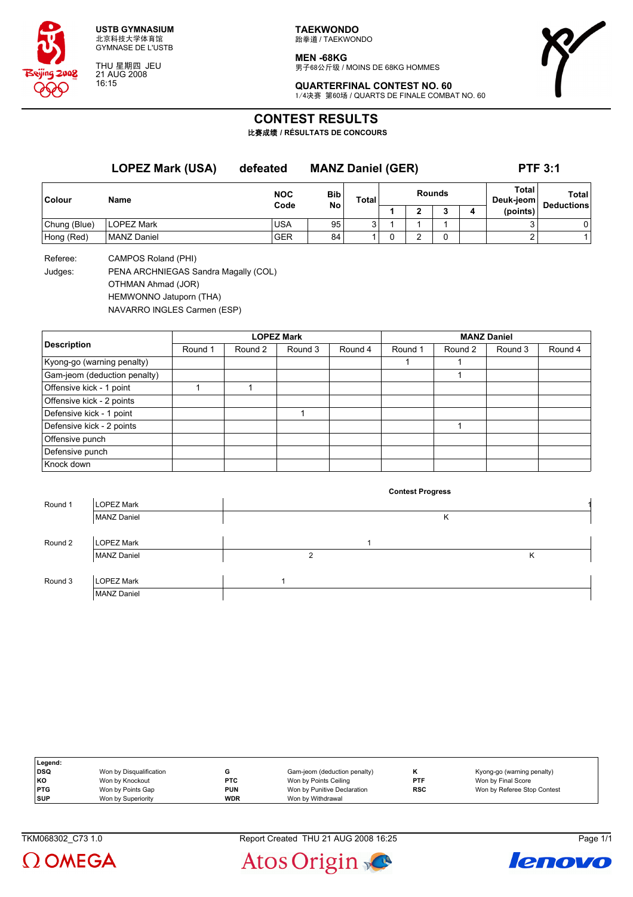USTB GYMNASIUM
北京科技大学体育馆
GYMNASE DE L'USTB

THU 星期四 JEU
21 AUG 2008
16:15

**TAEKWONDO**
跆拳道 / TAEKWONDO

**MEN -68KG**
男子68公斤级 / MOINS DE 68KG HOMMES

**QUARTERFINAL CONTEST NO. 60**
1/4决赛 第60场 / QUARTS DE FINALE COMBAT NO. 60

# CONTEST RESULTS

比赛成绩 / RÉSULTATS DE CONCOURS

## LOPEZ Mark (USA) defeated MANZ Daniel (GER) PTF 3:1

| Colour | Name | NOC Code | Bib No | Total | Rounds 1 | Rounds 2 | Rounds 3 | Rounds 4 | Total Deuk-jeom (points) | Total Deductions |
|---|---|---|---|---|---|---|---|---|---|---|
| Chung (Blue) | LOPEZ Mark | USA | 95 | 3 | 1 | 1 | 1 | | 3 | 0 |
| Hong (Red) | MANZ Daniel | GER | 84 | 1 | 0 | 2 | 0 | | 2 | 1 |

Referee: CAMPOS Roland (PHI)

Judges: PENA ARCHNIEGAS Sandra Magally (COL)
OTHMAN Ahmad (JOR)
HEMWONNO Jatuporn (THA)
NAVARRO INGLES Carmen (ESP)

| Description | LOPEZ Mark Round 1 | LOPEZ Mark Round 2 | LOPEZ Mark Round 3 | LOPEZ Mark Round 4 | MANZ Daniel Round 1 | MANZ Daniel Round 2 | MANZ Daniel Round 3 | MANZ Daniel Round 4 |
|---|---|---|---|---|---|---|---|---|
| Kyong-go (warning penalty) | | | | | 1 | 1 | | |
| Gam-jeom (deduction penalty) | | | | | | 1 | | |
| Offensive kick - 1 point | 1 | 1 | | | | | | |
| Offensive kick - 2 points | | | | | | | | |
| Defensive kick - 1 point | | | 1 | | | | | |
| Defensive kick - 2 points | | | | | | 1 | | |
| Offensive punch | | | | | | | | |
| Defensive punch | | | | | | | | |
| Knock down | | | | | | | | |

**Contest Progress**

| Round | Name | Progress |
|---|---|---|
| Round 1 | LOPEZ Mark | 1 |
| | MANZ Daniel | K |
| Round 2 | LOPEZ Mark | 1 |
| | MANZ Daniel | 2, K |
| Round 3 | LOPEZ Mark | 1 |
| | MANZ Daniel | |

**Legend:**

| | | | | | |
|---|---|---|---|---|---|
| DSQ | Won by Disqualification | G | Gam-jeom (deduction penalty) | K | Kyong-go (warning penalty) |
| KO | Won by Knockout | PTC | Won by Points Ceiling | PTF | Won by Final Score |
| PTG | Won by Points Gap | PUN | Won by Punitive Declaration | RSC | Won by Referee Stop Contest |
| SUP | Won by Superiority | WDR | Won by Withdrawal | | |

TKM068302_C73 1.0 Report Created THU 21 AUG 2008 16:25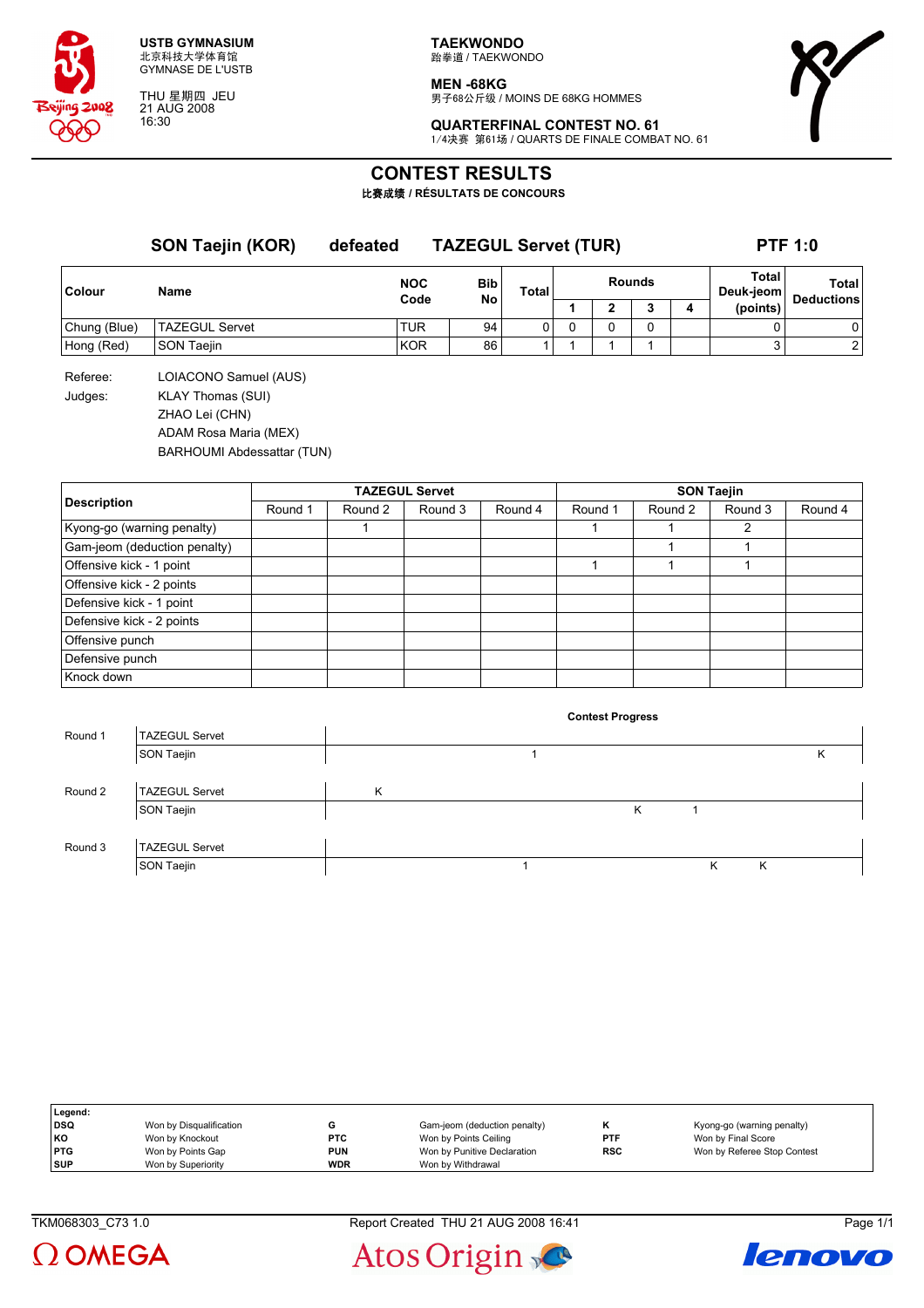**USTB GYMNASIUM**
北京科技大学体育馆
GYMNASE DE L'USTB

THU 星期四 JEU
21 AUG 2008
16:30

**TAEKWONDO**
跆拳道 / TAEKWONDO

**MEN -68KG**
男子68公斤级 / MOINS DE 68KG HOMMES

**QUARTERFINAL CONTEST NO. 61**
1/4决赛 第61场 / QUARTS DE FINALE COMBAT NO. 61

# CONTEST RESULTS

**比赛成绩 / RÉSULTATS DE CONCOURS**

**SON Taejin (KOR) defeated TAZEGUL Servet (TUR) PTF 1:0**

| Colour | Name | NOC Code | Bib No | Total | Rounds 1 | Rounds 2 | Rounds 3 | Rounds 4 | Total Deuk-jeom (points) | Total Deductions |
|---|---|---|---|---|---|---|---|---|---|---|
| Chung (Blue) | TAZEGUL Servet | TUR | 94 | 0 | 0 | 0 | 0 | | 0 | 0 |
| Hong (Red) | SON Taejin | KOR | 86 | 1 | 1 | 1 | 1 | | 3 | 2 |

Referee: LOIACONO Samuel (AUS)

Judges: KLAY Thomas (SUI)
ZHAO Lei (CHN)
ADAM Rosa Maria (MEX)
BARHOUMI Abdessattar (TUN)

| Description | TAZEGUL Servet | | | | SON Taejin | | | |
|---|---|---|---|---|---|---|---|---|
| | Round 1 | Round 2 | Round 3 | Round 4 | Round 1 | Round 2 | Round 3 | Round 4 |
| Kyong-go (warning penalty) | | 1 | | | 1 | 1 | 2 | |
| Gam-jeom (deduction penalty) | | | | | | 1 | 1 | |
| Offensive kick - 1 point | | | | | 1 | 1 | 1 | |
| Offensive kick - 2 points | | | | | | | | |
| Defensive kick - 1 point | | | | | | | | |
| Defensive kick - 2 points | | | | | | | | |
| Offensive punch | | | | | | | | |
| Defensive punch | | | | | | | | |
| Knock down | | | | | | | | |

**Contest Progress**

| Round | Athlete | Progress |
|---|---|---|
| Round 1 | TAZEGUL Servet | |
| | SON Taejin | 1 K |
| Round 2 | TAZEGUL Servet | K |
| | SON Taejin | K 1 |
| Round 3 | TAZEGUL Servet | |
| | SON Taejin | 1 K K |

| Legend: | | | | | |
|---|---|---|---|---|---|
| DSQ | Won by Disqualification | G | Gam-jeom (deduction penalty) | K | Kyong-go (warning penalty) |
| KO | Won by Knockout | PTC | Won by Points Ceiling | PTF | Won by Final Score |
| PTG | Won by Points Gap | PUN | Won by Punitive Declaration | RSC | Won by Referee Stop Contest |
| SUP | Won by Superiority | WDR | Won by Withdrawal | | |

TKM068303_C73 1.0 Report Created THU 21 AUG 2008 16:41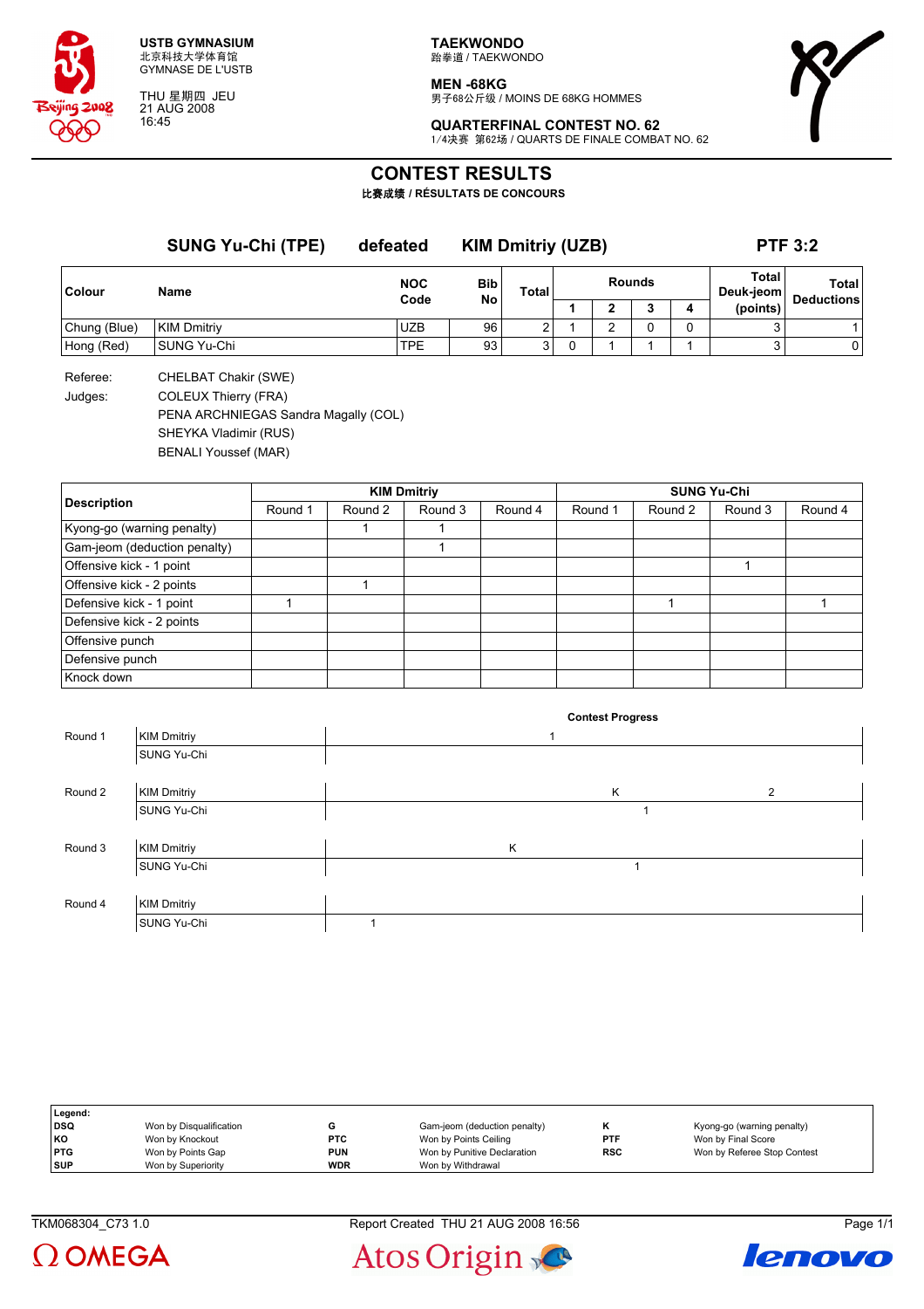**USTB GYMNASIUM**
北京科技大学体育馆
GYMNASE DE L'USTB

THU 星期四 JEU
21 AUG 2008
16:45

**TAEKWONDO**
跆拳道 / TAEKWONDO

**MEN -68KG**
男子68公斤级 / MOINS DE 68KG HOMMES

**QUARTERFINAL CONTEST NO. 62**
1/4决赛 第62场 / QUARTS DE FINALE COMBAT NO. 62

# CONTEST RESULTS

比赛成绩 / RÉSULTATS DE CONCOURS

**SUNG Yu-Chi (TPE) defeated KIM Dmitriy (UZB) PTF 3:2**

| Colour | Name | NOC Code | Bib No | Total | Rounds 1 | 2 | 3 | 4 | Total Deuk-jeom (points) | Total Deductions |
|---|---|---|---|---|---|---|---|---|---|---|
| Chung (Blue) | KIM Dmitriy | UZB | 96 | 2 | 1 | 2 | 0 | 0 | 3 | 1 |
| Hong (Red) | SUNG Yu-Chi | TPE | 93 | 3 | 0 | 1 | 1 | 1 | 3 | 0 |

Referee: CHELBAT Chakir (SWE)

Judges: COLEUX Thierry (FRA)
PENA ARCHNIEGAS Sandra Magally (COL)
SHEYKA Vladimir (RUS)
BENALI Youssef (MAR)

| Description | KIM Dmitriy Round 1 | Round 2 | Round 3 | Round 4 | SUNG Yu-Chi Round 1 | Round 2 | Round 3 | Round 4 |
|---|---|---|---|---|---|---|---|---|
| Kyong-go (warning penalty) | | 1 | 1 | | | | | |
| Gam-jeom (deduction penalty) | | | 1 | | | | | |
| Offensive kick - 1 point | | | | | | | 1 | |
| Offensive kick - 2 points | | 1 | | | | | | |
| Defensive kick - 1 point | 1 | | | | | 1 | | 1 |
| Defensive kick - 2 points | | | | | | | | |
| Offensive punch | | | | | | | | |
| Defensive punch | | | | | | | | |
| Knock down | | | | | | | | |

**Contest Progress**

| Round | Athlete | Progress |
|---|---|---|
| Round 1 | KIM Dmitriy | 1 |
| | SUNG Yu-Chi | |
| Round 2 | KIM Dmitriy | K 2 |
| | SUNG Yu-Chi | 1 |
| Round 3 | KIM Dmitriy | K |
| | SUNG Yu-Chi | 1 |
| Round 4 | KIM Dmitriy | |
| | SUNG Yu-Chi | 1 |

**Legend:**

| | | | | | |
|---|---|---|---|---|---|
| DSQ | Won by Disqualification | G | Gam-jeom (deduction penalty) | K | Kyong-go (warning penalty) |
| KO | Won by Knockout | PTC | Won by Points Ceiling | PTF | Won by Final Score |
| PTG | Won by Points Gap | PUN | Won by Punitive Declaration | RSC | Won by Referee Stop Contest |
| SUP | Won by Superiority | WDR | Won by Withdrawal | | |

TKM068304_C73 1.0 Report Created THU 21 AUG 2008 16:56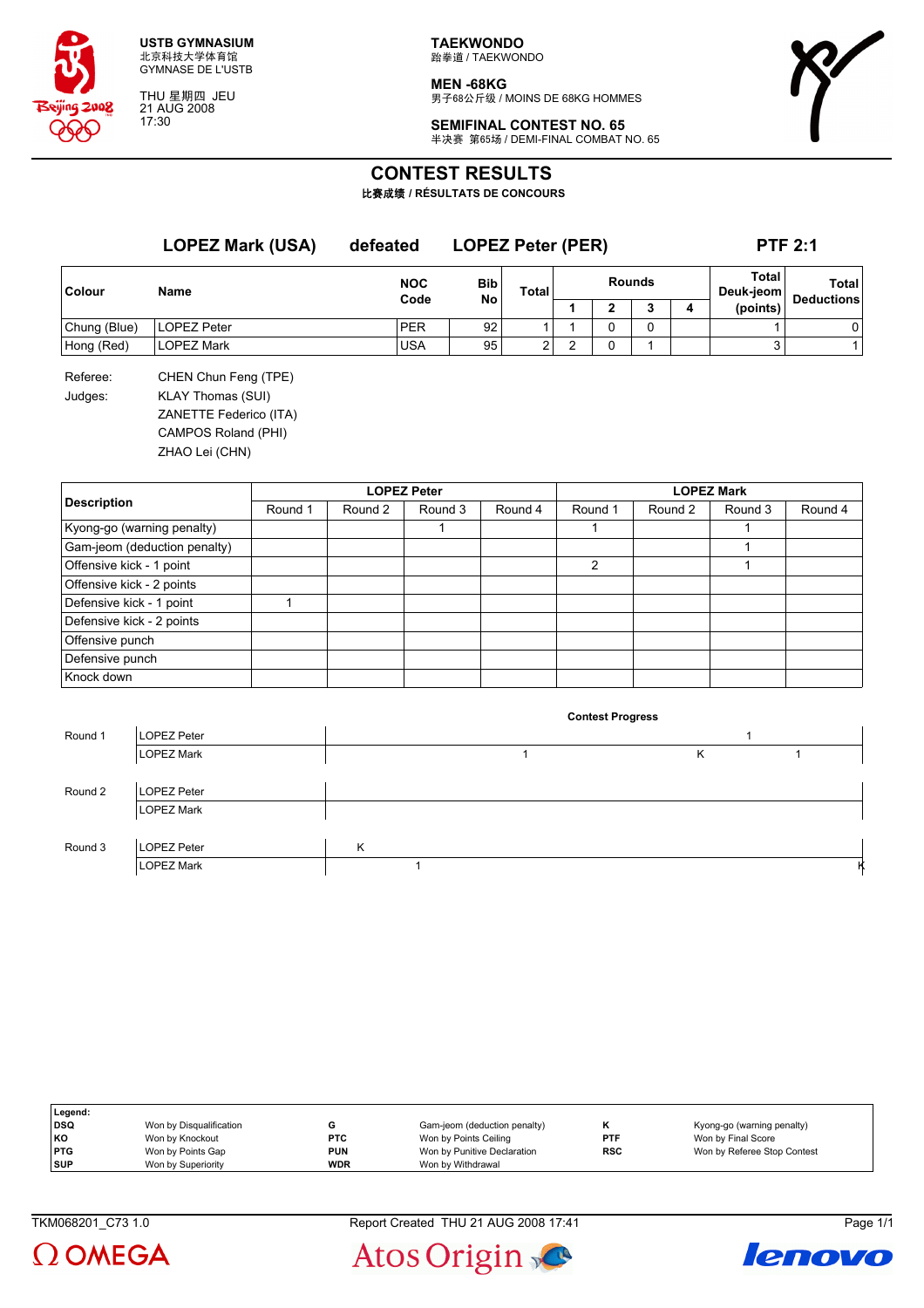**USTB GYMNASIUM**
北京科技大学体育馆
GYMNASE DE L'USTB

THU 星期四 JEU
21 AUG 2008
17:30

**TAEKWONDO**
跆拳道 / TAEKWONDO

**MEN -68KG**
男子68公斤级 / MOINS DE 68KG HOMMES

**SEMIFINAL CONTEST NO. 65**
半决赛 第65场 / DEMI-FINAL COMBAT NO. 65

# CONTEST RESULTS

**比赛成绩 / RÉSULTATS DE CONCOURS**

## LOPEZ Mark (USA) defeated LOPEZ Peter (PER) PTF 2:1

| Colour | Name | NOC Code | Bib No | Total | Rounds 1 | 2 | 3 | 4 | Total Deuk-jeom (points) | Total Deductions |
|---|---|---|---|---|---|---|---|---|---|---|
| Chung (Blue) | LOPEZ Peter | PER | 92 | 1 | 1 | 0 | 0 | | 1 | 0 |
| Hong (Red) | LOPEZ Mark | USA | 95 | 2 | 2 | 0 | 1 | | 3 | 1 |

Referee: CHEN Chun Feng (TPE)

Judges: KLAY Thomas (SUI)
ZANETTE Federico (ITA)
CAMPOS Roland (PHI)
ZHAO Lei (CHN)

| Description | LOPEZ Peter Round 1 | Round 2 | Round 3 | Round 4 | LOPEZ Mark Round 1 | Round 2 | Round 3 | Round 4 |
|---|---|---|---|---|---|---|---|---|
| Kyong-go (warning penalty) | | | 1 | | 1 | | 1 | |
| Gam-jeom (deduction penalty) | | | | | | | 1 | |
| Offensive kick - 1 point | | | | | 2 | | 1 | |
| Offensive kick - 2 points | | | | | | | | |
| Defensive kick - 1 point | 1 | | | | | | | |
| Defensive kick - 2 points | | | | | | | | |
| Offensive punch | | | | | | | | |
| Defensive punch | | | | | | | | |
| Knock down | | | | | | | | |

**Contest Progress**

| Round | Athlete | Progress |
|---|---|---|
| Round 1 | LOPEZ Peter | 1 |
| | LOPEZ Mark | 1 K 1 |
| Round 2 | LOPEZ Peter | |
| | LOPEZ Mark | |
| Round 3 | LOPEZ Peter | K |
| | LOPEZ Mark | 1 K |

| Legend: | | | | | |
|---|---|---|---|---|---|
| DSQ | Won by Disqualification | G | Gam-jeom (deduction penalty) | K | Kyong-go (warning penalty) |
| KO | Won by Knockout | PTC | Won by Points Ceiling | PTF | Won by Final Score |
| PTG | Won by Points Gap | PUN | Won by Punitive Declaration | RSC | Won by Referee Stop Contest |
| SUP | Won by Superiority | WDR | Won by Withdrawal | | |

TKM068201_C73 1.0 Report Created THU 21 AUG 2008 17:41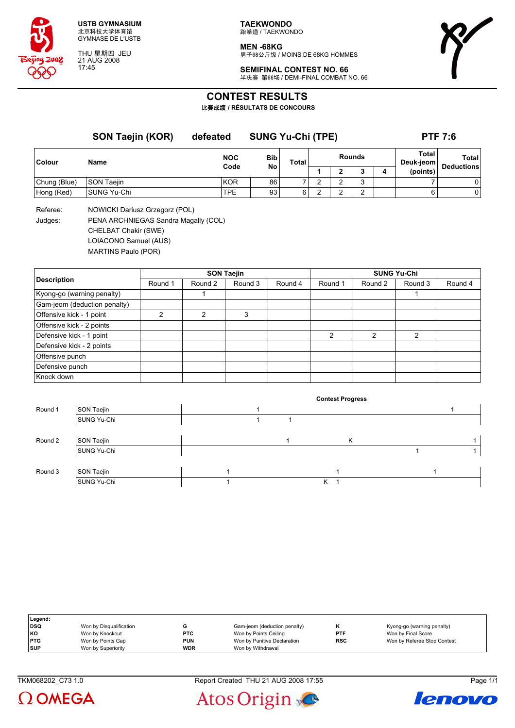USTB GYMNASIUM
北京科技大学体育馆
GYMNASE DE L'USTB

THU 星期四 JEU
21 AUG 2008
17:45

**TAEKWONDO**
跆拳道 / TAEKWONDO

**MEN -68KG**
男子68公斤级 / MOINS DE 68KG HOMMES

**SEMIFINAL CONTEST NO. 66**
半决赛 第66场 / DEMI-FINAL COMBAT NO. 66

# CONTEST RESULTS

**比赛成绩 / RÉSULTATS DE CONCOURS**

## SON Taejin (KOR) defeated SUNG Yu-Chi (TPE) PTF 7:6

| Colour | Name | NOC Code | Bib No | Total | Rounds 1 | 2 | 3 | 4 | Total Deuk-jeom (points) | Total Deductions |
|---|---|---|---|---|---|---|---|---|---|---|
| Chung (Blue) | SON Taejin | KOR | 86 | 7 | 2 | 2 | 3 | | 7 | 0 |
| Hong (Red) | SUNG Yu-Chi | TPE | 93 | 6 | 2 | 2 | 2 | | 6 | 0 |

Referee: NOWICKI Dariusz Grzegorz (POL)

Judges: PENA ARCHNIEGAS Sandra Magally (COL)
CHELBAT Chakir (SWE)
LOIACONO Samuel (AUS)
MARTINS Paulo (POR)

| Description | SON Taejin | | | | SUNG Yu-Chi | | | |
|---|---|---|---|---|---|---|---|---|
| | Round 1 | Round 2 | Round 3 | Round 4 | Round 1 | Round 2 | Round 3 | Round 4 |
| Kyong-go (warning penalty) | | 1 | | | | | 1 | |
| Gam-jeom (deduction penalty) | | | | | | | | |
| Offensive kick - 1 point | 2 | 2 | 3 | | | | | |
| Offensive kick - 2 points | | | | | | | | |
| Defensive kick - 1 point | | | | | 2 | 2 | 2 | |
| Defensive kick - 2 points | | | | | | | | |
| Offensive punch | | | | | | | | |
| Defensive punch | | | | | | | | |
| Knock down | | | | | | | | |

**Contest Progress**

| Round | Name | Progress | | | | |
|---|---|---|---|---|---|---|
| Round 1 | SON Taejin | 1 | | | | 1 |
| | SUNG Yu-Chi | 1 | 1 | | | |
| Round 2 | SON Taejin | | 1 | K | | 1 |
| | SUNG Yu-Chi | | | | 1 | 1 |
| Round 3 | SON Taejin | 1 | | 1 | 1 | |
| | SUNG Yu-Chi | 1 | | K 1 | | |

| Legend: | | | | | |
|---|---|---|---|---|---|
| DSQ | Won by Disqualification | G | Gam-jeom (deduction penalty) | K | Kyong-go (warning penalty) |
| KO | Won by Knockout | PTC | Won by Points Ceiling | PTF | Won by Final Score |
| PTG | Won by Points Gap | PUN | Won by Punitive Declaration | RSC | Won by Referee Stop Contest |
| SUP | Won by Superiority | WDR | Won by Withdrawal | | |

TKM068202_C73 1.0 Report Created THU 21 AUG 2008 17:55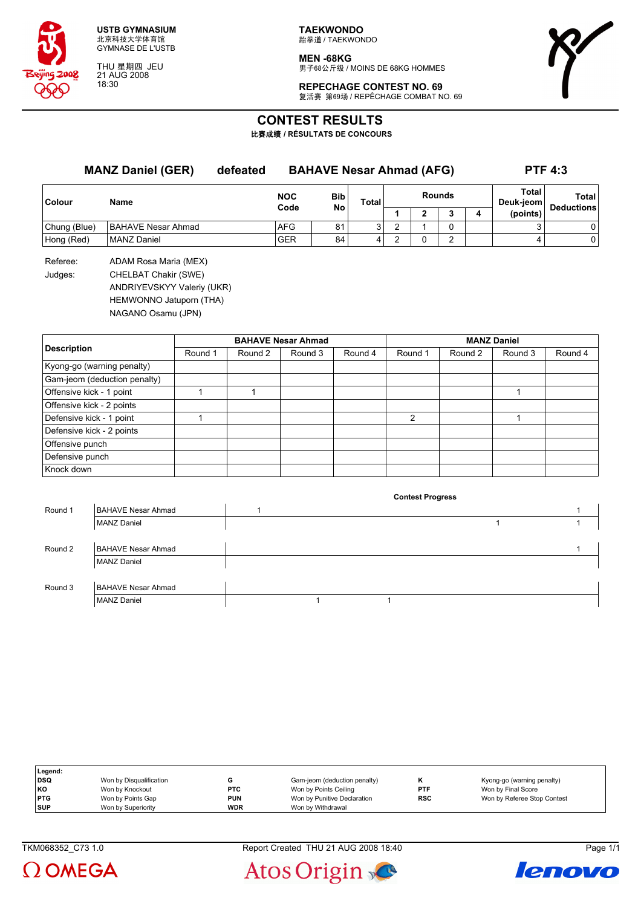USTB GYMNASIUM
北京科技大学体育馆
GYMNASE DE L'USTB

THU 星期四 JEU
21 AUG 2008
18:30

**TAEKWONDO**
跆拳道 / TAEKWONDO

**MEN -68KG**
男子68公斤级 / MOINS DE 68KG HOMMES

**REPECHAGE CONTEST NO. 69**
复活赛 第69场 / REPÊCHAGE COMBAT NO. 69

# CONTEST RESULTS

比赛成绩 / RÉSULTATS DE CONCOURS

**MANZ Daniel (GER)** defeated **BAHAVE Nesar Ahmad (AFG)** **PTF 4:3**

| Colour | Name | NOC Code | Bib No | Total | Rounds 1 | 2 | 3 | 4 | Total Deuk-jeom (points) | Total Deductions |
|---|---|---|---|---|---|---|---|---|---|---|
| Chung (Blue) | BAHAVE Nesar Ahmad | AFG | 81 | 3 | 2 | 1 | 0 | | 3 | 0 |
| Hong (Red) | MANZ Daniel | GER | 84 | 4 | 2 | 0 | 2 | | 4 | 0 |

Referee: ADAM Rosa Maria (MEX)

Judges: CHELBAT Chakir (SWE)
ANDRIYEVSKYY Valeriy (UKR)
HEMWONNO Jatuporn (THA)
NAGANO Osamu (JPN)

| Description | BAHAVE Nesar Ahmad Round 1 | Round 2 | Round 3 | Round 4 | MANZ Daniel Round 1 | Round 2 | Round 3 | Round 4 |
|---|---|---|---|---|---|---|---|---|
| Kyong-go (warning penalty) | | | | | | | | |
| Gam-jeom (deduction penalty) | | | | | | | | |
| Offensive kick - 1 point | 1 | 1 | | | | | 1 | |
| Offensive kick - 2 points | | | | | | | | |
| Defensive kick - 1 point | 1 | | | | 2 | | 1 | |
| Defensive kick - 2 points | | | | | | | | |
| Offensive punch | | | | | | | | |
| Defensive punch | | | | | | | | |
| Knock down | | | | | | | | |

**Contest Progress**

| Round | Athlete | Progress |
|---|---|---|
| Round 1 | BAHAVE Nesar Ahmad | 1 1 |
| | MANZ Daniel | 1 1 |
| Round 2 | BAHAVE Nesar Ahmad | 1 |
| | MANZ Daniel | |
| Round 3 | BAHAVE Nesar Ahmad | |
| | MANZ Daniel | 1 1 |

**Legend:**

| | | | | | |
|---|---|---|---|---|---|
| **DSQ** | Won by Disqualification | **G** | Gam-jeom (deduction penalty) | **K** | Kyong-go (warning penalty) |
| **KO** | Won by Knockout | **PTC** | Won by Points Ceiling | **PTF** | Won by Final Score |
| **PTG** | Won by Points Gap | **PUN** | Won by Punitive Declaration | **RSC** | Won by Referee Stop Contest |
| **SUP** | Won by Superiority | **WDR** | Won by Withdrawal | | |

TKM068352_C73 1.0 Report Created THU 21 AUG 2008 18:40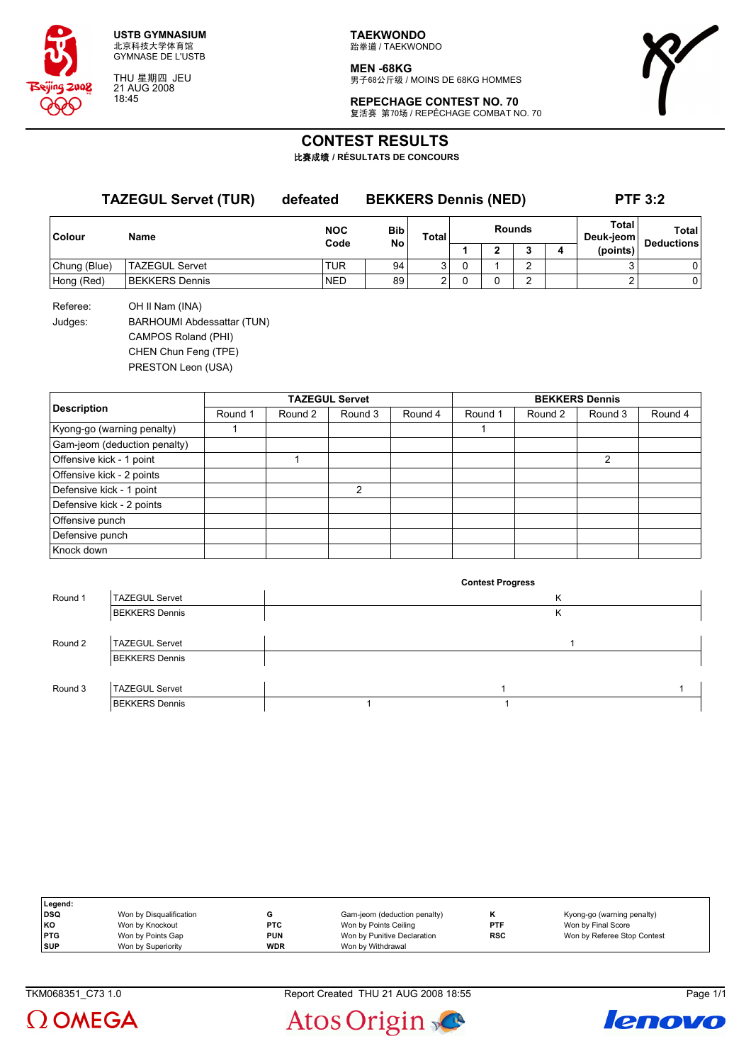USTB GYMNASIUM
北京科技大学体育馆
GYMNASE DE L'USTB

THU 星期四 JEU
21 AUG 2008
18:45

**TAEKWONDO**
跆拳道 / TAEKWONDO

**MEN -68KG**
男子68公斤级 / MOINS DE 68KG HOMMES

**REPECHAGE CONTEST NO. 70**
复活赛 第70场 / REPÊCHAGE COMBAT NO. 70

# CONTEST RESULTS

**比赛成绩 / RÉSULTATS DE CONCOURS**

## TAZEGUL Servet (TUR) defeated BEKKERS Dennis (NED) PTF 3:2

| Colour | Name | NOC Code | Bib No | Total | Rounds 1 | 2 | 3 | 4 | Total Deuk-jeom (points) | Total Deductions |
|---|---|---|---|---|---|---|---|---|---|---|
| Chung (Blue) | TAZEGUL Servet | TUR | 94 | 3 | 0 | 1 | 2 | | 3 | 0 |
| Hong (Red) | BEKKERS Dennis | NED | 89 | 2 | 0 | 0 | 2 | | 2 | 0 |

Referee: OH Il Nam (INA)

Judges: BARHOUMI Abdessattar (TUN)
CAMPOS Roland (PHI)
CHEN Chun Feng (TPE)
PRESTON Leon (USA)

| Description | TAZEGUL Servet Round 1 | Round 2 | Round 3 | Round 4 | BEKKERS Dennis Round 1 | Round 2 | Round 3 | Round 4 |
|---|---|---|---|---|---|---|---|---|
| Kyong-go (warning penalty) | 1 | | | | 1 | | | |
| Gam-jeom (deduction penalty) | | | | | | | | |
| Offensive kick - 1 point | | 1 | | | | | 2 | |
| Offensive kick - 2 points | | | | | | | | |
| Defensive kick - 1 point | | | 2 | | | | | |
| Defensive kick - 2 points | | | | | | | | |
| Offensive punch | | | | | | | | |
| Defensive punch | | | | | | | | |
| Knock down | | | | | | | | |

**Contest Progress**

| Round | Athlete | Progress |
|---|---|---|
| Round 1 | TAZEGUL Servet | K |
| | BEKKERS Dennis | K |
| Round 2 | TAZEGUL Servet | 1 |
| | BEKKERS Dennis | |
| Round 3 | TAZEGUL Servet | 1 1 |
| | BEKKERS Dennis | 1 1 |

**Legend:**

| | | | | | |
|---|---|---|---|---|---|
| DSQ | Won by Disqualification | G | Gam-jeom (deduction penalty) | K | Kyong-go (warning penalty) |
| KO | Won by Knockout | PTC | Won by Points Ceiling | PTF | Won by Final Score |
| PTG | Won by Points Gap | PUN | Won by Punitive Declaration | RSC | Won by Referee Stop Contest |
| SUP | Won by Superiority | WDR | Won by Withdrawal | | |

TKM068351_C73 1.0 Report Created THU 21 AUG 2008 18:55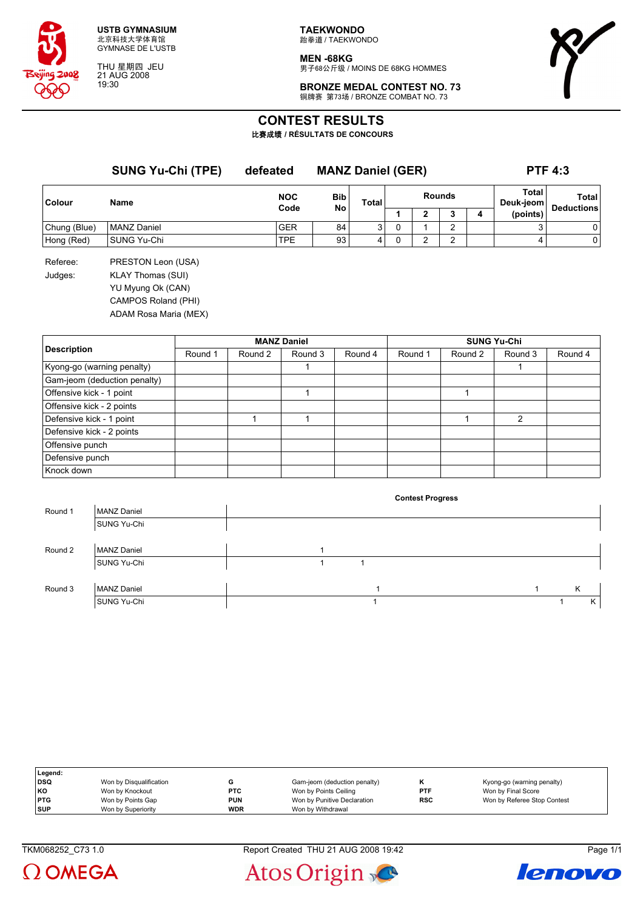USTB GYMNASIUM
北京科技大学体育馆
GYMNASE DE L'USTB

THU 星期四 JEU
21 AUG 2008
19:30

TAEKWONDO
跆拳道 / TAEKWONDO

MEN -68KG
男子68公斤级 / MOINS DE 68KG HOMMES

BRONZE MEDAL CONTEST NO. 73
铜牌赛 第73场 / BRONZE COMBAT NO. 73

# CONTEST RESULTS

比赛成绩 / RÉSULTATS DE CONCOURS

**SUNG Yu-Chi (TPE)** **defeated** **MANZ Daniel (GER)** **PTF 4:3**

| Colour | Name | NOC Code | Bib No | Total | Rounds 1 | 2 | 3 | 4 | Total Deuk-jeom (points) | Total Deductions |
|---|---|---|---|---|---|---|---|---|---|---|
| Chung (Blue) | MANZ Daniel | GER | 84 | 3 | 0 | 1 | 2 | | 3 | 0 |
| Hong (Red) | SUNG Yu-Chi | TPE | 93 | 4 | 0 | 2 | 2 | | 4 | 0 |

Referee: PRESTON Leon (USA)

Judges: KLAY Thomas (SUI)
YU Myung Ok (CAN)
CAMPOS Roland (PHI)
ADAM Rosa Maria (MEX)

| Description | MANZ Daniel Round 1 | Round 2 | Round 3 | Round 4 | SUNG Yu-Chi Round 1 | Round 2 | Round 3 | Round 4 |
|---|---|---|---|---|---|---|---|---|
| Kyong-go (warning penalty) | | | 1 | | | | 1 | |
| Gam-jeom (deduction penalty) | | | | | | | | |
| Offensive kick - 1 point | | | 1 | | | 1 | | |
| Offensive kick - 2 points | | | | | | | | |
| Defensive kick - 1 point | | 1 | 1 | | | 1 | 2 | |
| Defensive kick - 2 points | | | | | | | | |
| Offensive punch | | | | | | | | |
| Defensive punch | | | | | | | | |
| Knock down | | | | | | | | |

**Contest Progress**

| Round | Athlete | Progress |
|---|---|---|
| Round 1 | MANZ Daniel | |
| | SUNG Yu-Chi | |
| Round 2 | MANZ Daniel | 1 |
| | SUNG Yu-Chi | 1 1 |
| Round 3 | MANZ Daniel | 1 1 K |
| | SUNG Yu-Chi | 1 1 K |

| Legend: | | | | | |
|---|---|---|---|---|---|
| DSQ | Won by Disqualification | G | Gam-jeom (deduction penalty) | K | Kyong-go (warning penalty) |
| KO | Won by Knockout | PTC | Won by Points Ceiling | PTF | Won by Final Score |
| PTG | Won by Points Gap | PUN | Won by Punitive Declaration | RSC | Won by Referee Stop Contest |
| SUP | Won by Superiority | WDR | Won by Withdrawal | | |

TKM068252_C73 1.0 Report Created THU 21 AUG 2008 19:42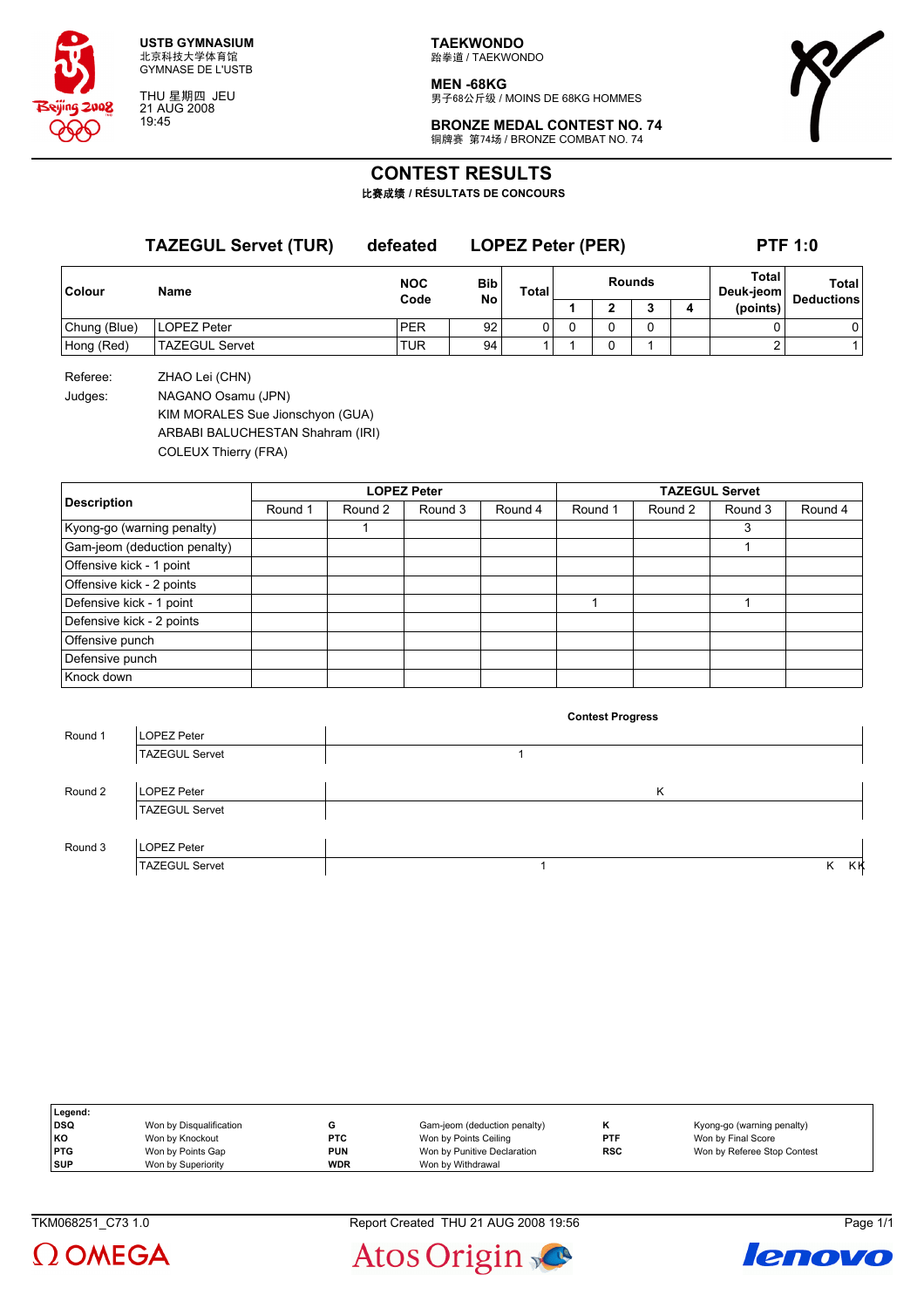**USTB GYMNASIUM**
北京科技大学体育馆
GYMNASE DE L'USTB

THU 星期四 JEU
21 AUG 2008
19:45

**TAEKWONDO**
跆拳道 / TAEKWONDO

**MEN -68KG**
男子68公斤级 / MOINS DE 68KG HOMMES

**BRONZE MEDAL CONTEST NO. 74**
铜牌赛 第74场 / BRONZE COMBAT NO. 74

# CONTEST RESULTS

**比赛成绩 / RÉSULTATS DE CONCOURS**

**TAZEGUL Servet (TUR) defeated LOPEZ Peter (PER) PTF 1:0**

| Colour | Name | NOC Code | Bib No | Total | Rounds 1 | 2 | 3 | 4 | Total Deuk-jeom (points) | Total Deductions |
|---|---|---|---|---|---|---|---|---|---|---|
| Chung (Blue) | LOPEZ Peter | PER | 92 | 0 | 0 | 0 | 0 | | 0 | 0 |
| Hong (Red) | TAZEGUL Servet | TUR | 94 | 1 | 1 | 0 | 1 | | 2 | 1 |

Referee: ZHAO Lei (CHN)

Judges:
NAGANO Osamu (JPN)
KIM MORALES Sue Jionschyon (GUA)
ARBABI BALUCHESTAN Shahram (IRI)
COLEUX Thierry (FRA)

| Description | LOPEZ Peter Round 1 | Round 2 | Round 3 | Round 4 | TAZEGUL Servet Round 1 | Round 2 | Round 3 | Round 4 |
|---|---|---|---|---|---|---|---|---|
| Kyong-go (warning penalty) | | 1 | | | | | 3 | |
| Gam-jeom (deduction penalty) | | | | | | | 1 | |
| Offensive kick - 1 point | | | | | | | | |
| Offensive kick - 2 points | | | | | | | | |
| Defensive kick - 1 point | | | | | 1 | | 1 | |
| Defensive kick - 2 points | | | | | | | | |
| Offensive punch | | | | | | | | |
| Defensive punch | | | | | | | | |
| Knock down | | | | | | | | |

**Contest Progress**

| Round | Name | Progress |
|---|---|---|
| Round 1 | LOPEZ Peter | |
| | TAZEGUL Servet | 1 |
| Round 2 | LOPEZ Peter | K |
| | TAZEGUL Servet | |
| Round 3 | LOPEZ Peter | |
| | TAZEGUL Servet | 1 K KK |

| Legend: | | | | | |
|---|---|---|---|---|---|
| DSQ | Won by Disqualification | G | Gam-jeom (deduction penalty) | K | Kyong-go (warning penalty) |
| KO | Won by Knockout | PTC | Won by Points Ceiling | PTF | Won by Final Score |
| PTG | Won by Points Gap | PUN | Won by Punitive Declaration | RSC | Won by Referee Stop Contest |
| SUP | Won by Superiority | WDR | Won by Withdrawal | | |

TKM068251_C73 1.0 Report Created THU 21 AUG 2008 19:56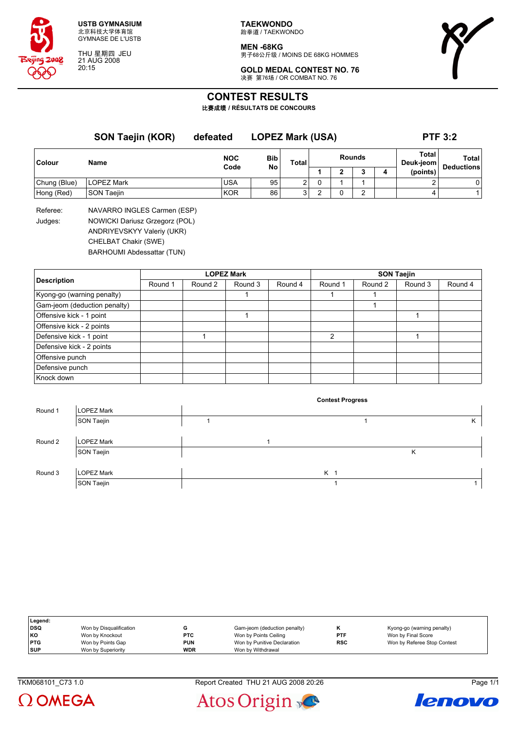**USTB GYMNASIUM**
北京科技大学体育馆
GYMNASE DE L'USTB

THU 星期四 JEU
21 AUG 2008
20:15

**TAEKWONDO**
跆拳道 / TAEKWONDO

**MEN -68KG**
男子68公斤级 / MOINS DE 68KG HOMMES

**GOLD MEDAL CONTEST NO. 76**
决赛 第76场 / OR COMBAT NO. 76

# CONTEST RESULTS

**比赛成绩 / RÉSULTATS DE CONCOURS**

**SON Taejin (KOR) defeated LOPEZ Mark (USA) PTF 3:2**

| Colour | Name | NOC Code | Bib No | Total | Rounds 1 | 2 | 3 | 4 | Total Deuk-jeom (points) | Total Deductions |
|---|---|---|---|---|---|---|---|---|---|---|
| Chung (Blue) | LOPEZ Mark | USA | 95 | 2 | 0 | 1 | 1 | | 2 | 0 |
| Hong (Red) | SON Taejin | KOR | 86 | 3 | 2 | 0 | 2 | | 4 | 1 |

Referee: NAVARRO INGLES Carmen (ESP)

Judges: NOWICKI Dariusz Grzegorz (POL)
ANDRIYEVSKYY Valeriy (UKR)
CHELBAT Chakir (SWE)
BARHOUMI Abdessattar (TUN)

| Description | LOPEZ Mark Round 1 | Round 2 | Round 3 | Round 4 | SON Taejin Round 1 | Round 2 | Round 3 | Round 4 |
|---|---|---|---|---|---|---|---|---|
| Kyong-go (warning penalty) | | | 1 | | 1 | 1 | | |
| Gam-jeom (deduction penalty) | | | | | | 1 | | |
| Offensive kick - 1 point | | | 1 | | | | 1 | |
| Offensive kick - 2 points | | | | | | | | |
| Defensive kick - 1 point | | 1 | | | 2 | | 1 | |
| Defensive kick - 2 points | | | | | | | | |
| Offensive punch | | | | | | | | |
| Defensive punch | | | | | | | | |
| Knock down | | | | | | | | |

**Contest Progress**

| Round | Name | Progress |
|---|---|---|
| Round 1 | LOPEZ Mark | |
| | SON Taejin | 1 1 K |
| Round 2 | LOPEZ Mark | 1 |
| | SON Taejin | K |
| Round 3 | LOPEZ Mark | K 1 |
| | SON Taejin | 1 1 |

| Legend: | | | | | |
|---|---|---|---|---|---|
| DSQ | Won by Disqualification | G | Gam-jeom (deduction penalty) | K | Kyong-go (warning penalty) |
| KO | Won by Knockout | PTC | Won by Points Ceiling | PTF | Won by Final Score |
| PTG | Won by Points Gap | PUN | Won by Punitive Declaration | RSC | Won by Referee Stop Contest |
| SUP | Won by Superiority | WDR | Won by Withdrawal | | |

TKM068101_C73 1.0 Report Created THU 21 AUG 2008 20:26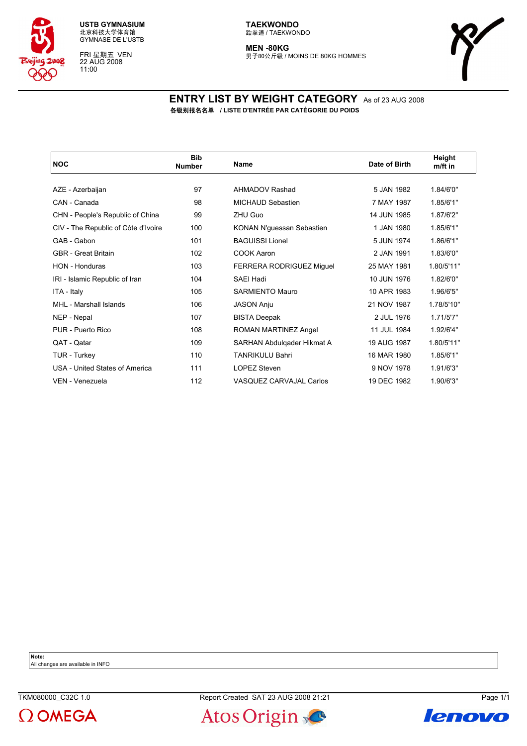USTB GYMNASIUM
北京科技大学体育馆
GYMNASE DE L'USTB

FRI 星期五 VEN
22 AUG 2008
11:00

**TAEKWONDO**
跆拳道 / TAEKWONDO

**MEN -80KG**
男子80公斤级 / MOINS DE 80KG HOMMES

# ENTRY LIST BY WEIGHT CATEGORY
As of 23 AUG 2008

**各级别报名名单 / LISTE D'ENTRÉE PAR CATÉGORIE DU POIDS**

| NOC | Bib Number | Name | Date of Birth | Height m/ft in |
|---|---|---|---|---|
| AZE - Azerbaijan | 97 | AHMADOV Rashad | 5 JAN 1982 | 1.84/6'0" |
| CAN - Canada | 98 | MICHAUD Sebastien | 7 MAY 1987 | 1.85/6'1" |
| CHN - People's Republic of China | 99 | ZHU Guo | 14 JUN 1985 | 1.87/6'2" |
| CIV - The Republic of Côte d'Ivoire | 100 | KONAN N'guessan Sebastien | 1 JAN 1980 | 1.85/6'1" |
| GAB - Gabon | 101 | BAGUISSI Lionel | 5 JUN 1974 | 1.86/6'1" |
| GBR - Great Britain | 102 | COOK Aaron | 2 JAN 1991 | 1.83/6'0" |
| HON - Honduras | 103 | FERRERA RODRIGUEZ Miguel | 25 MAY 1981 | 1.80/5'11" |
| IRI - Islamic Republic of Iran | 104 | SAEI Hadi | 10 JUN 1976 | 1.82/6'0" |
| ITA - Italy | 105 | SARMIENTO Mauro | 10 APR 1983 | 1.96/6'5" |
| MHL - Marshall Islands | 106 | JASON Anju | 21 NOV 1987 | 1.78/5'10" |
| NEP - Nepal | 107 | BISTA Deepak | 2 JUL 1976 | 1.71/5'7" |
| PUR - Puerto Rico | 108 | ROMAN MARTINEZ Angel | 11 JUL 1984 | 1.92/6'4" |
| QAT - Qatar | 109 | SARHAN Abdulqader Hikmat A | 19 AUG 1987 | 1.80/5'11" |
| TUR - Turkey | 110 | TANRIKULU Bahri | 16 MAR 1980 | 1.85/6'1" |
| USA - United States of America | 111 | LOPEZ Steven | 9 NOV 1978 | 1.91/6'3" |
| VEN - Venezuela | 112 | VASQUEZ CARVAJAL Carlos | 19 DEC 1982 | 1.90/6'3" |

**Note:**
All changes are available in INFO

TKM080000_C32C 1.0 Report Created SAT 23 AUG 2008 21:21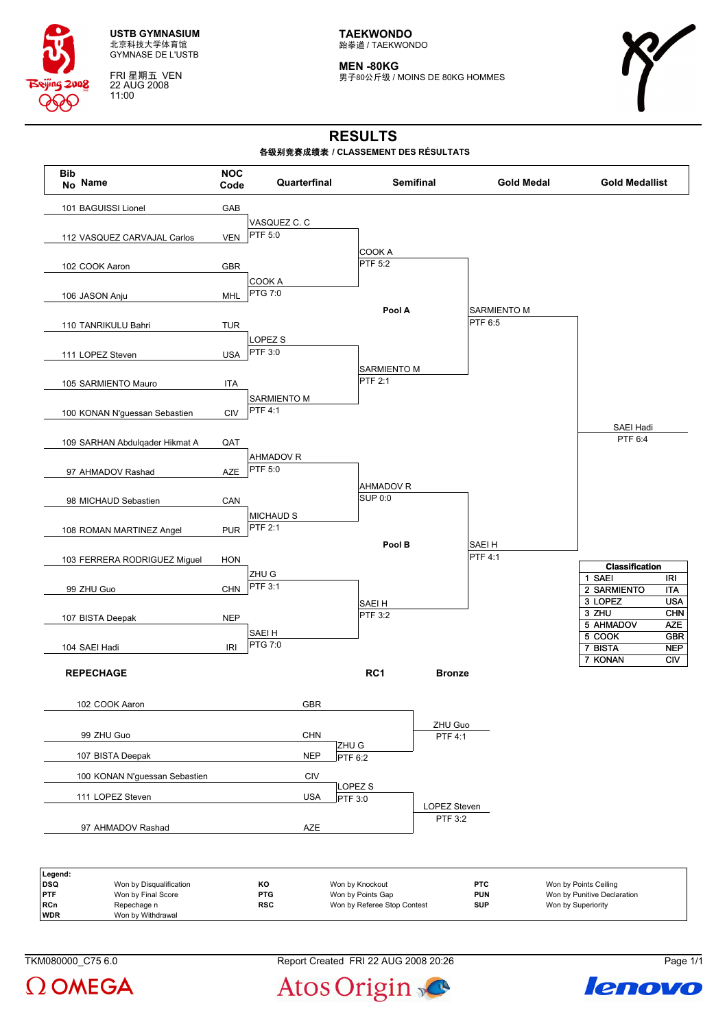USTB GYMNASIUM
北京科技大学体育馆
GYMNASE DE L'USTB

FRI 星期五 VEN
22 AUG 2008
11:00

**TAEKWONDO**
跆拳道 / TAEKWONDO

**MEN -80KG**
男子80公斤级 / MOINS DE 80KG HOMMES

# RESULTS

**各级别竞赛成绩表 / CLASSEMENT DES RÉSULTATS**

| Bib No | Name | NOC Code | Quarterfinal | Semifinal | Gold Medal | Gold Medallist |
|---|---|---|---|---|---|---|
| 101 | BAGUISSI Lionel | GAB | VASQUEZ C. C PTF 5:0 | COOK A PTF 5:2 | SARMIENTO M PTF 6:5 | SAEI Hadi PTF 6:4 |
| 112 | VASQUEZ CARVAJAL Carlos | VEN | | | | |
| 102 | COOK Aaron | GBR | COOK A PTG 7:0 | | | |
| 106 | JASON Anju | MHL | | | | |
| 110 | TANRIKULU Bahri | TUR | LOPEZ S PTF 3:0 | SARMIENTO M PTF 2:1 | | |
| 111 | LOPEZ Steven | USA | | | | |
| 105 | SARMIENTO Mauro | ITA | SARMIENTO M PTF 4:1 | | | |
| 100 | KONAN N'guessan Sebastien | CIV | | | | |
| 109 | SARHAN Abdulqader Hikmat A | QAT | AHMADOV R PTF 5:0 | AHMADOV R SUP 0:0 | SAEI H PTF 4:1 | |
| 97 | AHMADOV Rashad | AZE | | | | |
| 98 | MICHAUD Sebastien | CAN | MICHAUD S PTF 2:1 | | | |
| 108 | ROMAN MARTINEZ Angel | PUR | | | | |
| 103 | FERRERA RODRIGUEZ Miguel | HON | ZHU G PTF 3:1 | SAEI H PTF 3:2 | | |
| 99 | ZHU Guo | CHN | | | | |
| 107 | BISTA Deepak | NEP | SAEI H PTG 7:0 | | | |
| 104 | SAEI Hadi | IRI | | | | |

Pool A: bibs 101–100 (first eight). Pool B: bibs 109–104 (last eight).

**Classification**

| Rank | Name | NOC |
|---|---|---|
| 1 | SAEI | IRI |
| 2 | SARMIENTO | ITA |
| 3 | LOPEZ | USA |
| 3 | ZHU | CHN |
| 5 | AHMADOV | AZE |
| 5 | COOK | GBR |
| 7 | BISTA | NEP |
| 7 | KONAN | CIV |

## REPECHAGE

| Bib No | Name | NOC | RC1 | Bronze |
|---|---|---|---|---|
| 102 | COOK Aaron | GBR | | ZHU Guo PTF 4:1 |
| 99 | ZHU Guo | CHN | ZHU G PTF 6:2 | |
| 107 | BISTA Deepak | NEP | | |
| 100 | KONAN N'guessan Sebastien | CIV | LOPEZ S PTF 3:0 | LOPEZ Steven PTF 3:2 |
| 111 | LOPEZ Steven | USA | | |
| 97 | AHMADOV Rashad | AZE | | |

**Legend:**

| Code | Meaning | Code | Meaning | Code | Meaning |
|---|---|---|---|---|---|
| DSQ | Won by Disqualification | KO | Won by Knockout | PTC | Won by Points Ceiling |
| PTF | Won by Final Score | PTG | Won by Points Gap | PUN | Won by Punitive Declaration |
| RCn | Repechage n | RSC | Won by Referee Stop Contest | SUP | Won by Superiority |
| WDR | Won by Withdrawal | | | | |

TKM080000_C75 6.0 Report Created FRI 22 AUG 2008 20:26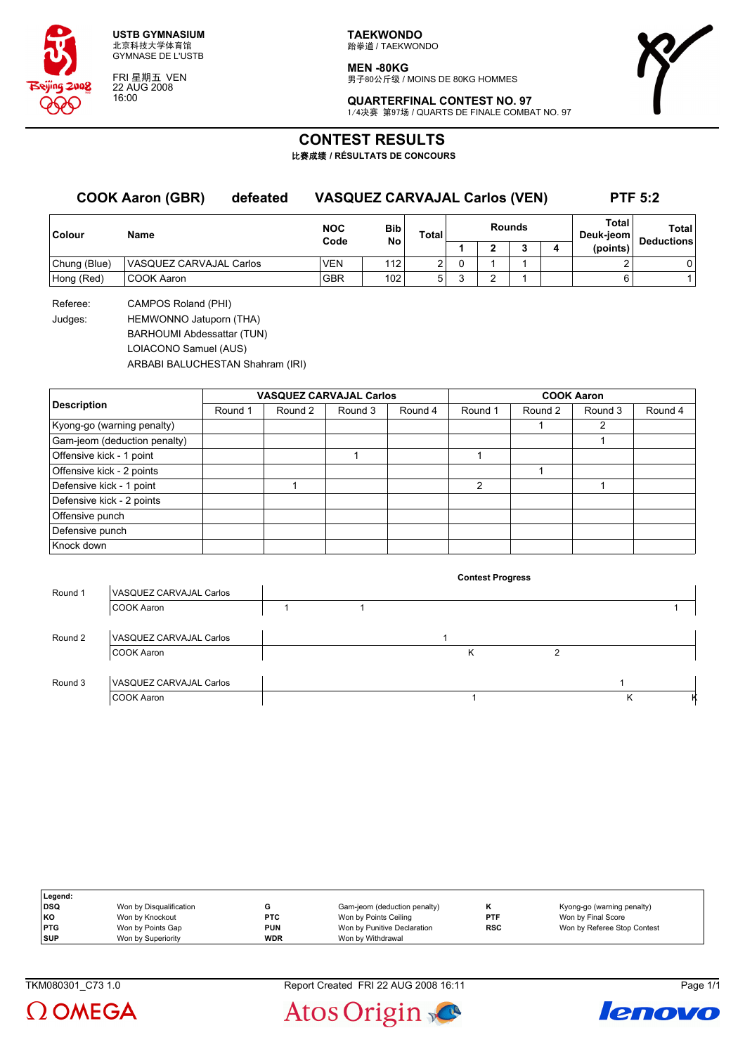USTB GYMNASIUM
北京科技大学体育馆
GYMNASE DE L'USTB

FRI 星期五 VEN
22 AUG 2008
16:00

**TAEKWONDO**
跆拳道 / TAEKWONDO

**MEN -80KG**
男子80公斤级 / MOINS DE 80KG HOMMES

**QUARTERFINAL CONTEST NO. 97**
1/4决赛 第97场 / QUARTS DE FINALE COMBAT NO. 97

# CONTEST RESULTS

比赛成绩 / RÉSULTATS DE CONCOURS

**COOK Aaron (GBR)** **defeated** **VASQUEZ CARVAJAL Carlos (VEN)** **PTF 5:2**

| Colour | Name | NOC Code | Bib No | Total | Rounds 1 | Rounds 2 | Rounds 3 | Rounds 4 | Total Deuk-jeom (points) | Total Deductions |
|---|---|---|---|---|---|---|---|---|---|---|
| Chung (Blue) | VASQUEZ CARVAJAL Carlos | VEN | 112 | 2 | 0 | 1 | 1 | | 2 | 0 |
| Hong (Red) | COOK Aaron | GBR | 102 | 5 | 3 | 2 | 1 | | 6 | 1 |

Referee: CAMPOS Roland (PHI)

Judges: HEMWONNO Jatuporn (THA)
BARHOUMI Abdessattar (TUN)
LOIACONO Samuel (AUS)
ARBABI BALUCHESTAN Shahram (IRI)

| Description | VASQUEZ CARVAJAL Carlos | | | | COOK Aaron | | | |
|---|---|---|---|---|---|---|---|---|
| | Round 1 | Round 2 | Round 3 | Round 4 | Round 1 | Round 2 | Round 3 | Round 4 |
| Kyong-go (warning penalty) | | | | | | 1 | 2 | |
| Gam-jeom (deduction penalty) | | | | | | | 1 | |
| Offensive kick - 1 point | | | 1 | | 1 | | | |
| Offensive kick - 2 points | | | | | | 1 | | |
| Defensive kick - 1 point | | 1 | | | 2 | | 1 | |
| Defensive kick - 2 points | | | | | | | | |
| Offensive punch | | | | | | | | |
| Defensive punch | | | | | | | | |
| Knock down | | | | | | | | |

**Contest Progress**

| Round | Competitor | Progress |
|---|---|---|
| Round 1 | VASQUEZ CARVAJAL Carlos | |
| | COOK Aaron | 1 1 1 |
| Round 2 | VASQUEZ CARVAJAL Carlos | 1 |
| | COOK Aaron | K 2 |
| Round 3 | VASQUEZ CARVAJAL Carlos | 1 |
| | COOK Aaron | 1 K K |

| Legend: | | | | | |
|---|---|---|---|---|---|
| DSQ | Won by Disqualification | G | Gam-jeom (deduction penalty) | K | Kyong-go (warning penalty) |
| KO | Won by Knockout | PTC | Won by Points Ceiling | PTF | Won by Final Score |
| PTG | Won by Points Gap | PUN | Won by Punitive Declaration | RSC | Won by Referee Stop Contest |
| SUP | Won by Superiority | WDR | Won by Withdrawal | | |

TKM080301_C73 1.0 Report Created FRI 22 AUG 2008 16:11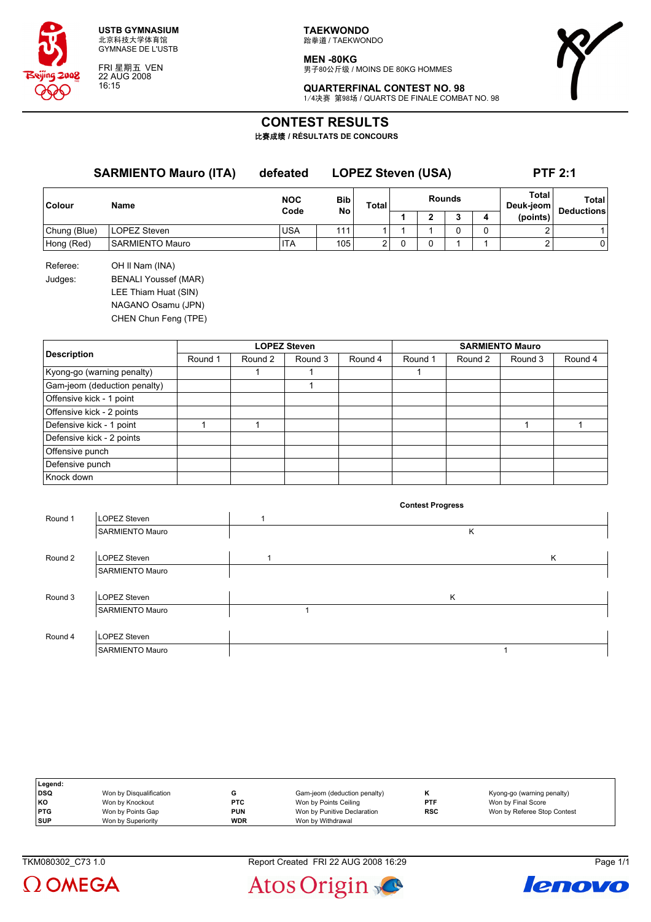USTB GYMNASIUM
北京科技大学体育馆
GYMNASE DE L'USTB

FRI 星期五 VEN
22 AUG 2008
16:15

**TAEKWONDO**
跆拳道 / TAEKWONDO

**MEN -80KG**
男子80公斤级 / MOINS DE 80KG HOMMES

**QUARTERFINAL CONTEST NO. 98**
1/4决赛 第98场 / QUARTS DE FINALE COMBAT NO. 98

# CONTEST RESULTS
比赛成绩 / RÉSULTATS DE CONCOURS

**SARMIENTO Mauro (ITA) defeated LOPEZ Steven (USA) PTF 2:1**

| Colour | Name | NOC Code | Bib No | Total | Rounds 1 | 2 | 3 | 4 | Total Deuk-jeom (points) | Total Deductions |
|---|---|---|---|---|---|---|---|---|---|---|
| Chung (Blue) | LOPEZ Steven | USA | 111 | 1 | 1 | 1 | 0 | 0 | 2 | 1 |
| Hong (Red) | SARMIENTO Mauro | ITA | 105 | 2 | 0 | 0 | 1 | 1 | 2 | 0 |

Referee: OH Il Nam (INA)

Judges: BENALI Youssef (MAR)
LEE Thiam Huat (SIN)
NAGANO Osamu (JPN)
CHEN Chun Feng (TPE)

| Description | LOPEZ Steven Round 1 | Round 2 | Round 3 | Round 4 | SARMIENTO Mauro Round 1 | Round 2 | Round 3 | Round 4 |
|---|---|---|---|---|---|---|---|---|
| Kyong-go (warning penalty) | | 1 | 1 | | 1 | | | |
| Gam-jeom (deduction penalty) | | | 1 | | | | | |
| Offensive kick - 1 point | | | | | | | | |
| Offensive kick - 2 points | | | | | | | | |
| Defensive kick - 1 point | 1 | 1 | | | | | 1 | 1 |
| Defensive kick - 2 points | | | | | | | | |
| Offensive punch | | | | | | | | |
| Defensive punch | | | | | | | | |
| Knock down | | | | | | | | |

**Contest Progress**

| Round | Athlete | Progress |
|---|---|---|
| Round 1 | LOPEZ Steven | 1 |
| | SARMIENTO Mauro | K |
| Round 2 | LOPEZ Steven | 1 K |
| | SARMIENTO Mauro | |
| Round 3 | LOPEZ Steven | K |
| | SARMIENTO Mauro | 1 |
| Round 4 | LOPEZ Steven | |
| | SARMIENTO Mauro | 1 |

| Legend: | | | | | |
|---|---|---|---|---|---|
| DSQ | Won by Disqualification | G | Gam-jeom (deduction penalty) | K | Kyong-go (warning penalty) |
| KO | Won by Knockout | PTC | Won by Points Ceiling | PTF | Won by Final Score |
| PTG | Won by Points Gap | PUN | Won by Punitive Declaration | RSC | Won by Referee Stop Contest |
| SUP | Won by Superiority | WDR | Won by Withdrawal | | |

TKM080302_C73 1.0 Report Created FRI 22 AUG 2008 16:29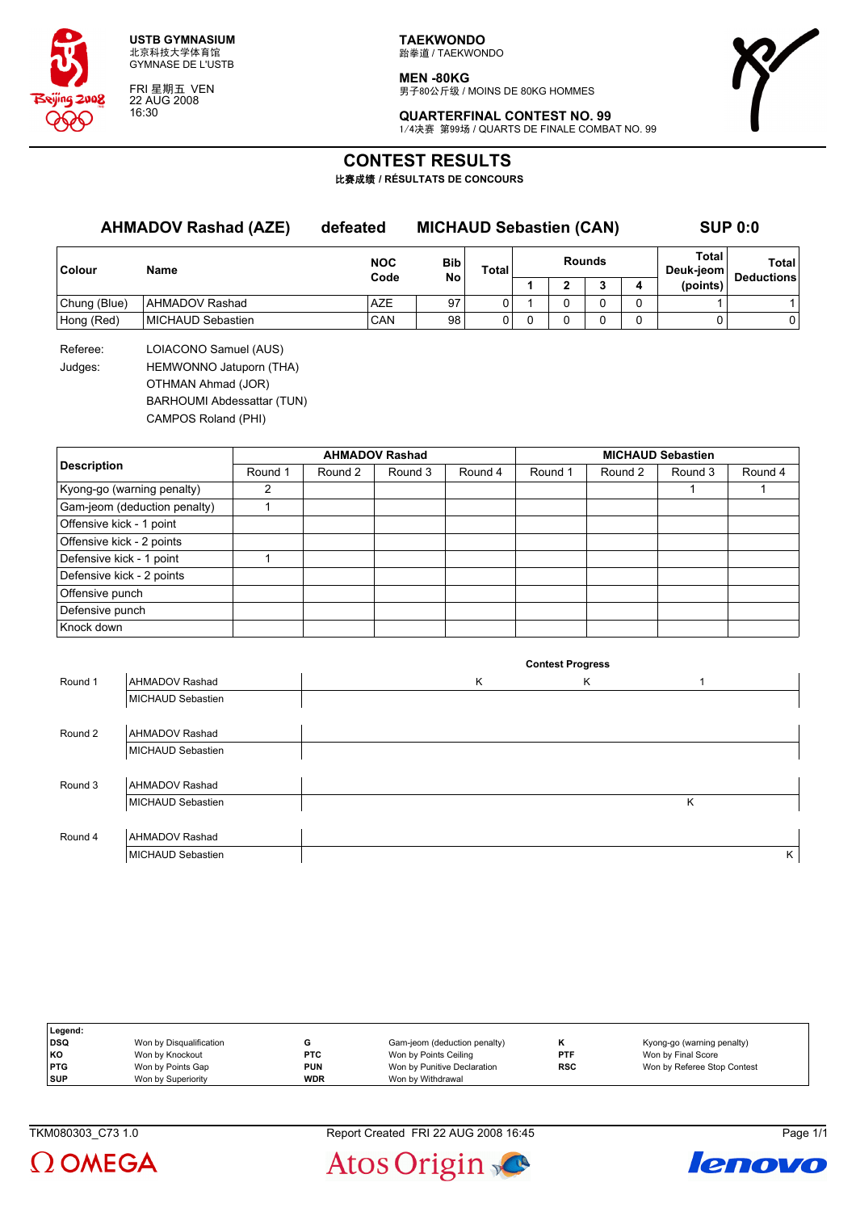USTB GYMNASIUM
北京科技大学体育馆
GYMNASE DE L'USTB

FRI 星期五 VEN
22 AUG 2008
16:30

**TAEKWONDO**
跆拳道 / TAEKWONDO

**MEN -80KG**
男子80公斤级 / MOINS DE 80KG HOMMES

**QUARTERFINAL CONTEST NO. 99**
1/4决赛 第99场 / QUARTS DE FINALE COMBAT NO. 99

# CONTEST RESULTS

**比赛成绩 / RÉSULTATS DE CONCOURS**

**AHMADOV Rashad (AZE)** defeated **MICHAUD Sebastien (CAN)** **SUP 0:0**

| Colour | Name | NOC Code | Bib No | Total | Rounds 1 | 2 | 3 | 4 | Total Deuk-jeom (points) | Total Deductions |
|---|---|---|---|---|---|---|---|---|---|---|
| Chung (Blue) | AHMADOV Rashad | AZE | 97 | 0 | 1 | 0 | 0 | 0 | 1 | 1 |
| Hong (Red) | MICHAUD Sebastien | CAN | 98 | 0 | 0 | 0 | 0 | 0 | 0 | 0 |

Referee: LOIACONO Samuel (AUS)

Judges: HEMWONNO Jatuporn (THA)
OTHMAN Ahmad (JOR)
BARHOUMI Abdessattar (TUN)
CAMPOS Roland (PHI)

| Description | AHMADOV Rashad Round 1 | Round 2 | Round 3 | Round 4 | MICHAUD Sebastien Round 1 | Round 2 | Round 3 | Round 4 |
|---|---|---|---|---|---|---|---|---|
| Kyong-go (warning penalty) | 2 | | | | | | 1 | 1 |
| Gam-jeom (deduction penalty) | 1 | | | | | | | |
| Offensive kick - 1 point | | | | | | | | |
| Offensive kick - 2 points | | | | | | | | |
| Defensive kick - 1 point | 1 | | | | | | | |
| Defensive kick - 2 points | | | | | | | | |
| Offensive punch | | | | | | | | |
| Defensive punch | | | | | | | | |
| Knock down | | | | | | | | |

**Contest Progress**

| Round | Athlete | Progress |
|---|---|---|
| Round 1 | AHMADOV Rashad | K K 1 |
| | MICHAUD Sebastien | |
| Round 2 | AHMADOV Rashad | |
| | MICHAUD Sebastien | |
| Round 3 | AHMADOV Rashad | |
| | MICHAUD Sebastien | K |
| Round 4 | AHMADOV Rashad | |
| | MICHAUD Sebastien | K |

**Legend:**

| | | | | | |
|---|---|---|---|---|---|
| DSQ | Won by Disqualification | G | Gam-jeom (deduction penalty) | K | Kyong-go (warning penalty) |
| KO | Won by Knockout | PTC | Won by Points Ceiling | PTF | Won by Final Score |
| PTG | Won by Points Gap | PUN | Won by Punitive Declaration | RSC | Won by Referee Stop Contest |
| SUP | Won by Superiority | WDR | Won by Withdrawal | | |

TKM080303_C73 1.0 Report Created FRI 22 AUG 2008 16:45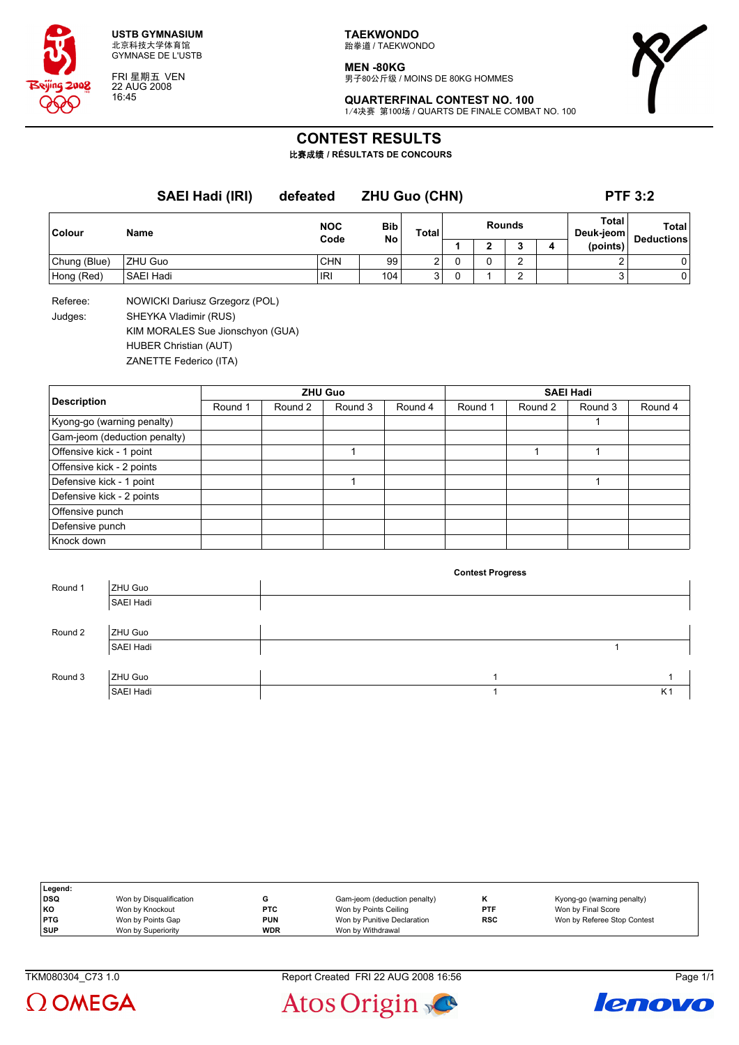USTB GYMNASIUM
北京科技大学体育馆
GYMNASE DE L'USTB

FRI 星期五 VEN
22 AUG 2008
16:45

**TAEKWONDO**
跆拳道 / TAEKWONDO

**MEN -80KG**
男子80公斤级 / MOINS DE 80KG HOMMES

**QUARTERFINAL CONTEST NO. 100**
1/4决赛 第100场 / QUARTS DE FINALE COMBAT NO. 100

# CONTEST RESULTS

比赛成绩 / RÉSULTATS DE CONCOURS

## SAEI Hadi (IRI) defeated ZHU Guo (CHN) PTF 3:2

| Colour | Name | NOC Code | Bib No | Total | Rounds 1 | Rounds 2 | Rounds 3 | Rounds 4 | Total Deuk-jeom (points) | Total Deductions |
|---|---|---|---|---|---|---|---|---|---|---|
| Chung (Blue) | ZHU Guo | CHN | 99 | 2 | 0 | 0 | 2 | | 2 | 0 |
| Hong (Red) | SAEI Hadi | IRI | 104 | 3 | 0 | 1 | 2 | | 3 | 0 |

Referee: NOWICKI Dariusz Grzegorz (POL)

Judges: SHEYKA Vladimir (RUS)
KIM MORALES Sue Jionschyon (GUA)
HUBER Christian (AUT)
ZANETTE Federico (ITA)

| Description | ZHU Guo Round 1 | ZHU Guo Round 2 | ZHU Guo Round 3 | ZHU Guo Round 4 | SAEI Hadi Round 1 | SAEI Hadi Round 2 | SAEI Hadi Round 3 | SAEI Hadi Round 4 |
|---|---|---|---|---|---|---|---|---|
| Kyong-go (warning penalty) | | | | | | | 1 | |
| Gam-jeom (deduction penalty) | | | | | | | | |
| Offensive kick - 1 point | | | 1 | | | 1 | 1 | |
| Offensive kick - 2 points | | | | | | | | |
| Defensive kick - 1 point | | | 1 | | | | 1 | |
| Defensive kick - 2 points | | | | | | | | |
| Offensive punch | | | | | | | | |
| Defensive punch | | | | | | | | |
| Knock down | | | | | | | | |

**Contest Progress**

| Round | Athlete | Progress |
|---|---|---|
| Round 1 | ZHU Guo | |
| | SAEI Hadi | |
| Round 2 | ZHU Guo | |
| | SAEI Hadi | 1 |
| Round 3 | ZHU Guo | 1 1 |
| | SAEI Hadi | 1 K1 |

| Legend: | | | | | |
|---|---|---|---|---|---|
| DSQ | Won by Disqualification | G | Gam-jeom (deduction penalty) | K | Kyong-go (warning penalty) |
| KO | Won by Knockout | PTC | Won by Points Ceiling | PTF | Won by Final Score |
| PTG | Won by Points Gap | PUN | Won by Punitive Declaration | RSC | Won by Referee Stop Contest |
| SUP | Won by Superiority | WDR | Won by Withdrawal | | |

TKM080304_C73 1.0 Report Created FRI 22 AUG 2008 16:56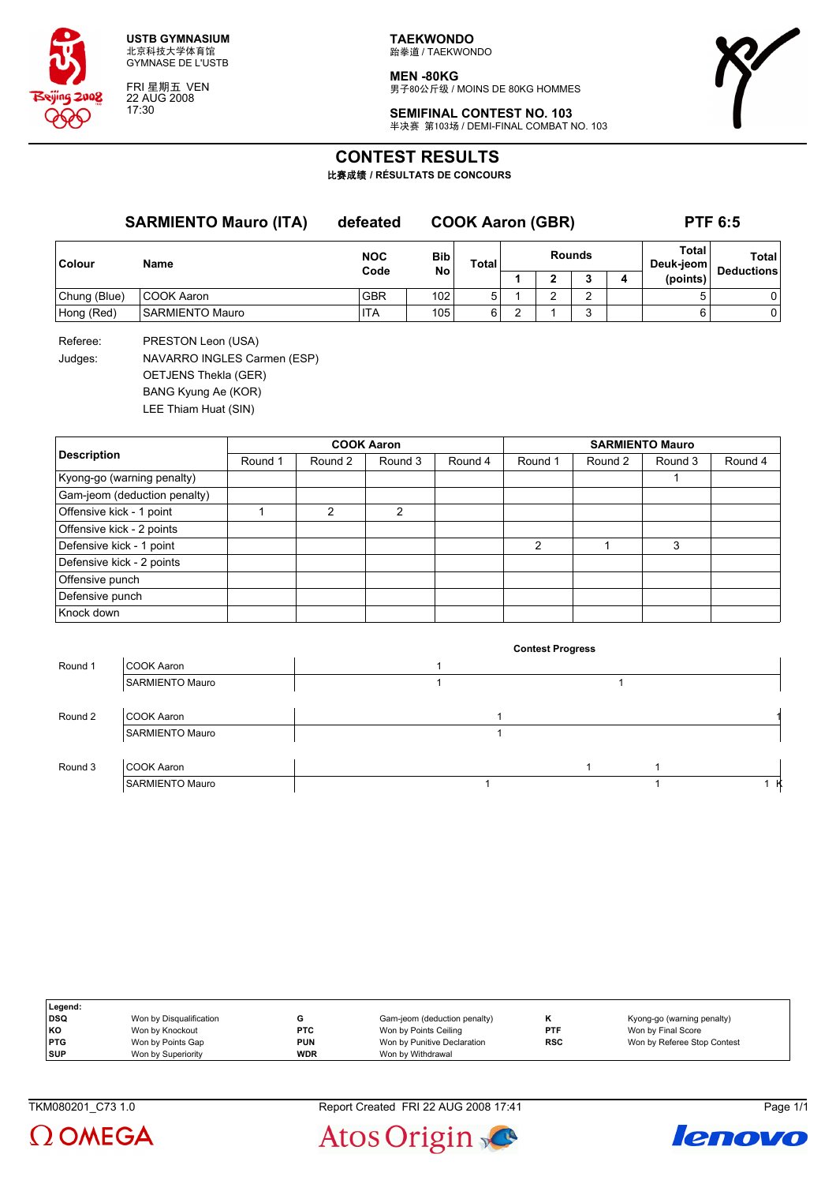USTB GYMNASIUM
北京科技大学体育馆
GYMNASE DE L'USTB

FRI 星期五 VEN
22 AUG 2008
17:30

**TAEKWONDO**
跆拳道 / TAEKWONDO

**MEN -80KG**
男子80公斤级 / MOINS DE 80KG HOMMES

**SEMIFINAL CONTEST NO. 103**
半决赛 第103场 / DEMI-FINAL COMBAT NO. 103

# CONTEST RESULTS

比赛成绩 / RÉSULTATS DE CONCOURS

## SARMIENTO Mauro (ITA) defeated COOK Aaron (GBR) PTF 6:5

| Colour | Name | NOC Code | Bib No | Total | Rounds 1 | Rounds 2 | Rounds 3 | Rounds 4 | Total Deuk-jeom (points) | Total Deductions |
|---|---|---|---|---|---|---|---|---|---|---|
| Chung (Blue) | COOK Aaron | GBR | 102 | 5 | 1 | 2 | 2 | | 5 | 0 |
| Hong (Red) | SARMIENTO Mauro | ITA | 105 | 6 | 2 | 1 | 3 | | 6 | 0 |

Referee: PRESTON Leon (USA)

Judges: NAVARRO INGLES Carmen (ESP)
OETJENS Thekla (GER)
BANG Kyung Ae (KOR)
LEE Thiam Huat (SIN)

| Description | COOK Aaron | | | | SARMIENTO Mauro | | | |
|---|---|---|---|---|---|---|---|---|
| | Round 1 | Round 2 | Round 3 | Round 4 | Round 1 | Round 2 | Round 3 | Round 4 |
| Kyong-go (warning penalty) | | | | | | | 1 | |
| Gam-jeom (deduction penalty) | | | | | | | | |
| Offensive kick - 1 point | 1 | 2 | 2 | | | | | |
| Offensive kick - 2 points | | | | | | | | |
| Defensive kick - 1 point | | | | | 2 | 1 | 3 | |
| Defensive kick - 2 points | | | | | | | | |
| Offensive punch | | | | | | | | |
| Defensive punch | | | | | | | | |
| Knock down | | | | | | | | |

**Contest Progress**

| Round | Name | Progress |
|---|---|---|
| Round 1 | COOK Aaron | 1 |
| | SARMIENTO Mauro | 1 1 |
| Round 2 | COOK Aaron | 1 1 |
| | SARMIENTO Mauro | 1 |
| Round 3 | COOK Aaron | 1 1 |
| | SARMIENTO Mauro | 1 1 1 K |

| Legend: | | | | | |
|---|---|---|---|---|---|
| DSQ | Won by Disqualification | G | Gam-jeom (deduction penalty) | K | Kyong-go (warning penalty) |
| KO | Won by Knockout | PTC | Won by Points Ceiling | PTF | Won by Final Score |
| PTG | Won by Points Gap | PUN | Won by Punitive Declaration | RSC | Won by Referee Stop Contest |
| SUP | Won by Superiority | WDR | Won by Withdrawal | | |

TKM080201_C73 1.0 Report Created FRI 22 AUG 2008 17:41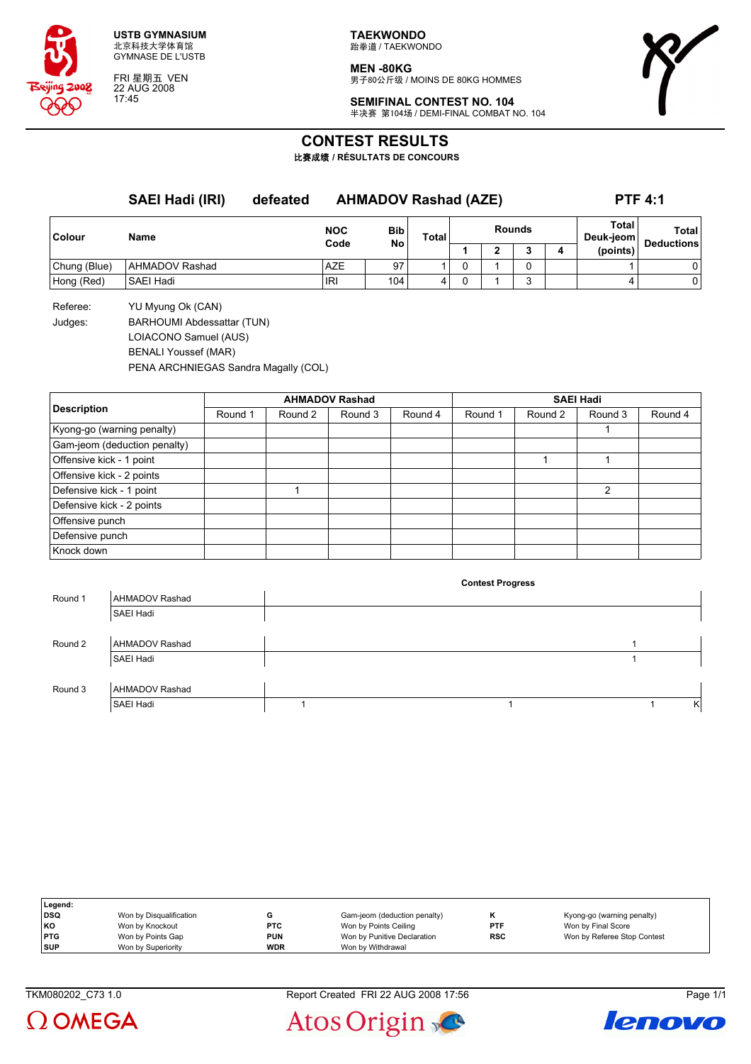USTB GYMNASIUM
北京科技大学体育馆
GYMNASE DE L'USTB

FRI 星期五 VEN
22 AUG 2008
17:45

**TAEKWONDO**
跆拳道 / TAEKWONDO

**MEN -80KG**
男子80公斤级 / MOINS DE 80KG HOMMES

**SEMIFINAL CONTEST NO. 104**
半决赛 第104场 / DEMI-FINAL COMBAT NO. 104

# CONTEST RESULTS

比赛成绩 / RÉSULTATS DE CONCOURS

**SAEI Hadi (IRI) defeated AHMADOV Rashad (AZE) PTF 4:1**

| Colour | Name | NOC Code | Bib No | Total | Rounds 1 | 2 | 3 | 4 | Total Deuk-jeom (points) | Total Deductions |
|---|---|---|---|---|---|---|---|---|---|---|
| Chung (Blue) | AHMADOV Rashad | AZE | 97 | 1 | 0 | 1 | 0 | | 1 | 0 |
| Hong (Red) | SAEI Hadi | IRI | 104 | 4 | 0 | 1 | 3 | | 4 | 0 |

Referee: YU Myung Ok (CAN)

Judges: BARHOUMI Abdessattar (TUN)
LOIACONO Samuel (AUS)
BENALI Youssef (MAR)
PENA ARCHNIEGAS Sandra Magally (COL)

| Description | AHMADOV Rashad | | | | SAEI Hadi | | | |
|---|---|---|---|---|---|---|---|---|
| | Round 1 | Round 2 | Round 3 | Round 4 | Round 1 | Round 2 | Round 3 | Round 4 |
| Kyong-go (warning penalty) | | | | | | | 1 | |
| Gam-jeom (deduction penalty) | | | | | | | | |
| Offensive kick - 1 point | | | | | | 1 | 1 | |
| Offensive kick - 2 points | | | | | | | | |
| Defensive kick - 1 point | | 1 | | | | | 2 | |
| Defensive kick - 2 points | | | | | | | | |
| Offensive punch | | | | | | | | |
| Defensive punch | | | | | | | | |
| Knock down | | | | | | | | |

**Contest Progress**

| Round | Athlete | Progress |
|---|---|---|
| Round 1 | AHMADOV Rashad | |
| | SAEI Hadi | |
| Round 2 | AHMADOV Rashad | 1 |
| | SAEI Hadi | 1 |
| Round 3 | AHMADOV Rashad | |
| | SAEI Hadi | 1 1 1 K |

**Legend:**

| | | | | | |
|---|---|---|---|---|---|
| DSQ | Won by Disqualification | G | Gam-jeom (deduction penalty) | K | Kyong-go (warning penalty) |
| KO | Won by Knockout | PTC | Won by Points Ceiling | PTF | Won by Final Score |
| PTG | Won by Points Gap | PUN | Won by Punitive Declaration | RSC | Won by Referee Stop Contest |
| SUP | Won by Superiority | WDR | Won by Withdrawal | | |

TKM080202_C73 1.0 Report Created FRI 22 AUG 2008 17:56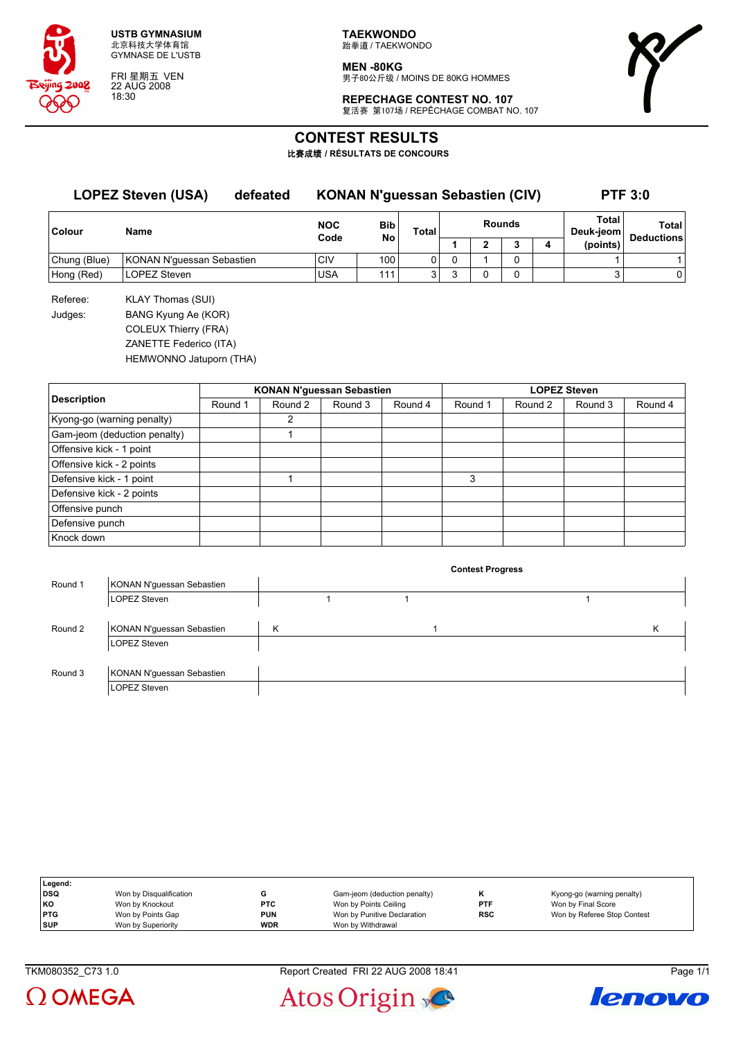USTB GYMNASIUM
北京科技大学体育馆
GYMNASE DE L'USTB

FRI 星期五 VEN
22 AUG 2008
18:30

**TAEKWONDO**
跆拳道 / TAEKWONDO

**MEN -80KG**
男子80公斤级 / MOINS DE 80KG HOMMES

**REPECHAGE CONTEST NO. 107**
复活赛 第107场 / REPÊCHAGE COMBAT NO. 107

# CONTEST RESULTS

**比赛成绩 / RÉSULTATS DE CONCOURS**

**LOPEZ Steven (USA) defeated KONAN N'guessan Sebastien (CIV) PTF 3:0**

| Colour | Name | NOC Code | Bib No | Total | Rounds 1 | 2 | 3 | 4 | Total Deuk-jeom (points) | Total Deductions |
|---|---|---|---|---|---|---|---|---|---|---|
| Chung (Blue) | KONAN N'guessan Sebastien | CIV | 100 | 0 | 0 | 1 | 0 | | 1 | 1 |
| Hong (Red) | LOPEZ Steven | USA | 111 | 3 | 3 | 0 | 0 | | 3 | 0 |

Referee: KLAY Thomas (SUI)

Judges: BANG Kyung Ae (KOR)
COLEUX Thierry (FRA)
ZANETTE Federico (ITA)
HEMWONNO Jatuporn (THA)

| Description | KONAN N'guessan Sebastien Round 1 | Round 2 | Round 3 | Round 4 | LOPEZ Steven Round 1 | Round 2 | Round 3 | Round 4 |
|---|---|---|---|---|---|---|---|---|
| Kyong-go (warning penalty) | | 2 | | | | | | |
| Gam-jeom (deduction penalty) | | 1 | | | | | | |
| Offensive kick - 1 point | | | | | | | | |
| Offensive kick - 2 points | | | | | | | | |
| Defensive kick - 1 point | | 1 | | | 3 | | | |
| Defensive kick - 2 points | | | | | | | | |
| Offensive punch | | | | | | | | |
| Defensive punch | | | | | | | | |
| Knock down | | | | | | | | |

**Contest Progress**

| Round | Name | Progress |
|---|---|---|
| Round 1 | KONAN N'guessan Sebastien | |
| | LOPEZ Steven | 1 1 1 |
| Round 2 | KONAN N'guessan Sebastien | K 1 K |
| | LOPEZ Steven | |
| Round 3 | KONAN N'guessan Sebastien | |
| | LOPEZ Steven | |

| Legend: | | | | | |
|---|---|---|---|---|---|
| DSQ | Won by Disqualification | G | Gam-jeom (deduction penalty) | K | Kyong-go (warning penalty) |
| KO | Won by Knockout | PTC | Won by Points Ceiling | PTF | Won by Final Score |
| PTG | Won by Points Gap | PUN | Won by Punitive Declaration | RSC | Won by Referee Stop Contest |
| SUP | Won by Superiority | WDR | Won by Withdrawal | | |

TKM080352_C73 1.0 Report Created FRI 22 AUG 2008 18:41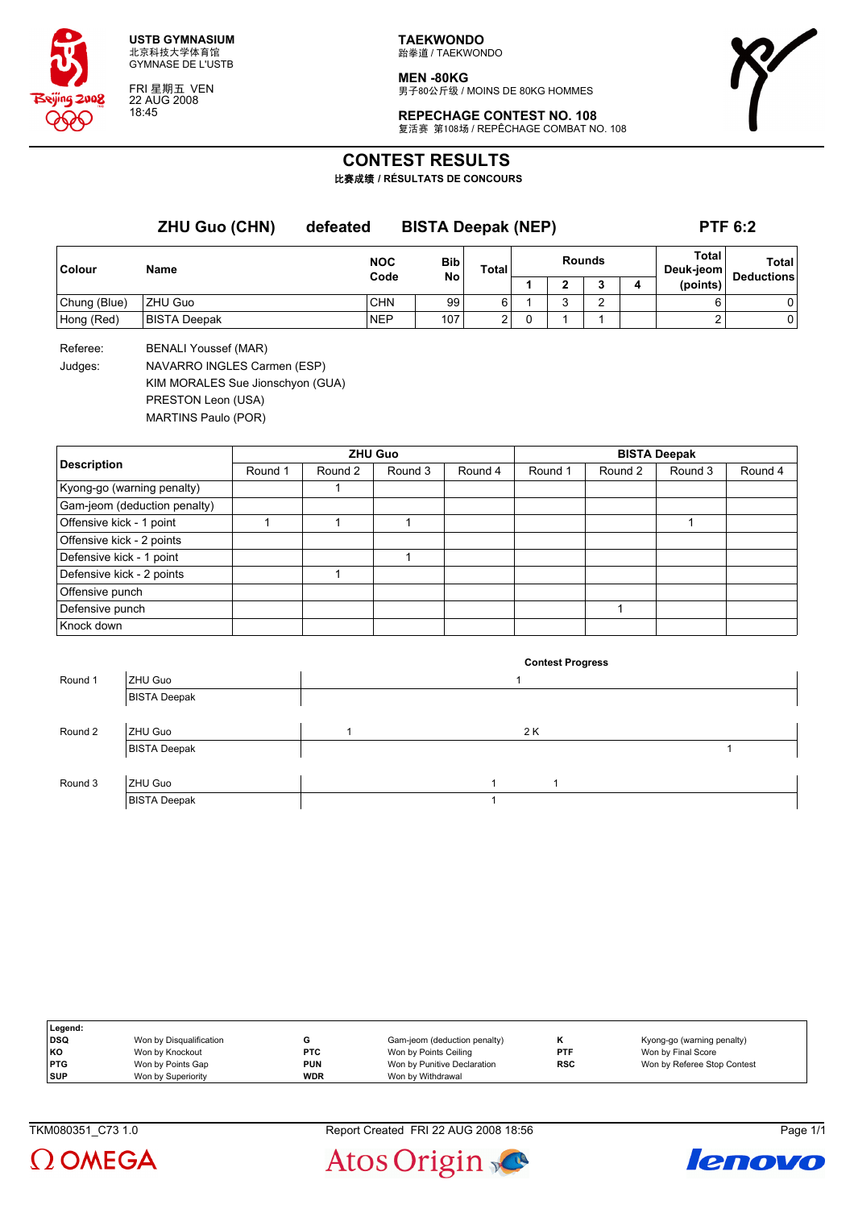USTB GYMNASIUM
北京科技大学体育馆
GYMNASE DE L'USTB

FRI 星期五 VEN
22 AUG 2008
18:45

**TAEKWONDO**
跆拳道 / TAEKWONDO

**MEN -80KG**
男子80公斤级 / MOINS DE 80KG HOMMES

**REPECHAGE CONTEST NO. 108**
复活赛 第108场 / REPÊCHAGE COMBAT NO. 108

# CONTEST RESULTS

**比赛成绩 / RÉSULTATS DE CONCOURS**

**ZHU Guo (CHN) defeated BISTA Deepak (NEP) PTF 6:2**

| Colour | Name | NOC Code | Bib No | Total | Rounds 1 | 2 | 3 | 4 | Total Deuk-jeom (points) | Total Deductions |
|---|---|---|---|---|---|---|---|---|---|---|
| Chung (Blue) | ZHU Guo | CHN | 99 | 6 | 1 | 3 | 2 | | 6 | 0 |
| Hong (Red) | BISTA Deepak | NEP | 107 | 2 | 0 | 1 | 1 | | 2 | 0 |

Referee: BENALI Youssef (MAR)

Judges:
NAVARRO INGLES Carmen (ESP)
KIM MORALES Sue Jionschyon (GUA)
PRESTON Leon (USA)
MARTINS Paulo (POR)

| Description | ZHU Guo Round 1 | ZHU Guo Round 2 | ZHU Guo Round 3 | ZHU Guo Round 4 | BISTA Deepak Round 1 | BISTA Deepak Round 2 | BISTA Deepak Round 3 | BISTA Deepak Round 4 |
|---|---|---|---|---|---|---|---|---|
| Kyong-go (warning penalty) | | 1 | | | | | | |
| Gam-jeom (deduction penalty) | | | | | | | | |
| Offensive kick - 1 point | 1 | 1 | 1 | | | | 1 | |
| Offensive kick - 2 points | | | | | | | | |
| Defensive kick - 1 point | | | 1 | | | | | |
| Defensive kick - 2 points | | 1 | | | | | | |
| Offensive punch | | | | | | | | |
| Defensive punch | | | | | | 1 | | |
| Knock down | | | | | | | | |

**Contest Progress**

| Round | Name | Progress |
|---|---|---|
| Round 1 | ZHU Guo | 1 |
| | BISTA Deepak | |
| Round 2 | ZHU Guo | 1 2 K |
| | BISTA Deepak | 1 |
| Round 3 | ZHU Guo | 1 1 |
| | BISTA Deepak | 1 |

**Legend:**

| | | | | | |
|---|---|---|---|---|---|
| DSQ | Won by Disqualification | G | Gam-jeom (deduction penalty) | K | Kyong-go (warning penalty) |
| KO | Won by Knockout | PTC | Won by Points Ceiling | PTF | Won by Final Score |
| PTG | Won by Points Gap | PUN | Won by Punitive Declaration | RSC | Won by Referee Stop Contest |
| SUP | Won by Superiority | WDR | Won by Withdrawal | | |

TKM080351_C73 1.0 Report Created FRI 22 AUG 2008 18:56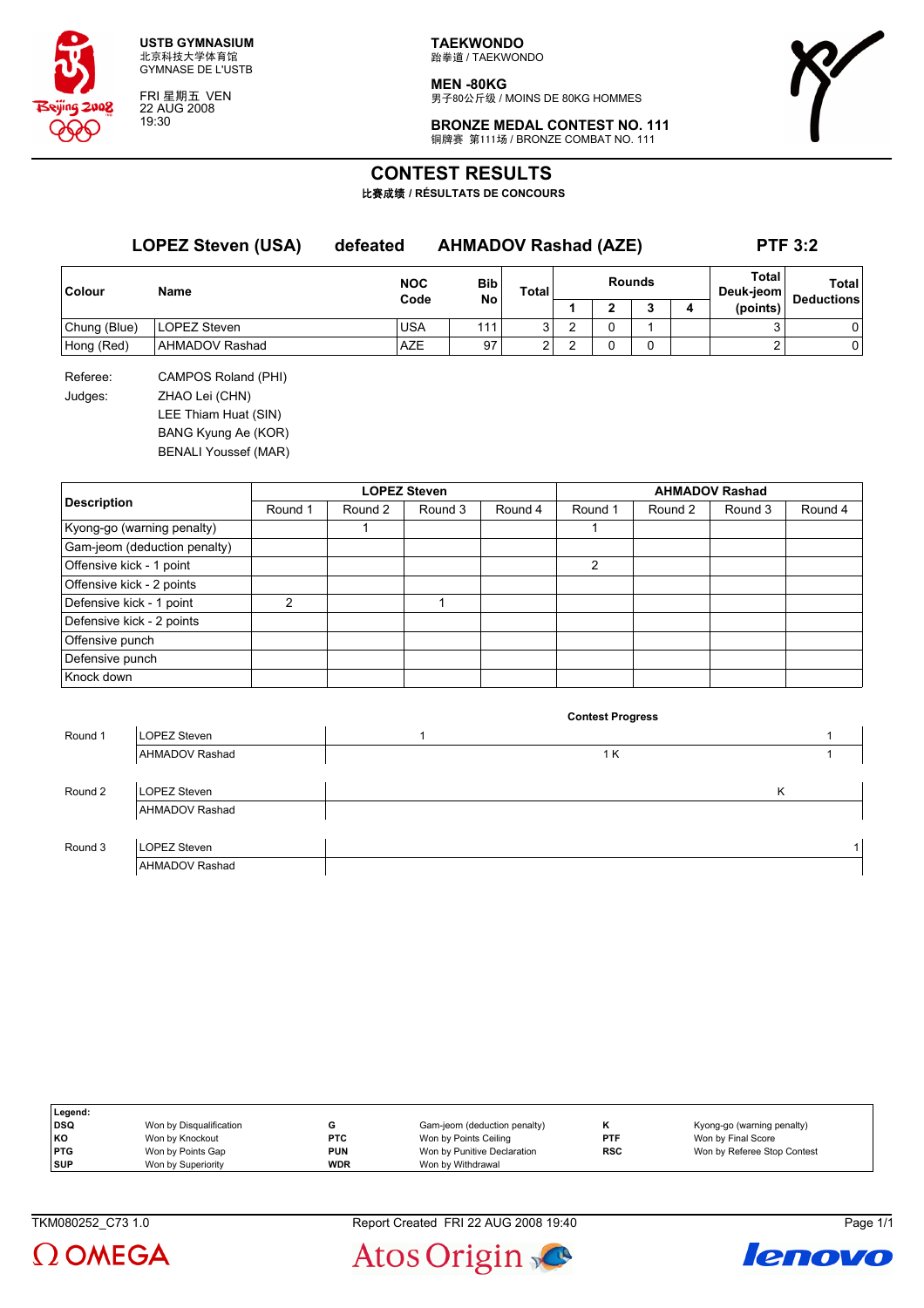USTB GYMNASIUM
北京科技大学体育馆
GYMNASE DE L'USTB

FRI 星期五 VEN
22 AUG 2008
19:30

**TAEKWONDO**
跆拳道 / TAEKWONDO

**MEN -80KG**
男子80公斤级 / MOINS DE 80KG HOMMES

**BRONZE MEDAL CONTEST NO. 111**
铜牌赛 第111场 / BRONZE COMBAT NO. 111

# CONTEST RESULTS

**比赛成绩 / RÉSULTATS DE CONCOURS**

## LOPEZ Steven (USA) defeated AHMADOV Rashad (AZE) PTF 3:2

| Colour | Name | NOC Code | Bib No | Total | Rounds 1 | Rounds 2 | Rounds 3 | Rounds 4 | Total Deuk-jeom (points) | Total Deductions |
|---|---|---|---|---|---|---|---|---|---|---|
| Chung (Blue) | LOPEZ Steven | USA | 111 | 3 | 2 | 0 | 1 | | 3 | 0 |
| Hong (Red) | AHMADOV Rashad | AZE | 97 | 2 | 2 | 0 | 0 | | 2 | 0 |

Referee: CAMPOS Roland (PHI)

Judges: ZHAO Lei (CHN)
LEE Thiam Huat (SIN)
BANG Kyung Ae (KOR)
BENALI Youssef (MAR)

| Description | LOPEZ Steven | | | | AHMADOV Rashad | | | |
|---|---|---|---|---|---|---|---|---|
| | Round 1 | Round 2 | Round 3 | Round 4 | Round 1 | Round 2 | Round 3 | Round 4 |
| Kyong-go (warning penalty) | | 1 | | | 1 | | | |
| Gam-jeom (deduction penalty) | | | | | | | | |
| Offensive kick - 1 point | | | | | 2 | | | |
| Offensive kick - 2 points | | | | | | | | |
| Defensive kick - 1 point | 2 | | 1 | | | | | |
| Defensive kick - 2 points | | | | | | | | |
| Offensive punch | | | | | | | | |
| Defensive punch | | | | | | | | |
| Knock down | | | | | | | | |

**Contest Progress**

| Round | Name | Progress |
|---|---|---|
| Round 1 | LOPEZ Steven | 1 1 |
| | AHMADOV Rashad | 1 K 1 |
| Round 2 | LOPEZ Steven | K |
| | AHMADOV Rashad | |
| Round 3 | LOPEZ Steven | 1 |
| | AHMADOV Rashad | |

| Legend: | | | | | |
|---|---|---|---|---|---|
| DSQ | Won by Disqualification | G | Gam-jeom (deduction penalty) | K | Kyong-go (warning penalty) |
| KO | Won by Knockout | PTC | Won by Points Ceiling | PTF | Won by Final Score |
| PTG | Won by Points Gap | PUN | Won by Punitive Declaration | RSC | Won by Referee Stop Contest |
| SUP | Won by Superiority | WDR | Won by Withdrawal | | |

TKM080252_C73 1.0 Report Created FRI 22 AUG 2008 19:40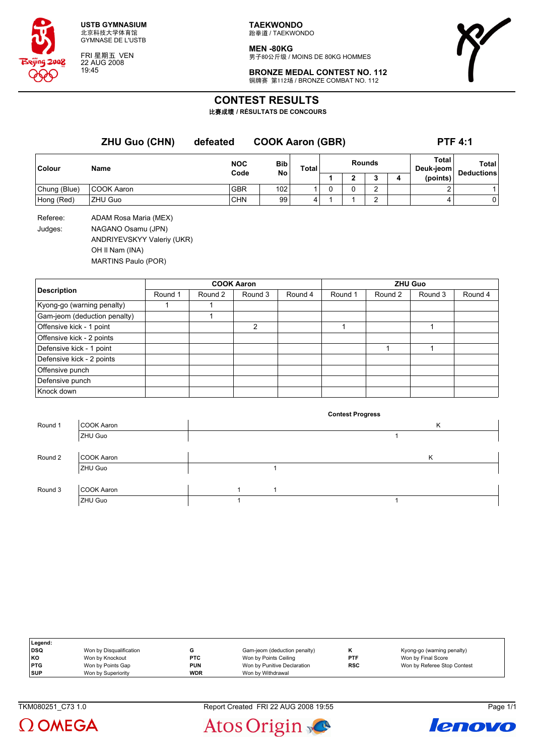USTB GYMNASIUM
北京科技大学体育馆
GYMNASE DE L'USTB

FRI 星期五 VEN
22 AUG 2008
19:45

**TAEKWONDO**
跆拳道 / TAEKWONDO

**MEN -80KG**
男子80公斤级 / MOINS DE 80KG HOMMES

**BRONZE MEDAL CONTEST NO. 112**
铜牌赛 第112场 / BRONZE COMBAT NO. 112

# CONTEST RESULTS

**比赛成绩 / RÉSULTATS DE CONCOURS**

**ZHU Guo (CHN) defeated COOK Aaron (GBR) PTF 4:1**

| Colour | Name | NOC Code | Bib No | Total | Rounds 1 | 2 | 3 | 4 | Total Deuk-jeom (points) | Total Deductions |
|---|---|---|---|---|---|---|---|---|---|---|
| Chung (Blue) | COOK Aaron | GBR | 102 | 1 | 0 | 0 | 2 | | 2 | 1 |
| Hong (Red) | ZHU Guo | CHN | 99 | 4 | 1 | 1 | 2 | | 4 | 0 |

Referee: ADAM Rosa Maria (MEX)
Judges: NAGANO Osamu (JPN)
ANDRIYEVSKYY Valeriy (UKR)
OH Il Nam (INA)
MARTINS Paulo (POR)

| Description | COOK Aaron | | | | ZHU Guo | | | |
|---|---|---|---|---|---|---|---|---|
| | Round 1 | Round 2 | Round 3 | Round 4 | Round 1 | Round 2 | Round 3 | Round 4 |
| Kyong-go (warning penalty) | 1 | 1 | | | | | | |
| Gam-jeom (deduction penalty) | | 1 | | | | | | |
| Offensive kick - 1 point | | | 2 | | 1 | | 1 | |
| Offensive kick - 2 points | | | | | | | | |
| Defensive kick - 1 point | | | | | | 1 | 1 | |
| Defensive kick - 2 points | | | | | | | | |
| Offensive punch | | | | | | | | |
| Defensive punch | | | | | | | | |
| Knock down | | | | | | | | |

**Contest Progress**

| Round | Name | Progress |
|---|---|---|
| Round 1 | COOK Aaron | K |
| | ZHU Guo | 1 |
| Round 2 | COOK Aaron | K |
| | ZHU Guo | 1 |
| Round 3 | COOK Aaron | 1 1 |
| | ZHU Guo | 1 1 |

| Legend: | | | | | |
|---|---|---|---|---|---|
| DSQ | Won by Disqualification | G | Gam-jeom (deduction penalty) | K | Kyong-go (warning penalty) |
| KO | Won by Knockout | PTC | Won by Points Ceiling | PTF | Won by Final Score |
| PTG | Won by Points Gap | PUN | Won by Punitive Declaration | RSC | Won by Referee Stop Contest |
| SUP | Won by Superiority | WDR | Won by Withdrawal | | |

TKM080251_C73 1.0 Report Created FRI 22 AUG 2008 19:55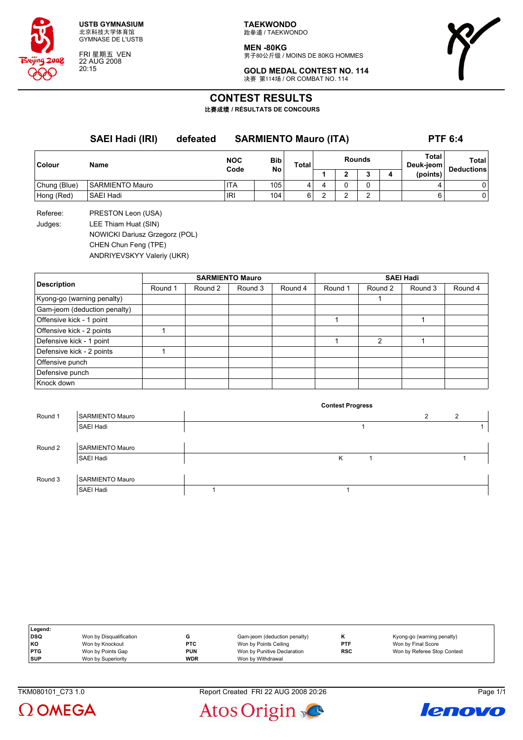USTB GYMNASIUM
北京科技大学体育馆
GYMNASE DE L'USTB

FRI 星期五 VEN
22 AUG 2008
20:15

TAEKWONDO
跆拳道 / TAEKWONDO

MEN -80KG
男子80公斤级 / MOINS DE 80KG HOMMES

GOLD MEDAL CONTEST NO. 114
决赛 第114场 / OR COMBAT NO. 114

# CONTEST RESULTS

比赛成绩 / RÉSULTATS DE CONCOURS

## SAEI Hadi (IRI) defeated SARMIENTO Mauro (ITA) PTF 6:4

| Colour | Name | NOC Code | Bib No | Total | Rounds 1 | 2 | 3 | 4 | Total Deuk-jeom (points) | Total Deductions |
|---|---|---|---|---|---|---|---|---|---|---|
| Chung (Blue) | SARMIENTO Mauro | ITA | 105 | 4 | 4 | 0 | 0 | | 4 | 0 |
| Hong (Red) | SAEI Hadi | IRI | 104 | 6 | 2 | 2 | 2 | | 6 | 0 |

Referee: PRESTON Leon (USA)

Judges: LEE Thiam Huat (SIN)
NOWICKI Dariusz Grzegorz (POL)
CHEN Chun Feng (TPE)
ANDRIYEVSKYY Valeriy (UKR)

| Description | SARMIENTO Mauro Round 1 | Round 2 | Round 3 | Round 4 | SAEI Hadi Round 1 | Round 2 | Round 3 | Round 4 |
|---|---|---|---|---|---|---|---|---|
| Kyong-go (warning penalty) | | | | | | 1 | | |
| Gam-jeom (deduction penalty) | | | | | | | | |
| Offensive kick - 1 point | | | | | 1 | | 1 | |
| Offensive kick - 2 points | 1 | | | | | | | |
| Defensive kick - 1 point | | | | | 1 | 2 | 1 | |
| Defensive kick - 2 points | 1 | | | | | | | |
| Offensive punch | | | | | | | | |
| Defensive punch | | | | | | | | |
| Knock down | | | | | | | | |

### Contest Progress

| Round | Name | Progress |
|---|---|---|
| Round 1 | SARMIENTO Mauro | 2 2 |
| | SAEI Hadi | 1 1 |
| Round 2 | SARMIENTO Mauro | |
| | SAEI Hadi | K 1 1 |
| Round 3 | SARMIENTO Mauro | |
| | SAEI Hadi | 1 1 |

**Legend:**

| Code | Description | Code | Description | Code | Description |
|---|---|---|---|---|---|
| DSQ | Won by Disqualification | G | Gam-jeom (deduction penalty) | K | Kyong-go (warning penalty) |
| KO | Won by Knockout | PTC | Won by Points Ceiling | PTF | Won by Final Score |
| PTG | Won by Points Gap | PUN | Won by Punitive Declaration | RSC | Won by Referee Stop Contest |
| SUP | Won by Superiority | WDR | Won by Withdrawal | | |

TKM080101_C73 1.0 Report Created FRI 22 AUG 2008 20:26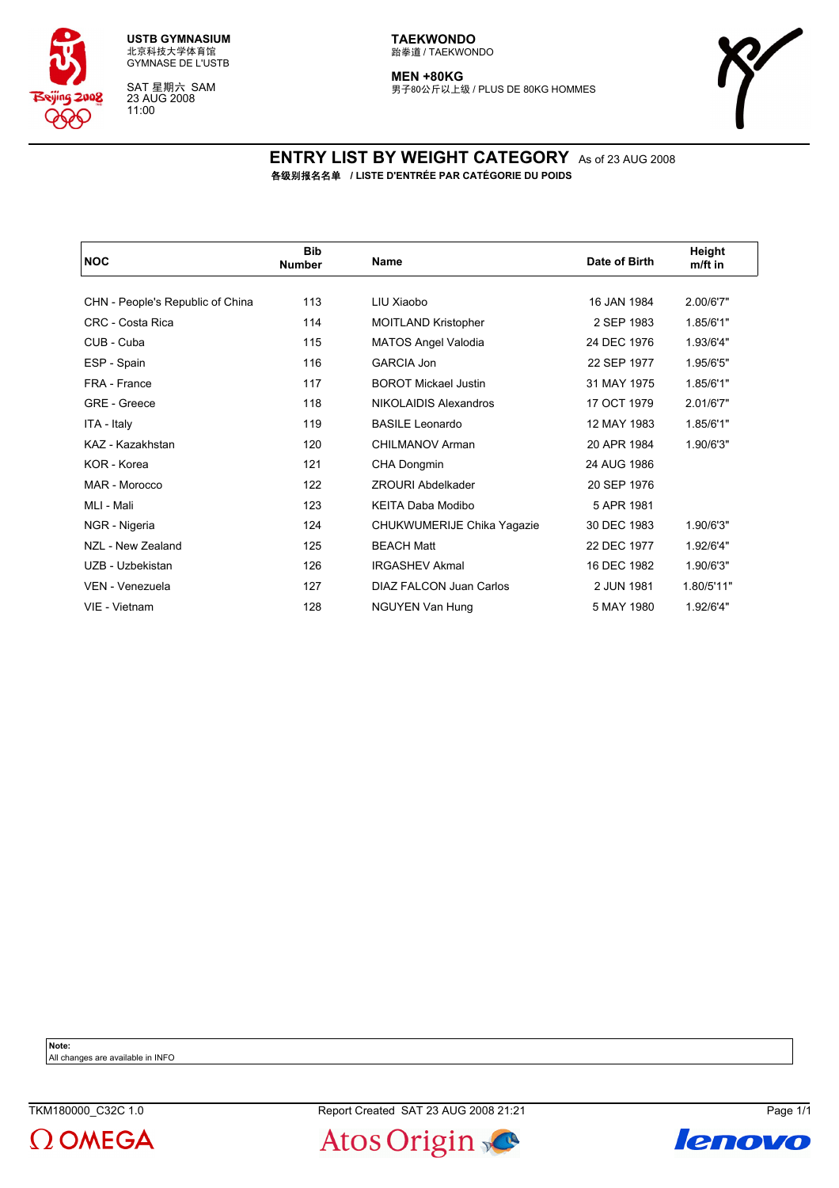USTB GYMNASIUM
北京科技大学体育馆
GYMNASE DE L'USTB

SAT 星期六 SAM
23 AUG 2008
11:00

TAEKWONDO
跆拳道 / TAEKWONDO

MEN +80KG
男子80公斤以上级 / PLUS DE 80KG HOMMES

# ENTRY LIST BY WEIGHT CATEGORY As of 23 AUG 2008

**各级别报名名单 / LISTE D'ENTRÉE PAR CATÉGORIE DU POIDS**

| NOC | Bib Number | Name | Date of Birth | Height m/ft in |
|---|---|---|---|---|
| CHN - People's Republic of China | 113 | LIU Xiaobo | 16 JAN 1984 | 2.00/6'7" |
| CRC - Costa Rica | 114 | MOITLAND Kristopher | 2 SEP 1983 | 1.85/6'1" |
| CUB - Cuba | 115 | MATOS Angel Valodia | 24 DEC 1976 | 1.93/6'4" |
| ESP - Spain | 116 | GARCIA Jon | 22 SEP 1977 | 1.95/6'5" |
| FRA - France | 117 | BOROT Mickael Justin | 31 MAY 1975 | 1.85/6'1" |
| GRE - Greece | 118 | NIKOLAIDIS Alexandros | 17 OCT 1979 | 2.01/6'7" |
| ITA - Italy | 119 | BASILE Leonardo | 12 MAY 1983 | 1.85/6'1" |
| KAZ - Kazakhstan | 120 | CHILMANOV Arman | 20 APR 1984 | 1.90/6'3" |
| KOR - Korea | 121 | CHA Dongmin | 24 AUG 1986 | |
| MAR - Morocco | 122 | ZROURI Abdelkader | 20 SEP 1976 | |
| MLI - Mali | 123 | KEITA Daba Modibo | 5 APR 1981 | |
| NGR - Nigeria | 124 | CHUKWUMERIJE Chika Yagazie | 30 DEC 1983 | 1.90/6'3" |
| NZL - New Zealand | 125 | BEACH Matt | 22 DEC 1977 | 1.92/6'4" |
| UZB - Uzbekistan | 126 | IRGASHEV Akmal | 16 DEC 1982 | 1.90/6'3" |
| VEN - Venezuela | 127 | DIAZ FALCON Juan Carlos | 2 JUN 1981 | 1.80/5'11" |
| VIE - Vietnam | 128 | NGUYEN Van Hung | 5 MAY 1980 | 1.92/6'4" |

**Note:**
All changes are available in INFO

TKM180000_C32C 1.0 Report Created SAT 23 AUG 2008 21:21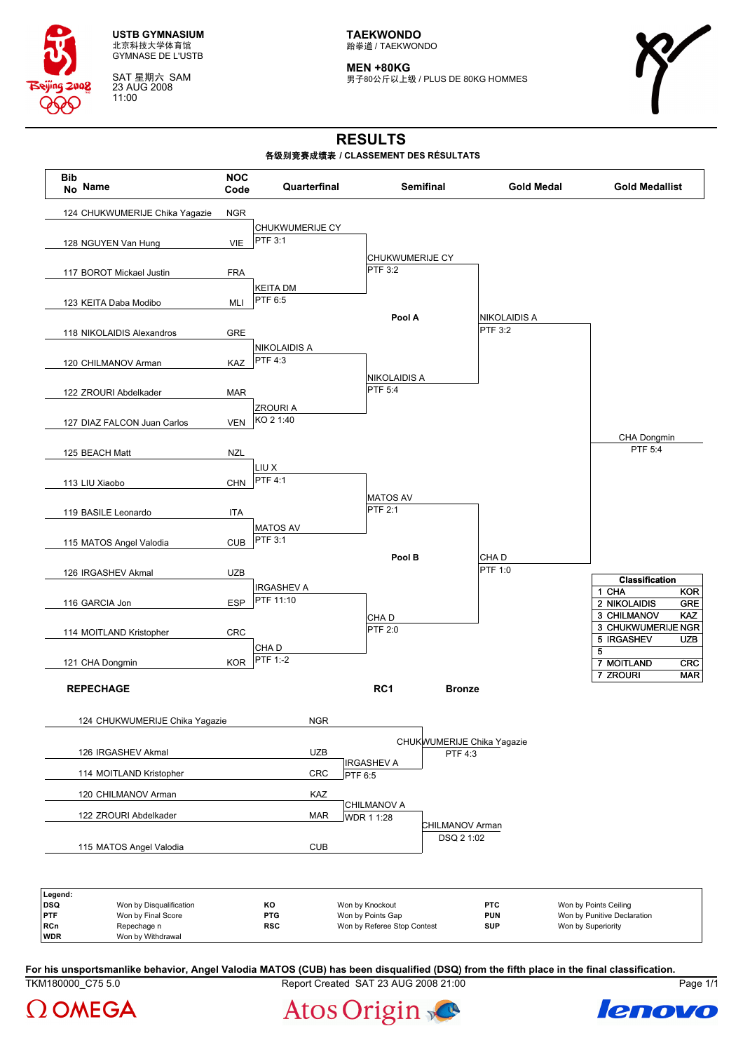**USTB GYMNASIUM**
北京科技大学体育馆
GYMNASE DE L'USTB

SAT 星期六 SAM
23 AUG 2008
11:00

**TAEKWONDO**
跆拳道 / TAEKWONDO

**MEN +80KG**
男子80公斤以上级 / PLUS DE 80KG HOMMES

# RESULTS

**各级别竞赛成绩表 / CLASSEMENT DES RÉSULTATS**

| Bib No | Name | NOC Code | Quarterfinal | Semifinal | Gold Medal | Gold Medallist |
|---|---|---|---|---|---|---|
| 124 | CHUKWUMERIJE Chika Yagazie | NGR | CHUKWUMERIJE CY PTF 3:1 | CHUKWUMERIJE CY PTF 3:2 | NIKOLAIDIS A PTF 3:2 | CHA Dongmin PTF 5:4 |
| 128 | NGUYEN Van Hung | VIE | | | | |
| 117 | BOROT Mickael Justin | FRA | KEITA DM PTF 6:5 | | | |
| 123 | KEITA Daba Modibo | MLI | | | | |
| 118 | NIKOLAIDIS Alexandros | GRE | NIKOLAIDIS A PTF 4:3 | NIKOLAIDIS A PTF 5:4 | | |
| 120 | CHILMANOV Arman | KAZ | | | | |
| 122 | ZROURI Abdelkader | MAR | ZROURI A KO 2 1:40 | | | |
| 127 | DIAZ FALCON Juan Carlos | VEN | | | | |
| 125 | BEACH Matt | NZL | LIU X PTF 4:1 | MATOS AV PTF 2:1 | CHA D PTF 1:0 | |
| 113 | LIU Xiaobo | CHN | | | | |
| 119 | BASILE Leonardo | ITA | MATOS AV PTF 3:1 | | | |
| 115 | MATOS Angel Valodia | CUB | | | | |
| 126 | IRGASHEV Akmal | UZB | IRGASHEV A PTF 11:10 | CHA D PTF 2:0 | | |
| 116 | GARCIA Jon | ESP | | | | |
| 114 | MOITLAND Kristopher | CRC | CHA D PTF 1:-2 | | | |
| 121 | CHA Dongmin | KOR | | | | |

Pool A: bouts 124–127. Pool B: bouts 125–121.

**Classification**

| Rank | Name | NOC |
|---|---|---|
| 1 | CHA | KOR |
| 2 | NIKOLAIDIS | GRE |
| 3 | CHILMANOV | KAZ |
| 3 | CHUKWUMERIJE | NGR |
| 5 | IRGASHEV | UZB |
| 5 | | |
| 7 | MOITLAND | CRC |
| 7 | ZROURI | MAR |

## REPECHAGE

| Name | NOC | RC1 | Bronze |
|---|---|---|---|
| 124 CHUKWUMERIJE Chika Yagazie | NGR | | CHUKWUMERIJE Chika Yagazie PTF 4:3 |
| 126 IRGASHEV Akmal | UZB | IRGASHEV A PTF 6:5 | |
| 114 MOITLAND Kristopher | CRC | | |
| 120 CHILMANOV Arman | KAZ | CHILMANOV A WDR 1 1:28 | CHILMANOV Arman DSQ 2 1:02 |
| 122 ZROURI Abdelkader | MAR | | |
| 115 MATOS Angel Valodia | CUB | | |

**Legend:**

| Code | Meaning | Code | Meaning | Code | Meaning |
|---|---|---|---|---|---|
| DSQ | Won by Disqualification | KO | Won by Knockout | PTC | Won by Points Ceiling |
| PTF | Won by Final Score | PTG | Won by Points Gap | PUN | Won by Punitive Declaration |
| RCn | Repechage n | RSC | Won by Referee Stop Contest | SUP | Won by Superiority |
| WDR | Won by Withdrawal | | | | |

**For his unsportsmanlike behavior, Angel Valodia MATOS (CUB) has been disqualified (DSQ) from the fifth place in the final classification.**

TKM180000_C75 5.0 — Report Created SAT 23 AUG 2008 21:00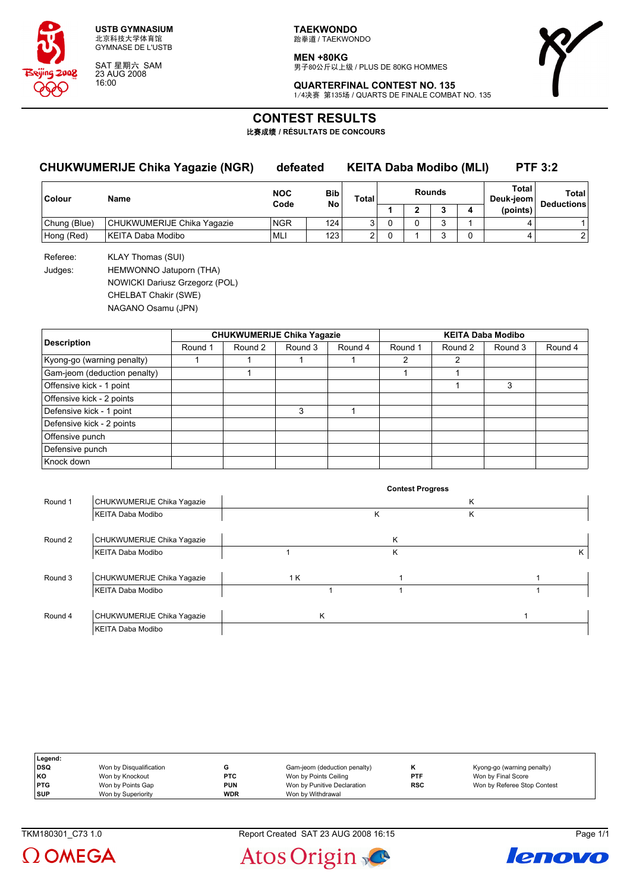**USTB GYMNASIUM**
北京科技大学体育馆
GYMNASE DE L'USTB

SAT 星期六 SAM
23 AUG 2008
16:00

**TAEKWONDO**
跆拳道 / TAEKWONDO

**MEN +80KG**
男子80公斤以上级 / PLUS DE 80KG HOMMES

**QUARTERFINAL CONTEST NO. 135**
1/4决赛 第135场 / QUARTS DE FINALE COMBAT NO. 135

# CONTEST RESULTS

**比赛成绩 / RÉSULTATS DE CONCOURS**

## CHUKWUMERIJE Chika Yagazie (NGR) defeated KEITA Daba Modibo (MLI) PTF 3:2

| Colour | Name | NOC Code | Bib No | Total | Rounds 1 | 2 | 3 | 4 | Total Deuk-jeom (points) | Total Deductions |
|---|---|---|---|---|---|---|---|---|---|---|
| Chung (Blue) | CHUKWUMERIJE Chika Yagazie | NGR | 124 | 3 | 0 | 0 | 3 | 1 | 4 | 1 |
| Hong (Red) | KEITA Daba Modibo | MLI | 123 | 2 | 0 | 1 | 3 | 0 | 4 | 2 |

Referee: KLAY Thomas (SUI)

Judges: HEMWONNO Jatuporn (THA)
NOWICKI Dariusz Grzegorz (POL)
CHELBAT Chakir (SWE)
NAGANO Osamu (JPN)

| Description | CHUKWUMERIJE Chika Yagazie | | | | KEITA Daba Modibo | | | |
|---|---|---|---|---|---|---|---|---|
| | Round 1 | Round 2 | Round 3 | Round 4 | Round 1 | Round 2 | Round 3 | Round 4 |
| Kyong-go (warning penalty) | 1 | 1 | 1 | 1 | 2 | 2 | | |
| Gam-jeom (deduction penalty) | | 1 | | | 1 | 1 | | |
| Offensive kick - 1 point | | | | | | 1 | 3 | |
| Offensive kick - 2 points | | | | | | | | |
| Defensive kick - 1 point | | | 3 | 1 | | | | |
| Defensive kick - 2 points | | | | | | | | |
| Offensive punch | | | | | | | | |
| Defensive punch | | | | | | | | |
| Knock down | | | | | | | | |

**Contest Progress**

| Round | Athlete | Progress |
|---|---|---|
| Round 1 | CHUKWUMERIJE Chika Yagazie | K |
| | KEITA Daba Modibo | K K |
| Round 2 | CHUKWUMERIJE Chika Yagazie | K |
| | KEITA Daba Modibo | 1 K K |
| Round 3 | CHUKWUMERIJE Chika Yagazie | 1 K 1 1 |
| | KEITA Daba Modibo | 1 1 1 |
| Round 4 | CHUKWUMERIJE Chika Yagazie | K 1 |
| | KEITA Daba Modibo | |

**Legend:**

| | | | | | |
|---|---|---|---|---|---|
| DSQ | Won by Disqualification | G | Gam-jeom (deduction penalty) | K | Kyong-go (warning penalty) |
| KO | Won by Knockout | PTC | Won by Points Ceiling | PTF | Won by Final Score |
| PTG | Won by Points Gap | PUN | Won by Punitive Declaration | RSC | Won by Referee Stop Contest |
| SUP | Won by Superiority | WDR | Won by Withdrawal | | |

TKM180301_C73 1.0 Report Created SAT 23 AUG 2008 16:15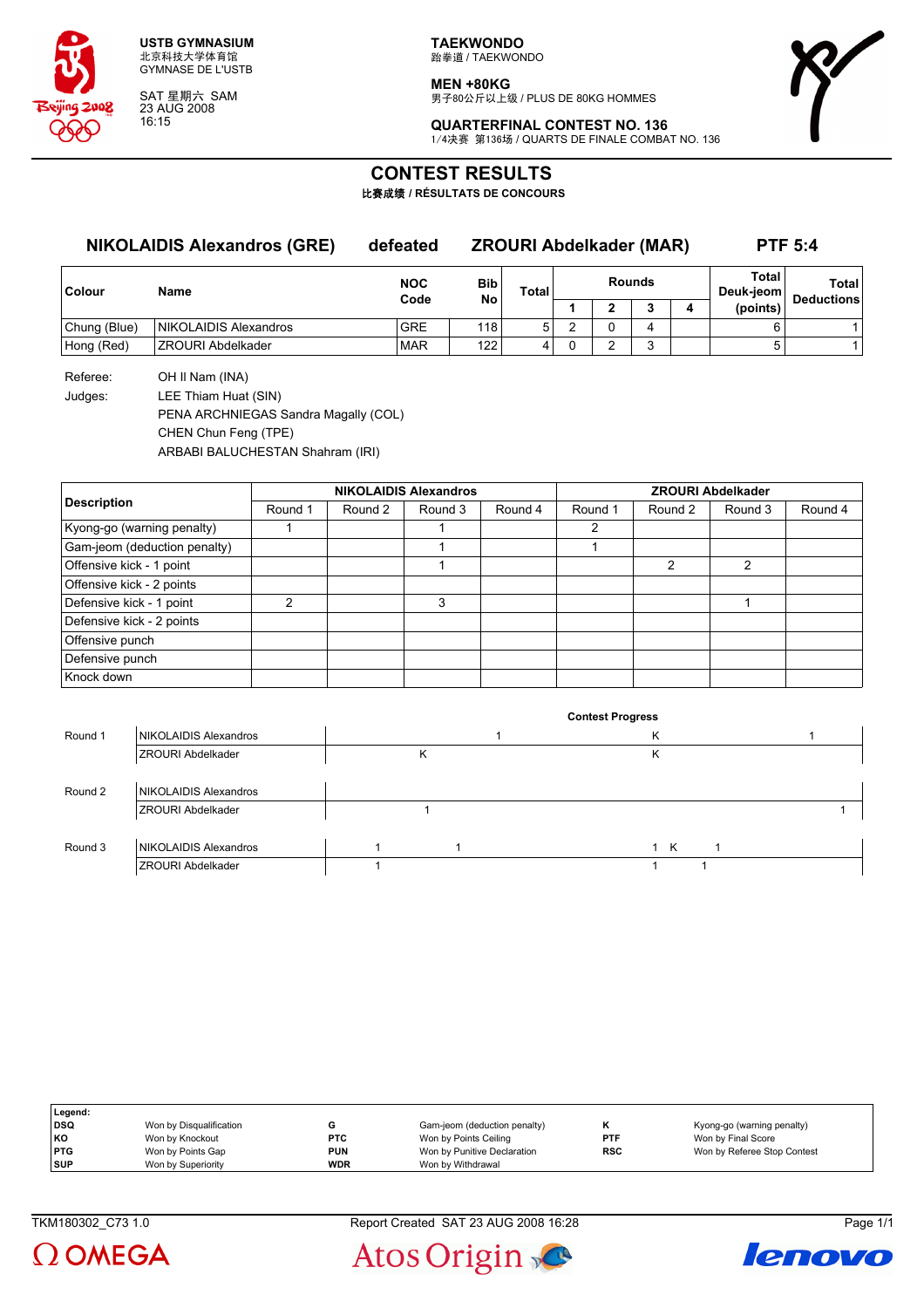**USTB GYMNASIUM**
北京科技大学体育馆
GYMNASE DE L'USTB

SAT 星期六 SAM
23 AUG 2008
16:15

**TAEKWONDO**
跆拳道 / TAEKWONDO

**MEN +80KG**
男子80公斤以上级 / PLUS DE 80KG HOMMES

**QUARTERFINAL CONTEST NO. 136**
1/4决赛 第136场 / QUARTS DE FINALE COMBAT NO. 136

# CONTEST RESULTS

**比赛成绩 / RÉSULTATS DE CONCOURS**

## NIKOLAIDIS Alexandros (GRE) defeated ZROURI Abdelkader (MAR) PTF 5:4

| Colour | Name | NOC Code | Bib No | Total | Rounds | | | | Total Deuk-jeom (points) | Total Deductions |
|---|---|---|---|---|---|---|---|---|---|---|
| | | | | | 1 | 2 | 3 | 4 | | |
| Chung (Blue) | NIKOLAIDIS Alexandros | GRE | 118 | 5 | 2 | 0 | 4 | | 6 | 1 |
| Hong (Red) | ZROURI Abdelkader | MAR | 122 | 4 | 0 | 2 | 3 | | 5 | 1 |

Referee: OH Il Nam (INA)

Judges:
LEE Thiam Huat (SIN)
PENA ARCHNIEGAS Sandra Magally (COL)
CHEN Chun Feng (TPE)
ARBABI BALUCHESTAN Shahram (IRI)

| Description | NIKOLAIDIS Alexandros | | | | ZROURI Abdelkader | | | |
|---|---|---|---|---|---|---|---|---|
| | Round 1 | Round 2 | Round 3 | Round 4 | Round 1 | Round 2 | Round 3 | Round 4 |
| Kyong-go (warning penalty) | 1 | | 1 | | 2 | | | |
| Gam-jeom (deduction penalty) | | | 1 | | 1 | | | |
| Offensive kick - 1 point | | | 1 | | | 2 | 2 | |
| Offensive kick - 2 points | | | | | | | | |
| Defensive kick - 1 point | 2 | | 3 | | | | 1 | |
| Defensive kick - 2 points | | | | | | | | |
| Offensive punch | | | | | | | | |
| Defensive punch | | | | | | | | |
| Knock down | | | | | | | | |

**Contest Progress**

| Round | Name | Progress |
|---|---|---|
| Round 1 | NIKOLAIDIS Alexandros | 1 K 1 |
| | ZROURI Abdelkader | K K |
| Round 2 | NIKOLAIDIS Alexandros | |
| | ZROURI Abdelkader | 1 1 |
| Round 3 | NIKOLAIDIS Alexandros | 1 1 1 K 1 |
| | ZROURI Abdelkader | 1 1 1 |

| Legend: | | | | | |
|---|---|---|---|---|---|
| DSQ | Won by Disqualification | G | Gam-jeom (deduction penalty) | K | Kyong-go (warning penalty) |
| KO | Won by Knockout | PTC | Won by Points Ceiling | PTF | Won by Final Score |
| PTG | Won by Points Gap | PUN | Won by Punitive Declaration | RSC | Won by Referee Stop Contest |
| SUP | Won by Superiority | WDR | Won by Withdrawal | | |

TKM180302_C73 1.0 Report Created SAT 23 AUG 2008 16:28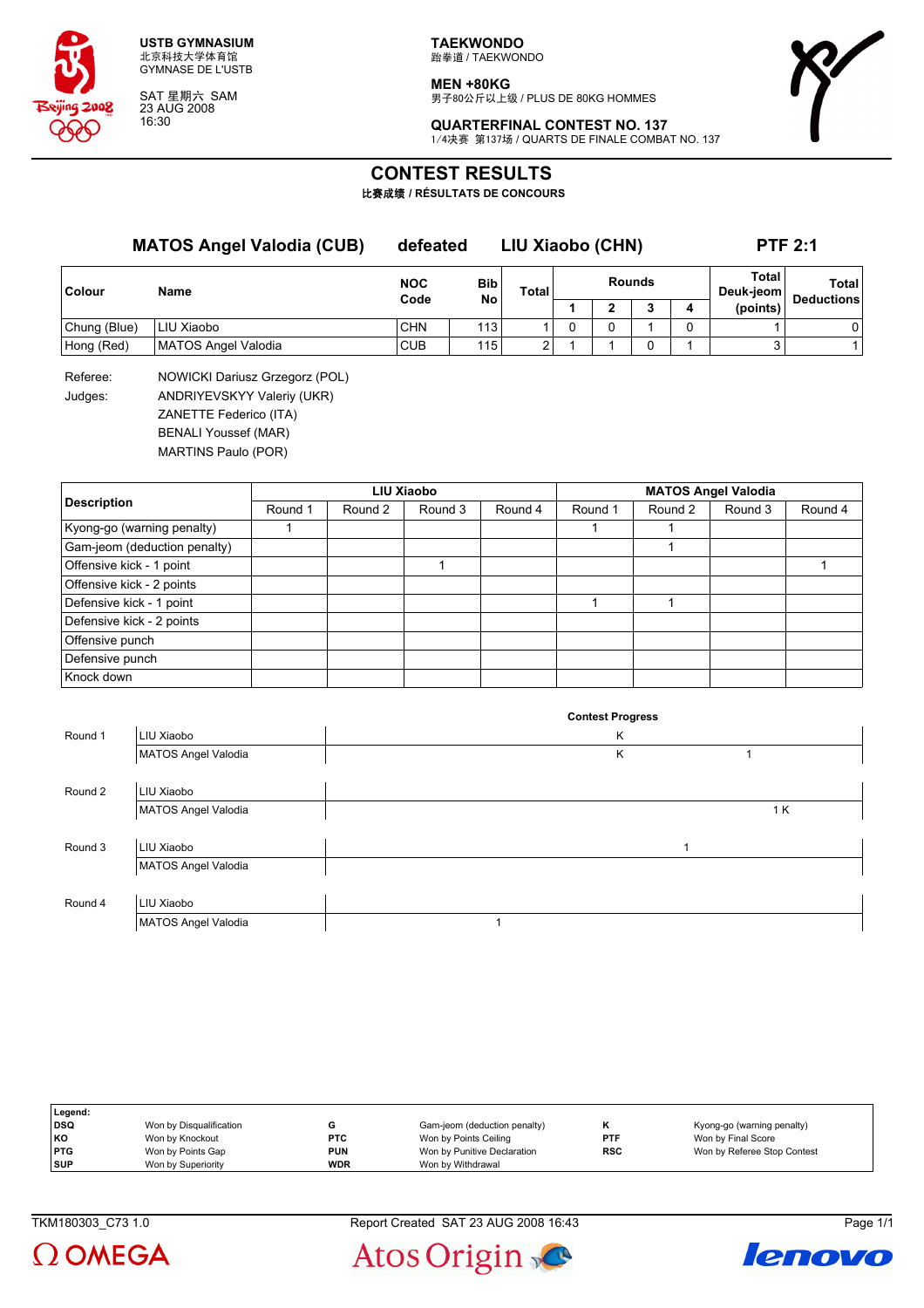USTB GYMNASIUM
北京科技大学体育馆
GYMNASE DE L'USTB

SAT 星期六 SAM
23 AUG 2008
16:30

**TAEKWONDO**
跆拳道 / TAEKWONDO

**MEN +80KG**
男子80公斤以上级 / PLUS DE 80KG HOMMES

**QUARTERFINAL CONTEST NO. 137**
1/4决赛 第137场 / QUARTS DE FINALE COMBAT NO. 137

# CONTEST RESULTS

比赛成绩 / RÉSULTATS DE CONCOURS

**MATOS Angel Valodia (CUB)** defeated **LIU Xiaobo (CHN)** **PTF 2:1**

| Colour | Name | NOC Code | Bib No | Total | Rounds 1 | 2 | 3 | 4 | Total Deuk-jeom (points) | Total Deductions |
|---|---|---|---|---|---|---|---|---|---|---|
| Chung (Blue) | LIU Xiaobo | CHN | 113 | 1 | 0 | 0 | 1 | 0 | 1 | 0 |
| Hong (Red) | MATOS Angel Valodia | CUB | 115 | 2 | 1 | 1 | 0 | 1 | 3 | 1 |

Referee: NOWICKI Dariusz Grzegorz (POL)

Judges: ANDRIYEVSKYY Valeriy (UKR)
ZANETTE Federico (ITA)
BENALI Youssef (MAR)
MARTINS Paulo (POR)

| Description | LIU Xiaobo | | | | MATOS Angel Valodia | | | |
|---|---|---|---|---|---|---|---|---|
| | Round 1 | Round 2 | Round 3 | Round 4 | Round 1 | Round 2 | Round 3 | Round 4 |
| Kyong-go (warning penalty) | 1 | | | | 1 | 1 | | |
| Gam-jeom (deduction penalty) | | | | | | 1 | | |
| Offensive kick - 1 point | | | 1 | | | | | 1 |
| Offensive kick - 2 points | | | | | | | | |
| Defensive kick - 1 point | | | | | 1 | 1 | | |
| Defensive kick - 2 points | | | | | | | | |
| Offensive punch | | | | | | | | |
| Defensive punch | | | | | | | | |
| Knock down | | | | | | | | |

**Contest Progress**

| Round | Name | Progress |
|---|---|---|
| Round 1 | LIU Xiaobo | K |
| | MATOS Angel Valodia | K 1 |
| Round 2 | LIU Xiaobo | |
| | MATOS Angel Valodia | 1 K |
| Round 3 | LIU Xiaobo | 1 |
| | MATOS Angel Valodia | |
| Round 4 | LIU Xiaobo | |
| | MATOS Angel Valodia | 1 |

| Legend: | | | | | |
|---|---|---|---|---|---|
| DSQ | Won by Disqualification | G | Gam-jeom (deduction penalty) | K | Kyong-go (warning penalty) |
| KO | Won by Knockout | PTC | Won by Points Ceiling | PTF | Won by Final Score |
| PTG | Won by Points Gap | PUN | Won by Punitive Declaration | RSC | Won by Referee Stop Contest |
| SUP | Won by Superiority | WDR | Won by Withdrawal | | |

TKM180303_C73 1.0 Report Created SAT 23 AUG 2008 16:43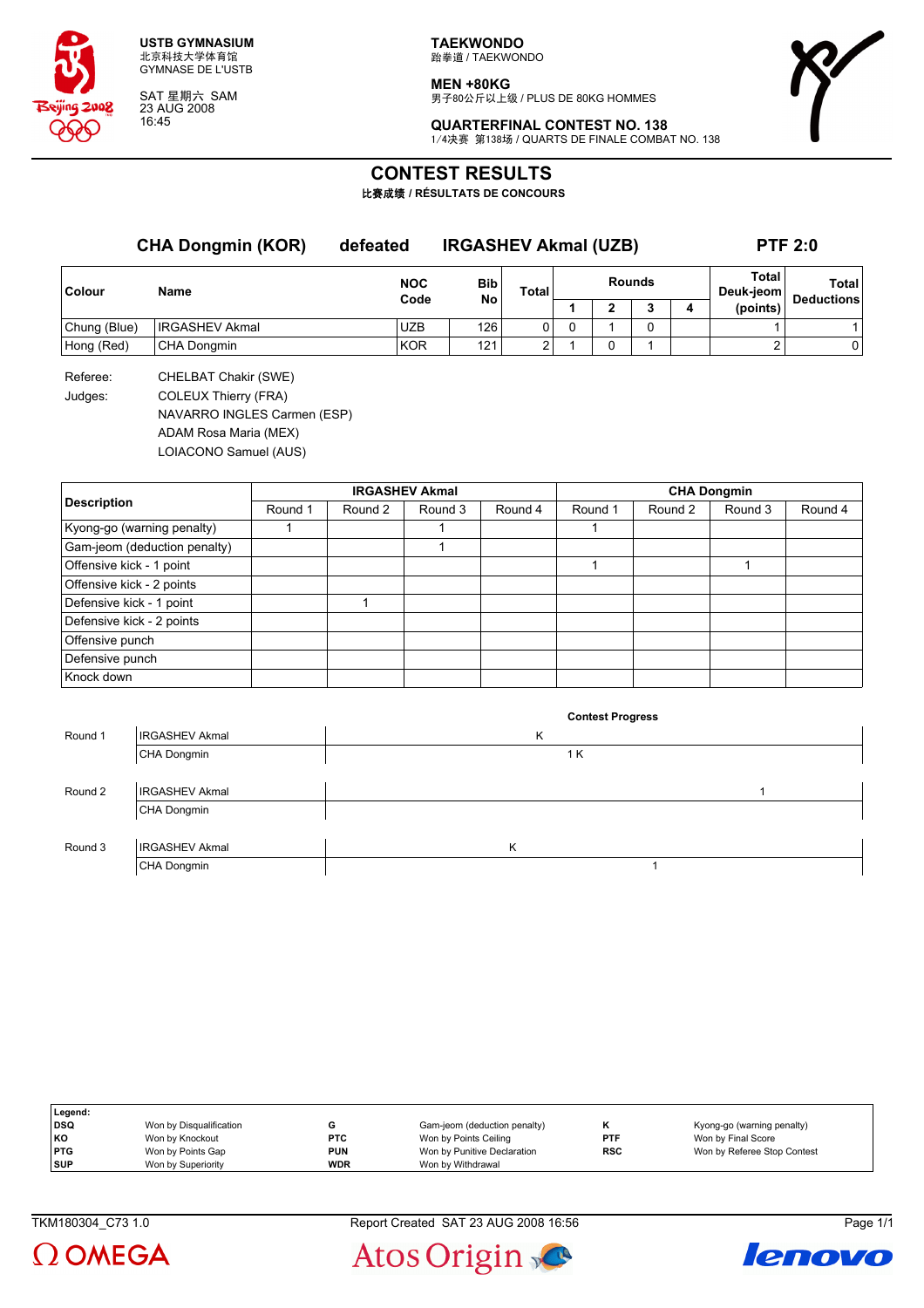USTB GYMNASIUM
北京科技大学体育馆
GYMNASE DE L'USTB

SAT 星期六 SAM
23 AUG 2008
16:45

**TAEKWONDO**
跆拳道 / TAEKWONDO

**MEN +80KG**
男子80公斤以上级 / PLUS DE 80KG HOMMES

**QUARTERFINAL CONTEST NO. 138**
1/4决赛 第138场 / QUARTS DE FINALE COMBAT NO. 138

# CONTEST RESULTS

**比赛成绩 / RÉSULTATS DE CONCOURS**

## CHA Dongmin (KOR) defeated IRGASHEV Akmal (UZB) PTF 2:0

| Colour | Name | NOC Code | Bib No | Total | Rounds 1 | 2 | 3 | 4 | Total Deuk-jeom (points) | Total Deductions |
|---|---|---|---|---|---|---|---|---|---|---|
| Chung (Blue) | IRGASHEV Akmal | UZB | 126 | 0 | 0 | 1 | 0 | | 1 | 1 |
| Hong (Red) | CHA Dongmin | KOR | 121 | 2 | 1 | 0 | 1 | | 2 | 0 |

Referee: CHELBAT Chakir (SWE)

Judges: COLEUX Thierry (FRA)
NAVARRO INGLES Carmen (ESP)
ADAM Rosa Maria (MEX)
LOIACONO Samuel (AUS)

| Description | IRGASHEV Akmal Round 1 | Round 2 | Round 3 | Round 4 | CHA Dongmin Round 1 | Round 2 | Round 3 | Round 4 |
|---|---|---|---|---|---|---|---|---|
| Kyong-go (warning penalty) | 1 | | 1 | | 1 | | | |
| Gam-jeom (deduction penalty) | | | 1 | | | | | |
| Offensive kick - 1 point | | | | | 1 | | 1 | |
| Offensive kick - 2 points | | | | | | | | |
| Defensive kick - 1 point | | 1 | | | | | | |
| Defensive kick - 2 points | | | | | | | | |
| Offensive punch | | | | | | | | |
| Defensive punch | | | | | | | | |
| Knock down | | | | | | | | |

**Contest Progress**

| Round | Name | Progress |
|---|---|---|
| Round 1 | IRGASHEV Akmal | K |
| | CHA Dongmin | 1 K |
| Round 2 | IRGASHEV Akmal | 1 |
| | CHA Dongmin | |
| Round 3 | IRGASHEV Akmal | K |
| | CHA Dongmin | 1 |

| Legend: | | | | | |
|---|---|---|---|---|---|
| DSQ | Won by Disqualification | G | Gam-jeom (deduction penalty) | K | Kyong-go (warning penalty) |
| KO | Won by Knockout | PTC | Won by Points Ceiling | PTF | Won by Final Score |
| PTG | Won by Points Gap | PUN | Won by Punitive Declaration | RSC | Won by Referee Stop Contest |
| SUP | Won by Superiority | WDR | Won by Withdrawal | | |

TKM180304_C73 1.0 Report Created SAT 23 AUG 2008 16:56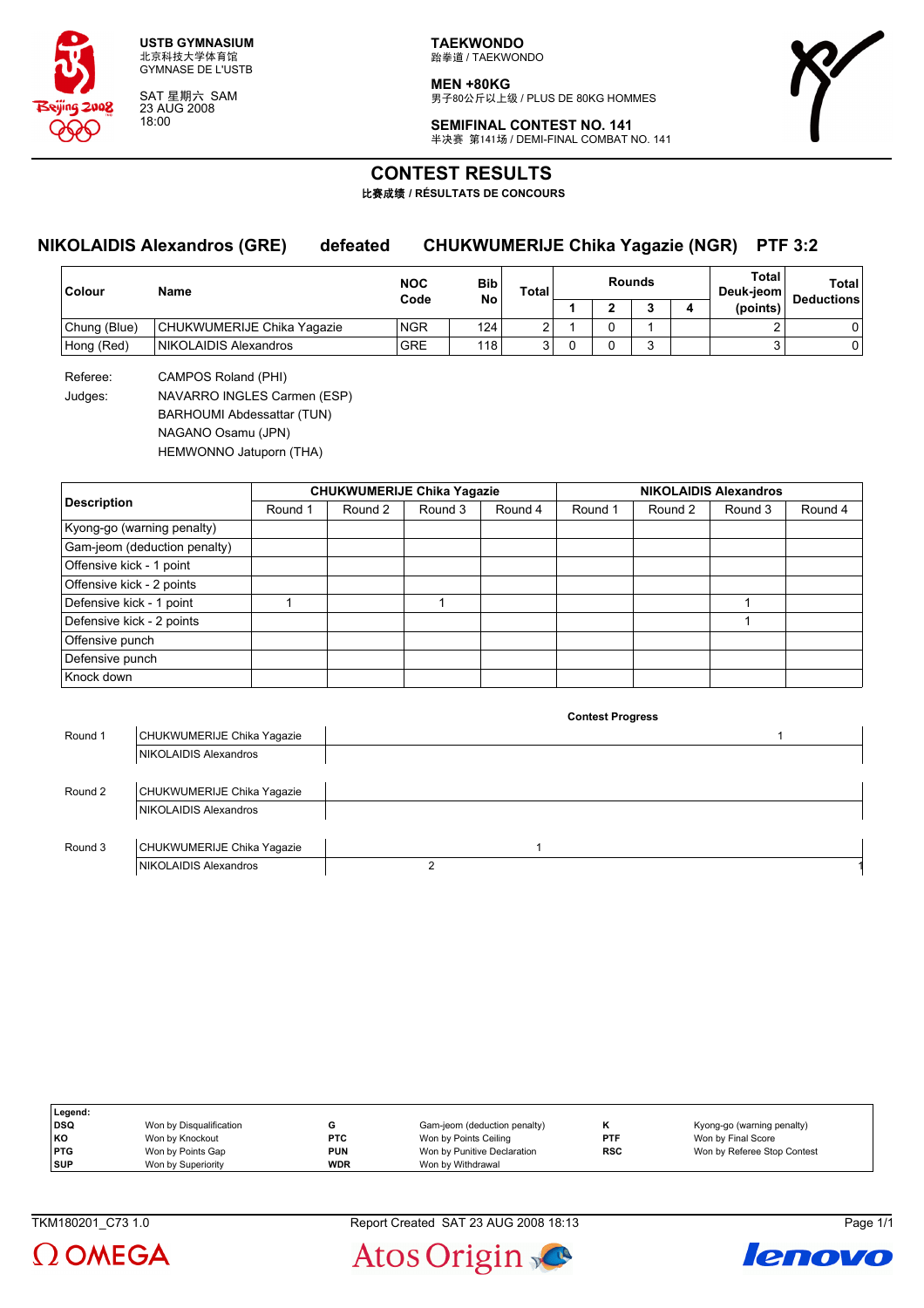USTB GYMNASIUM
北京科技大学体育馆
GYMNASE DE L'USTB

SAT 星期六 SAM
23 AUG 2008
18:00

**TAEKWONDO**
跆拳道 / TAEKWONDO

**MEN +80KG**
男子80公斤以上级 / PLUS DE 80KG HOMMES

**SEMIFINAL CONTEST NO. 141**
半决赛 第141场 / DEMI-FINAL COMBAT NO. 141

# CONTEST RESULTS

**比赛成绩 / RÉSULTATS DE CONCOURS**

## NIKOLAIDIS Alexandros (GRE) defeated CHUKWUMERIJE Chika Yagazie (NGR) PTF 3:2

| Colour | Name | NOC Code | Bib No | Total | Rounds 1 | 2 | 3 | 4 | Total Deuk-jeom (points) | Total Deductions |
|---|---|---|---|---|---|---|---|---|---|---|
| Chung (Blue) | CHUKWUMERIJE Chika Yagazie | NGR | 124 | 2 | 1 | 0 | 1 | | 2 | 0 |
| Hong (Red) | NIKOLAIDIS Alexandros | GRE | 118 | 3 | 0 | 0 | 3 | | 3 | 0 |

Referee: CAMPOS Roland (PHI)

Judges: NAVARRO INGLES Carmen (ESP)
BARHOUMI Abdessattar (TUN)
NAGANO Osamu (JPN)
HEMWONNO Jatuporn (THA)

| Description | CHUKWUMERIJE Chika Yagazie | | | | NIKOLAIDIS Alexandros | | | |
|---|---|---|---|---|---|---|---|---|
| | Round 1 | Round 2 | Round 3 | Round 4 | Round 1 | Round 2 | Round 3 | Round 4 |
| Kyong-go (warning penalty) | | | | | | | | |
| Gam-jeom (deduction penalty) | | | | | | | | |
| Offensive kick - 1 point | | | | | | | | |
| Offensive kick - 2 points | | | | | | | | |
| Defensive kick - 1 point | 1 | | 1 | | | | 1 | |
| Defensive kick - 2 points | | | | | | | 1 | |
| Offensive punch | | | | | | | | |
| Defensive punch | | | | | | | | |
| Knock down | | | | | | | | |

**Contest Progress**

| Round | Athlete | Progress |
|---|---|---|
| Round 1 | CHUKWUMERIJE Chika Yagazie | 1 |
| | NIKOLAIDIS Alexandros | |
| Round 2 | CHUKWUMERIJE Chika Yagazie | |
| | NIKOLAIDIS Alexandros | |
| Round 3 | CHUKWUMERIJE Chika Yagazie | 1 |
| | NIKOLAIDIS Alexandros | 2, 1 |

**Legend:**

| | | | | | |
|---|---|---|---|---|---|
| DSQ | Won by Disqualification | G | Gam-jeom (deduction penalty) | K | Kyong-go (warning penalty) |
| KO | Won by Knockout | PTC | Won by Points Ceiling | PTF | Won by Final Score |
| PTG | Won by Points Gap | PUN | Won by Punitive Declaration | RSC | Won by Referee Stop Contest |
| SUP | Won by Superiority | WDR | Won by Withdrawal | | |

TKM180201_C73 1.0 Report Created SAT 23 AUG 2008 18:13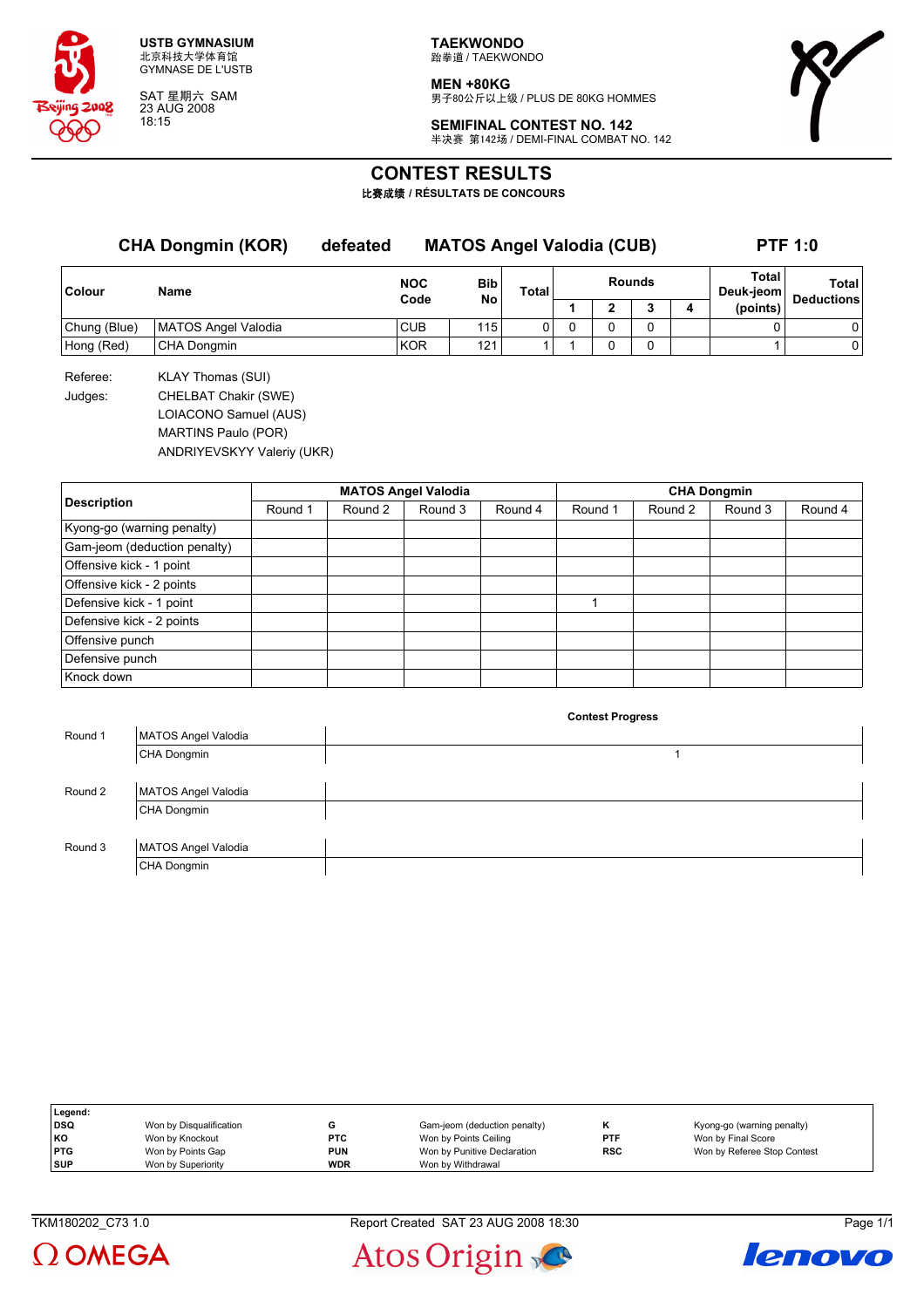**USTB GYMNASIUM**
北京科技大学体育馆
GYMNASE DE L'USTB

SAT 星期六 SAM
23 AUG 2008
18:15

**TAEKWONDO**
跆拳道 / TAEKWONDO

**MEN +80KG**
男子80公斤以上级 / PLUS DE 80KG HOMMES

**SEMIFINAL CONTEST NO. 142**
半决赛 第142场 / DEMI-FINAL COMBAT NO. 142

# CONTEST RESULTS

**比赛成绩 / RÉSULTATS DE CONCOURS**

## CHA Dongmin (KOR) defeated MATOS Angel Valodia (CUB) PTF 1:0

| Colour | Name | NOC Code | Bib No | Total | Rounds 1 | 2 | 3 | 4 | Total Deuk-jeom (points) | Total Deductions |
|---|---|---|---|---|---|---|---|---|---|---|
| Chung (Blue) | MATOS Angel Valodia | CUB | 115 | 0 | 0 | 0 | 0 | | 0 | 0 |
| Hong (Red) | CHA Dongmin | KOR | 121 | 1 | 1 | 0 | 0 | | 1 | 0 |

Referee: KLAY Thomas (SUI)

Judges:
CHELBAT Chakir (SWE)
LOIACONO Samuel (AUS)
MARTINS Paulo (POR)
ANDRIYEVSKYY Valeriy (UKR)

| Description | MATOS Angel Valodia Round 1 | Round 2 | Round 3 | Round 4 | CHA Dongmin Round 1 | Round 2 | Round 3 | Round 4 |
|---|---|---|---|---|---|---|---|---|
| Kyong-go (warning penalty) | | | | | | | | |
| Gam-jeom (deduction penalty) | | | | | | | | |
| Offensive kick - 1 point | | | | | | | | |
| Offensive kick - 2 points | | | | | | | | |
| Defensive kick - 1 point | | | | | 1 | | | |
| Defensive kick - 2 points | | | | | | | | |
| Offensive punch | | | | | | | | |
| Defensive punch | | | | | | | | |
| Knock down | | | | | | | | |

**Contest Progress**

| Round | Athlete | Progress |
|---|---|---|
| Round 1 | MATOS Angel Valodia | |
| | CHA Dongmin | 1 |
| Round 2 | MATOS Angel Valodia | |
| | CHA Dongmin | |
| Round 3 | MATOS Angel Valodia | |
| | CHA Dongmin | |

**Legend:**

| | | | | | |
|---|---|---|---|---|---|
| DSQ | Won by Disqualification | G | Gam-jeom (deduction penalty) | K | Kyong-go (warning penalty) |
| KO | Won by Knockout | PTC | Won by Points Ceiling | PTF | Won by Final Score |
| PTG | Won by Points Gap | PUN | Won by Punitive Declaration | RSC | Won by Referee Stop Contest |
| SUP | Won by Superiority | WDR | Won by Withdrawal | | |

TKM180202_C73 1.0 Report Created SAT 23 AUG 2008 18:30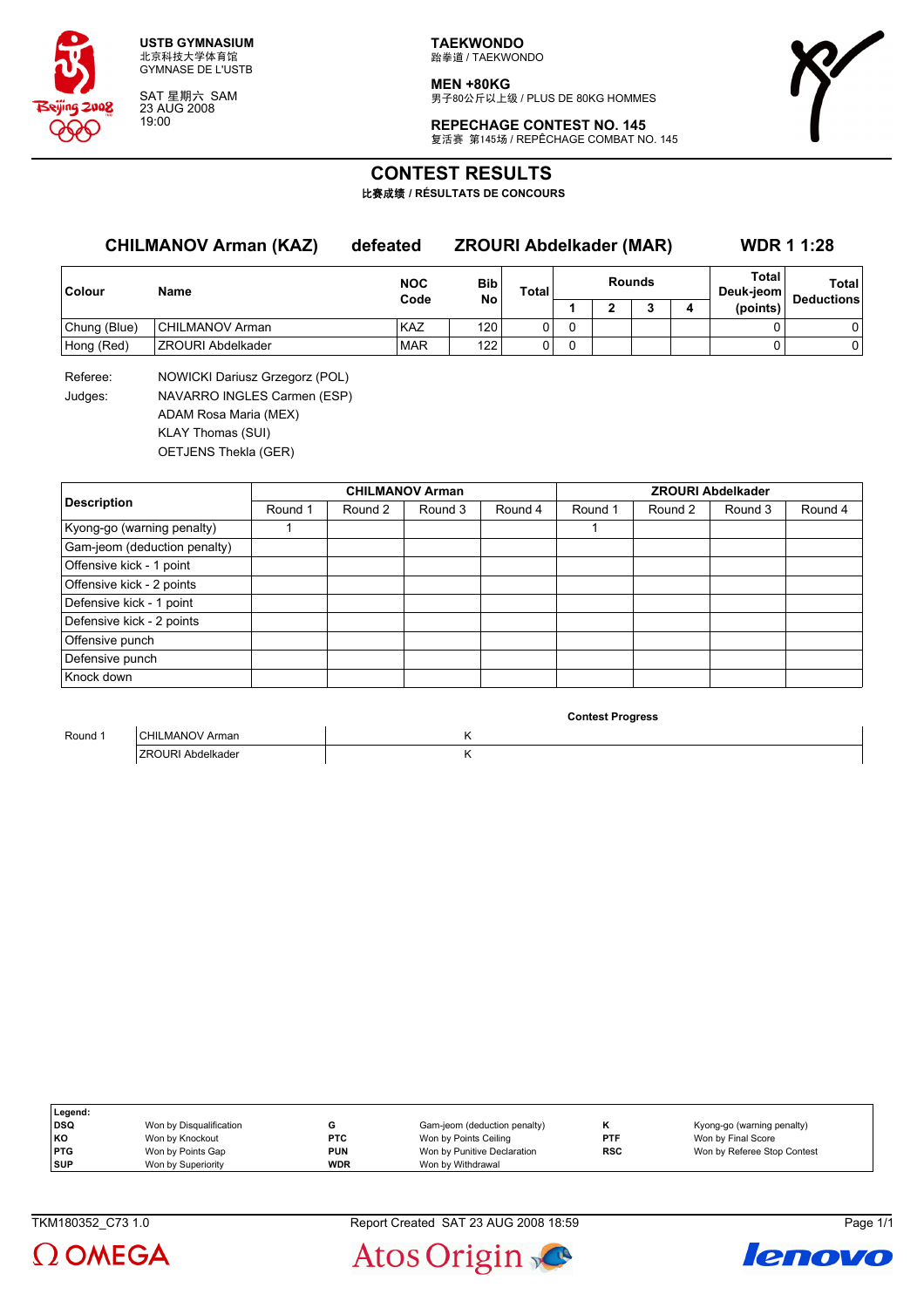USTB GYMNASIUM
北京科技大学体育馆
GYMNASE DE L'USTB

SAT 星期六 SAM
23 AUG 2008
19:00

**TAEKWONDO**
跆拳道 / TAEKWONDO

**MEN +80KG**
男子80公斤以上级 / PLUS DE 80KG HOMMES

**REPECHAGE CONTEST NO. 145**
复活赛 第145场 / REPÊCHAGE COMBAT NO. 145

# CONTEST RESULTS

**比赛成绩 / RÉSULTATS DE CONCOURS**

**CHILMANOV Arman (KAZ) defeated ZROURI Abdelkader (MAR) WDR 1 1:28**

| Colour | Name | NOC Code | Bib No | Total | Rounds 1 | 2 | 3 | 4 | Total Deuk-jeom (points) | Total Deductions |
|---|---|---|---|---|---|---|---|---|---|---|
| Chung (Blue) | CHILMANOV Arman | KAZ | 120 | 0 | 0 | | | | 0 | 0 |
| Hong (Red) | ZROURI Abdelkader | MAR | 122 | 0 | 0 | | | | 0 | 0 |

Referee: NOWICKI Dariusz Grzegorz (POL)
Judges: NAVARRO INGLES Carmen (ESP)
ADAM Rosa Maria (MEX)
KLAY Thomas (SUI)
OETJENS Thekla (GER)

| Description | CHILMANOV Arman Round 1 | Round 2 | Round 3 | Round 4 | ZROURI Abdelkader Round 1 | Round 2 | Round 3 | Round 4 |
|---|---|---|---|---|---|---|---|---|
| Kyong-go (warning penalty) | 1 | | | | 1 | | | |
| Gam-jeom (deduction penalty) | | | | | | | | |
| Offensive kick - 1 point | | | | | | | | |
| Offensive kick - 2 points | | | | | | | | |
| Defensive kick - 1 point | | | | | | | | |
| Defensive kick - 2 points | | | | | | | | |
| Offensive punch | | | | | | | | |
| Defensive punch | | | | | | | | |
| Knock down | | | | | | | | |

**Contest Progress**

| | | |
|---|---|---|
| Round 1 | CHILMANOV Arman | K |
| | ZROURI Abdelkader | K |

**Legend:**

| | | | | | |
|---|---|---|---|---|---|
| DSQ | Won by Disqualification | G | Gam-jeom (deduction penalty) | K | Kyong-go (warning penalty) |
| KO | Won by Knockout | PTC | Won by Points Ceiling | PTF | Won by Final Score |
| PTG | Won by Points Gap | PUN | Won by Punitive Declaration | RSC | Won by Referee Stop Contest |
| SUP | Won by Superiority | WDR | Won by Withdrawal | | |

TKM180352_C73 1.0 Report Created SAT 23 AUG 2008 18:59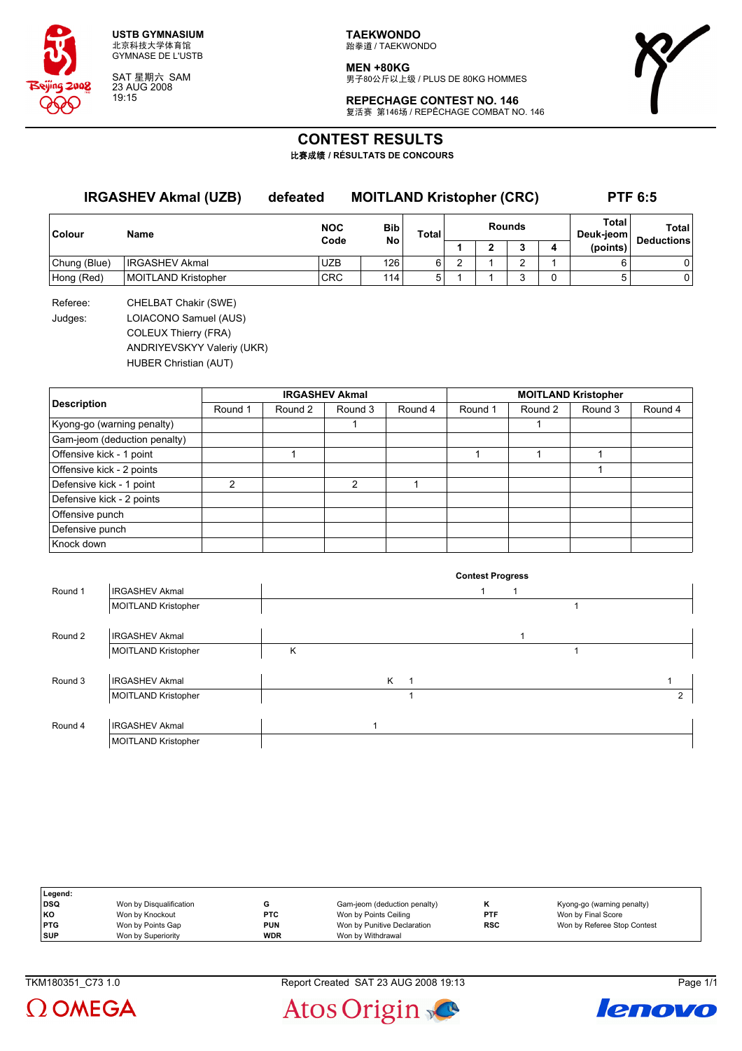USTB GYMNASIUM
北京科技大学体育馆
GYMNASE DE L'USTB

SAT 星期六 SAM
23 AUG 2008
19:15

**TAEKWONDO**
跆拳道 / TAEKWONDO

**MEN +80KG**
男子80公斤以上级 / PLUS DE 80KG HOMMES

**REPECHAGE CONTEST NO. 146**
复活赛 第146场 / REPÊCHAGE COMBAT NO. 146

# CONTEST RESULTS

**比赛成绩 / RÉSULTATS DE CONCOURS**

## IRGASHEV Akmal (UZB) defeated MOITLAND Kristopher (CRC) PTF 6:5

| Colour | Name | NOC Code | Bib No | Total | Rounds 1 | 2 | 3 | 4 | Total Deuk-jeom (points) | Total Deductions |
|---|---|---|---|---|---|---|---|---|---|---|
| Chung (Blue) | IRGASHEV Akmal | UZB | 126 | 6 | 2 | 1 | 2 | 1 | 6 | 0 |
| Hong (Red) | MOITLAND Kristopher | CRC | 114 | 5 | 1 | 1 | 3 | 0 | 5 | 0 |

Referee: CHELBAT Chakir (SWE)

Judges: LOIACONO Samuel (AUS)
COLEUX Thierry (FRA)
ANDRIYEVSKYY Valeriy (UKR)
HUBER Christian (AUT)

| Description | IRGASHEV Akmal Round 1 | Round 2 | Round 3 | Round 4 | MOITLAND Kristopher Round 1 | Round 2 | Round 3 | Round 4 |
|---|---|---|---|---|---|---|---|---|
| Kyong-go (warning penalty) | | | 1 | | | 1 | | |
| Gam-jeom (deduction penalty) | | | | | | | | |
| Offensive kick - 1 point | | 1 | | | 1 | 1 | 1 | |
| Offensive kick - 2 points | | | | | | | 1 | |
| Defensive kick - 1 point | 2 | | 2 | 1 | | | | |
| Defensive kick - 2 points | | | | | | | | |
| Offensive punch | | | | | | | | |
| Defensive punch | | | | | | | | |
| Knock down | | | | | | | | |

**Contest Progress**

| Round | Athlete | Progress |
|---|---|---|
| Round 1 | IRGASHEV Akmal | 1 1 |
| | MOITLAND Kristopher | 1 |
| Round 2 | IRGASHEV Akmal | 1 |
| | MOITLAND Kristopher | K 1 |
| Round 3 | IRGASHEV Akmal | K 1 1 |
| | MOITLAND Kristopher | 1 2 |
| Round 4 | IRGASHEV Akmal | 1 |
| | MOITLAND Kristopher | |

**Legend:**

| | | | | | |
|---|---|---|---|---|---|
| DSQ | Won by Disqualification | G | Gam-jeom (deduction penalty) | K | Kyong-go (warning penalty) |
| KO | Won by Knockout | PTC | Won by Points Ceiling | PTF | Won by Final Score |
| PTG | Won by Points Gap | PUN | Won by Punitive Declaration | RSC | Won by Referee Stop Contest |
| SUP | Won by Superiority | WDR | Won by Withdrawal | | |

TKM180351_C73 1.0 Report Created SAT 23 AUG 2008 19:13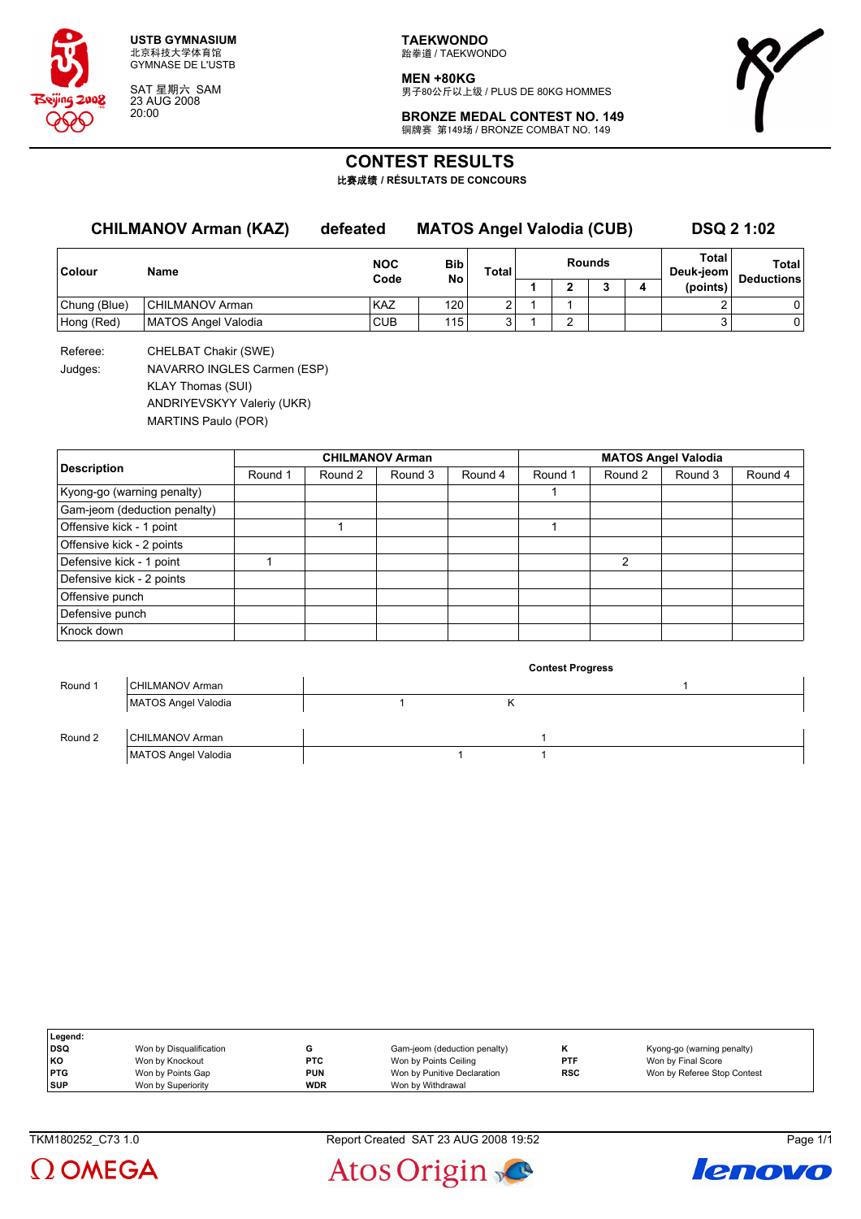USTB GYMNASIUM
北京科技大学体育馆
GYMNASE DE L'USTB

SAT 星期六 SAM
23 AUG 2008
20:00

**TAEKWONDO**
跆拳道 / TAEKWONDO

**MEN +80KG**
男子80公斤以上级 / PLUS DE 80KG HOMMES

**BRONZE MEDAL CONTEST NO. 149**
铜牌赛 第149场 / BRONZE COMBAT NO. 149

# CONTEST RESULTS

**比赛成绩 / RÉSULTATS DE CONCOURS**

**CHILMANOV Arman (KAZ) defeated MATOS Angel Valodia (CUB) DSQ 2 1:02**

| Colour | Name | NOC Code | Bib No | Total | Rounds 1 | 2 | 3 | 4 | Total Deuk-jeom (points) | Total Deductions |
|---|---|---|---|---|---|---|---|---|---|---|
| Chung (Blue) | CHILMANOV Arman | KAZ | 120 | 2 | 1 | 1 | | | 2 | 0 |
| Hong (Red) | MATOS Angel Valodia | CUB | 115 | 3 | 1 | 2 | | | 3 | 0 |

Referee: CHELBAT Chakir (SWE)

Judges: NAVARRO INGLES Carmen (ESP)
KLAY Thomas (SUI)
ANDRIYEVSKYY Valeriy (UKR)
MARTINS Paulo (POR)

| Description | CHILMANOV Arman Round 1 | Round 2 | Round 3 | Round 4 | MATOS Angel Valodia Round 1 | Round 2 | Round 3 | Round 4 |
|---|---|---|---|---|---|---|---|---|
| Kyong-go (warning penalty) | | | | | 1 | | | |
| Gam-jeom (deduction penalty) | | | | | | | | |
| Offensive kick - 1 point | | 1 | | | 1 | | | |
| Offensive kick - 2 points | | | | | | | | |
| Defensive kick - 1 point | 1 | | | | | 2 | | |
| Defensive kick - 2 points | | | | | | | | |
| Offensive punch | | | | | | | | |
| Defensive punch | | | | | | | | |
| Knock down | | | | | | | | |

**Contest Progress**

| Round | Name | Progress |
|---|---|---|
| Round 1 | CHILMANOV Arman | 1 |
| | MATOS Angel Valodia | 1 K |
| Round 2 | CHILMANOV Arman | 1 |
| | MATOS Angel Valodia | 1 1 |

**Legend:**

| | | | | | |
|---|---|---|---|---|---|
| DSQ | Won by Disqualification | G | Gam-jeom (deduction penalty) | K | Kyong-go (warning penalty) |
| KO | Won by Knockout | PTC | Won by Points Ceiling | PTF | Won by Final Score |
| PTG | Won by Points Gap | PUN | Won by Punitive Declaration | RSC | Won by Referee Stop Contest |
| SUP | Won by Superiority | WDR | Won by Withdrawal | | |

TKM180252_C73 1.0 Report Created SAT 23 AUG 2008 19:52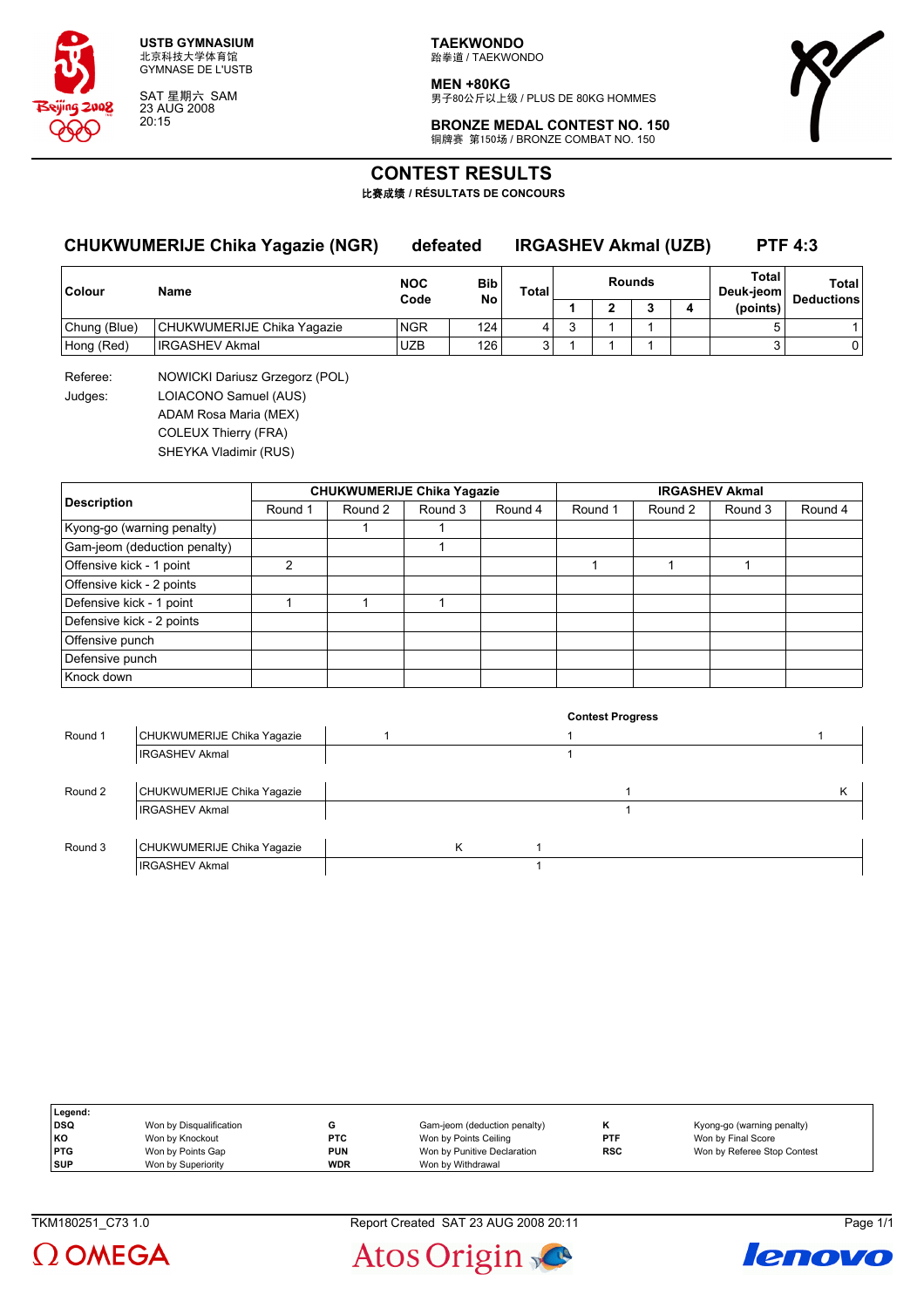USTB GYMNASIUM
北京科技大学体育馆
GYMNASE DE L'USTB

SAT 星期六 SAM
23 AUG 2008
20:15

**TAEKWONDO**
跆拳道 / TAEKWONDO

**MEN +80KG**
男子80公斤以上级 / PLUS DE 80KG HOMMES

**BRONZE MEDAL CONTEST NO. 150**
铜牌赛 第150场 / BRONZE COMBAT NO. 150

# CONTEST RESULTS

**比赛成绩 / RÉSULTATS DE CONCOURS**

## CHUKWUMERIJE Chika Yagazie (NGR) defeated IRGASHEV Akmal (UZB) PTF 4:3

| Colour | Name | NOC Code | Bib No | Total | Rounds 1 | 2 | 3 | 4 | Total Deuk-jeom (points) | Total Deductions |
|---|---|---|---|---|---|---|---|---|---|---|
| Chung (Blue) | CHUKWUMERIJE Chika Yagazie | NGR | 124 | 4 | 3 | 1 | 1 | | 5 | 1 |
| Hong (Red) | IRGASHEV Akmal | UZB | 126 | 3 | 1 | 1 | 1 | | 3 | 0 |

Referee: NOWICKI Dariusz Grzegorz (POL)

Judges: LOIACONO Samuel (AUS)
ADAM Rosa Maria (MEX)
COLEUX Thierry (FRA)
SHEYKA Vladimir (RUS)

| Description | CHUKWUMERIJE Chika Yagazie | | | | IRGASHEV Akmal | | | |
|---|---|---|---|---|---|---|---|---|
| | Round 1 | Round 2 | Round 3 | Round 4 | Round 1 | Round 2 | Round 3 | Round 4 |
| Kyong-go (warning penalty) | | 1 | 1 | | | | | |
| Gam-jeom (deduction penalty) | | | 1 | | | | | |
| Offensive kick - 1 point | 2 | | | | 1 | 1 | 1 | |
| Offensive kick - 2 points | | | | | | | | |
| Defensive kick - 1 point | 1 | 1 | 1 | | | | | |
| Defensive kick - 2 points | | | | | | | | |
| Offensive punch | | | | | | | | |
| Defensive punch | | | | | | | | |
| Knock down | | | | | | | | |

**Contest Progress**

| Round | Name | Progress | | | |
|---|---|---|---|---|---|
| Round 1 | CHUKWUMERIJE Chika Yagazie | 1 | 1 | 1 | |
| | IRGASHEV Akmal | | 1 | | |
| Round 2 | CHUKWUMERIJE Chika Yagazie | | 1 | K | |
| | IRGASHEV Akmal | | 1 | | |
| Round 3 | CHUKWUMERIJE Chika Yagazie | K | 1 | | |
| | IRGASHEV Akmal | | 1 | | |

**Legend:**

| | | | | | |
|---|---|---|---|---|---|
| **DSQ** | Won by Disqualification | **G** | Gam-jeom (deduction penalty) | **K** | Kyong-go (warning penalty) |
| **KO** | Won by Knockout | **PTC** | Won by Points Ceiling | **PTF** | Won by Final Score |
| **PTG** | Won by Points Gap | **PUN** | Won by Punitive Declaration | **RSC** | Won by Referee Stop Contest |
| **SUP** | Won by Superiority | **WDR** | Won by Withdrawal | | |

TKM180251_C73 1.0 Report Created SAT 23 AUG 2008 20:11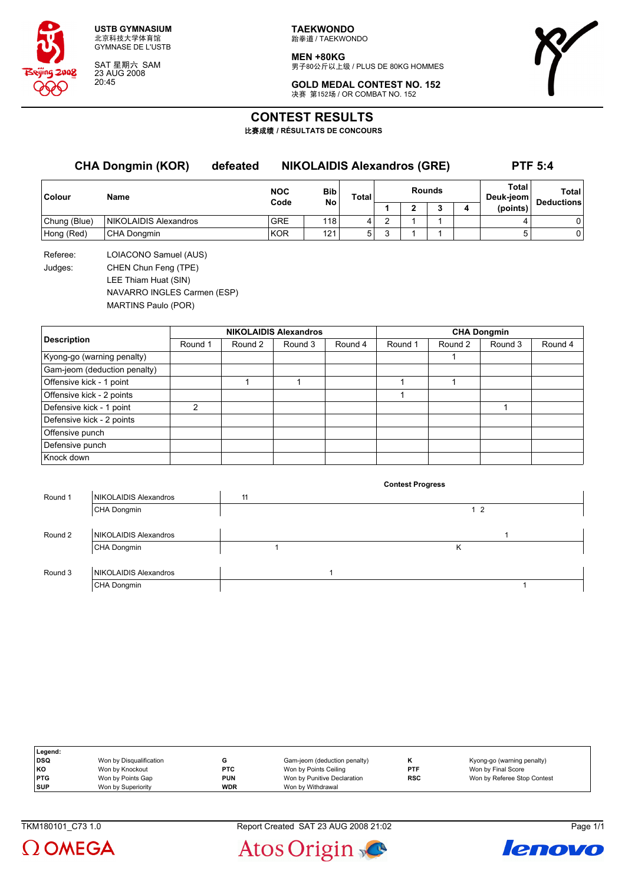USTB GYMNASIUM
北京科技大学体育馆
GYMNASE DE L'USTB

SAT 星期六 SAM
23 AUG 2008
20:45

**TAEKWONDO**
跆拳道 / TAEKWONDO

**MEN +80KG**
男子80公斤以上级 / PLUS DE 80KG HOMMES

**GOLD MEDAL CONTEST NO. 152**
决赛 第152场 / OR COMBAT NO. 152

# CONTEST RESULTS

**比赛成绩 / RÉSULTATS DE CONCOURS**

## CHA Dongmin (KOR) defeated NIKOLAIDIS Alexandros (GRE) PTF 5:4

| Colour | Name | NOC Code | Bib No | Total | Rounds 1 | 2 | 3 | 4 | Total Deuk-jeom (points) | Total Deductions |
|---|---|---|---|---|---|---|---|---|---|---|
| Chung (Blue) | NIKOLAIDIS Alexandros | GRE | 118 | 4 | 2 | 1 | 1 | | 4 | 0 |
| Hong (Red) | CHA Dongmin | KOR | 121 | 5 | 3 | 1 | 1 | | 5 | 0 |

Referee: LOIACONO Samuel (AUS)

Judges: CHEN Chun Feng (TPE)
LEE Thiam Huat (SIN)
NAVARRO INGLES Carmen (ESP)
MARTINS Paulo (POR)

| Description | NIKOLAIDIS Alexandros Round 1 | Round 2 | Round 3 | Round 4 | CHA Dongmin Round 1 | Round 2 | Round 3 | Round 4 |
|---|---|---|---|---|---|---|---|---|
| Kyong-go (warning penalty) | | | | | | 1 | | |
| Gam-jeom (deduction penalty) | | | | | | | | |
| Offensive kick - 1 point | | 1 | 1 | | 1 | 1 | | |
| Offensive kick - 2 points | | | | | 1 | | | |
| Defensive kick - 1 point | 2 | | | | | | 1 | |
| Defensive kick - 2 points | | | | | | | | |
| Offensive punch | | | | | | | | |
| Defensive punch | | | | | | | | |
| Knock down | | | | | | | | |

**Contest Progress**

| Round | Athlete | Progress |
|---|---|---|
| Round 1 | NIKOLAIDIS Alexandros | 11 |
| | CHA Dongmin | 1 2 |
| Round 2 | NIKOLAIDIS Alexandros | 1 |
| | CHA Dongmin | 1 K |
| Round 3 | NIKOLAIDIS Alexandros | 1 |
| | CHA Dongmin | 1 |

**Legend:**

| | | | | | |
|---|---|---|---|---|---|
| DSQ | Won by Disqualification | G | Gam-jeom (deduction penalty) | K | Kyong-go (warning penalty) |
| KO | Won by Knockout | PTC | Won by Points Ceiling | PTF | Won by Final Score |
| PTG | Won by Points Gap | PUN | Won by Punitive Declaration | RSC | Won by Referee Stop Contest |
| SUP | Won by Superiority | WDR | Won by Withdrawal | | |

TKM180101_C73 1.0 Report Created SAT 23 AUG 2008 21:02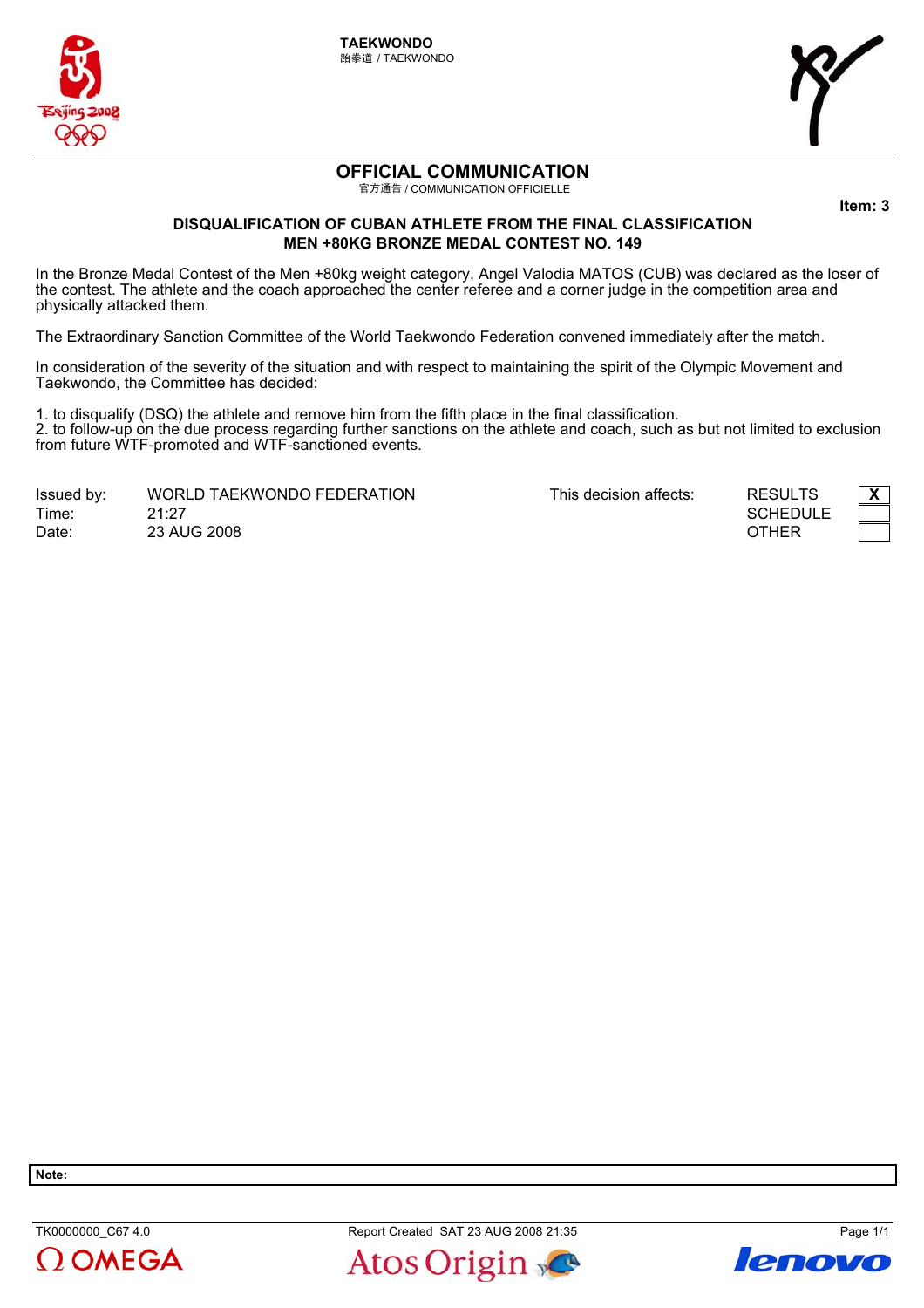TAEKWONDO
跆拳道 / TAEKWONDO

# OFFICIAL COMMUNICATION

官方通告 / COMMUNICATION OFFICIELLE

**Item: 3**

## DISQUALIFICATION OF CUBAN ATHLETE FROM THE FINAL CLASSIFICATION
## MEN +80KG BRONZE MEDAL CONTEST NO. 149

In the Bronze Medal Contest of the Men +80kg weight category, Angel Valodia MATOS (CUB) was declared as the loser of the contest. The athlete and the coach approached the center referee and a corner judge in the competition area and physically attacked them.

The Extraordinary Sanction Committee of the World Taekwondo Federation convened immediately after the match.

In consideration of the severity of the situation and with respect to maintaining the spirit of the Olympic Movement and Taekwondo, the Committee has decided:

1. to disqualify (DSQ) the athlete and remove him from the fifth place in the final classification.
2. to follow-up on the due process regarding further sanctions on the athlete and coach, such as but not limited to exclusion from future WTF-promoted and WTF-sanctioned events.

| | | | | |
|---|---|---|---|---|
| Issued by: | WORLD TAEKWONDO FEDERATION | This decision affects: | RESULTS | X |
| Time: | 21:27 | | SCHEDULE | |
| Date: | 23 AUG 2008 | | OTHER | |

**Note:**

TK0000000_C67 4.0 — Report Created SAT 23 AUG 2008 21:35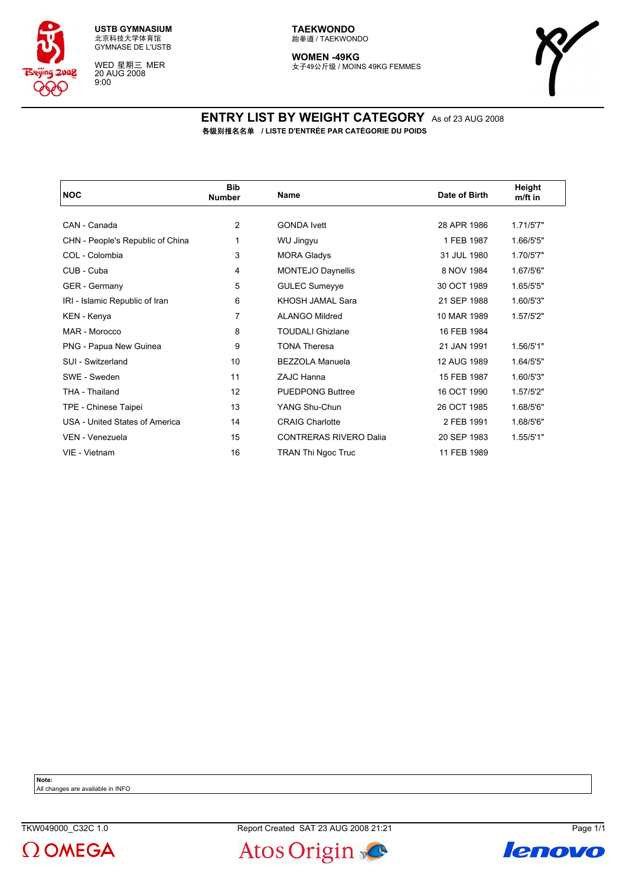USTB GYMNASIUM
北京科技大学体育馆
GYMNASE DE L'USTB

WED 星期三 MER
20 AUG 2008
9:00

TAEKWONDO
跆拳道 / TAEKWONDO

WOMEN -49KG
女子49公斤级 / MOINS 49KG FEMMES

# ENTRY LIST BY WEIGHT CATEGORY As of 23 AUG 2008

**各级别报名名单 / LISTE D'ENTRÉE PAR CATÉGORIE DU POIDS**

| NOC | Bib Number | Name | Date of Birth | Height m/ft in |
|---|---|---|---|---|
| CAN - Canada | 2 | GONDA Ivett | 28 APR 1986 | 1.71/5'7" |
| CHN - People's Republic of China | 1 | WU Jingyu | 1 FEB 1987 | 1.66/5'5" |
| COL - Colombia | 3 | MORA Gladys | 31 JUL 1980 | 1.70/5'7" |
| CUB - Cuba | 4 | MONTEJO Daynellis | 8 NOV 1984 | 1.67/5'6" |
| GER - Germany | 5 | GULEC Sumeyye | 30 OCT 1989 | 1.65/5'5" |
| IRI - Islamic Republic of Iran | 6 | KHOSH JAMAL Sara | 21 SEP 1988 | 1.60/5'3" |
| KEN - Kenya | 7 | ALANGO Mildred | 10 MAR 1989 | 1.57/5'2" |
| MAR - Morocco | 8 | TOUDALI Ghizlane | 16 FEB 1984 | |
| PNG - Papua New Guinea | 9 | TONA Theresa | 21 JAN 1991 | 1.56/5'1" |
| SUI - Switzerland | 10 | BEZZOLA Manuela | 12 AUG 1989 | 1.64/5'5" |
| SWE - Sweden | 11 | ZAJC Hanna | 15 FEB 1987 | 1.60/5'3" |
| THA - Thailand | 12 | PUEDPONG Buttree | 16 OCT 1990 | 1.57/5'2" |
| TPE - Chinese Taipei | 13 | YANG Shu-Chun | 26 OCT 1985 | 1.68/5'6" |
| USA - United States of America | 14 | CRAIG Charlotte | 2 FEB 1991 | 1.68/5'6" |
| VEN - Venezuela | 15 | CONTRERAS RIVERO Dalia | 20 SEP 1983 | 1.55/5'1" |
| VIE - Vietnam | 16 | TRAN Thi Ngoc Truc | 11 FEB 1989 | |

**Note:**
All changes are available in INFO

TKW049000_C32C 1.0 Report Created SAT 23 AUG 2008 21:21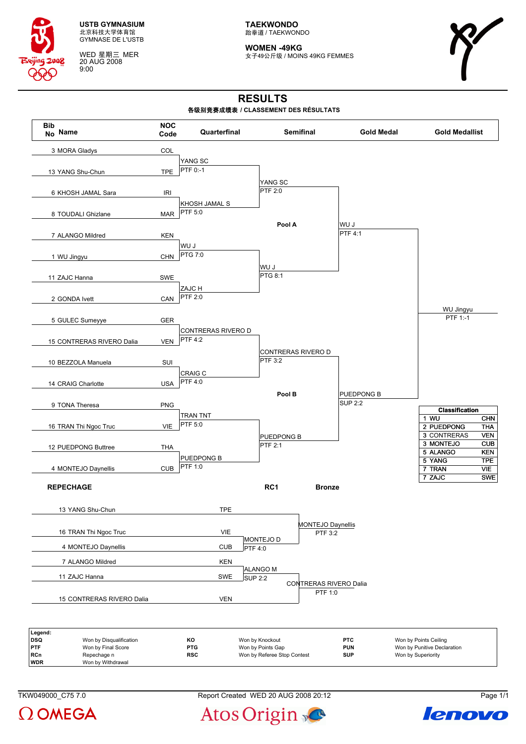USTB GYMNASIUM
北京科技大学体育馆
GYMNASE DE L'USTB

WED 星期三 MER
20 AUG 2008
9:00

**TAEKWONDO**
跆拳道 / TAEKWONDO

**WOMEN -49KG**
女子49公斤级 / MOINS 49KG FEMMES

# RESULTS

**各级别竞赛成绩表 / CLASSEMENT DES RÉSULTATS**

| Bib No | Name | NOC Code | Quarterfinal | Semifinal | Gold Medal | Gold Medallist |
|---|---|---|---|---|---|---|
| 3 | MORA Gladys | COL | | | | |
| 13 | YANG Shu-Chun | TPE | YANG SC PTF 0:-1 | | | |
| 6 | KHOSH JAMAL Sara | IRI | | YANG SC PTF 2:0 | | |
| 8 | TOUDALI Ghizlane | MAR | KHOSH JAMAL S PTF 5:0 | | | |
| 7 | ALANGO Mildred | KEN | | Pool A | WU J PTF 4:1 | |
| 1 | WU Jingyu | CHN | WU J PTG 7:0 | | | |
| 11 | ZAJC Hanna | SWE | | WU J PTG 8:1 | | |
| 2 | GONDA Ivett | CAN | ZAJC H PTF 2:0 | | | WU Jingyu PTF 1:-1 |
| 5 | GULEC Sumeyye | GER | | | | |
| 15 | CONTRERAS RIVERO Dalia | VEN | CONTRERAS RIVERO D PTF 4:2 | | | |
| 10 | BEZZOLA Manuela | SUI | | CONTRERAS RIVERO D PTF 3:2 | | |
| 14 | CRAIG Charlotte | USA | CRAIG C PTF 4:0 | | | |
| 9 | TONA Theresa | PNG | | Pool B | PUEDPONG B SUP 2:2 | |
| 16 | TRAN Thi Ngoc Truc | VIE | TRAN TNT PTF 5:0 | | | |
| 12 | PUEDPONG Buttree | THA | | PUEDPONG B PTF 2:1 | | |
| 4 | MONTEJO Daynellis | CUB | PUEDPONG B PTF 1:0 | | | |

**Classification**

| | Name | NOC |
|---|---|---|
| 1 | WU | CHN |
| 2 | PUEDPONG | THA |
| 3 | CONTRERAS | VEN |
| 3 | MONTEJO | CUB |
| 5 | ALANGO | KEN |
| 5 | YANG | TPE |
| 7 | TRAN | VIE |
| 7 | ZAJC | SWE |

## REPECHAGE

| Bib No | Name | NOC Code | RC1 | Bronze |
|---|---|---|---|---|
| 13 | YANG Shu-Chun | TPE | | MONTEJO Daynellis PTF 3:2 |
| 16 | TRAN Thi Ngoc Truc | VIE | MONTEJO D PTF 4:0 | |
| 4 | MONTEJO Daynellis | CUB | | |
| 7 | ALANGO Mildred | KEN | ALANGO M SUP 2:2 | |
| 11 | ZAJC Hanna | SWE | | CONTRERAS RIVERO Dalia PTF 1:0 |
| 15 | CONTRERAS RIVERO Dalia | VEN | | |

**Legend:**

| | | | | | |
|---|---|---|---|---|---|
| **DSQ** | Won by Disqualification | **KO** | Won by Knockout | **PTC** | Won by Points Ceiling |
| **PTF** | Won by Final Score | **PTG** | Won by Points Gap | **PUN** | Won by Punitive Declaration |
| **RCn** | Repechage n | **RSC** | Won by Referee Stop Contest | **SUP** | Won by Superiority |
| **WDR** | Won by Withdrawal | | | | |

TKW049000_C75 7.0 Report Created WED 20 AUG 2008 20:12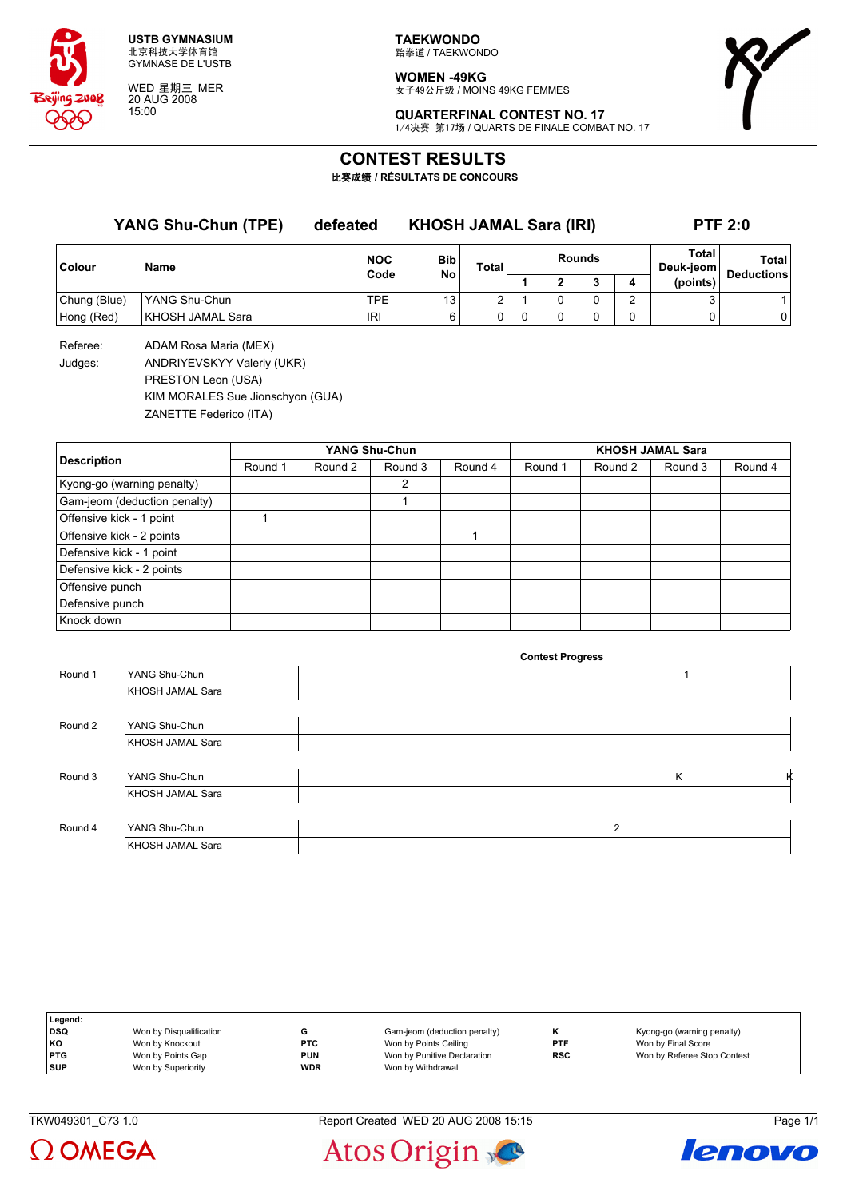**USTB GYMNASIUM**
北京科技大学体育馆
GYMNASE DE L'USTB

WED 星期三 MER
20 AUG 2008
15:00

**TAEKWONDO**
跆拳道 / TAEKWONDO

**WOMEN -49KG**
女子49公斤级 / MOINS 49KG FEMMES

**QUARTERFINAL CONTEST NO. 17**
1/4决赛 第17场 / QUARTS DE FINALE COMBAT NO. 17

# CONTEST RESULTS

比赛成绩 / RÉSULTATS DE CONCOURS

**YANG Shu-Chun (TPE)** defeated **KHOSH JAMAL Sara (IRI)** **PTF 2:0**

| Colour | Name | NOC Code | Bib No | Total | Rounds 1 | 2 | 3 | 4 | Total Deuk-jeom (points) | Total Deductions |
|---|---|---|---|---|---|---|---|---|---|---|
| Chung (Blue) | YANG Shu-Chun | TPE | 13 | 2 | 1 | 0 | 0 | 2 | 3 | 1 |
| Hong (Red) | KHOSH JAMAL Sara | IRI | 6 | 0 | 0 | 0 | 0 | 0 | 0 | 0 |

Referee: ADAM Rosa Maria (MEX)

Judges: ANDRIYEVSKYY Valeriy (UKR)
PRESTON Leon (USA)
KIM MORALES Sue Jionschyon (GUA)
ZANETTE Federico (ITA)

| Description | YANG Shu-Chun Round 1 | Round 2 | Round 3 | Round 4 | KHOSH JAMAL Sara Round 1 | Round 2 | Round 3 | Round 4 |
|---|---|---|---|---|---|---|---|---|
| Kyong-go (warning penalty) | | | 2 | | | | | |
| Gam-jeom (deduction penalty) | | | 1 | | | | | |
| Offensive kick - 1 point | 1 | | | | | | | |
| Offensive kick - 2 points | | | | 1 | | | | |
| Defensive kick - 1 point | | | | | | | | |
| Defensive kick - 2 points | | | | | | | | |
| Offensive punch | | | | | | | | |
| Defensive punch | | | | | | | | |
| Knock down | | | | | | | | |

**Contest Progress**

| Round | Athlete | Progress |
|---|---|---|
| Round 1 | YANG Shu-Chun | 1 |
| | KHOSH JAMAL Sara | |
| Round 2 | YANG Shu-Chun | |
| | KHOSH JAMAL Sara | |
| Round 3 | YANG Shu-Chun | K K |
| | KHOSH JAMAL Sara | |
| Round 4 | YANG Shu-Chun | 2 |
| | KHOSH JAMAL Sara | |

**Legend:**

| | | | | | |
|---|---|---|---|---|---|
| DSQ | Won by Disqualification | G | Gam-jeom (deduction penalty) | K | Kyong-go (warning penalty) |
| KO | Won by Knockout | PTC | Won by Points Ceiling | PTF | Won by Final Score |
| PTG | Won by Points Gap | PUN | Won by Punitive Declaration | RSC | Won by Referee Stop Contest |
| SUP | Won by Superiority | WDR | Won by Withdrawal | | |

TKW049301_C73 1.0 Report Created WED 20 AUG 2008 15:15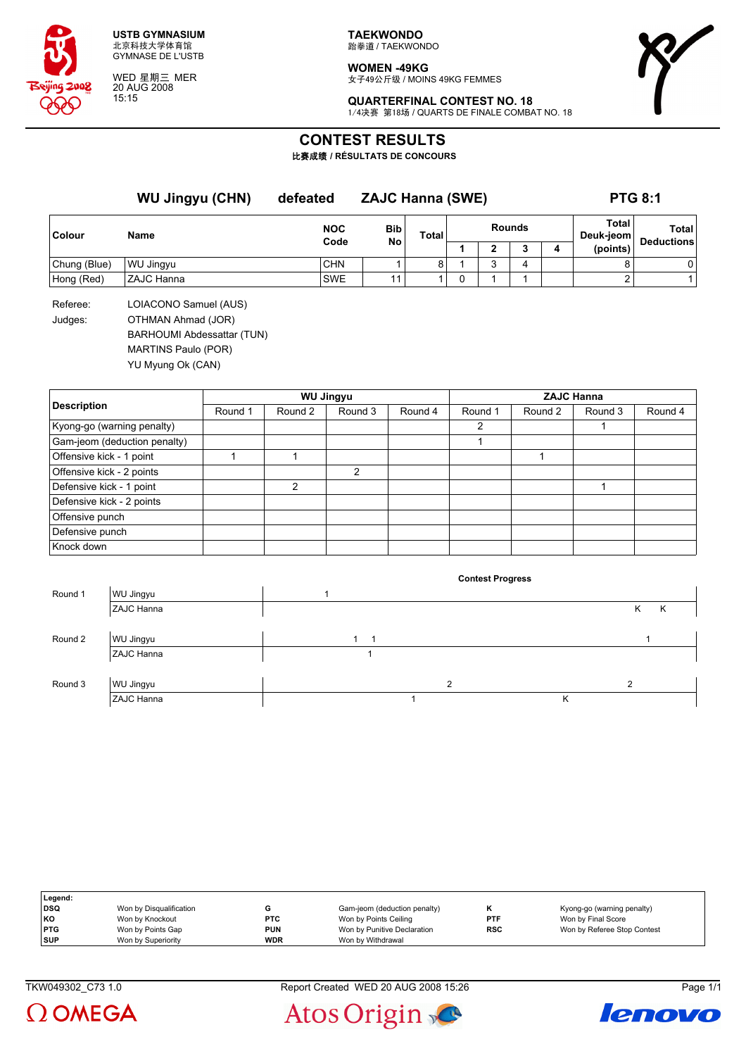USTB GYMNASIUM
北京科技大学体育馆
GYMNASE DE L'USTB

WED 星期三 MER
20 AUG 2008
15:15

**TAEKWONDO**
跆拳道 / TAEKWONDO

**WOMEN -49KG**
女子49公斤级 / MOINS 49KG FEMMES

**QUARTERFINAL CONTEST NO. 18**
1/4决赛 第18场 / QUARTS DE FINALE COMBAT NO. 18

# CONTEST RESULTS

**比赛成绩 / RÉSULTATS DE CONCOURS**

**WU Jingyu (CHN) defeated ZAJC Hanna (SWE) PTG 8:1**

| Colour | Name | NOC Code | Bib No | Total | Rounds 1 | 2 | 3 | 4 | Total Deuk-jeom (points) | Total Deductions |
|---|---|---|---|---|---|---|---|---|---|---|
| Chung (Blue) | WU Jingyu | CHN | 1 | 8 | 1 | 3 | 4 | | 8 | 0 |
| Hong (Red) | ZAJC Hanna | SWE | 11 | 1 | 0 | 1 | 1 | | 2 | 1 |

Referee: LOIACONO Samuel (AUS)

Judges: OTHMAN Ahmad (JOR)
BARHOUMI Abdessattar (TUN)
MARTINS Paulo (POR)
YU Myung Ok (CAN)

| Description | WU Jingyu Round 1 | Round 2 | Round 3 | Round 4 | ZAJC Hanna Round 1 | Round 2 | Round 3 | Round 4 |
|---|---|---|---|---|---|---|---|---|
| Kyong-go (warning penalty) | | | | | 2 | | 1 | |
| Gam-jeom (deduction penalty) | | | | | 1 | | | |
| Offensive kick - 1 point | 1 | 1 | | | | 1 | | |
| Offensive kick - 2 points | | | 2 | | | | | |
| Defensive kick - 1 point | | 2 | | | | | 1 | |
| Defensive kick - 2 points | | | | | | | | |
| Offensive punch | | | | | | | | |
| Defensive punch | | | | | | | | |
| Knock down | | | | | | | | |

**Contest Progress**

| Round | Athlete | Progress |
|---|---|---|
| Round 1 | WU Jingyu | 1 |
| | ZAJC Hanna | K K |
| Round 2 | WU Jingyu | 1 1 1 |
| | ZAJC Hanna | 1 |
| Round 3 | WU Jingyu | 2 2 |
| | ZAJC Hanna | 1 K |

| Legend: | | | | | |
|---|---|---|---|---|---|
| DSQ | Won by Disqualification | G | Gam-jeom (deduction penalty) | K | Kyong-go (warning penalty) |
| KO | Won by Knockout | PTC | Won by Points Ceiling | PTF | Won by Final Score |
| PTG | Won by Points Gap | PUN | Won by Punitive Declaration | RSC | Won by Referee Stop Contest |
| SUP | Won by Superiority | WDR | Won by Withdrawal | | |

TKW049302_C73 1.0 Report Created WED 20 AUG 2008 15:26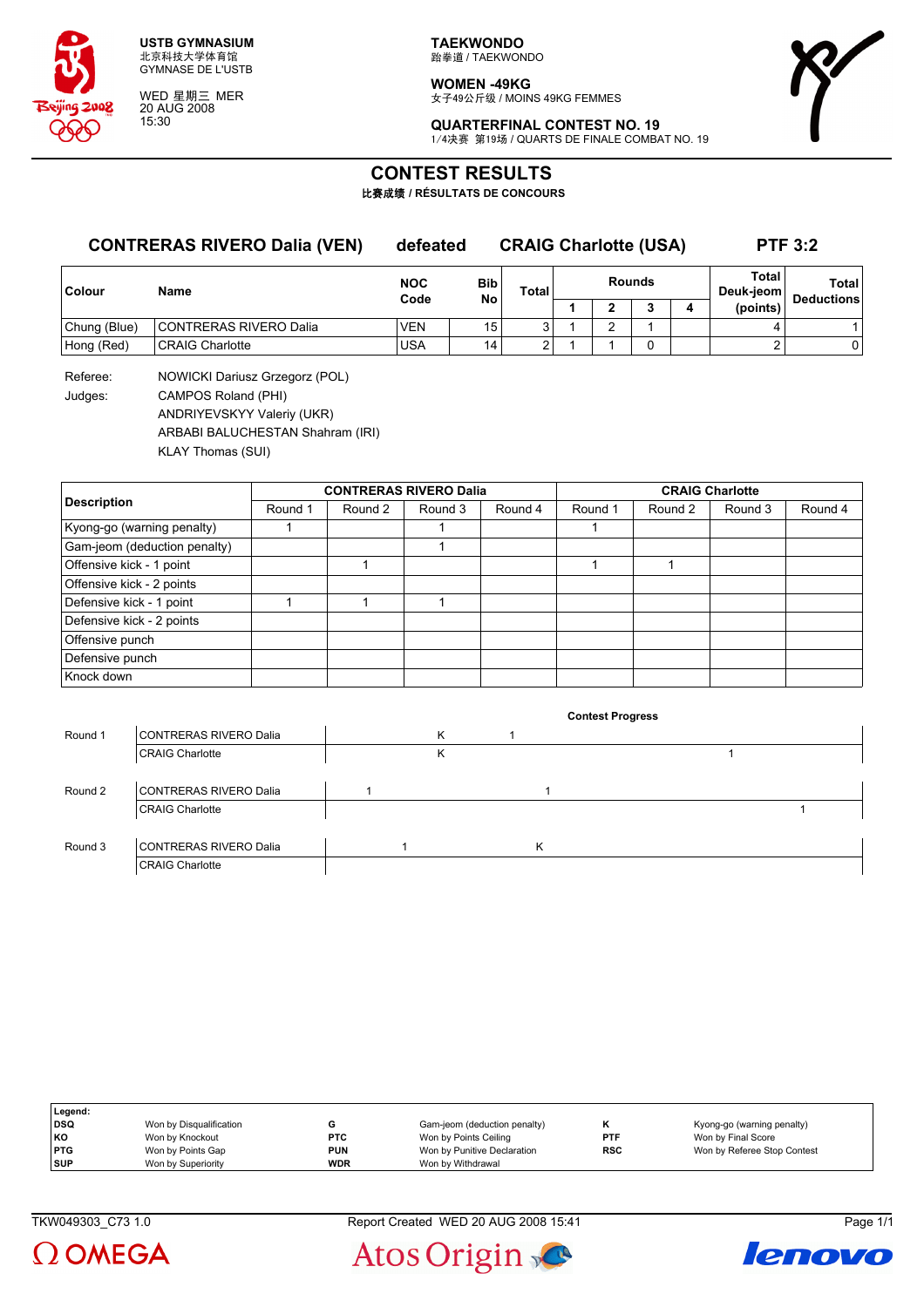USTB GYMNASIUM
北京科技大学体育馆
GYMNASE DE L'USTB

WED 星期三 MER
20 AUG 2008
15:30

TAEKWONDO
跆拳道 / TAEKWONDO

WOMEN -49KG
女子49公斤级 / MOINS 49KG FEMMES

QUARTERFINAL CONTEST NO. 19
1/4决赛 第19场 / QUARTS DE FINALE COMBAT NO. 19

# CONTEST RESULTS
比赛成绩 / RÉSULTATS DE CONCOURS

## CONTRERAS RIVERO Dalia (VEN) defeated CRAIG Charlotte (USA) PTF 3:2

| Colour | Name | NOC Code | Bib No | Total | Rounds 1 | 2 | 3 | 4 | Total Deuk-jeom (points) | Total Deductions |
|---|---|---|---|---|---|---|---|---|---|---|
| Chung (Blue) | CONTRERAS RIVERO Dalia | VEN | 15 | 3 | 1 | 2 | 1 | | 4 | 1 |
| Hong (Red) | CRAIG Charlotte | USA | 14 | 2 | 1 | 1 | 0 | | 2 | 0 |

Referee: NOWICKI Dariusz Grzegorz (POL)

Judges: CAMPOS Roland (PHI)
ANDRIYEVSKYY Valeriy (UKR)
ARBABI BALUCHESTAN Shahram (IRI)
KLAY Thomas (SUI)

| Description | CONTRERAS RIVERO Dalia | | | | CRAIG Charlotte | | | |
|---|---|---|---|---|---|---|---|---|
| | Round 1 | Round 2 | Round 3 | Round 4 | Round 1 | Round 2 | Round 3 | Round 4 |
| Kyong-go (warning penalty) | 1 | | 1 | | 1 | | | |
| Gam-jeom (deduction penalty) | | | 1 | | | | | |
| Offensive kick - 1 point | | 1 | | | 1 | 1 | | |
| Offensive kick - 2 points | | | | | | | | |
| Defensive kick - 1 point | 1 | 1 | 1 | | | | | |
| Defensive kick - 2 points | | | | | | | | |
| Offensive punch | | | | | | | | |
| Defensive punch | | | | | | | | |
| Knock down | | | | | | | | |

**Contest Progress**

| Round | Name | Progress |
|---|---|---|
| Round 1 | CONTRERAS RIVERO Dalia | K 1 |
| | CRAIG Charlotte | K 1 |
| Round 2 | CONTRERAS RIVERO Dalia | 1 1 |
| | CRAIG Charlotte | 1 |
| Round 3 | CONTRERAS RIVERO Dalia | 1 K |
| | CRAIG Charlotte | |

| Legend: | | | | | |
|---|---|---|---|---|---|
| DSQ | Won by Disqualification | G | Gam-jeom (deduction penalty) | K | Kyong-go (warning penalty) |
| KO | Won by Knockout | PTC | Won by Points Ceiling | PTF | Won by Final Score |
| PTG | Won by Points Gap | PUN | Won by Punitive Declaration | RSC | Won by Referee Stop Contest |
| SUP | Won by Superiority | WDR | Won by Withdrawal | | |

TKW049303_C73 1.0 Report Created WED 20 AUG 2008 15:41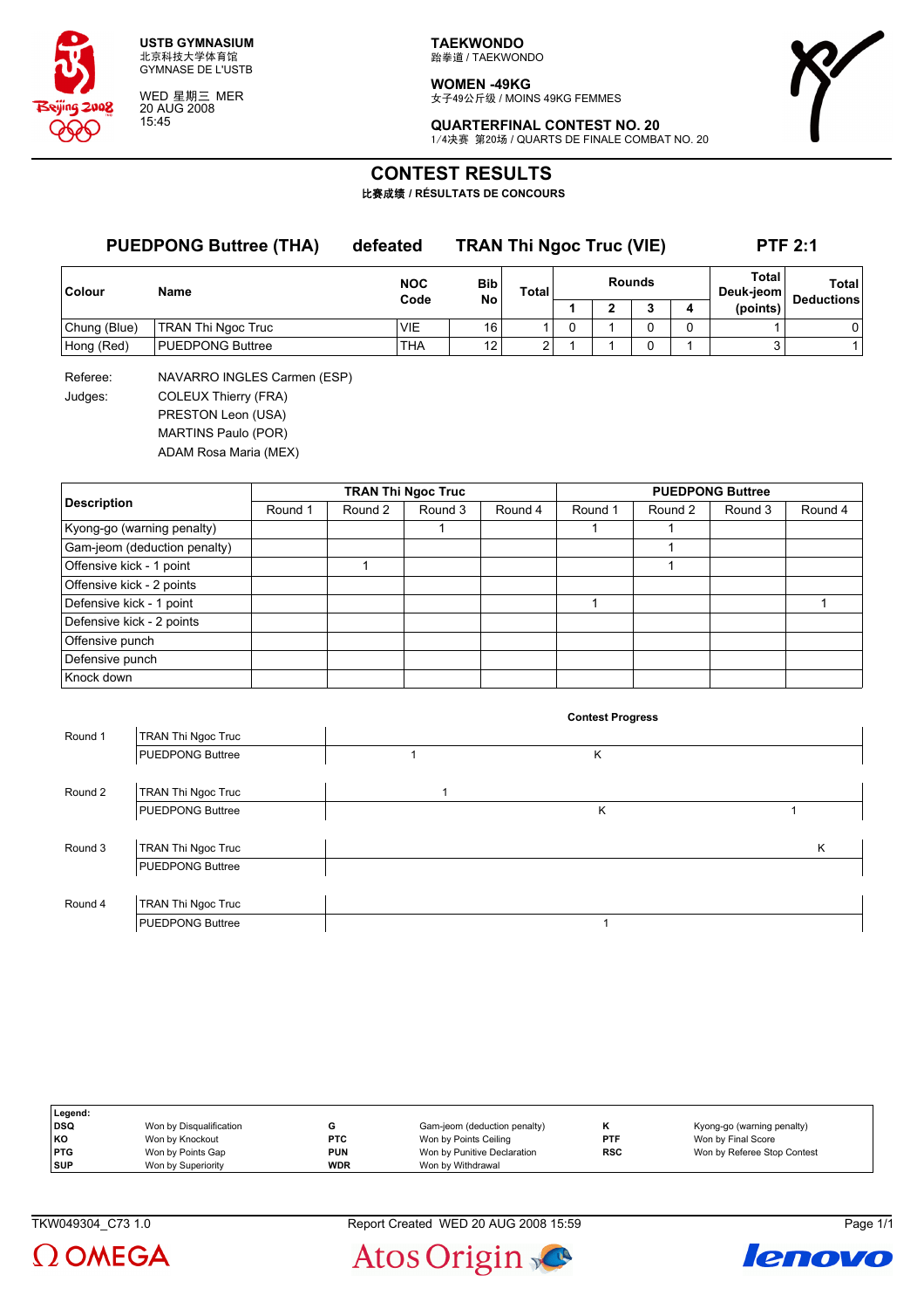**USTB GYMNASIUM**
北京科技大学体育馆
GYMNASE DE L'USTB

WED 星期三 MER
20 AUG 2008
15:45

**TAEKWONDO**
跆拳道 / TAEKWONDO

**WOMEN -49KG**
女子49公斤级 / MOINS 49KG FEMMES

**QUARTERFINAL CONTEST NO. 20**
1/4决赛 第20场 / QUARTS DE FINALE COMBAT NO. 20

# CONTEST RESULTS

**比赛成绩 / RÉSULTATS DE CONCOURS**

## PUEDPONG Buttree (THA) defeated TRAN Thi Ngoc Truc (VIE) PTF 2:1

| Colour | Name | NOC Code | Bib No | Total | Rounds 1 | Rounds 2 | Rounds 3 | Rounds 4 | Total Deuk-jeom (points) | Total Deductions |
|---|---|---|---|---|---|---|---|---|---|---|
| Chung (Blue) | TRAN Thi Ngoc Truc | VIE | 16 | 1 | 0 | 1 | 0 | 0 | 1 | 0 |
| Hong (Red) | PUEDPONG Buttree | THA | 12 | 2 | 1 | 1 | 0 | 1 | 3 | 1 |

Referee: NAVARRO INGLES Carmen (ESP)

Judges: COLEUX Thierry (FRA)
PRESTON Leon (USA)
MARTINS Paulo (POR)
ADAM Rosa Maria (MEX)

| Description | TRAN Thi Ngoc Truc | | | | PUEDPONG Buttree | | | |
|---|---|---|---|---|---|---|---|---|
| | Round 1 | Round 2 | Round 3 | Round 4 | Round 1 | Round 2 | Round 3 | Round 4 |
| Kyong-go (warning penalty) | | | 1 | | 1 | 1 | | |
| Gam-jeom (deduction penalty) | | | | | | 1 | | |
| Offensive kick - 1 point | | 1 | | | | 1 | | |
| Offensive kick - 2 points | | | | | | | | |
| Defensive kick - 1 point | | | | | 1 | | | 1 |
| Defensive kick - 2 points | | | | | | | | |
| Offensive punch | | | | | | | | |
| Defensive punch | | | | | | | | |
| Knock down | | | | | | | | |

**Contest Progress**

| Round | Athlete | Progress |
|---|---|---|
| Round 1 | TRAN Thi Ngoc Truc | |
| | PUEDPONG Buttree | 1 K |
| Round 2 | TRAN Thi Ngoc Truc | 1 |
| | PUEDPONG Buttree | K 1 |
| Round 3 | TRAN Thi Ngoc Truc | K |
| | PUEDPONG Buttree | |
| Round 4 | TRAN Thi Ngoc Truc | |
| | PUEDPONG Buttree | 1 |

**Legend:**

| | | | | | |
|---|---|---|---|---|---|
| DSQ | Won by Disqualification | G | Gam-jeom (deduction penalty) | K | Kyong-go (warning penalty) |
| KO | Won by Knockout | PTC | Won by Points Ceiling | PTF | Won by Final Score |
| PTG | Won by Points Gap | PUN | Won by Punitive Declaration | RSC | Won by Referee Stop Contest |
| SUP | Won by Superiority | WDR | Won by Withdrawal | | |

TKW049304_C73 1.0 Report Created WED 20 AUG 2008 15:59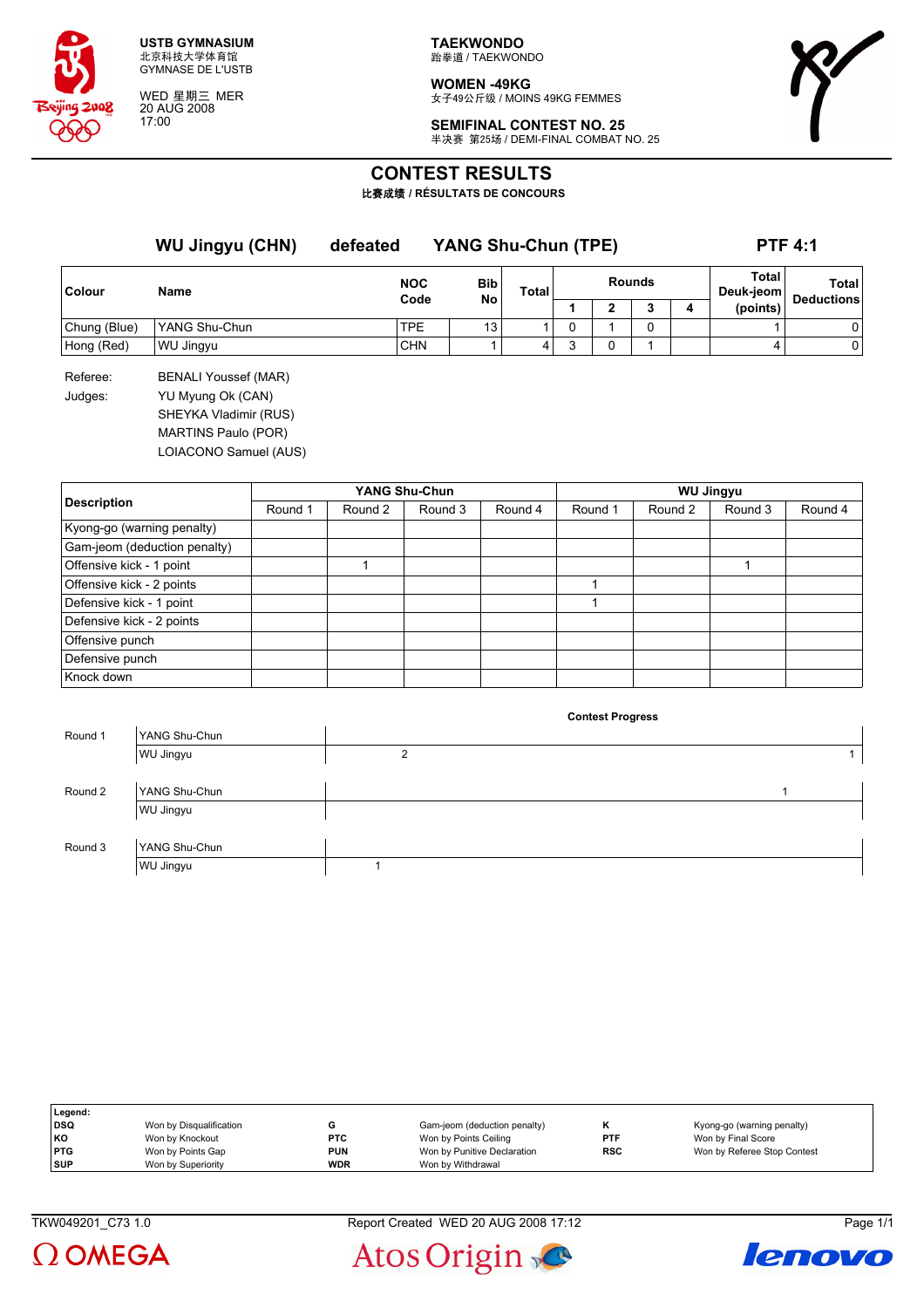USTB GYMNASIUM
北京科技大学体育馆
GYMNASE DE L'USTB

WED 星期三 MER
20 AUG 2008
17:00

TAEKWONDO
跆拳道 / TAEKWONDO

WOMEN -49KG
女子49公斤级 / MOINS 49KG FEMMES

SEMIFINAL CONTEST NO. 25
半决赛 第25场 / DEMI-FINAL COMBAT NO. 25

# CONTEST RESULTS

比赛成绩 / RÉSULTATS DE CONCOURS

## WU Jingyu (CHN) defeated YANG Shu-Chun (TPE) PTF 4:1

| Colour | Name | NOC Code | Bib No | Total | Rounds 1 | 2 | 3 | 4 | Total Deuk-jeom (points) | Total Deductions |
|---|---|---|---|---|---|---|---|---|---|---|
| Chung (Blue) | YANG Shu-Chun | TPE | 13 | 1 | 0 | 1 | 0 | | 1 | 0 |
| Hong (Red) | WU Jingyu | CHN | 1 | 4 | 3 | 0 | 1 | | 4 | 0 |

Referee: BENALI Youssef (MAR)

Judges: YU Myung Ok (CAN)
SHEYKA Vladimir (RUS)
MARTINS Paulo (POR)
LOIACONO Samuel (AUS)

| Description | YANG Shu-Chun Round 1 | Round 2 | Round 3 | Round 4 | WU Jingyu Round 1 | Round 2 | Round 3 | Round 4 |
|---|---|---|---|---|---|---|---|---|
| Kyong-go (warning penalty) | | | | | | | | |
| Gam-jeom (deduction penalty) | | | | | | | | |
| Offensive kick - 1 point | | 1 | | | | | 1 | |
| Offensive kick - 2 points | | | | | 1 | | | |
| Defensive kick - 1 point | | | | | 1 | | | |
| Defensive kick - 2 points | | | | | | | | |
| Offensive punch | | | | | | | | |
| Defensive punch | | | | | | | | |
| Knock down | | | | | | | | |

**Contest Progress**

| Round | Athlete | Progress |
|---|---|---|
| Round 1 | YANG Shu-Chun | |
| | WU Jingyu | 2 ... 1 |
| Round 2 | YANG Shu-Chun | 1 |
| | WU Jingyu | |
| Round 3 | YANG Shu-Chun | |
| | WU Jingyu | 1 |

**Legend:**

| | | | | | |
|---|---|---|---|---|---|
| DSQ | Won by Disqualification | G | Gam-jeom (deduction penalty) | K | Kyong-go (warning penalty) |
| KO | Won by Knockout | PTC | Won by Points Ceiling | PTF | Won by Final Score |
| PTG | Won by Points Gap | PUN | Won by Punitive Declaration | RSC | Won by Referee Stop Contest |
| SUP | Won by Superiority | WDR | Won by Withdrawal | | |

TKW049201_C73 1.0 Report Created WED 20 AUG 2008 17:12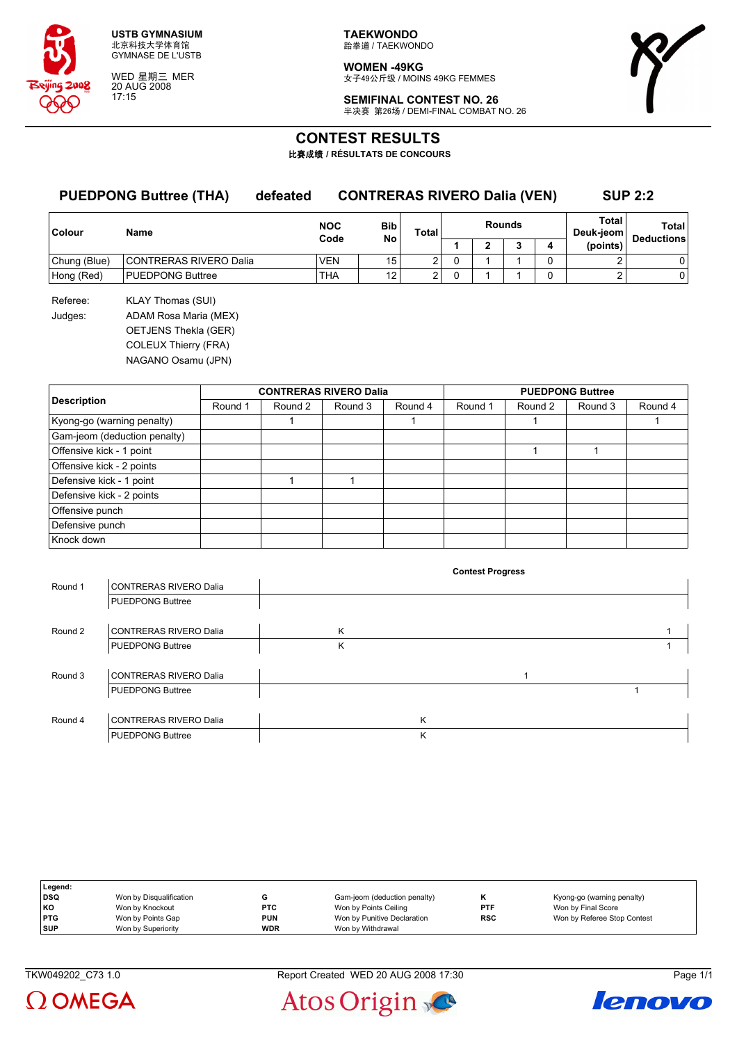USTB GYMNASIUM
北京科技大学体育馆
GYMNASE DE L'USTB

WED 星期三 MER
20 AUG 2008
17:15

**TAEKWONDO**
跆拳道 / TAEKWONDO

**WOMEN -49KG**
女子49公斤级 / MOINS 49KG FEMMES

**SEMIFINAL CONTEST NO. 26**
半决赛 第26场 / DEMI-FINAL COMBAT NO. 26

# CONTEST RESULTS
比赛成绩 / RÉSULTATS DE CONCOURS

## PUEDPONG Buttree (THA) defeated CONTRERAS RIVERO Dalia (VEN) SUP 2:2

| Colour | Name | NOC Code | Bib No | Total | Rounds 1 | 2 | 3 | 4 | Total Deuk-jeom (points) | Total Deductions |
|---|---|---|---|---|---|---|---|---|---|---|
| Chung (Blue) | CONTRERAS RIVERO Dalia | VEN | 15 | 2 | 0 | 1 | 1 | 0 | 2 | 0 |
| Hong (Red) | PUEDPONG Buttree | THA | 12 | 2 | 0 | 1 | 1 | 0 | 2 | 0 |

Referee: KLAY Thomas (SUI)
Judges: ADAM Rosa Maria (MEX)
OETJENS Thekla (GER)
COLEUX Thierry (FRA)
NAGANO Osamu (JPN)

| Description | CONTRERAS RIVERO Dalia Round 1 | Round 2 | Round 3 | Round 4 | PUEDPONG Buttree Round 1 | Round 2 | Round 3 | Round 4 |
|---|---|---|---|---|---|---|---|---|
| Kyong-go (warning penalty) | | 1 | | 1 | | 1 | | 1 |
| Gam-jeom (deduction penalty) | | | | | | | | |
| Offensive kick - 1 point | | | | | | 1 | 1 | |
| Offensive kick - 2 points | | | | | | | | |
| Defensive kick - 1 point | | 1 | 1 | | | | | |
| Defensive kick - 2 points | | | | | | | | |
| Offensive punch | | | | | | | | |
| Defensive punch | | | | | | | | |
| Knock down | | | | | | | | |

**Contest Progress**

| Round | Athlete | Progress |
|---|---|---|
| Round 1 | CONTRERAS RIVERO Dalia | |
| | PUEDPONG Buttree | |
| Round 2 | CONTRERAS RIVERO Dalia | K 1 |
| | PUEDPONG Buttree | K 1 |
| Round 3 | CONTRERAS RIVERO Dalia | 1 |
| | PUEDPONG Buttree | 1 |
| Round 4 | CONTRERAS RIVERO Dalia | K |
| | PUEDPONG Buttree | K |

| Legend: | | | | | |
|---|---|---|---|---|---|
| DSQ | Won by Disqualification | G | Gam-jeom (deduction penalty) | K | Kyong-go (warning penalty) |
| KO | Won by Knockout | PTC | Won by Points Ceiling | PTF | Won by Final Score |
| PTG | Won by Points Gap | PUN | Won by Punitive Declaration | RSC | Won by Referee Stop Contest |
| SUP | Won by Superiority | WDR | Won by Withdrawal | | |

TKW049202_C73 1.0 Report Created WED 20 AUG 2008 17:30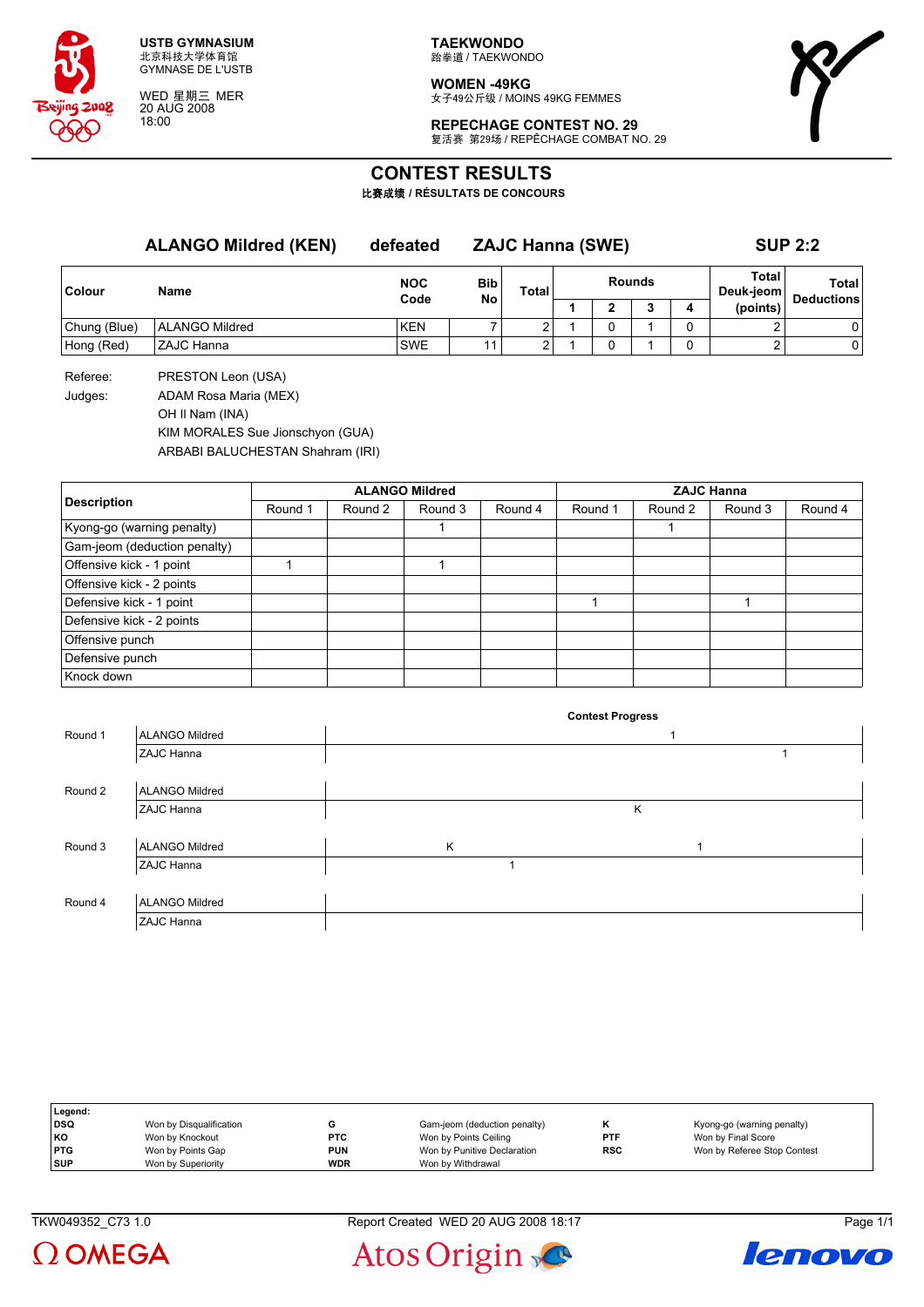**USTB GYMNASIUM**
北京科技大学体育馆
GYMNASE DE L'USTB

WED 星期三 MER
20 AUG 2008
18:00

**TAEKWONDO**
跆拳道 / TAEKWONDO

**WOMEN -49KG**
女子49公斤级 / MOINS 49KG FEMMES

**REPECHAGE CONTEST NO. 29**
复活赛 第29场 / REPÊCHAGE COMBAT NO. 29

# CONTEST RESULTS

比赛成绩 / RÉSULTATS DE CONCOURS

## ALANGO Mildred (KEN) defeated ZAJC Hanna (SWE) SUP 2:2

| Colour | Name | NOC Code | Bib No | Total | Rounds 1 | 2 | 3 | 4 | Total Deuk-jeom (points) | Total Deductions |
|---|---|---|---|---|---|---|---|---|---|---|
| Chung (Blue) | ALANGO Mildred | KEN | 7 | 2 | 1 | 0 | 1 | 0 | 2 | 0 |
| Hong (Red) | ZAJC Hanna | SWE | 11 | 2 | 1 | 0 | 1 | 0 | 2 | 0 |

Referee: PRESTON Leon (USA)

Judges: ADAM Rosa Maria (MEX)
OH Il Nam (INA)
KIM MORALES Sue Jionschyon (GUA)
ARBABI BALUCHESTAN Shahram (IRI)

| Description | ALANGO Mildred Round 1 | Round 2 | Round 3 | Round 4 | ZAJC Hanna Round 1 | Round 2 | Round 3 | Round 4 |
|---|---|---|---|---|---|---|---|---|
| Kyong-go (warning penalty) | | | 1 | | | 1 | | |
| Gam-jeom (deduction penalty) | | | | | | | | |
| Offensive kick - 1 point | 1 | | 1 | | | | | |
| Offensive kick - 2 points | | | | | | | | |
| Defensive kick - 1 point | | | | | 1 | | 1 | |
| Defensive kick - 2 points | | | | | | | | |
| Offensive punch | | | | | | | | |
| Defensive punch | | | | | | | | |
| Knock down | | | | | | | | |

**Contest Progress**

| Round | Athlete | Progress |
|---|---|---|
| Round 1 | ALANGO Mildred | 1 |
| | ZAJC Hanna | 1 |
| Round 2 | ALANGO Mildred | |
| | ZAJC Hanna | K |
| Round 3 | ALANGO Mildred | K 1 |
| | ZAJC Hanna | 1 |
| Round 4 | ALANGO Mildred | |
| | ZAJC Hanna | |

**Legend:**

| | | | | | |
|---|---|---|---|---|---|
| DSQ | Won by Disqualification | G | Gam-jeom (deduction penalty) | K | Kyong-go (warning penalty) |
| KO | Won by Knockout | PTC | Won by Points Ceiling | PTF | Won by Final Score |
| PTG | Won by Points Gap | PUN | Won by Punitive Declaration | RSC | Won by Referee Stop Contest |
| SUP | Won by Superiority | WDR | Won by Withdrawal | | |

TKW049352_C73 1.0 Report Created WED 20 AUG 2008 18:17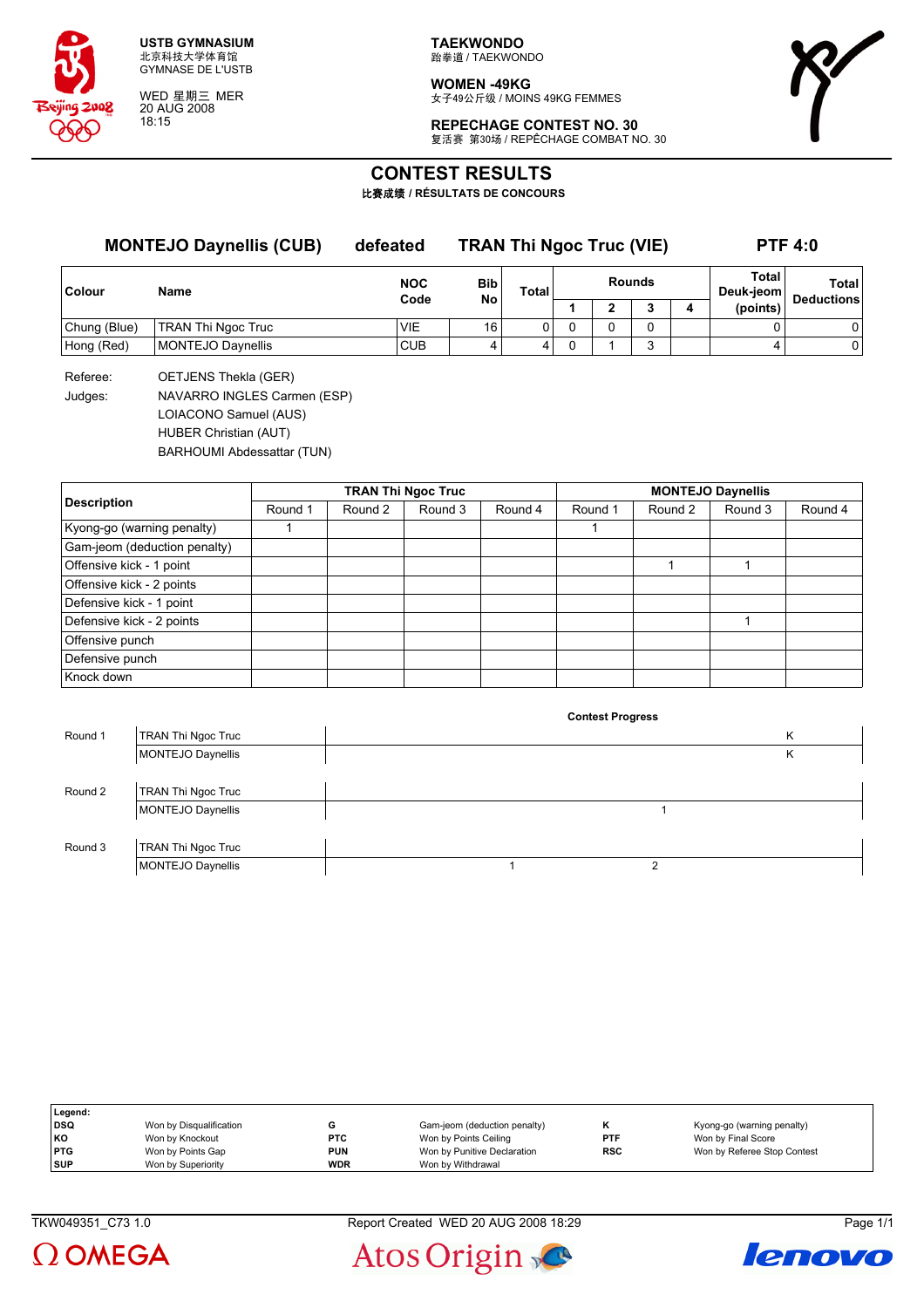USTB GYMNASIUM
北京科技大学体育馆
GYMNASE DE L'USTB

WED 星期三 MER
20 AUG 2008
18:15

TAEKWONDO
跆拳道 / TAEKWONDO

WOMEN -49KG
女子49公斤级 / MOINS 49KG FEMMES

REPECHAGE CONTEST NO. 30
复活赛 第30场 / REPÊCHAGE COMBAT NO. 30

# CONTEST RESULTS
比赛成绩 / RÉSULTATS DE CONCOURS

**MONTEJO Daynellis (CUB)** **defeated** **TRAN Thi Ngoc Truc (VIE)** **PTF 4:0**

| Colour | Name | NOC Code | Bib No | Total | Rounds 1 | 2 | 3 | 4 | Total Deuk-jeom (points) | Total Deductions |
|---|---|---|---|---|---|---|---|---|---|---|
| Chung (Blue) | TRAN Thi Ngoc Truc | VIE | 16 | 0 | 0 | 0 | 0 | | 0 | 0 |
| Hong (Red) | MONTEJO Daynellis | CUB | 4 | 4 | 0 | 1 | 3 | | 4 | 0 |

Referee: OETJENS Thekla (GER)
Judges: NAVARRO INGLES Carmen (ESP)
LOIACONO Samuel (AUS)
HUBER Christian (AUT)
BARHOUMI Abdessattar (TUN)

| Description | TRAN Thi Ngoc Truc Round 1 | Round 2 | Round 3 | Round 4 | MONTEJO Daynellis Round 1 | Round 2 | Round 3 | Round 4 |
|---|---|---|---|---|---|---|---|---|
| Kyong-go (warning penalty) | 1 | | | | 1 | | | |
| Gam-jeom (deduction penalty) | | | | | | | | |
| Offensive kick - 1 point | | | | | | 1 | 1 | |
| Offensive kick - 2 points | | | | | | | | |
| Defensive kick - 1 point | | | | | | | | |
| Defensive kick - 2 points | | | | | | | 1 | |
| Offensive punch | | | | | | | | |
| Defensive punch | | | | | | | | |
| Knock down | | | | | | | | |

**Contest Progress**

| Round | Name | Progress |
|---|---|---|
| Round 1 | TRAN Thi Ngoc Truc | K |
| | MONTEJO Daynellis | K |
| Round 2 | TRAN Thi Ngoc Truc | |
| | MONTEJO Daynellis | 1 |
| Round 3 | TRAN Thi Ngoc Truc | |
| | MONTEJO Daynellis | 1 2 |

| Legend: | | | | | |
|---|---|---|---|---|---|
| DSQ | Won by Disqualification | G | Gam-jeom (deduction penalty) | K | Kyong-go (warning penalty) |
| KO | Won by Knockout | PTC | Won by Points Ceiling | PTF | Won by Final Score |
| PTG | Won by Points Gap | PUN | Won by Punitive Declaration | RSC | Won by Referee Stop Contest |
| SUP | Won by Superiority | WDR | Won by Withdrawal | | |

TKW049351_C73 1.0 Report Created WED 20 AUG 2008 18:29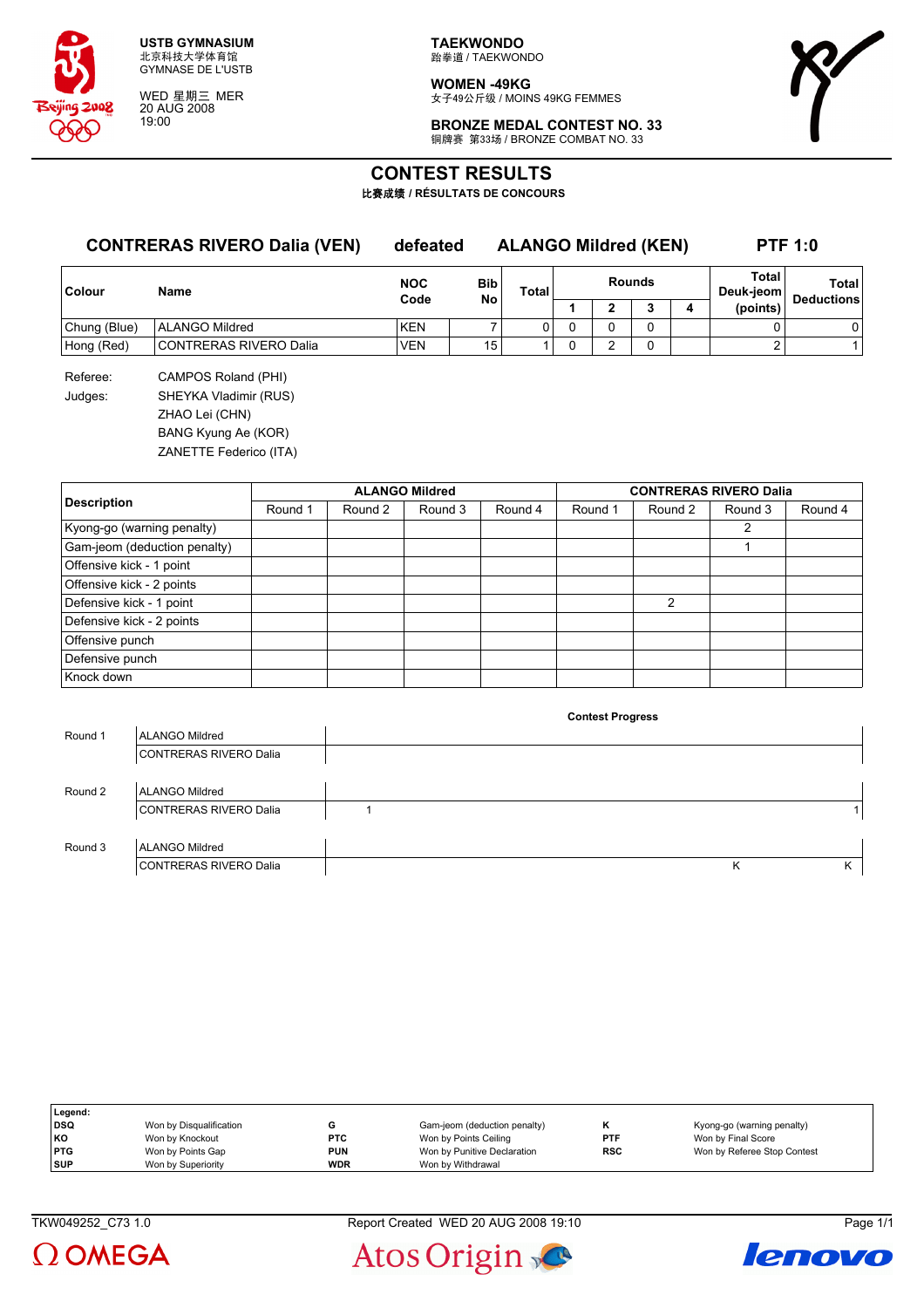**USTB GYMNASIUM**
北京科技大学体育馆
GYMNASE DE L'USTB

WED 星期三 MER
20 AUG 2008
19:00

**TAEKWONDO**
跆拳道 / TAEKWONDO

**WOMEN -49KG**
女子49公斤级 / MOINS 49KG FEMMES

**BRONZE MEDAL CONTEST NO. 33**
铜牌赛 第33场 / BRONZE COMBAT NO. 33

# CONTEST RESULTS

**比赛成绩 / RÉSULTATS DE CONCOURS**

## CONTRERAS RIVERO Dalia (VEN) defeated ALANGO Mildred (KEN) PTF 1:0

| Colour | Name | NOC Code | Bib No | Total | Rounds 1 | 2 | 3 | 4 | Total Deuk-jeom (points) | Total Deductions |
|---|---|---|---|---|---|---|---|---|---|---|
| Chung (Blue) | ALANGO Mildred | KEN | 7 | 0 | 0 | 0 | 0 | | 0 | 0 |
| Hong (Red) | CONTRERAS RIVERO Dalia | VEN | 15 | 1 | 0 | 2 | 0 | | 2 | 1 |

Referee: CAMPOS Roland (PHI)

Judges: SHEYKA Vladimir (RUS)
ZHAO Lei (CHN)
BANG Kyung Ae (KOR)
ZANETTE Federico (ITA)

| Description | ALANGO Mildred Round 1 | Round 2 | Round 3 | Round 4 | CONTRERAS RIVERO Dalia Round 1 | Round 2 | Round 3 | Round 4 |
|---|---|---|---|---|---|---|---|---|
| Kyong-go (warning penalty) | | | | | | | 2 | |
| Gam-jeom (deduction penalty) | | | | | | | 1 | |
| Offensive kick - 1 point | | | | | | | | |
| Offensive kick - 2 points | | | | | | | | |
| Defensive kick - 1 point | | | | | | 2 | | |
| Defensive kick - 2 points | | | | | | | | |
| Offensive punch | | | | | | | | |
| Defensive punch | | | | | | | | |
| Knock down | | | | | | | | |

**Contest Progress**

| Round | Athlete | Progress |
|---|---|---|
| Round 1 | ALANGO Mildred | |
| | CONTRERAS RIVERO Dalia | |
| Round 2 | ALANGO Mildred | |
| | CONTRERAS RIVERO Dalia | 1 ... 1 |
| Round 3 | ALANGO Mildred | |
| | CONTRERAS RIVERO Dalia | K ... K |

| Legend: | | | | | |
|---|---|---|---|---|---|
| DSQ | Won by Disqualification | G | Gam-jeom (deduction penalty) | K | Kyong-go (warning penalty) |
| KO | Won by Knockout | PTC | Won by Points Ceiling | PTF | Won by Final Score |
| PTG | Won by Points Gap | PUN | Won by Punitive Declaration | RSC | Won by Referee Stop Contest |
| SUP | Won by Superiority | WDR | Won by Withdrawal | | |

TKW049252_C73 1.0 Report Created WED 20 AUG 2008 19:10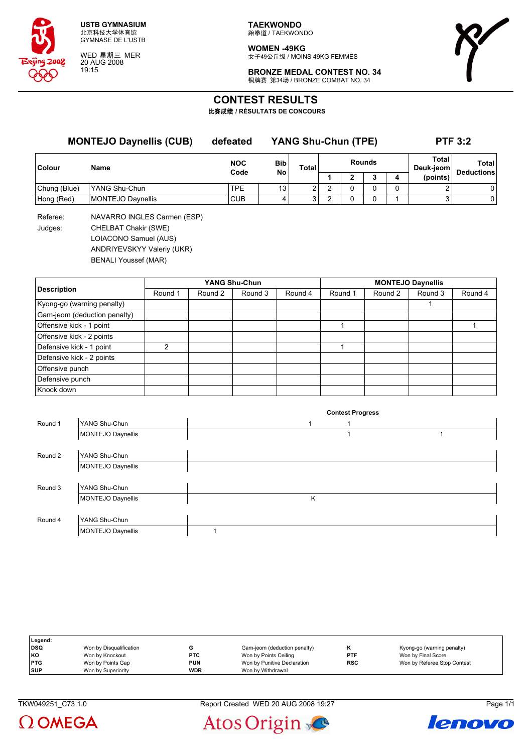USTB GYMNASIUM
北京科技大学体育馆
GYMNASE DE L'USTB

WED 星期三 MER
20 AUG 2008
19:15

**TAEKWONDO**
跆拳道 / TAEKWONDO

**WOMEN -49KG**
女子49公斤级 / MOINS 49KG FEMMES

**BRONZE MEDAL CONTEST NO. 34**
铜牌赛 第34场 / BRONZE COMBAT NO. 34

# CONTEST RESULTS
**比赛成绩 / RÉSULTATS DE CONCOURS**

**MONTEJO Daynellis (CUB)** defeated **YANG Shu-Chun (TPE)** **PTF 3:2**

| Colour | Name | NOC Code | Bib No | Total | Rounds 1 | 2 | 3 | 4 | Total Deuk-jeom (points) | Total Deductions |
|---|---|---|---|---|---|---|---|---|---|---|
| Chung (Blue) | YANG Shu-Chun | TPE | 13 | 2 | 2 | 0 | 0 | 0 | 2 | 0 |
| Hong (Red) | MONTEJO Daynellis | CUB | 4 | 3 | 2 | 0 | 0 | 1 | 3 | 0 |

Referee: NAVARRO INGLES Carmen (ESP)

Judges: CHELBAT Chakir (SWE)
LOIACONO Samuel (AUS)
ANDRIYEVSKYY Valeriy (UKR)
BENALI Youssef (MAR)

| Description | YANG Shu-Chun Round 1 | Round 2 | Round 3 | Round 4 | MONTEJO Daynellis Round 1 | Round 2 | Round 3 | Round 4 |
|---|---|---|---|---|---|---|---|---|
| Kyong-go (warning penalty) | | | | | | | 1 | |
| Gam-jeom (deduction penalty) | | | | | | | | |
| Offensive kick - 1 point | | | | | 1 | | | 1 |
| Offensive kick - 2 points | | | | | | | | |
| Defensive kick - 1 point | 2 | | | | 1 | | | |
| Defensive kick - 2 points | | | | | | | | |
| Offensive punch | | | | | | | | |
| Defensive punch | | | | | | | | |
| Knock down | | | | | | | | |

**Contest Progress**

| Round | Athlete | Progress |
|---|---|---|
| Round 1 | YANG Shu-Chun | 1 1 |
| | MONTEJO Daynellis | 1 1 |
| Round 2 | YANG Shu-Chun | |
| | MONTEJO Daynellis | |
| Round 3 | YANG Shu-Chun | |
| | MONTEJO Daynellis | K |
| Round 4 | YANG Shu-Chun | |
| | MONTEJO Daynellis | 1 |

**Legend:**

| | | | | | | | |
|---|---|---|---|---|---|---|---|
| **DSQ** | Won by Disqualification | **G** | Gam-jeom (deduction penalty) | **K** | Kyong-go (warning penalty) | | |
| **KO** | Won by Knockout | **PTC** | Won by Points Ceiling | **PTF** | Won by Final Score | | |
| **PTG** | Won by Points Gap | **PUN** | Won by Punitive Declaration | **RSC** | Won by Referee Stop Contest | | |
| **SUP** | Won by Superiority | **WDR** | Won by Withdrawal | | | | |

TKW049251_C73 1.0 Report Created WED 20 AUG 2008 19:27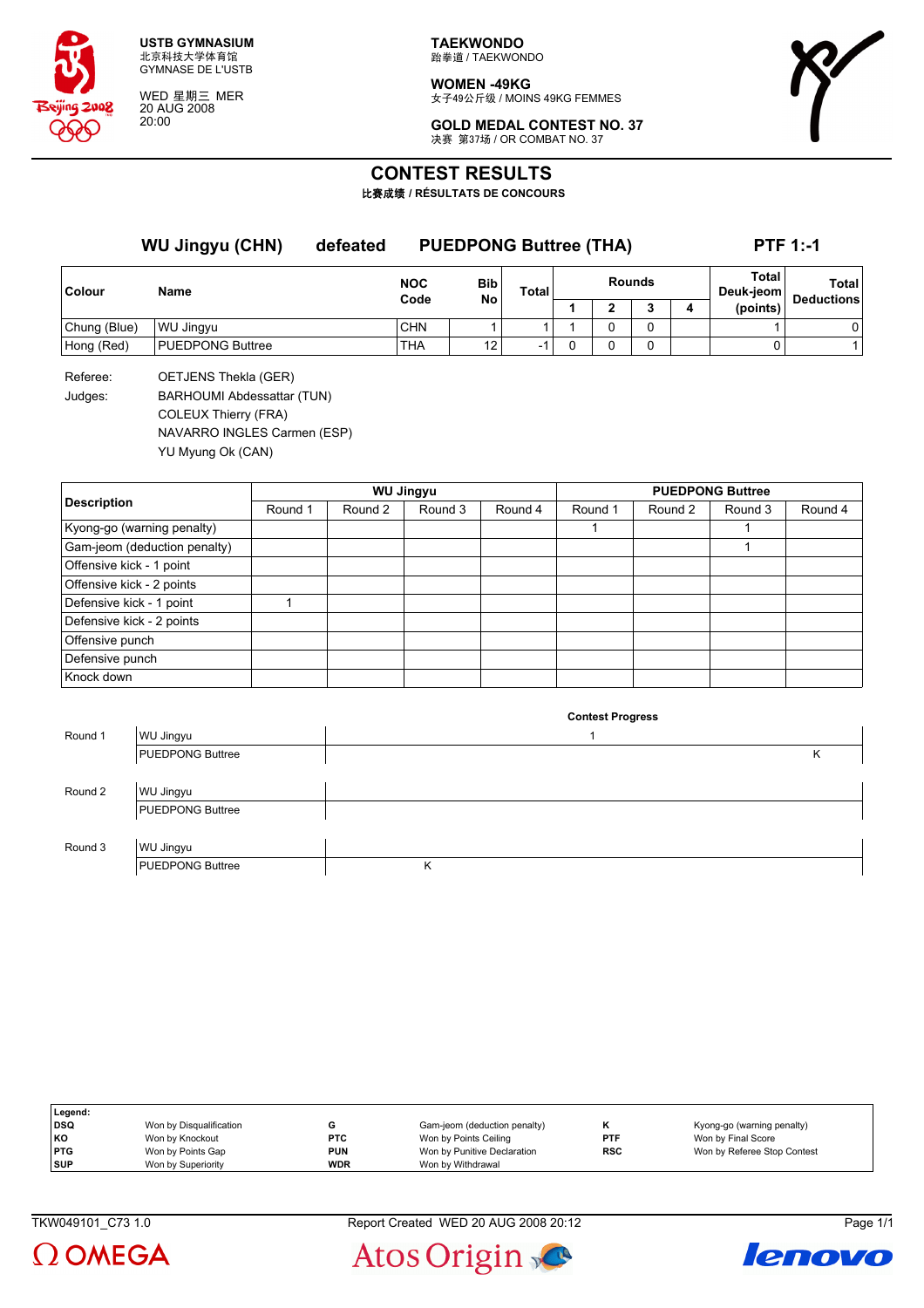USTB GYMNASIUM
北京科技大学体育馆
GYMNASE DE L'USTB

WED 星期三 MER
20 AUG 2008
20:00

**TAEKWONDO**
跆拳道 / TAEKWONDO

**WOMEN -49KG**
女子49公斤级 / MOINS 49KG FEMMES

**GOLD MEDAL CONTEST NO. 37**
决赛 第37场 / OR COMBAT NO. 37

# CONTEST RESULTS

比赛成绩 / RÉSULTATS DE CONCOURS

## WU Jingyu (CHN) defeated PUEDPONG Buttree (THA) PTF 1:-1

| Colour | Name | NOC Code | Bib No | Total | Rounds 1 | 2 | 3 | 4 | Total Deuk-jeom (points) | Total Deductions |
|---|---|---|---|---|---|---|---|---|---|---|
| Chung (Blue) | WU Jingyu | CHN | 1 | 1 | 1 | 0 | 0 | | 1 | 0 |
| Hong (Red) | PUEDPONG Buttree | THA | 12 | -1 | 0 | 0 | 0 | | 0 | 1 |

Referee: OETJENS Thekla (GER)

Judges: BARHOUMI Abdessattar (TUN)
COLEUX Thierry (FRA)
NAVARRO INGLES Carmen (ESP)
YU Myung Ok (CAN)

| Description | WU Jingyu Round 1 | Round 2 | Round 3 | Round 4 | PUEDPONG Buttree Round 1 | Round 2 | Round 3 | Round 4 |
|---|---|---|---|---|---|---|---|---|
| Kyong-go (warning penalty) | | | | | 1 | | 1 | |
| Gam-jeom (deduction penalty) | | | | | | | 1 | |
| Offensive kick - 1 point | | | | | | | | |
| Offensive kick - 2 points | | | | | | | | |
| Defensive kick - 1 point | 1 | | | | | | | |
| Defensive kick - 2 points | | | | | | | | |
| Offensive punch | | | | | | | | |
| Defensive punch | | | | | | | | |
| Knock down | | | | | | | | |

**Contest Progress**

| Round | Athlete | Progress |
|---|---|---|
| Round 1 | WU Jingyu | 1 |
| | PUEDPONG Buttree | K |
| Round 2 | WU Jingyu | |
| | PUEDPONG Buttree | |
| Round 3 | WU Jingyu | |
| | PUEDPONG Buttree | K |

| Legend: | | | | | |
|---|---|---|---|---|---|
| DSQ | Won by Disqualification | G | Gam-jeom (deduction penalty) | K | Kyong-go (warning penalty) |
| KO | Won by Knockout | PTC | Won by Points Ceiling | PTF | Won by Final Score |
| PTG | Won by Points Gap | PUN | Won by Punitive Declaration | RSC | Won by Referee Stop Contest |
| SUP | Won by Superiority | WDR | Won by Withdrawal | | |

TKW049101_C73 1.0 Report Created WED 20 AUG 2008 20:12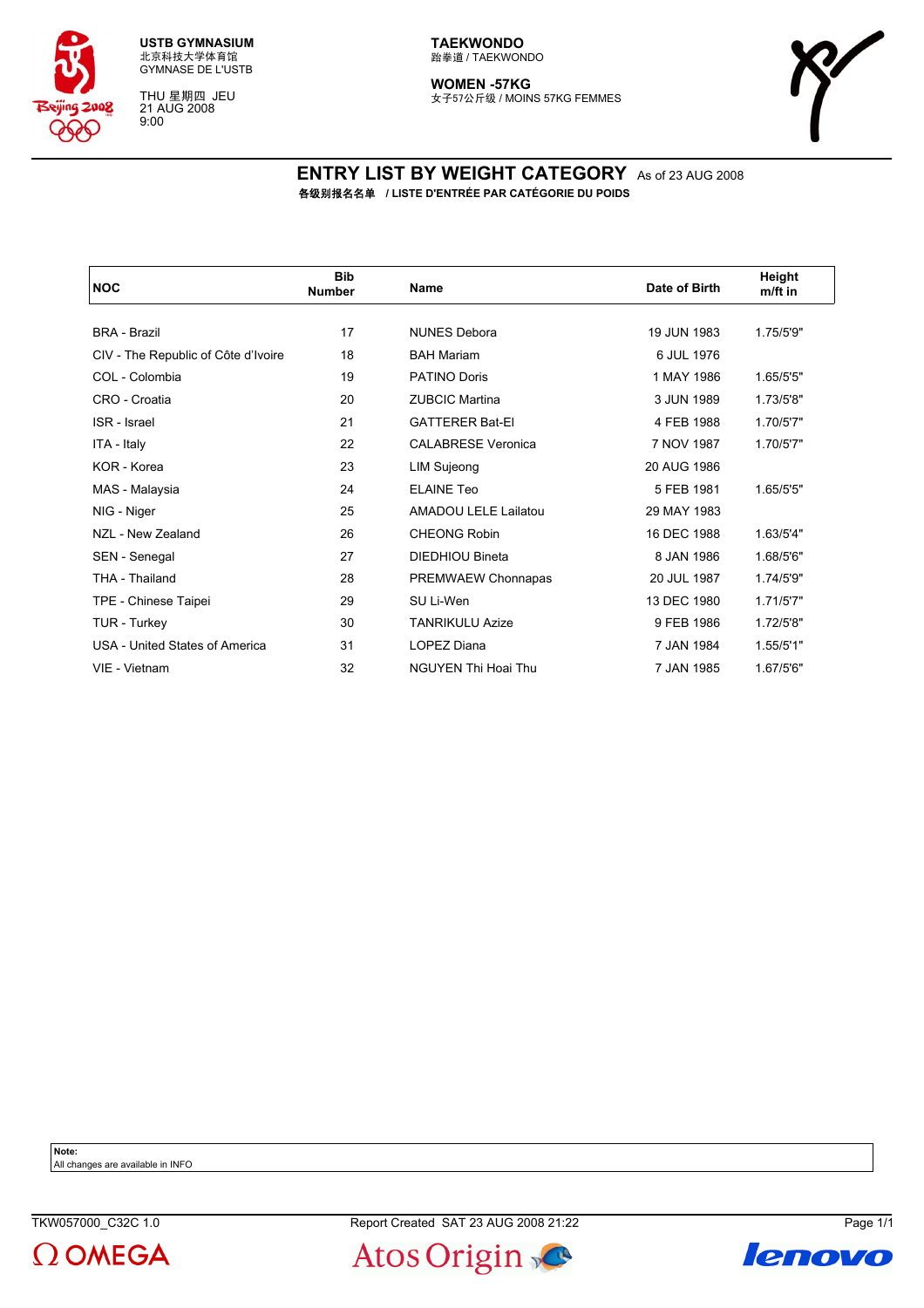USTB GYMNASIUM
北京科技大学体育馆
GYMNASE DE L'USTB

THU 星期四 JEU
21 AUG 2008
9:00

TAEKWONDO
跆拳道 / TAEKWONDO

WOMEN -57KG
女子57公斤级 / MOINS 57KG FEMMES

# ENTRY LIST BY WEIGHT CATEGORY As of 23 AUG 2008

**各级别报名名单 / LISTE D'ENTRÉE PAR CATÉGORIE DU POIDS**

| NOC | Bib Number | Name | Date of Birth | Height m/ft in |
|---|---|---|---|---|
| BRA - Brazil | 17 | NUNES Debora | 19 JUN 1983 | 1.75/5'9" |
| CIV - The Republic of Côte d'Ivoire | 18 | BAH Mariam | 6 JUL 1976 | |
| COL - Colombia | 19 | PATINO Doris | 1 MAY 1986 | 1.65/5'5" |
| CRO - Croatia | 20 | ZUBCIC Martina | 3 JUN 1989 | 1.73/5'8" |
| ISR - Israel | 21 | GATTERER Bat-El | 4 FEB 1988 | 1.70/5'7" |
| ITA - Italy | 22 | CALABRESE Veronica | 7 NOV 1987 | 1.70/5'7" |
| KOR - Korea | 23 | LIM Sujeong | 20 AUG 1986 | |
| MAS - Malaysia | 24 | ELAINE Teo | 5 FEB 1981 | 1.65/5'5" |
| NIG - Niger | 25 | AMADOU LELE Lailatou | 29 MAY 1983 | |
| NZL - New Zealand | 26 | CHEONG Robin | 16 DEC 1988 | 1.63/5'4" |
| SEN - Senegal | 27 | DIEDHIOU Bineta | 8 JAN 1986 | 1.68/5'6" |
| THA - Thailand | 28 | PREMWAEW Chonnapas | 20 JUL 1987 | 1.74/5'9" |
| TPE - Chinese Taipei | 29 | SU Li-Wen | 13 DEC 1980 | 1.71/5'7" |
| TUR - Turkey | 30 | TANRIKULU Azize | 9 FEB 1986 | 1.72/5'8" |
| USA - United States of America | 31 | LOPEZ Diana | 7 JAN 1984 | 1.55/5'1" |
| VIE - Vietnam | 32 | NGUYEN Thi Hoai Thu | 7 JAN 1985 | 1.67/5'6" |

**Note:**
All changes are available in INFO

TKW057000_C32C 1.0 Report Created SAT 23 AUG 2008 21:22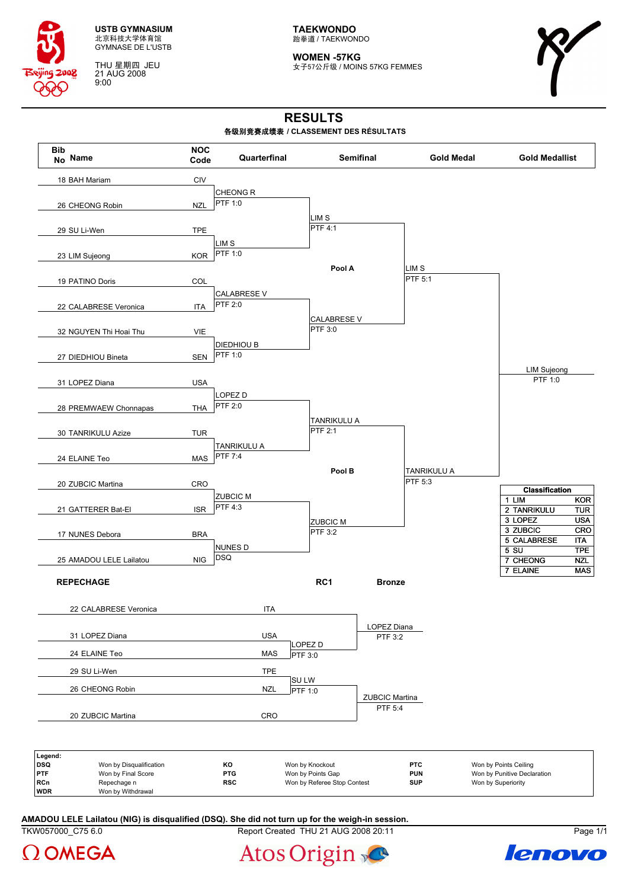USTB GYMNASIUM
北京科技大学体育馆
GYMNASE DE L'USTB

THU 星期四 JEU
21 AUG 2008
9:00

**TAEKWONDO**
跆拳道 / TAEKWONDO

**WOMEN -57KG**
女子57公斤级 / MOINS 57KG FEMMES

# RESULTS

**各级别竞赛成绩表 / CLASSEMENT DES RÉSULTATS**

| Bib No | Name | NOC Code | Quarterfinal | Semifinal | Gold Medal | Gold Medallist |
|---|---|---|---|---|---|---|
| 18 | BAH Mariam | CIV | CHEONG R PTF 1:0 | LIM S PTF 4:1 | LIM S PTF 5:1 | LIM Sujeong PTF 1:0 |
| 26 | CHEONG Robin | NZL | | | | |
| 29 | SU Li-Wen | TPE | LIM S PTF 1:0 | | | |
| 23 | LIM Sujeong | KOR | | | | |
| 19 | PATINO Doris | COL | CALABRESE V PTF 2:0 | CALABRESE V PTF 3:0 | | |
| 22 | CALABRESE Veronica | ITA | | | | |
| 32 | NGUYEN Thi Hoai Thu | VIE | DIEDHIOU B PTF 1:0 | | | |
| 27 | DIEDHIOU Bineta | SEN | | | | |
| 31 | LOPEZ Diana | USA | LOPEZ D PTF 2:0 | TANRIKULU A PTF 2:1 | TANRIKULU A PTF 5:3 | |
| 28 | PREMWAEW Chonnapas | THA | | | | |
| 30 | TANRIKULU Azize | TUR | TANRIKULU A PTF 7:4 | | | |
| 24 | ELAINE Teo | MAS | | | | |
| 20 | ZUBCIC Martina | CRO | ZUBCIC M PTF 4:3 | ZUBCIC M PTF 3:2 | | |
| 21 | GATTERER Bat-El | ISR | | | | |
| 17 | NUNES Debora | BRA | NUNES D DSQ | | | |
| 25 | AMADOU LELE Lailatou | NIG | | | | |

Pool A: bouts 18–27. Pool B: bouts 31–25.

**Classification**

| Rank | Name | NOC |
|---|---|---|
| 1 | LIM | KOR |
| 2 | TANRIKULU | TUR |
| 3 | LOPEZ | USA |
| 3 | ZUBCIC | CRO |
| 5 | CALABRESE | ITA |
| 5 | SU | TPE |
| 7 | CHEONG | NZL |
| 7 | ELAINE | MAS |

## REPECHAGE

| Bib | Name | NOC | RC1 | Bronze |
|---|---|---|---|---|
| 22 | CALABRESE Veronica | ITA | | LOPEZ Diana PTF 3:2 |
| 31 | LOPEZ Diana | USA | LOPEZ D PTF 3:0 | |
| 24 | ELAINE Teo | MAS | | |
| 29 | SU Li-Wen | TPE | SU LW PTF 1:0 | ZUBCIC Martina PTF 5:4 |
| 26 | CHEONG Robin | NZL | | |
| 20 | ZUBCIC Martina | CRO | | |

**Legend:**

| | | | | | |
|---|---|---|---|---|---|
| DSQ | Won by Disqualification | KO | Won by Knockout | PTC | Won by Points Ceiling |
| PTF | Won by Final Score | PTG | Won by Points Gap | PUN | Won by Punitive Declaration |
| RCn | Repechage n | RSC | Won by Referee Stop Contest | SUP | Won by Superiority |
| WDR | Won by Withdrawal | | | | |

**AMADOU LELE Lailatou (NIG) is disqualified (DSQ). She did not turn up for the weigh-in session.**

TKW057000_C75 6.0 Report Created THU 21 AUG 2008 20:11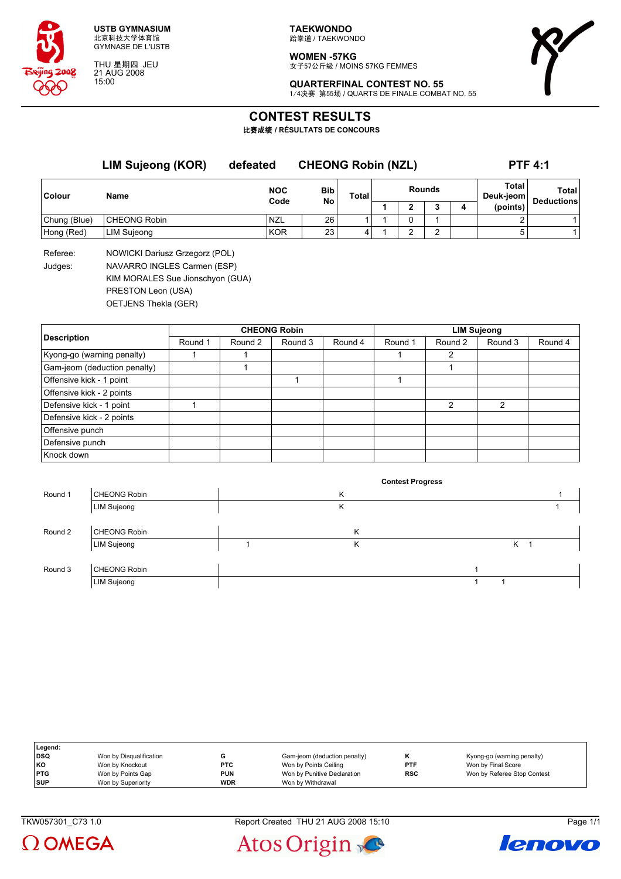USTB GYMNASIUM
北京科技大学体育馆
GYMNASE DE L'USTB

THU 星期四 JEU
21 AUG 2008
15:00

**TAEKWONDO**
跆拳道 / TAEKWONDO

**WOMEN -57KG**
女子57公斤级 / MOINS 57KG FEMMES

**QUARTERFINAL CONTEST NO. 55**
1/4决赛 第55场 / QUARTS DE FINALE COMBAT NO. 55

# CONTEST RESULTS

**比赛成绩 / RÉSULTATS DE CONCOURS**

## LIM Sujeong (KOR) defeated CHEONG Robin (NZL) PTF 4:1

| Colour | Name | NOC Code | Bib No | Total | Rounds 1 | 2 | 3 | 4 | Total Deuk-jeom (points) | Total Deductions |
|---|---|---|---|---|---|---|---|---|---|---|
| Chung (Blue) | CHEONG Robin | NZL | 26 | 1 | 1 | 0 | 1 | | 2 | 1 |
| Hong (Red) | LIM Sujeong | KOR | 23 | 4 | 1 | 2 | 2 | | 5 | 1 |

Referee: NOWICKI Dariusz Grzegorz (POL)

Judges: NAVARRO INGLES Carmen (ESP)
KIM MORALES Sue Jionschyon (GUA)
PRESTON Leon (USA)
OETJENS Thekla (GER)

| Description | CHEONG Robin | | | | LIM Sujeong | | | |
|---|---|---|---|---|---|---|---|---|
| | Round 1 | Round 2 | Round 3 | Round 4 | Round 1 | Round 2 | Round 3 | Round 4 |
| Kyong-go (warning penalty) | 1 | 1 | | | 1 | 2 | | |
| Gam-jeom (deduction penalty) | | 1 | | | | 1 | | |
| Offensive kick - 1 point | | | 1 | | 1 | | | |
| Offensive kick - 2 points | | | | | | | | |
| Defensive kick - 1 point | 1 | | | | | 2 | 2 | |
| Defensive kick - 2 points | | | | | | | | |
| Offensive punch | | | | | | | | |
| Defensive punch | | | | | | | | |
| Knock down | | | | | | | | |

**Contest Progress**

| Round | Name | Progress |
|---|---|---|
| Round 1 | CHEONG Robin | K 1 |
| | LIM Sujeong | K 1 |
| Round 2 | CHEONG Robin | K |
| | LIM Sujeong | 1 K K 1 |
| Round 3 | CHEONG Robin | 1 |
| | LIM Sujeong | 1 1 |

| Legend: | | | | | |
|---|---|---|---|---|---|
| DSQ | Won by Disqualification | G | Gam-jeom (deduction penalty) | K | Kyong-go (warning penalty) |
| KO | Won by Knockout | PTC | Won by Points Ceiling | PTF | Won by Final Score |
| PTG | Won by Points Gap | PUN | Won by Punitive Declaration | RSC | Won by Referee Stop Contest |
| SUP | Won by Superiority | WDR | Won by Withdrawal | | |

TKW057301_C73 1.0 Report Created THU 21 AUG 2008 15:10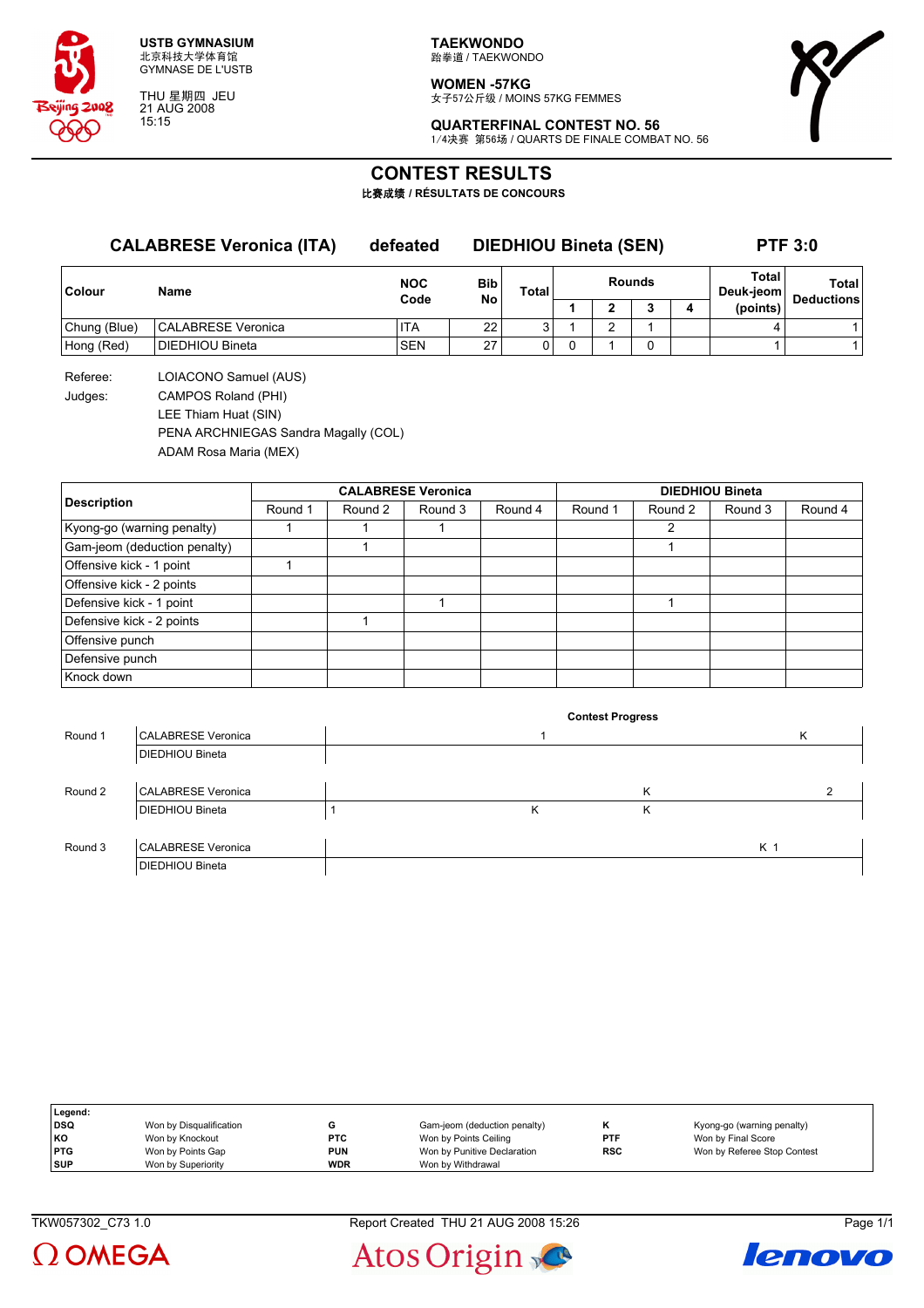USTB GYMNASIUM
北京科技大学体育馆
GYMNASE DE L'USTB

THU 星期四 JEU
21 AUG 2008
15:15

**TAEKWONDO**
跆拳道 / TAEKWONDO

**WOMEN -57KG**
女子57公斤级 / MOINS 57KG FEMMES

**QUARTERFINAL CONTEST NO. 56**
1/4决赛 第56场 / QUARTS DE FINALE COMBAT NO. 56

# CONTEST RESULTS

**比赛成绩 / RÉSULTATS DE CONCOURS**

## CALABRESE Veronica (ITA) defeated DIEDHIOU Bineta (SEN) PTF 3:0

| Colour | Name | NOC Code | Bib No | Total | Rounds 1 | 2 | 3 | 4 | Total Deuk-jeom (points) | Total Deductions |
|---|---|---|---|---|---|---|---|---|---|---|
| Chung (Blue) | CALABRESE Veronica | ITA | 22 | 3 | 1 | 2 | 1 | | 4 | 1 |
| Hong (Red) | DIEDHIOU Bineta | SEN | 27 | 0 | 0 | 1 | 0 | | 1 | 1 |

Referee: LOIACONO Samuel (AUS)

Judges:
CAMPOS Roland (PHI)
LEE Thiam Huat (SIN)
PENA ARCHNIEGAS Sandra Magally (COL)
ADAM Rosa Maria (MEX)

| Description | CALABRESE Veronica | | | | DIEDHIOU Bineta | | | |
|---|---|---|---|---|---|---|---|---|
| | Round 1 | Round 2 | Round 3 | Round 4 | Round 1 | Round 2 | Round 3 | Round 4 |
| Kyong-go (warning penalty) | 1 | 1 | 1 | | | 2 | | |
| Gam-jeom (deduction penalty) | | 1 | | | | 1 | | |
| Offensive kick - 1 point | 1 | | | | | | | |
| Offensive kick - 2 points | | | | | | | | |
| Defensive kick - 1 point | | | 1 | | | 1 | | |
| Defensive kick - 2 points | | 1 | | | | | | |
| Offensive punch | | | | | | | | |
| Defensive punch | | | | | | | | |
| Knock down | | | | | | | | |

**Contest Progress**

| Round | Name | Progress |
|---|---|---|
| Round 1 | CALABRESE Veronica | 1 K |
| | DIEDHIOU Bineta | |
| Round 2 | CALABRESE Veronica | K 2 |
| | DIEDHIOU Bineta | 1 K K |
| Round 3 | CALABRESE Veronica | K 1 |
| | DIEDHIOU Bineta | |

| Legend: | | | | | |
|---|---|---|---|---|---|
| DSQ | Won by Disqualification | G | Gam-jeom (deduction penalty) | K | Kyong-go (warning penalty) |
| KO | Won by Knockout | PTC | Won by Points Ceiling | PTF | Won by Final Score |
| PTG | Won by Points Gap | PUN | Won by Punitive Declaration | RSC | Won by Referee Stop Contest |
| SUP | Won by Superiority | WDR | Won by Withdrawal | | |

TKW057302_C73 1.0 Report Created THU 21 AUG 2008 15:26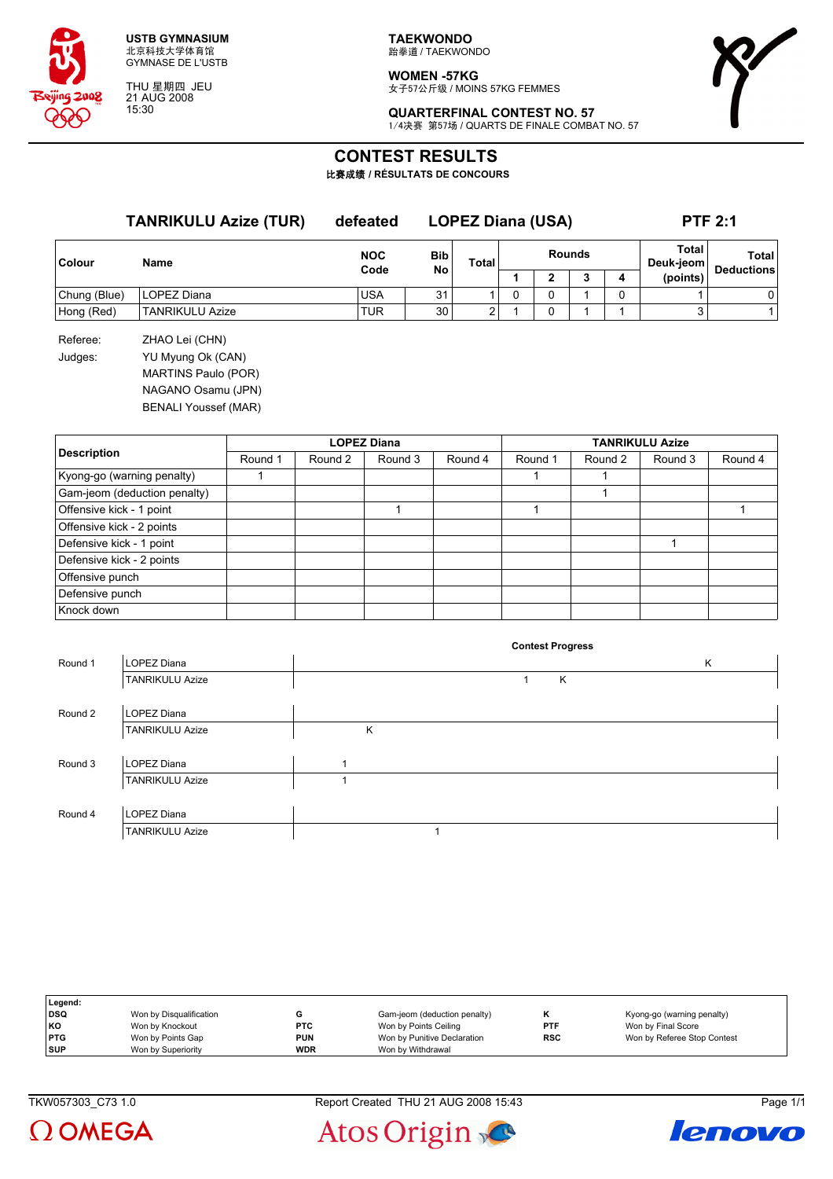USTB GYMNASIUM
北京科技大学体育馆
GYMNASE DE L'USTB

THU 星期四 JEU
21 AUG 2008
15:30

**TAEKWONDO**
跆拳道 / TAEKWONDO

**WOMEN -57KG**
女子57公斤级 / MOINS 57KG FEMMES

**QUARTERFINAL CONTEST NO. 57**
1/4决赛 第57场 / QUARTS DE FINALE COMBAT NO. 57

# CONTEST RESULTS

**比赛成绩 / RÉSULTATS DE CONCOURS**

## TANRIKULU Azize (TUR) defeated LOPEZ Diana (USA) PTF 2:1

| Colour | Name | NOC Code | Bib No | Total | Rounds 1 | 2 | 3 | 4 | Total Deuk-jeom (points) | Total Deductions |
|---|---|---|---|---|---|---|---|---|---|---|
| Chung (Blue) | LOPEZ Diana | USA | 31 | 1 | 0 | 0 | 1 | 0 | 1 | 0 |
| Hong (Red) | TANRIKULU Azize | TUR | 30 | 2 | 1 | 0 | 1 | 1 | 3 | 1 |

Referee: ZHAO Lei (CHN)

Judges: YU Myung Ok (CAN)
MARTINS Paulo (POR)
NAGANO Osamu (JPN)
BENALI Youssef (MAR)

| Description | LOPEZ Diana Round 1 | Round 2 | Round 3 | Round 4 | TANRIKULU Azize Round 1 | Round 2 | Round 3 | Round 4 |
|---|---|---|---|---|---|---|---|---|
| Kyong-go (warning penalty) | 1 | | | | 1 | 1 | | |
| Gam-jeom (deduction penalty) | | | | | | 1 | | |
| Offensive kick - 1 point | | | 1 | | 1 | | | 1 |
| Offensive kick - 2 points | | | | | | | | |
| Defensive kick - 1 point | | | | | | | 1 | |
| Defensive kick - 2 points | | | | | | | | |
| Offensive punch | | | | | | | | |
| Defensive punch | | | | | | | | |
| Knock down | | | | | | | | |

**Contest Progress**

| Round | Athlete | Progress |
|---|---|---|
| Round 1 | LOPEZ Diana | K |
| | TANRIKULU Azize | 1 K |
| Round 2 | LOPEZ Diana | |
| | TANRIKULU Azize | K |
| Round 3 | LOPEZ Diana | 1 |
| | TANRIKULU Azize | 1 |
| Round 4 | LOPEZ Diana | |
| | TANRIKULU Azize | 1 |

**Legend:**

| | | | | | |
|---|---|---|---|---|---|
| DSQ | Won by Disqualification | G | Gam-jeom (deduction penalty) | K | Kyong-go (warning penalty) |
| KO | Won by Knockout | PTC | Won by Points Ceiling | PTF | Won by Final Score |
| PTG | Won by Points Gap | PUN | Won by Punitive Declaration | RSC | Won by Referee Stop Contest |
| SUP | Won by Superiority | WDR | Won by Withdrawal | | |

TKW057303_C73 1.0 Report Created THU 21 AUG 2008 15:43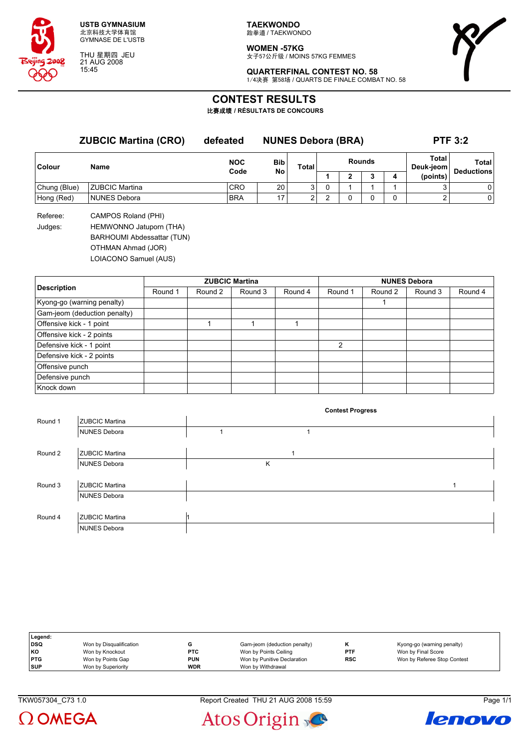USTB GYMNASIUM
北京科技大学体育馆
GYMNASE DE L'USTB

THU 星期四 JEU
21 AUG 2008
15:45

TAEKWONDO
跆拳道 / TAEKWONDO

WOMEN -57KG
女子57公斤级 / MOINS 57KG FEMMES

QUARTERFINAL CONTEST NO. 58
1/4决赛 第58场 / QUARTS DE FINALE COMBAT NO. 58

# CONTEST RESULTS
比赛成绩 / RÉSULTATS DE CONCOURS

**ZUBCIC Martina (CRO)** defeated **NUNES Debora (BRA)** **PTF 3:2**

| Colour | Name | NOC Code | Bib No | Total | Rounds 1 | 2 | 3 | 4 | Total Deuk-jeom (points) | Total Deductions |
|---|---|---|---|---|---|---|---|---|---|---|
| Chung (Blue) | ZUBCIC Martina | CRO | 20 | 3 | 0 | 1 | 1 | 1 | 3 | 0 |
| Hong (Red) | NUNES Debora | BRA | 17 | 2 | 2 | 0 | 0 | 0 | 2 | 0 |

Referee: CAMPOS Roland (PHI)

Judges: HEMWONNO Jatuporn (THA)
BARHOUMI Abdessattar (TUN)
OTHMAN Ahmad (JOR)
LOIACONO Samuel (AUS)

| Description | ZUBCIC Martina Round 1 | Round 2 | Round 3 | Round 4 | NUNES Debora Round 1 | Round 2 | Round 3 | Round 4 |
|---|---|---|---|---|---|---|---|---|
| Kyong-go (warning penalty) | | | | | | 1 | | |
| Gam-jeom (deduction penalty) | | | | | | | | |
| Offensive kick - 1 point | | 1 | 1 | 1 | | | | |
| Offensive kick - 2 points | | | | | | | | |
| Defensive kick - 1 point | | | | | 2 | | | |
| Defensive kick - 2 points | | | | | | | | |
| Offensive punch | | | | | | | | |
| Defensive punch | | | | | | | | |
| Knock down | | | | | | | | |

**Contest Progress**

| Round | Athlete | Progress |
|---|---|---|
| Round 1 | ZUBCIC Martina | |
| | NUNES Debora | 1 1 |
| Round 2 | ZUBCIC Martina | 1 |
| | NUNES Debora | K |
| Round 3 | ZUBCIC Martina | 1 |
| | NUNES Debora | |
| Round 4 | ZUBCIC Martina | 1 |
| | NUNES Debora | |

| Legend: | | | | | |
|---|---|---|---|---|---|
| DSQ | Won by Disqualification | G | Gam-jeom (deduction penalty) | K | Kyong-go (warning penalty) |
| KO | Won by Knockout | PTC | Won by Points Ceiling | PTF | Won by Final Score |
| PTG | Won by Points Gap | PUN | Won by Punitive Declaration | RSC | Won by Referee Stop Contest |
| SUP | Won by Superiority | WDR | Won by Withdrawal | | |

TKW057304_C73 1.0 Report Created THU 21 AUG 2008 15:59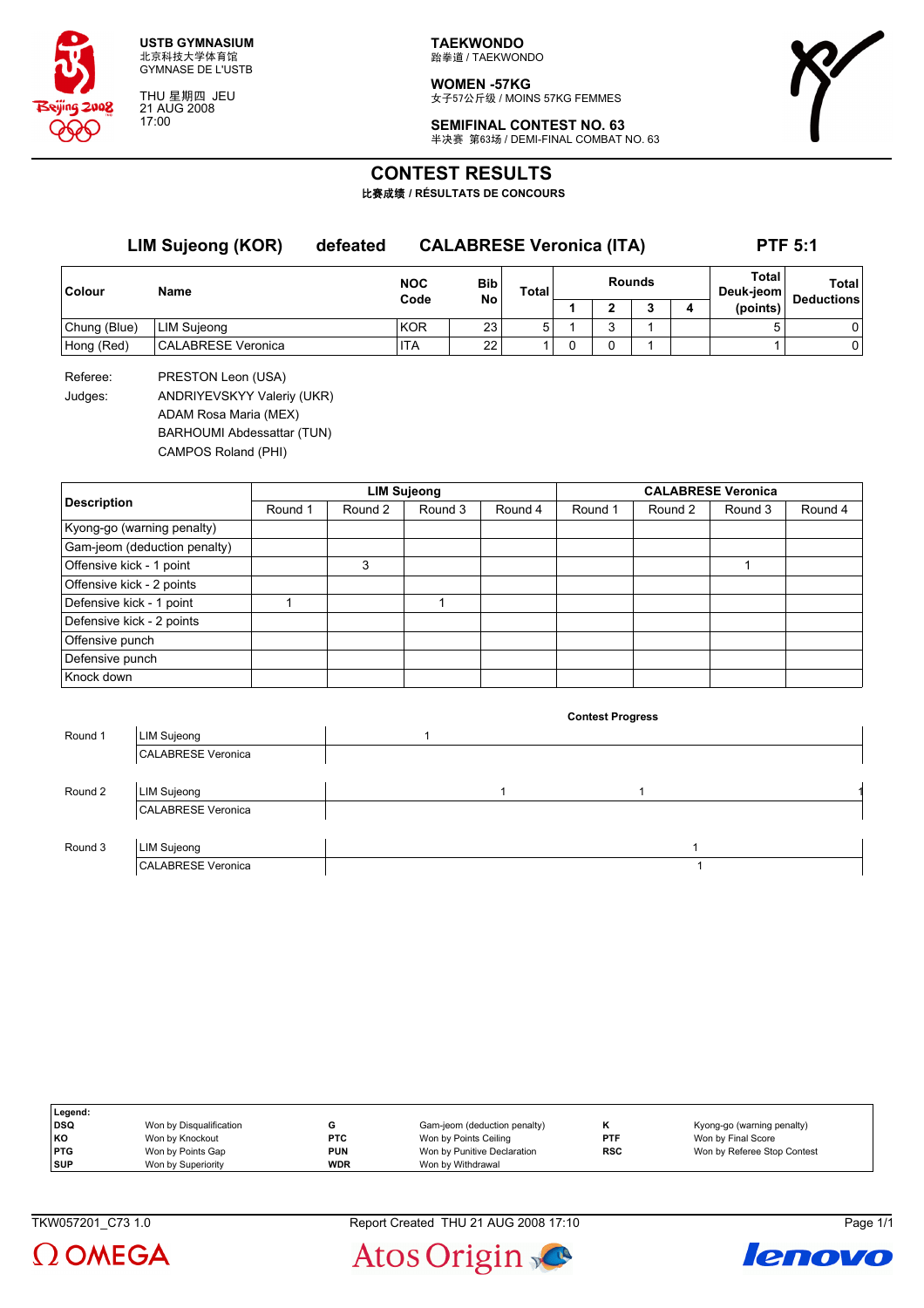USTB GYMNASIUM
北京科技大学体育馆
GYMNASE DE L'USTB

THU 星期四 JEU
21 AUG 2008
17:00

**TAEKWONDO**
跆拳道 / TAEKWONDO

**WOMEN -57KG**
女子57公斤级 / MOINS 57KG FEMMES

**SEMIFINAL CONTEST NO. 63**
半决赛 第63场 / DEMI-FINAL COMBAT NO. 63

# CONTEST RESULTS
比赛成绩 / RÉSULTATS DE CONCOURS

**LIM Sujeong (KOR)** defeated **CALABRESE Veronica (ITA)** **PTF 5:1**

| Colour | Name | NOC Code | Bib No | Total | Rounds 1 | Rounds 2 | Rounds 3 | Rounds 4 | Total Deuk-jeom (points) | Total Deductions |
|---|---|---|---|---|---|---|---|---|---|---|
| Chung (Blue) | LIM Sujeong | KOR | 23 | 5 | 1 | 3 | 1 | | 5 | 0 |
| Hong (Red) | CALABRESE Veronica | ITA | 22 | 1 | 0 | 0 | 1 | | 1 | 0 |

Referee: PRESTON Leon (USA)
Judges: ANDRIYEVSKYY Valeriy (UKR)
ADAM Rosa Maria (MEX)
BARHOUMI Abdessattar (TUN)
CAMPOS Roland (PHI)

| Description | LIM Sujeong | | | | CALABRESE Veronica | | | |
|---|---|---|---|---|---|---|---|---|
| | Round 1 | Round 2 | Round 3 | Round 4 | Round 1 | Round 2 | Round 3 | Round 4 |
| Kyong-go (warning penalty) | | | | | | | | |
| Gam-jeom (deduction penalty) | | | | | | | | |
| Offensive kick - 1 point | | 3 | | | | | 1 | |
| Offensive kick - 2 points | | | | | | | | |
| Defensive kick - 1 point | 1 | | 1 | | | | | |
| Defensive kick - 2 points | | | | | | | | |
| Offensive punch | | | | | | | | |
| Defensive punch | | | | | | | | |
| Knock down | | | | | | | | |

**Contest Progress**

| Round | Name | Progress |
|---|---|---|
| Round 1 | LIM Sujeong | 1 |
| | CALABRESE Veronica | |
| Round 2 | LIM Sujeong | 1 1 1 |
| | CALABRESE Veronica | |
| Round 3 | LIM Sujeong | 1 |
| | CALABRESE Veronica | 1 |

| Legend: | | | | | |
|---|---|---|---|---|---|
| DSQ | Won by Disqualification | G | Gam-jeom (deduction penalty) | K | Kyong-go (warning penalty) |
| KO | Won by Knockout | PTC | Won by Points Ceiling | PTF | Won by Final Score |
| PTG | Won by Points Gap | PUN | Won by Punitive Declaration | RSC | Won by Referee Stop Contest |
| SUP | Won by Superiority | WDR | Won by Withdrawal | | |

TKW057201_C73 1.0 Report Created THU 21 AUG 2008 17:10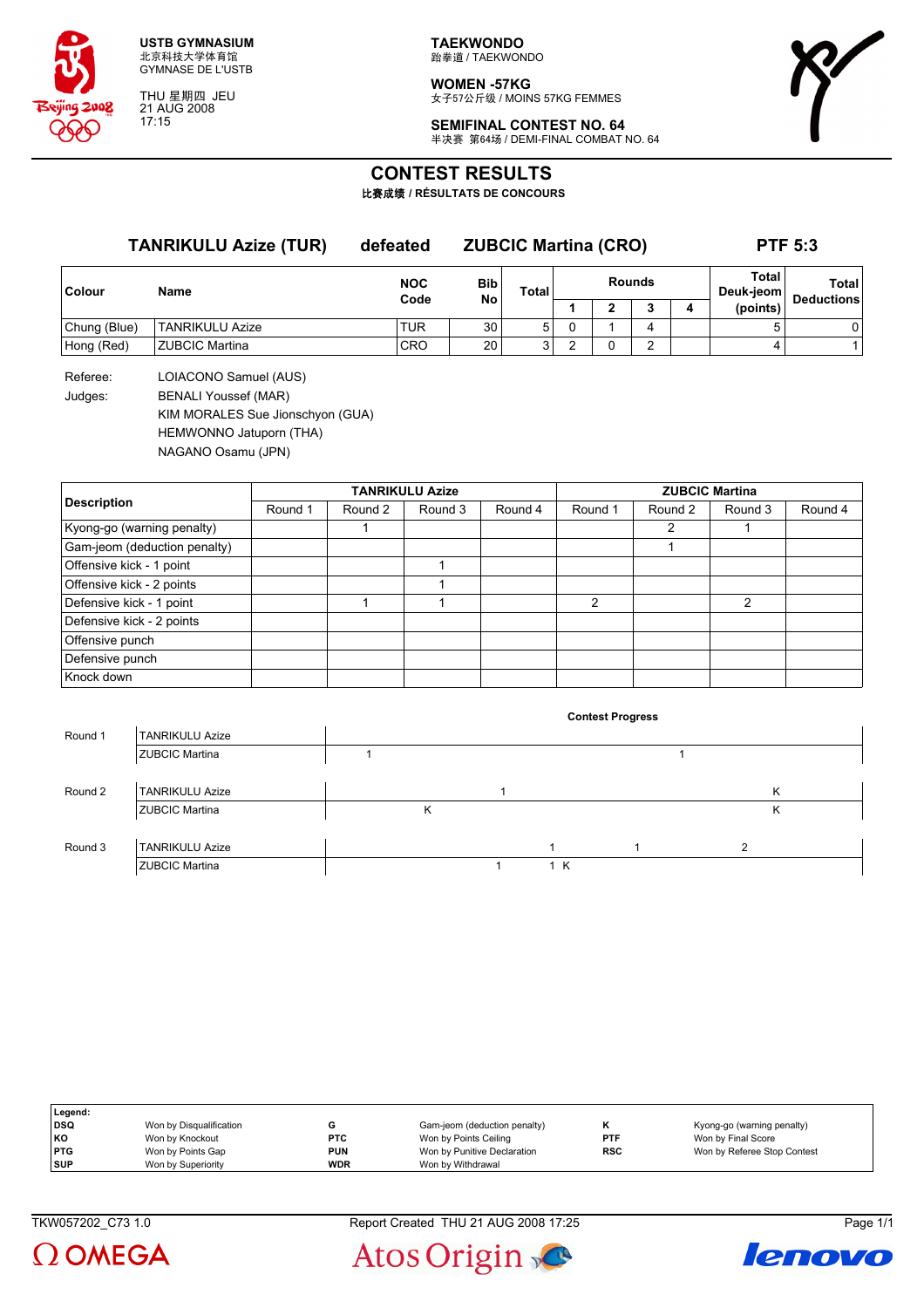**USTB GYMNASIUM**
北京科技大学体育馆
GYMNASE DE L'USTB

THU 星期四 JEU
21 AUG 2008
17:15

**TAEKWONDO**
跆拳道 / TAEKWONDO

**WOMEN -57KG**
女子57公斤级 / MOINS 57KG FEMMES

**SEMIFINAL CONTEST NO. 64**
半决赛 第64场 / DEMI-FINAL COMBAT NO. 64

# CONTEST RESULTS
**比赛成绩 / RÉSULTATS DE CONCOURS**

## TANRIKULU Azize (TUR) defeated ZUBCIC Martina (CRO) PTF 5:3

| Colour | Name | NOC Code | Bib No | Total | Rounds 1 | 2 | 3 | 4 | Total Deuk-jeom (points) | Total Deductions |
|---|---|---|---|---|---|---|---|---|---|---|
| Chung (Blue) | TANRIKULU Azize | TUR | 30 | 5 | 0 | 1 | 4 | | 5 | 0 |
| Hong (Red) | ZUBCIC Martina | CRO | 20 | 3 | 2 | 0 | 2 | | 4 | 1 |

Referee: LOIACONO Samuel (AUS)

Judges: BENALI Youssef (MAR)
KIM MORALES Sue Jionschyon (GUA)
HEMWONNO Jatuporn (THA)
NAGANO Osamu (JPN)

| Description | TANRIKULU Azize Round 1 | Round 2 | Round 3 | Round 4 | ZUBCIC Martina Round 1 | Round 2 | Round 3 | Round 4 |
|---|---|---|---|---|---|---|---|---|
| Kyong-go (warning penalty) | | 1 | | | | 2 | 1 | |
| Gam-jeom (deduction penalty) | | | | | | 1 | | |
| Offensive kick - 1 point | | | 1 | | | | | |
| Offensive kick - 2 points | | | 1 | | | | | |
| Defensive kick - 1 point | | 1 | 1 | | 2 | | 2 | |
| Defensive kick - 2 points | | | | | | | | |
| Offensive punch | | | | | | | | |
| Defensive punch | | | | | | | | |
| Knock down | | | | | | | | |

**Contest Progress**

| Round | Athlete | Progress |
|---|---|---|
| Round 1 | TANRIKULU Azize | |
| | ZUBCIC Martina | 1 1 |
| Round 2 | TANRIKULU Azize | 1 K |
| | ZUBCIC Martina | K K |
| Round 3 | TANRIKULU Azize | 1 1 2 |
| | ZUBCIC Martina | 1 1 K |

| Legend: | | | | | |
|---|---|---|---|---|---|
| DSQ | Won by Disqualification | G | Gam-jeom (deduction penalty) | K | Kyong-go (warning penalty) |
| KO | Won by Knockout | PTC | Won by Points Ceiling | PTF | Won by Final Score |
| PTG | Won by Points Gap | PUN | Won by Punitive Declaration | RSC | Won by Referee Stop Contest |
| SUP | Won by Superiority | WDR | Won by Withdrawal | | |

TKW057202_C73 1.0 Report Created THU 21 AUG 2008 17:25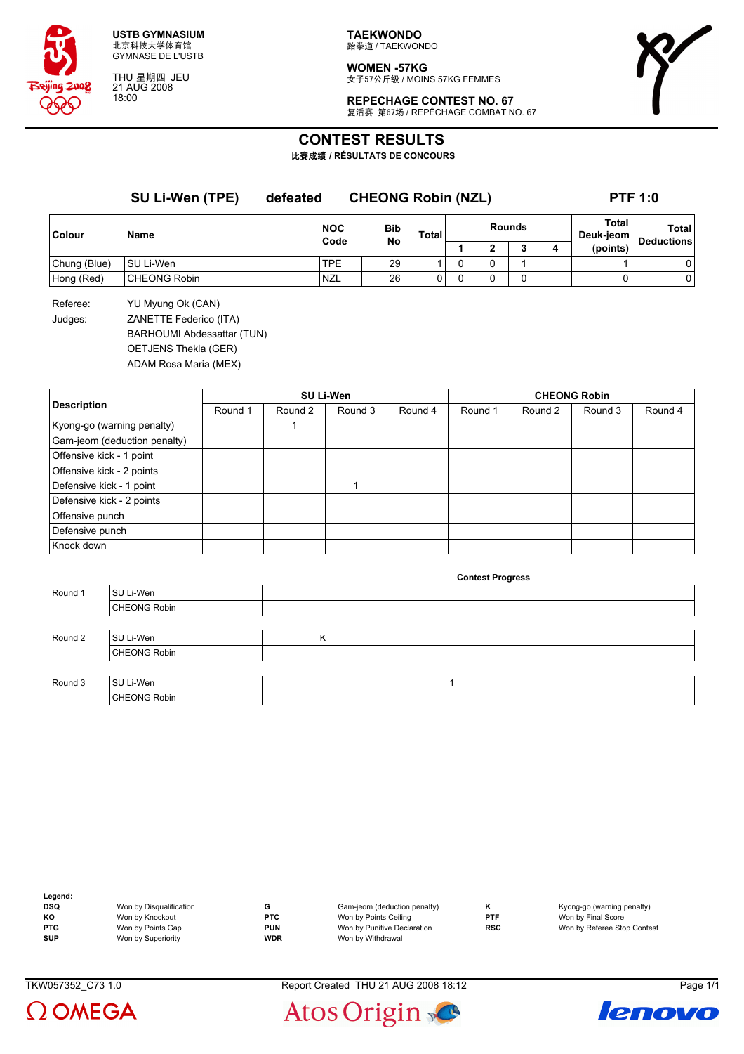USTB GYMNASIUM
北京科技大学体育馆
GYMNASE DE L'USTB

THU 星期四 JEU
21 AUG 2008
18:00

TAEKWONDO
跆拳道 / TAEKWONDO

WOMEN -57KG
女子57公斤级 / MOINS 57KG FEMMES

REPECHAGE CONTEST NO. 67
复活赛 第67场 / REPÊCHAGE COMBAT NO. 67

# CONTEST RESULTS

比赛成绩 / RÉSULTATS DE CONCOURS

**SU Li-Wen (TPE) defeated CHEONG Robin (NZL) PTF 1:0**

| Colour | Name | NOC Code | Bib No | Total | Rounds 1 | 2 | 3 | 4 | Total Deuk-jeom (points) | Total Deductions |
|---|---|---|---|---|---|---|---|---|---|---|
| Chung (Blue) | SU Li-Wen | TPE | 29 | 1 | 0 | 0 | 1 | | 1 | 0 |
| Hong (Red) | CHEONG Robin | NZL | 26 | 0 | 0 | 0 | 0 | | 0 | 0 |

Referee: YU Myung Ok (CAN)

Judges: ZANETTE Federico (ITA)
BARHOUMI Abdessattar (TUN)
OETJENS Thekla (GER)
ADAM Rosa Maria (MEX)

| Description | SU Li-Wen Round 1 | Round 2 | Round 3 | Round 4 | CHEONG Robin Round 1 | Round 2 | Round 3 | Round 4 |
|---|---|---|---|---|---|---|---|---|
| Kyong-go (warning penalty) | | 1 | | | | | | |
| Gam-jeom (deduction penalty) | | | | | | | | |
| Offensive kick - 1 point | | | | | | | | |
| Offensive kick - 2 points | | | | | | | | |
| Defensive kick - 1 point | | | 1 | | | | | |
| Defensive kick - 2 points | | | | | | | | |
| Offensive punch | | | | | | | | |
| Defensive punch | | | | | | | | |
| Knock down | | | | | | | | |

**Contest Progress**

| Round | Athlete | Progress |
|---|---|---|
| Round 1 | SU Li-Wen | |
| | CHEONG Robin | |
| Round 2 | SU Li-Wen | K |
| | CHEONG Robin | |
| Round 3 | SU Li-Wen | 1 |
| | CHEONG Robin | |

**Legend:**

| | | | | | |
|---|---|---|---|---|---|
| DSQ | Won by Disqualification | G | Gam-jeom (deduction penalty) | K | Kyong-go (warning penalty) |
| KO | Won by Knockout | PTC | Won by Points Ceiling | PTF | Won by Final Score |
| PTG | Won by Points Gap | PUN | Won by Punitive Declaration | RSC | Won by Referee Stop Contest |
| SUP | Won by Superiority | WDR | Won by Withdrawal | | |

TKW057352_C73 1.0 Report Created THU 21 AUG 2008 18:12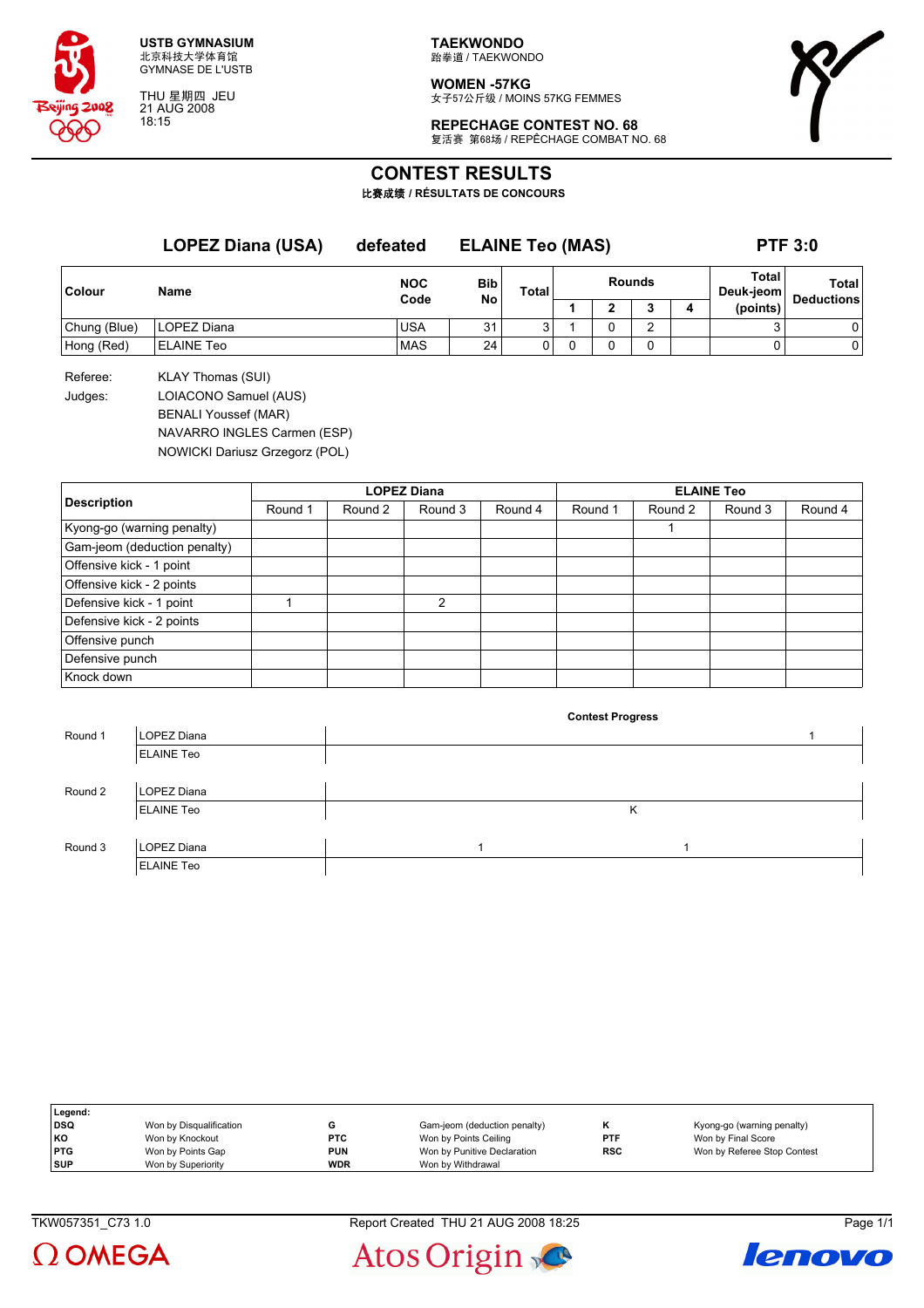USTB GYMNASIUM
北京科技大学体育馆
GYMNASE DE L'USTB

THU 星期四 JEU
21 AUG 2008
18:15

**TAEKWONDO**
跆拳道 / TAEKWONDO

**WOMEN -57KG**
女子57公斤级 / MOINS 57KG FEMMES

**REPECHAGE CONTEST NO. 68**
复活赛 第68场 / REPÊCHAGE COMBAT NO. 68

# CONTEST RESULTS
比赛成绩 / RÉSULTATS DE CONCOURS

**LOPEZ Diana (USA)** defeated **ELAINE Teo (MAS)** **PTF 3:0**

| Colour | Name | NOC Code | Bib No | Total | Rounds 1 | 2 | 3 | 4 | Total Deuk-jeom (points) | Total Deductions |
|---|---|---|---|---|---|---|---|---|---|---|
| Chung (Blue) | LOPEZ Diana | USA | 31 | 3 | 1 | 0 | 2 | | 3 | 0 |
| Hong (Red) | ELAINE Teo | MAS | 24 | 0 | 0 | 0 | 0 | | 0 | 0 |

Referee: KLAY Thomas (SUI)
Judges: LOIACONO Samuel (AUS)
BENALI Youssef (MAR)
NAVARRO INGLES Carmen (ESP)
NOWICKI Dariusz Grzegorz (POL)

| Description | LOPEZ Diana | | | | ELAINE Teo | | | |
|---|---|---|---|---|---|---|---|---|
| | Round 1 | Round 2 | Round 3 | Round 4 | Round 1 | Round 2 | Round 3 | Round 4 |
| Kyong-go (warning penalty) | | | | | | 1 | | |
| Gam-jeom (deduction penalty) | | | | | | | | |
| Offensive kick - 1 point | | | | | | | | |
| Offensive kick - 2 points | | | | | | | | |
| Defensive kick - 1 point | 1 | | 2 | | | | | |
| Defensive kick - 2 points | | | | | | | | |
| Offensive punch | | | | | | | | |
| Defensive punch | | | | | | | | |
| Knock down | | | | | | | | |

**Contest Progress**

| Round | Name | Progress |
|---|---|---|
| Round 1 | LOPEZ Diana | 1 |
| | ELAINE Teo | |
| Round 2 | LOPEZ Diana | |
| | ELAINE Teo | K |
| Round 3 | LOPEZ Diana | 1 1 |
| | ELAINE Teo | |

| Legend: | | | | | |
|---|---|---|---|---|---|
| DSQ | Won by Disqualification | G | Gam-jeom (deduction penalty) | K | Kyong-go (warning penalty) |
| KO | Won by Knockout | PTC | Won by Points Ceiling | PTF | Won by Final Score |
| PTG | Won by Points Gap | PUN | Won by Punitive Declaration | RSC | Won by Referee Stop Contest |
| SUP | Won by Superiority | WDR | Won by Withdrawal | | |

TKW057351_C73 1.0 Report Created THU 21 AUG 2008 18:25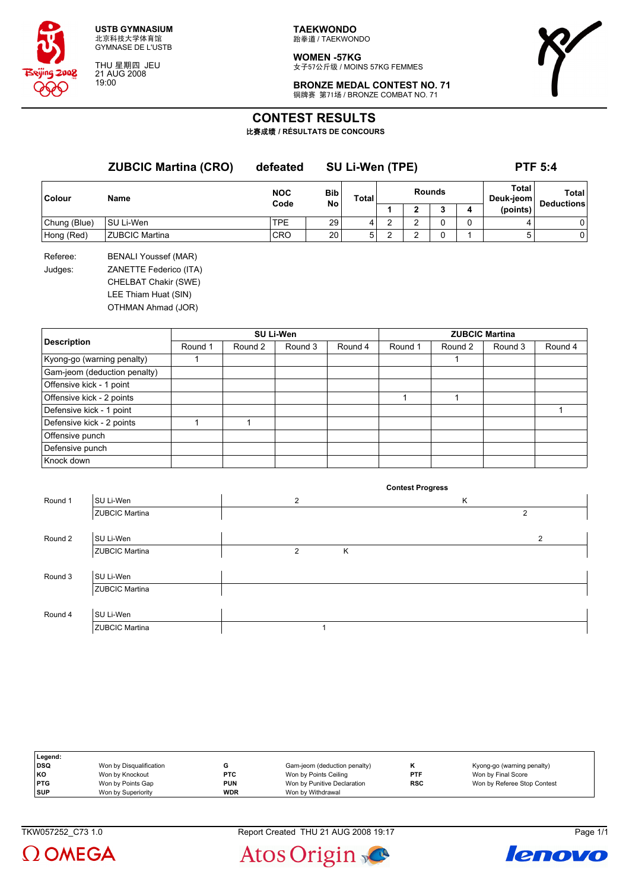USTB GYMNASIUM
北京科技大学体育馆
GYMNASE DE L'USTB

THU 星期四 JEU
21 AUG 2008
19:00

**TAEKWONDO**
跆拳道 / TAEKWONDO

**WOMEN -57KG**
女子57公斤级 / MOINS 57KG FEMMES

**BRONZE MEDAL CONTEST NO. 71**
铜牌赛 第71场 / BRONZE COMBAT NO. 71

# CONTEST RESULTS

**比赛成绩 / RÉSULTATS DE CONCOURS**

**ZUBCIC Martina (CRO)** **defeated** **SU Li-Wen (TPE)** **PTF 5:4**

| Colour | Name | NOC Code | Bib No | Total | Rounds 1 | Rounds 2 | Rounds 3 | Rounds 4 | Total Deuk-jeom (points) | Total Deductions |
|---|---|---|---|---|---|---|---|---|---|---|
| Chung (Blue) | SU Li-Wen | TPE | 29 | 4 | 2 | 2 | 0 | 0 | 4 | 0 |
| Hong (Red) | ZUBCIC Martina | CRO | 20 | 5 | 2 | 2 | 0 | 1 | 5 | 0 |

Referee: BENALI Youssef (MAR)

Judges: ZANETTE Federico (ITA)
CHELBAT Chakir (SWE)
LEE Thiam Huat (SIN)
OTHMAN Ahmad (JOR)

| Description | SU Li-Wen Round 1 | SU Li-Wen Round 2 | SU Li-Wen Round 3 | SU Li-Wen Round 4 | ZUBCIC Martina Round 1 | ZUBCIC Martina Round 2 | ZUBCIC Martina Round 3 | ZUBCIC Martina Round 4 |
|---|---|---|---|---|---|---|---|---|
| Kyong-go (warning penalty) | 1 | | | | | 1 | | |
| Gam-jeom (deduction penalty) | | | | | | | | |
| Offensive kick - 1 point | | | | | | | | |
| Offensive kick - 2 points | | | | | 1 | 1 | | |
| Defensive kick - 1 point | | | | | | | | 1 |
| Defensive kick - 2 points | 1 | 1 | | | | | | |
| Offensive punch | | | | | | | | |
| Defensive punch | | | | | | | | |
| Knock down | | | | | | | | |

**Contest Progress**

| Round | Athlete | Progress |
|---|---|---|
| Round 1 | SU Li-Wen | 2 K |
| | ZUBCIC Martina | 2 |
| Round 2 | SU Li-Wen | 2 |
| | ZUBCIC Martina | 2 K |
| Round 3 | SU Li-Wen | |
| | ZUBCIC Martina | |
| Round 4 | SU Li-Wen | |
| | ZUBCIC Martina | 1 |

**Legend:**

| | | | | | |
|---|---|---|---|---|---|
| **DSQ** | Won by Disqualification | **G** | Gam-jeom (deduction penalty) | **K** | Kyong-go (warning penalty) |
| **KO** | Won by Knockout | **PTC** | Won by Points Ceiling | **PTF** | Won by Final Score |
| **PTG** | Won by Points Gap | **PUN** | Won by Punitive Declaration | **RSC** | Won by Referee Stop Contest |
| **SUP** | Won by Superiority | **WDR** | Won by Withdrawal | | |

TKW057252_C73 1.0 Report Created THU 21 AUG 2008 19:17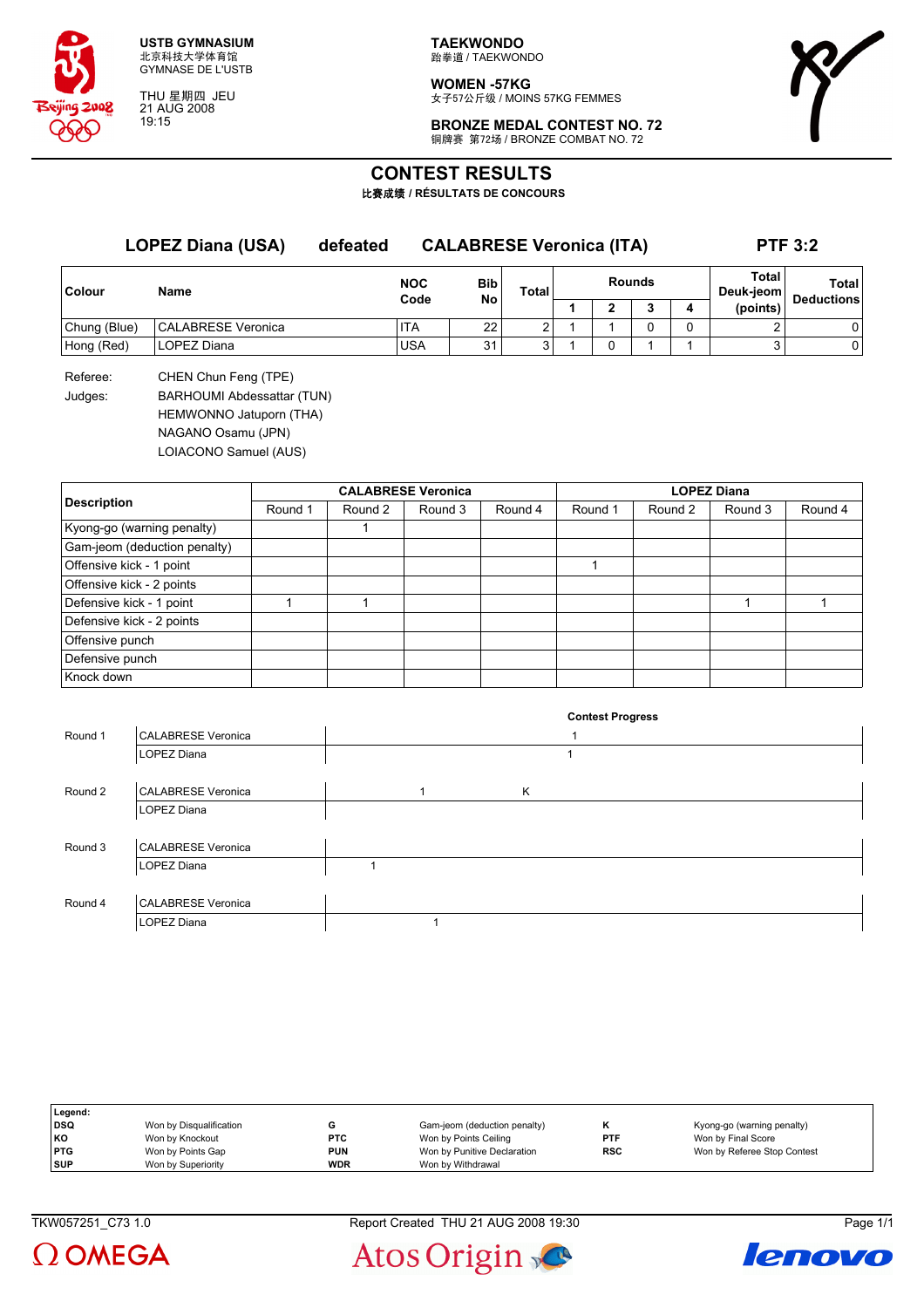USTB GYMNASIUM
北京科技大学体育馆
GYMNASE DE L'USTB

THU 星期四 JEU
21 AUG 2008
19:15

**TAEKWONDO**
跆拳道 / TAEKWONDO

**WOMEN -57KG**
女子57公斤级 / MOINS 57KG FEMMES

**BRONZE MEDAL CONTEST NO. 72**
铜牌赛 第72场 / BRONZE COMBAT NO. 72

# CONTEST RESULTS

比赛成绩 / RÉSULTATS DE CONCOURS

**LOPEZ Diana (USA) defeated CALABRESE Veronica (ITA) PTF 3:2**

| Colour | Name | NOC Code | Bib No | Total | Rounds 1 | 2 | 3 | 4 | Total Deuk-jeom (points) | Total Deductions |
|---|---|---|---|---|---|---|---|---|---|---|
| Chung (Blue) | CALABRESE Veronica | ITA | 22 | 2 | 1 | 1 | 0 | 0 | 2 | 0 |
| Hong (Red) | LOPEZ Diana | USA | 31 | 3 | 1 | 0 | 1 | 1 | 3 | 0 |

Referee: CHEN Chun Feng (TPE)

Judges: BARHOUMI Abdessattar (TUN)
HEMWONNO Jatuporn (THA)
NAGANO Osamu (JPN)
LOIACONO Samuel (AUS)

| Description | CALABRESE Veronica Round 1 | Round 2 | Round 3 | Round 4 | LOPEZ Diana Round 1 | Round 2 | Round 3 | Round 4 |
|---|---|---|---|---|---|---|---|---|
| Kyong-go (warning penalty) | | 1 | | | | | | |
| Gam-jeom (deduction penalty) | | | | | | | | |
| Offensive kick - 1 point | | | | | 1 | | | |
| Offensive kick - 2 points | | | | | | | | |
| Defensive kick - 1 point | 1 | 1 | | | | | 1 | 1 |
| Defensive kick - 2 points | | | | | | | | |
| Offensive punch | | | | | | | | |
| Defensive punch | | | | | | | | |
| Knock down | | | | | | | | |

**Contest Progress**

| Round | Name | Progress |
|---|---|---|
| Round 1 | CALABRESE Veronica | 1 |
| | LOPEZ Diana | 1 |
| Round 2 | CALABRESE Veronica | 1 K |
| | LOPEZ Diana | |
| Round 3 | CALABRESE Veronica | |
| | LOPEZ Diana | 1 |
| Round 4 | CALABRESE Veronica | |
| | LOPEZ Diana | 1 |

**Legend:**

| | | | | | |
|---|---|---|---|---|---|
| DSQ | Won by Disqualification | G | Gam-jeom (deduction penalty) | K | Kyong-go (warning penalty) |
| KO | Won by Knockout | PTC | Won by Points Ceiling | PTF | Won by Final Score |
| PTG | Won by Points Gap | PUN | Won by Punitive Declaration | RSC | Won by Referee Stop Contest |
| SUP | Won by Superiority | WDR | Won by Withdrawal | | |

TKW057251_C73 1.0 Report Created THU 21 AUG 2008 19:30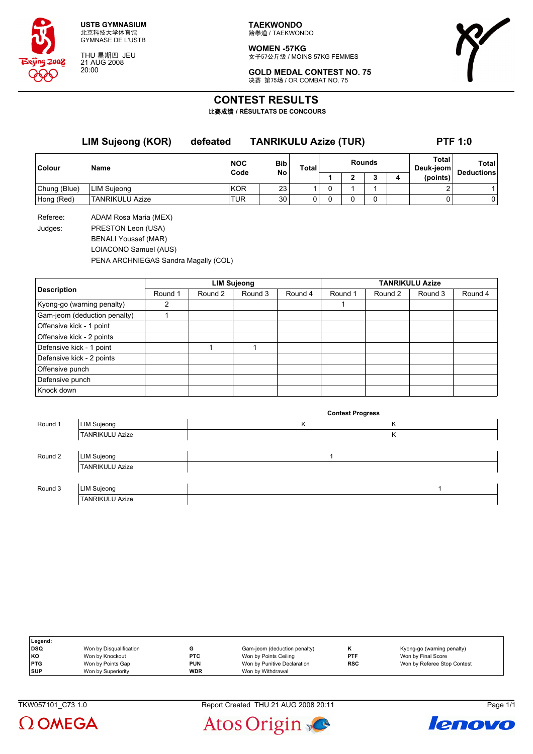**USTB GYMNASIUM**
北京科技大学体育馆
GYMNASE DE L'USTB

THU 星期四 JEU
21 AUG 2008
20:00

**TAEKWONDO**
跆拳道 / TAEKWONDO

**WOMEN -57KG**
女子57公斤级 / MOINS 57KG FEMMES

**GOLD MEDAL CONTEST NO. 75**
决赛 第75场 / OR COMBAT NO. 75

# CONTEST RESULTS

**比赛成绩 / RÉSULTATS DE CONCOURS**

## LIM Sujeong (KOR) defeated TANRIKULU Azize (TUR) PTF 1:0

| Colour | Name | NOC Code | Bib No | Total | Rounds | | | | Total Deuk-jeom (points) | Total Deductions |
|---|---|---|---|---|---|---|---|---|---|---|
| | | | | | 1 | 2 | 3 | 4 | | |
| Chung (Blue) | LIM Sujeong | KOR | 23 | 1 | 0 | 1 | 1 | | 2 | 1 |
| Hong (Red) | TANRIKULU Azize | TUR | 30 | 0 | 0 | 0 | 0 | | 0 | 0 |

Referee: ADAM Rosa Maria (MEX)

Judges: PRESTON Leon (USA)
BENALI Youssef (MAR)
LOIACONO Samuel (AUS)
PENA ARCHNIEGAS Sandra Magally (COL)

| Description | LIM Sujeong | | | | TANRIKULU Azize | | | |
|---|---|---|---|---|---|---|---|---|
| | Round 1 | Round 2 | Round 3 | Round 4 | Round 1 | Round 2 | Round 3 | Round 4 |
| Kyong-go (warning penalty) | 2 | | | | 1 | | | |
| Gam-jeom (deduction penalty) | 1 | | | | | | | |
| Offensive kick - 1 point | | | | | | | | |
| Offensive kick - 2 points | | | | | | | | |
| Defensive kick - 1 point | | 1 | 1 | | | | | |
| Defensive kick - 2 points | | | | | | | | |
| Offensive punch | | | | | | | | |
| Defensive punch | | | | | | | | |
| Knock down | | | | | | | | |

**Contest Progress**

| Round | Name | Progress |
|---|---|---|
| Round 1 | LIM Sujeong | K K |
| | TANRIKULU Azize | K |
| Round 2 | LIM Sujeong | 1 |
| | TANRIKULU Azize | |
| Round 3 | LIM Sujeong | 1 |
| | TANRIKULU Azize | |

**Legend:**

| | | | | | |
|---|---|---|---|---|---|
| DSQ | Won by Disqualification | G | Gam-jeom (deduction penalty) | K | Kyong-go (warning penalty) |
| KO | Won by Knockout | PTC | Won by Points Ceiling | PTF | Won by Final Score |
| PTG | Won by Points Gap | PUN | Won by Punitive Declaration | RSC | Won by Referee Stop Contest |
| SUP | Won by Superiority | WDR | Won by Withdrawal | | |

TKW057101_C73 1.0 Report Created THU 21 AUG 2008 20:11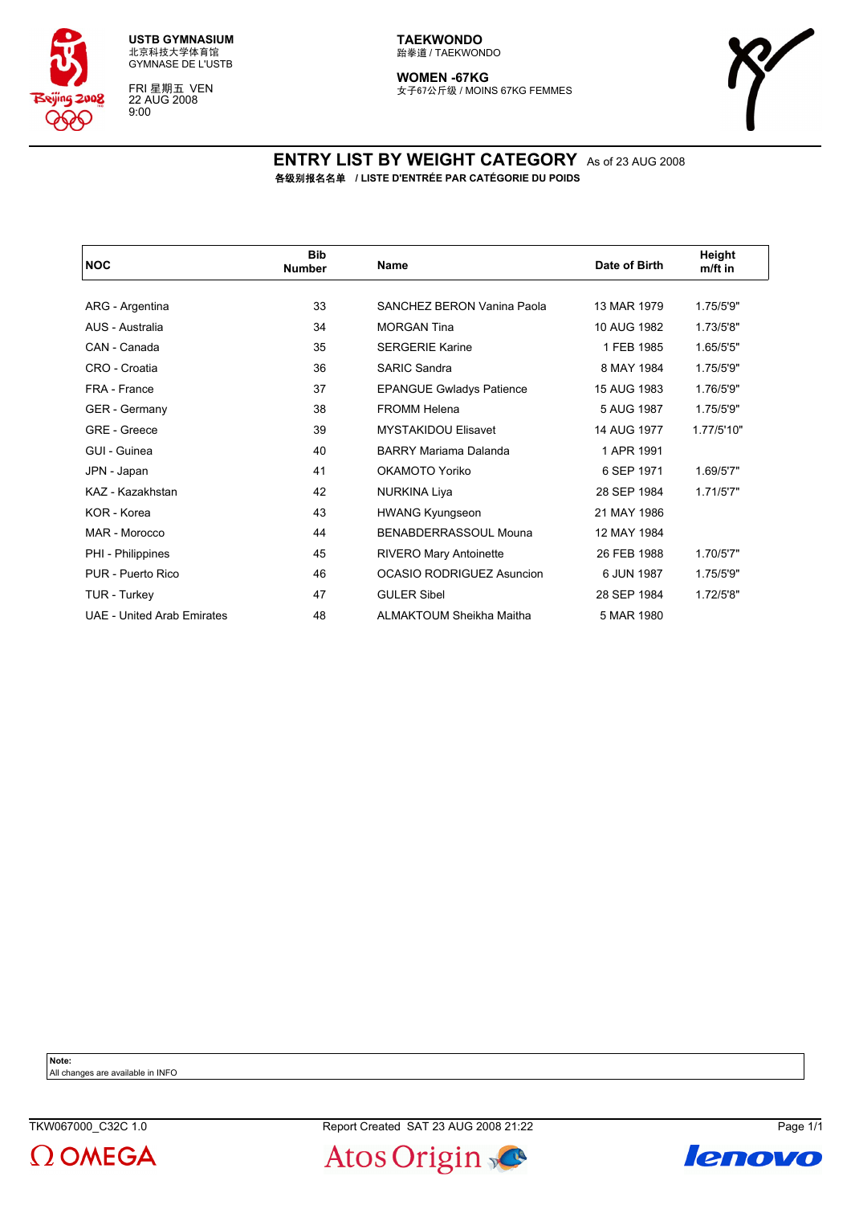USTB GYMNASIUM
北京科技大学体育馆
GYMNASE DE L'USTB

FRI 星期五 VEN
22 AUG 2008
9:00

**TAEKWONDO**
跆拳道 / TAEKWONDO

**WOMEN -67KG**
女子67公斤级 / MOINS 67KG FEMMES

# ENTRY LIST BY WEIGHT CATEGORY
As of 23 AUG 2008

**各级别报名名单 / LISTE D'ENTRÉE PAR CATÉGORIE DU POIDS**

| NOC | Bib Number | Name | Date of Birth | Height m/ft in |
|---|---|---|---|---|
| ARG - Argentina | 33 | SANCHEZ BERON Vanina Paola | 13 MAR 1979 | 1.75/5'9" |
| AUS - Australia | 34 | MORGAN Tina | 10 AUG 1982 | 1.73/5'8" |
| CAN - Canada | 35 | SERGERIE Karine | 1 FEB 1985 | 1.65/5'5" |
| CRO - Croatia | 36 | SARIC Sandra | 8 MAY 1984 | 1.75/5'9" |
| FRA - France | 37 | EPANGUE Gwladys Patience | 15 AUG 1983 | 1.76/5'9" |
| GER - Germany | 38 | FROMM Helena | 5 AUG 1987 | 1.75/5'9" |
| GRE - Greece | 39 | MYSTAKIDOU Elisavet | 14 AUG 1977 | 1.77/5'10" |
| GUI - Guinea | 40 | BARRY Mariama Dalanda | 1 APR 1991 | |
| JPN - Japan | 41 | OKAMOTO Yoriko | 6 SEP 1971 | 1.69/5'7" |
| KAZ - Kazakhstan | 42 | NURKINA Liya | 28 SEP 1984 | 1.71/5'7" |
| KOR - Korea | 43 | HWANG Kyungseon | 21 MAY 1986 | |
| MAR - Morocco | 44 | BENABDERRASSOUL Mouna | 12 MAY 1984 | |
| PHI - Philippines | 45 | RIVERO Mary Antoinette | 26 FEB 1988 | 1.70/5'7" |
| PUR - Puerto Rico | 46 | OCASIO RODRIGUEZ Asuncion | 6 JUN 1987 | 1.75/5'9" |
| TUR - Turkey | 47 | GULER Sibel | 28 SEP 1984 | 1.72/5'8" |
| UAE - United Arab Emirates | 48 | ALMAKTOUM Sheikha Maitha | 5 MAR 1980 | |

**Note:**
All changes are available in INFO

TKW067000_C32C 1.0 — Report Created SAT 23 AUG 2008 21:22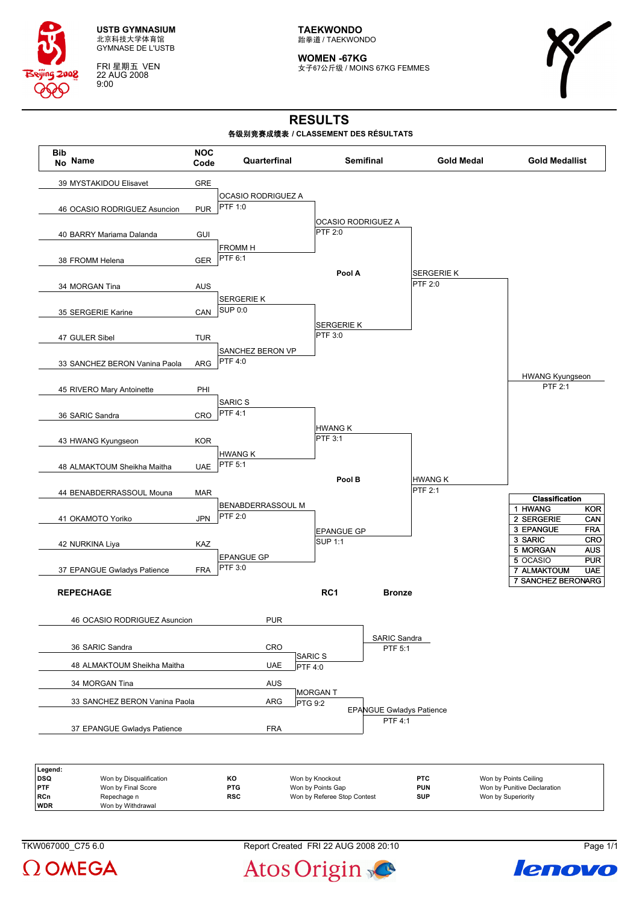USTB GYMNASIUM
北京科技大学体育馆
GYMNASE DE L'USTB

FRI 星期五 VEN
22 AUG 2008
9:00

**TAEKWONDO**
跆拳道 / TAEKWONDO

**WOMEN -67KG**
女子67公斤级 / MOINS 67KG FEMMES

# RESULTS

**各级别竞赛成绩表 / CLASSEMENT DES RÉSULTATS**

| Bib No | Name | NOC Code |
|---|---|---|
| 39 | MYSTAKIDOU Elisavet | GRE |
| 46 | OCASIO RODRIGUEZ Asuncion | PUR |
| 40 | BARRY Mariama Dalanda | GUI |
| 38 | FROMM Helena | GER |
| 34 | MORGAN Tina | AUS |
| 35 | SERGERIE Karine | CAN |
| 47 | GULER Sibel | TUR |
| 33 | SANCHEZ BERON Vanina Paola | ARG |
| 45 | RIVERO Mary Antoinette | PHI |
| 36 | SARIC Sandra | CRO |
| 43 | HWANG Kyungseon | KOR |
| 48 | ALMAKTOUM Sheikha Maitha | UAE |
| 44 | BENABDERRASSOUL Mouna | MAR |
| 41 | OKAMOTO Yoriko | JPN |
| 42 | NURKINA Liya | KAZ |
| 37 | EPANGUE Gwladys Patience | FRA |

**Quarterfinal**
- OCASIO RODRIGUEZ A — PTF 1:0
- FROMM H — PTF 6:1
- SERGERIE K — SUP 0:0
- SANCHEZ BERON VP — PTF 4:0
- SARIC S — PTF 4:1
- HWANG K — PTF 5:1
- BENABDERRASSOUL M — PTF 2:0
- EPANGUE GP — PTF 3:0

**Semifinal**
- Pool A: OCASIO RODRIGUEZ A — PTF 2:0
- Pool A: SERGERIE K — PTF 3:0
- Pool B: HWANG K — PTF 3:1
- Pool B: EPANGUE GP — SUP 1:1

**Gold Medal**
- SERGERIE K — PTF 2:0
- HWANG K — PTF 2:1

**Gold Medallist**
- HWANG Kyungseon — PTF 2:1

**Classification**

| | Name | NOC |
|---|---|---|
| 1 | HWANG | KOR |
| 2 | SERGERIE | CAN |
| 3 | EPANGUE | FRA |
| 3 | SARIC | CRO |
| 5 | MORGAN | AUS |
| 5 | OCASIO | PUR |
| 7 | ALMAKTOUM | UAE |
| 7 | SANCHEZ BERON | ARG |

## REPECHAGE

| Name | NOC |
|---|---|
| 46 OCASIO RODRIGUEZ Asuncion | PUR |
| 36 SARIC Sandra | CRO |
| 48 ALMAKTOUM Sheikha Maitha | UAE |
| 34 MORGAN Tina | AUS |
| 33 SANCHEZ BERON Vanina Paola | ARG |
| 37 EPANGUE Gwladys Patience | FRA |

**RC1**
- SARIC S — PTF 4:0
- MORGAN T — PTG 9:2

**Bronze**
- SARIC Sandra — PTF 5:1
- EPANGUE Gwladys Patience — PTF 4:1

**Legend:**

| | | | | | |
|---|---|---|---|---|---|
| DSQ | Won by Disqualification | KO | Won by Knockout | PTC | Won by Points Ceiling |
| PTF | Won by Final Score | PTG | Won by Points Gap | PUN | Won by Punitive Declaration |
| RCn | Repechage n | RSC | Won by Referee Stop Contest | SUP | Won by Superiority |
| WDR | Won by Withdrawal | | | | |

TKW067000_C75 6.0 Report Created FRI 22 AUG 2008 20:10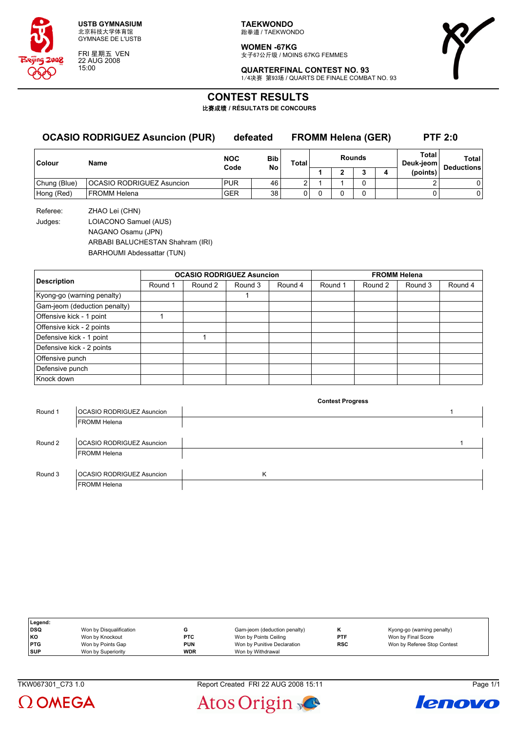**USTB GYMNASIUM**
北京科技大学体育馆
GYMNASE DE L'USTB

FRI 星期五 VEN
22 AUG 2008
15:00

**TAEKWONDO**
跆拳道 / TAEKWONDO

**WOMEN -67KG**
女子67公斤级 / MOINS 67KG FEMMES

**QUARTERFINAL CONTEST NO. 93**
1/4决赛 第93场 / QUARTS DE FINALE COMBAT NO. 93

# CONTEST RESULTS

**比赛成绩 / RÉSULTATS DE CONCOURS**

## OCASIO RODRIGUEZ Asuncion (PUR) defeated FROMM Helena (GER) PTF 2:0

| Colour | Name | NOC Code | Bib No | Total | Rounds 1 | 2 | 3 | 4 | Total Deuk-jeom (points) | Total Deductions |
|---|---|---|---|---|---|---|---|---|---|---|
| Chung (Blue) | OCASIO RODRIGUEZ Asuncion | PUR | 46 | 2 | 1 | 1 | 0 | | 2 | 0 |
| Hong (Red) | FROMM Helena | GER | 38 | 0 | 0 | 0 | 0 | | 0 | 0 |

Referee: ZHAO Lei (CHN)

Judges: LOIACONO Samuel (AUS)
NAGANO Osamu (JPN)
ARBABI BALUCHESTAN Shahram (IRI)
BARHOUMI Abdessattar (TUN)

| Description | OCASIO RODRIGUEZ Asuncion Round 1 | Round 2 | Round 3 | Round 4 | FROMM Helena Round 1 | Round 2 | Round 3 | Round 4 |
|---|---|---|---|---|---|---|---|---|
| Kyong-go (warning penalty) | | | 1 | | | | | |
| Gam-jeom (deduction penalty) | | | | | | | | |
| Offensive kick - 1 point | 1 | | | | | | | |
| Offensive kick - 2 points | | | | | | | | |
| Defensive kick - 1 point | | 1 | | | | | | |
| Defensive kick - 2 points | | | | | | | | |
| Offensive punch | | | | | | | | |
| Defensive punch | | | | | | | | |
| Knock down | | | | | | | | |

**Contest Progress**

| Round | Name | Progress |
|---|---|---|
| Round 1 | OCASIO RODRIGUEZ Asuncion | 1 |
| | FROMM Helena | |
| Round 2 | OCASIO RODRIGUEZ Asuncion | 1 |
| | FROMM Helena | |
| Round 3 | OCASIO RODRIGUEZ Asuncion | K |
| | FROMM Helena | |

**Legend:**

| | | | | | |
|---|---|---|---|---|---|
| DSQ | Won by Disqualification | G | Gam-jeom (deduction penalty) | K | Kyong-go (warning penalty) |
| KO | Won by Knockout | PTC | Won by Points Ceiling | PTF | Won by Final Score |
| PTG | Won by Points Gap | PUN | Won by Punitive Declaration | RSC | Won by Referee Stop Contest |
| SUP | Won by Superiority | WDR | Won by Withdrawal | | |

TKW067301_C73 1.0 Report Created FRI 22 AUG 2008 15:11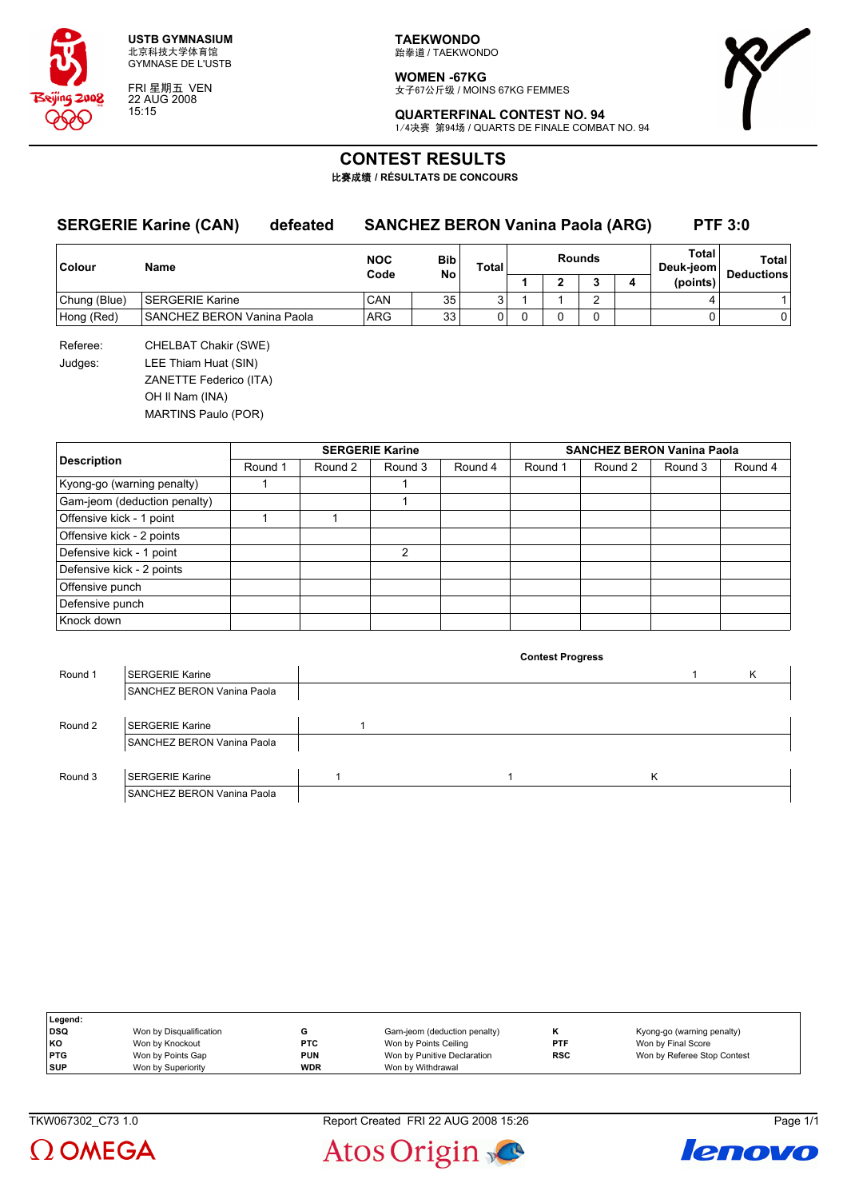USTB GYMNASIUM
北京科技大学体育馆
GYMNASE DE L'USTB

FRI 星期五 VEN
22 AUG 2008
15:15

**TAEKWONDO**
跆拳道 / TAEKWONDO

**WOMEN -67KG**
女子67公斤级 / MOINS 67KG FEMMES

**QUARTERFINAL CONTEST NO. 94**
1/4决赛 第94场 / QUARTS DE FINALE COMBAT NO. 94

# CONTEST RESULTS

**比赛成绩 / RÉSULTATS DE CONCOURS**

## SERGERIE Karine (CAN) defeated SANCHEZ BERON Vanina Paola (ARG) PTF 3:0

| Colour | Name | NOC Code | Bib No | Total | Rounds | | | | Total Deuk-jeom (points) | Total Deductions |
|---|---|---|---|---|---|---|---|---|---|---|
| | | | | | 1 | 2 | 3 | 4 | | |
| Chung (Blue) | SERGERIE Karine | CAN | 35 | 3 | 1 | 1 | 2 | | 4 | 1 |
| Hong (Red) | SANCHEZ BERON Vanina Paola | ARG | 33 | 0 | 0 | 0 | 0 | | 0 | 0 |

Referee: CHELBAT Chakir (SWE)

Judges:
LEE Thiam Huat (SIN)
ZANETTE Federico (ITA)
OH Il Nam (INA)
MARTINS Paulo (POR)

| Description | SERGERIE Karine | | | | SANCHEZ BERON Vanina Paola | | | |
|---|---|---|---|---|---|---|---|---|
| | Round 1 | Round 2 | Round 3 | Round 4 | Round 1 | Round 2 | Round 3 | Round 4 |
| Kyong-go (warning penalty) | 1 | | 1 | | | | | |
| Gam-jeom (deduction penalty) | | | 1 | | | | | |
| Offensive kick - 1 point | 1 | 1 | | | | | | |
| Offensive kick - 2 points | | | | | | | | |
| Defensive kick - 1 point | | | 2 | | | | | |
| Defensive kick - 2 points | | | | | | | | |
| Offensive punch | | | | | | | | |
| Defensive punch | | | | | | | | |
| Knock down | | | | | | | | |

**Contest Progress**

| Round | Name | Progress |
|---|---|---|
| Round 1 | SERGERIE Karine | 1 K |
| | SANCHEZ BERON Vanina Paola | |
| Round 2 | SERGERIE Karine | 1 |
| | SANCHEZ BERON Vanina Paola | |
| Round 3 | SERGERIE Karine | 1 1 K |
| | SANCHEZ BERON Vanina Paola | |

**Legend:**

| | | | | | |
|---|---|---|---|---|---|
| **DSQ** | Won by Disqualification | **G** | Gam-jeom (deduction penalty) | **K** | Kyong-go (warning penalty) |
| **KO** | Won by Knockout | **PTC** | Won by Points Ceiling | **PTF** | Won by Final Score |
| **PTG** | Won by Points Gap | **PUN** | Won by Punitive Declaration | **RSC** | Won by Referee Stop Contest |
| **SUP** | Won by Superiority | **WDR** | Won by Withdrawal | | |

TKW067302_C73 1.0 Report Created FRI 22 AUG 2008 15:26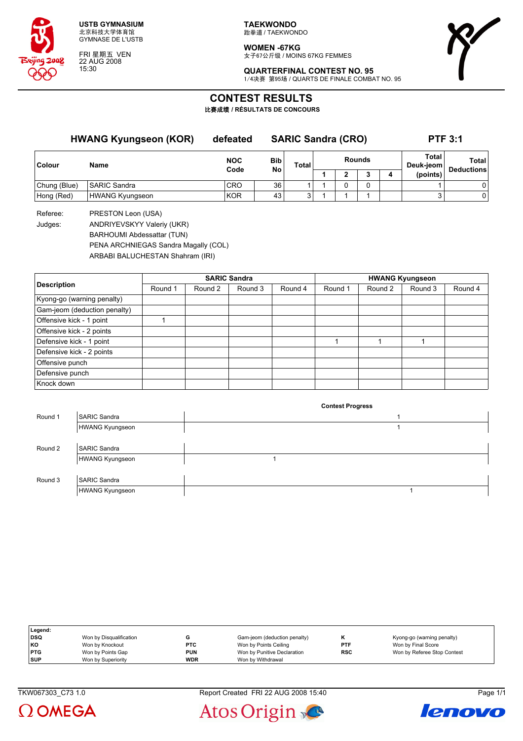**USTB GYMNASIUM**
北京科技大学体育馆
GYMNASE DE L'USTB

FRI 星期五 VEN
22 AUG 2008
15:30

**TAEKWONDO**
跆拳道 / TAEKWONDO

**WOMEN -67KG**
女子67公斤级 / MOINS 67KG FEMMES

**QUARTERFINAL CONTEST NO. 95**
1/4决赛 第95场 / QUARTS DE FINALE COMBAT NO. 95

# CONTEST RESULTS

**比赛成绩 / RÉSULTATS DE CONCOURS**

**HWANG Kyungseon (KOR) defeated SARIC Sandra (CRO) PTF 3:1**

| Colour | Name | NOC Code | Bib No | Total | Rounds 1 | Rounds 2 | Rounds 3 | Rounds 4 | Total Deuk-jeom (points) | Total Deductions |
|---|---|---|---|---|---|---|---|---|---|---|
| Chung (Blue) | SARIC Sandra | CRO | 36 | 1 | 1 | 0 | 0 | | 1 | 0 |
| Hong (Red) | HWANG Kyungseon | KOR | 43 | 3 | 1 | 1 | 1 | | 3 | 0 |

Referee: PRESTON Leon (USA)

Judges:
- ANDRIYEVSKYY Valeriy (UKR)
- BARHOUMI Abdessattar (TUN)
- PENA ARCHNIEGAS Sandra Magally (COL)
- ARBABI BALUCHESTAN Shahram (IRI)

| Description | SARIC Sandra | | | | HWANG Kyungseon | | | |
|---|---|---|---|---|---|---|---|---|
| | Round 1 | Round 2 | Round 3 | Round 4 | Round 1 | Round 2 | Round 3 | Round 4 |
| Kyong-go (warning penalty) | | | | | | | | |
| Gam-jeom (deduction penalty) | | | | | | | | |
| Offensive kick - 1 point | 1 | | | | | | | |
| Offensive kick - 2 points | | | | | | | | |
| Defensive kick - 1 point | | | | | 1 | 1 | 1 | |
| Defensive kick - 2 points | | | | | | | | |
| Offensive punch | | | | | | | | |
| Defensive punch | | | | | | | | |
| Knock down | | | | | | | | |

**Contest Progress**

| Round | Athlete | Progress |
|---|---|---|
| Round 1 | SARIC Sandra | 1 |
| | HWANG Kyungseon | 1 |
| Round 2 | SARIC Sandra | |
| | HWANG Kyungseon | 1 |
| Round 3 | SARIC Sandra | |
| | HWANG Kyungseon | 1 |

**Legend:**

| | | | | | |
|---|---|---|---|---|---|
| DSQ | Won by Disqualification | G | Gam-jeom (deduction penalty) | K | Kyong-go (warning penalty) |
| KO | Won by Knockout | PTC | Won by Points Ceiling | PTF | Won by Final Score |
| PTG | Won by Points Gap | PUN | Won by Punitive Declaration | RSC | Won by Referee Stop Contest |
| SUP | Won by Superiority | WDR | Won by Withdrawal | | |

TKW067303_C73 1.0 Report Created FRI 22 AUG 2008 15:40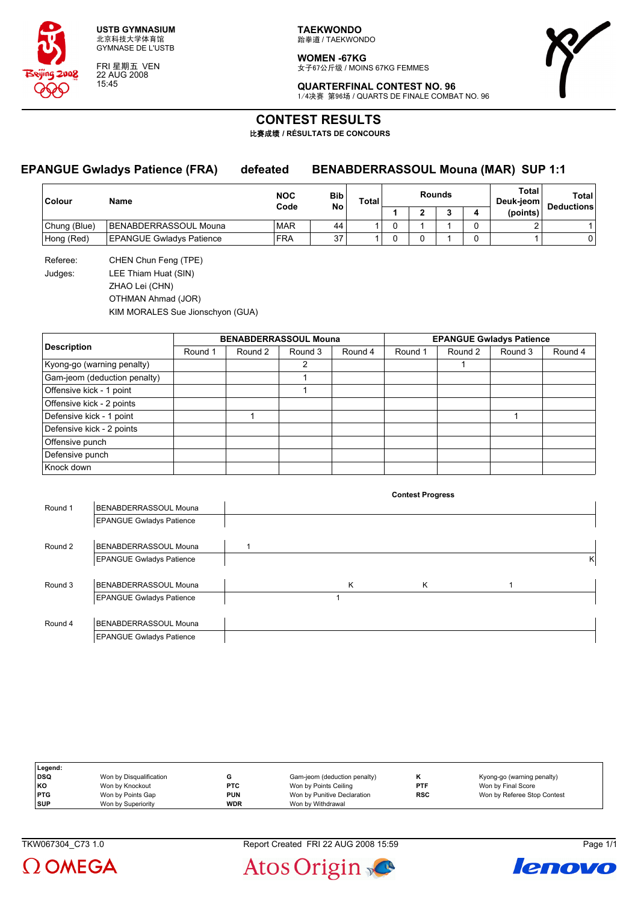USTB GYMNASIUM
北京科技大学体育馆
GYMNASE DE L'USTB

FRI 星期五 VEN
22 AUG 2008
15:45

**TAEKWONDO**
跆拳道 / TAEKWONDO

**WOMEN -67KG**
女子67公斤级 / MOINS 67KG FEMMES

**QUARTERFINAL CONTEST NO. 96**
1/4决赛 第96场 / QUARTS DE FINALE COMBAT NO. 96

# CONTEST RESULTS

**比赛成绩 / RÉSULTATS DE CONCOURS**

## EPANGUE Gwladys Patience (FRA) defeated BENABDERRASSOUL Mouna (MAR) SUP 1:1

| Colour | Name | NOC Code | Bib No | Total | Rounds 1 | Rounds 2 | Rounds 3 | Rounds 4 | Total Deuk-jeom (points) | Total Deductions |
|---|---|---|---|---|---|---|---|---|---|---|
| Chung (Blue) | BENABDERRASSOUL Mouna | MAR | 44 | 1 | 0 | 1 | 1 | 0 | 2 | 1 |
| Hong (Red) | EPANGUE Gwladys Patience | FRA | 37 | 1 | 0 | 0 | 1 | 0 | 1 | 0 |

Referee: CHEN Chun Feng (TPE)

Judges:
LEE Thiam Huat (SIN)
ZHAO Lei (CHN)
OTHMAN Ahmad (JOR)
KIM MORALES Sue Jionschyon (GUA)

| Description | BENABDERRASSOUL Mouna Round 1 | Round 2 | Round 3 | Round 4 | EPANGUE Gwladys Patience Round 1 | Round 2 | Round 3 | Round 4 |
|---|---|---|---|---|---|---|---|---|
| Kyong-go (warning penalty) | | | 2 | | | 1 | | |
| Gam-jeom (deduction penalty) | | | 1 | | | | | |
| Offensive kick - 1 point | | | 1 | | | | | |
| Offensive kick - 2 points | | | | | | | | |
| Defensive kick - 1 point | | 1 | | | | | 1 | |
| Defensive kick - 2 points | | | | | | | | |
| Offensive punch | | | | | | | | |
| Defensive punch | | | | | | | | |
| Knock down | | | | | | | | |

**Contest Progress**

| Round | Athlete | Progress |
|---|---|---|
| Round 1 | BENABDERRASSOUL Mouna | |
| | EPANGUE Gwladys Patience | |
| Round 2 | BENABDERRASSOUL Mouna | 1 |
| | EPANGUE Gwladys Patience | K |
| Round 3 | BENABDERRASSOUL Mouna | K K 1 |
| | EPANGUE Gwladys Patience | 1 |
| Round 4 | BENABDERRASSOUL Mouna | |
| | EPANGUE Gwladys Patience | |

**Legend:**

| | | | | | |
|---|---|---|---|---|---|
| DSQ | Won by Disqualification | G | Gam-jeom (deduction penalty) | K | Kyong-go (warning penalty) |
| KO | Won by Knockout | PTC | Won by Points Ceiling | PTF | Won by Final Score |
| PTG | Won by Points Gap | PUN | Won by Punitive Declaration | RSC | Won by Referee Stop Contest |
| SUP | Won by Superiority | WDR | Won by Withdrawal | | |

TKW067304_C73 1.0 Report Created FRI 22 AUG 2008 15:59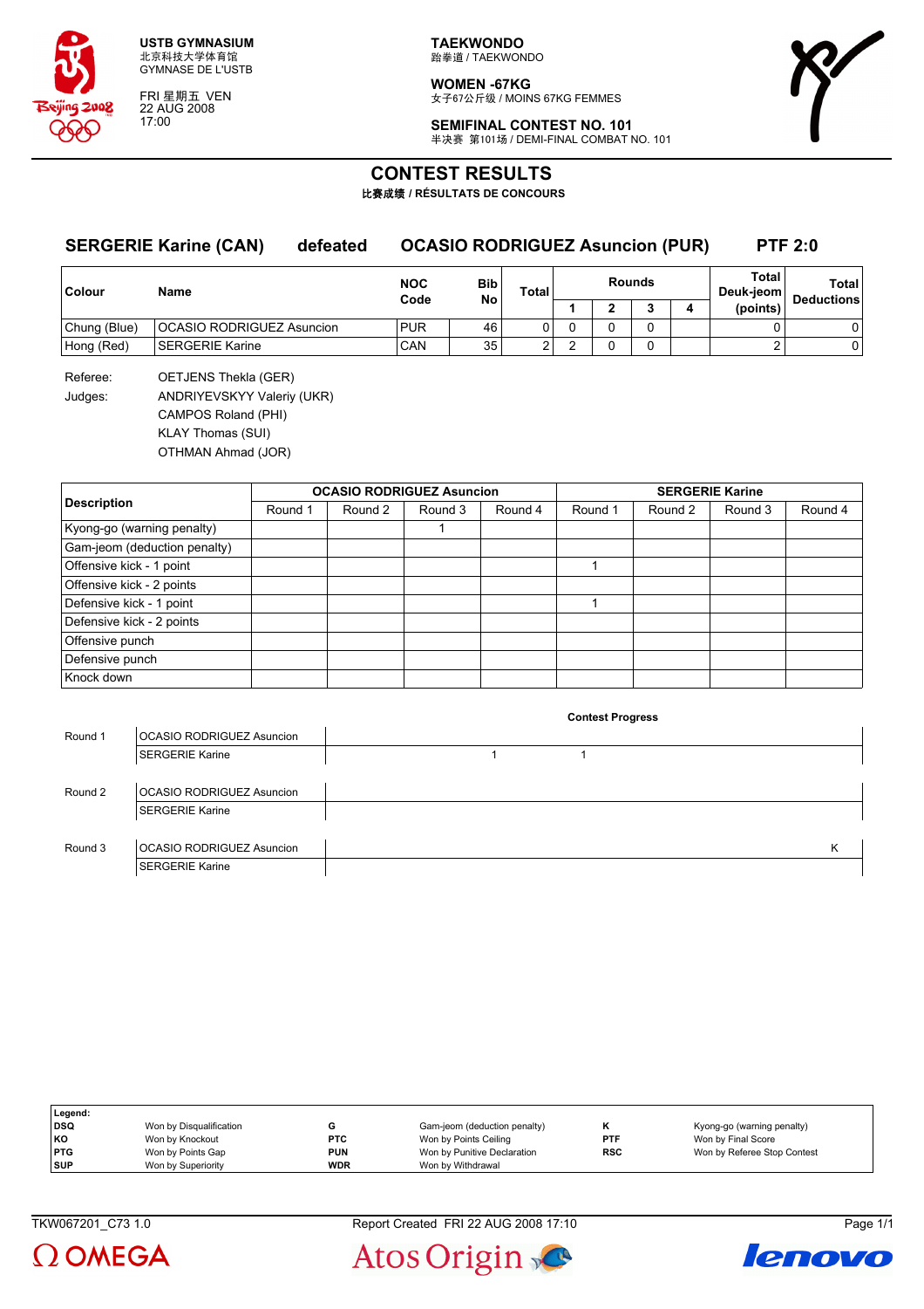USTB GYMNASIUM
北京科技大学体育馆
GYMNASE DE L'USTB

FRI 星期五 VEN
22 AUG 2008
17:00

**TAEKWONDO**
跆拳道 / TAEKWONDO

**WOMEN -67KG**
女子67公斤级 / MOINS 67KG FEMMES

**SEMIFINAL CONTEST NO. 101**
半决赛 第101场 / DEMI-FINAL COMBAT NO. 101

# CONTEST RESULTS

**比赛成绩 / RÉSULTATS DE CONCOURS**

## SERGERIE Karine (CAN) defeated OCASIO RODRIGUEZ Asuncion (PUR) PTF 2:0

| Colour | Name | NOC Code | Bib No | Total | Rounds 1 | 2 | 3 | 4 | Total Deuk-jeom (points) | Total Deductions |
|---|---|---|---|---|---|---|---|---|---|---|
| Chung (Blue) | OCASIO RODRIGUEZ Asuncion | PUR | 46 | 0 | 0 | 0 | 0 | | 0 | 0 |
| Hong (Red) | SERGERIE Karine | CAN | 35 | 2 | 2 | 0 | 0 | | 2 | 0 |

Referee: OETJENS Thekla (GER)

Judges: ANDRIYEVSKYY Valeriy (UKR)
CAMPOS Roland (PHI)
KLAY Thomas (SUI)
OTHMAN Ahmad (JOR)

| Description | OCASIO RODRIGUEZ Asuncion | | | | SERGERIE Karine | | | |
|---|---|---|---|---|---|---|---|---|
| | Round 1 | Round 2 | Round 3 | Round 4 | Round 1 | Round 2 | Round 3 | Round 4 |
| Kyong-go (warning penalty) | | | 1 | | | | | |
| Gam-jeom (deduction penalty) | | | | | | | | |
| Offensive kick - 1 point | | | | | 1 | | | |
| Offensive kick - 2 points | | | | | | | | |
| Defensive kick - 1 point | | | | | 1 | | | |
| Defensive kick - 2 points | | | | | | | | |
| Offensive punch | | | | | | | | |
| Defensive punch | | | | | | | | |
| Knock down | | | | | | | | |

**Contest Progress**

| Round | Athlete | Progress |
|---|---|---|
| Round 1 | OCASIO RODRIGUEZ Asuncion | |
| | SERGERIE Karine | 1 1 |
| Round 2 | OCASIO RODRIGUEZ Asuncion | |
| | SERGERIE Karine | |
| Round 3 | OCASIO RODRIGUEZ Asuncion | K |
| | SERGERIE Karine | |

**Legend:**

| | | | | | |
|---|---|---|---|---|---|
| DSQ | Won by Disqualification | G | Gam-jeom (deduction penalty) | K | Kyong-go (warning penalty) |
| KO | Won by Knockout | PTC | Won by Points Ceiling | PTF | Won by Final Score |
| PTG | Won by Points Gap | PUN | Won by Punitive Declaration | RSC | Won by Referee Stop Contest |
| SUP | Won by Superiority | WDR | Won by Withdrawal | | |

TKW067201_C73 1.0 Report Created FRI 22 AUG 2008 17:10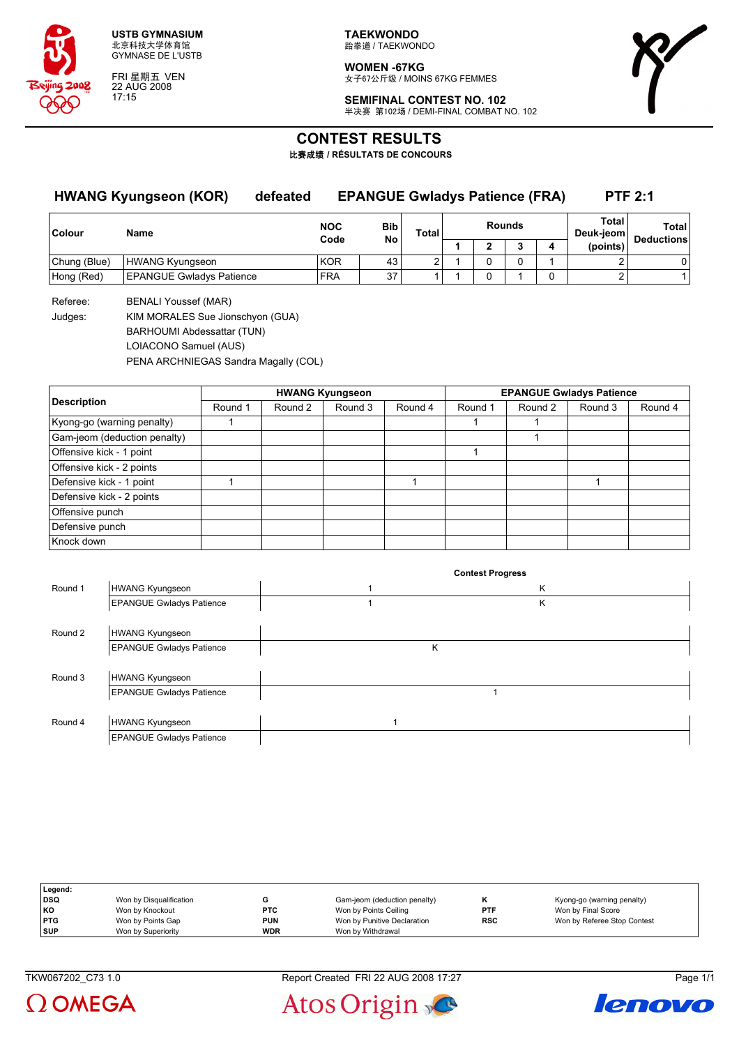**USTB GYMNASIUM**
北京科技大学体育馆
GYMNASE DE L'USTB

FRI 星期五 VEN
22 AUG 2008
17:15

**TAEKWONDO**
跆拳道 / TAEKWONDO

**WOMEN -67KG**
女子67公斤级 / MOINS 67KG FEMMES

**SEMIFINAL CONTEST NO. 102**
半决赛 第102场 / DEMI-FINAL COMBAT NO. 102

# CONTEST RESULTS

**比赛成绩 / RÉSULTATS DE CONCOURS**

## HWANG Kyungseon (KOR) defeated EPANGUE Gwladys Patience (FRA) PTF 2:1

| Colour | Name | NOC Code | Bib No | Total | Rounds 1 | 2 | 3 | 4 | Total Deuk-jeom (points) | Total Deductions |
|---|---|---|---|---|---|---|---|---|---|---|
| Chung (Blue) | HWANG Kyungseon | KOR | 43 | 2 | 1 | 0 | 0 | 1 | 2 | 0 |
| Hong (Red) | EPANGUE Gwladys Patience | FRA | 37 | 1 | 1 | 0 | 1 | 0 | 2 | 1 |

Referee: BENALI Youssef (MAR)

Judges: KIM MORALES Sue Jionschyon (GUA)
BARHOUMI Abdessattar (TUN)
LOIACONO Samuel (AUS)
PENA ARCHNIEGAS Sandra Magally (COL)

| Description | HWANG Kyungseon Round 1 | Round 2 | Round 3 | Round 4 | EPANGUE Gwladys Patience Round 1 | Round 2 | Round 3 | Round 4 |
|---|---|---|---|---|---|---|---|---|
| Kyong-go (warning penalty) | 1 | | | | 1 | 1 | | |
| Gam-jeom (deduction penalty) | | | | | | 1 | | |
| Offensive kick - 1 point | | | | | 1 | | | |
| Offensive kick - 2 points | | | | | | | | |
| Defensive kick - 1 point | 1 | | | 1 | | | 1 | |
| Defensive kick - 2 points | | | | | | | | |
| Offensive punch | | | | | | | | |
| Defensive punch | | | | | | | | |
| Knock down | | | | | | | | |

**Contest Progress**

| Round | Athlete | Progress |
|---|---|---|
| Round 1 | HWANG Kyungseon | 1 K |
| | EPANGUE Gwladys Patience | 1 K |
| Round 2 | HWANG Kyungseon | |
| | EPANGUE Gwladys Patience | K |
| Round 3 | HWANG Kyungseon | |
| | EPANGUE Gwladys Patience | 1 |
| Round 4 | HWANG Kyungseon | 1 |
| | EPANGUE Gwladys Patience | |

**Legend:**

| | | | | | |
|---|---|---|---|---|---|
| **DSQ** | Won by Disqualification | **G** | Gam-jeom (deduction penalty) | **K** | Kyong-go (warning penalty) |
| **KO** | Won by Knockout | **PTC** | Won by Points Ceiling | **PTF** | Won by Final Score |
| **PTG** | Won by Points Gap | **PUN** | Won by Punitive Declaration | **RSC** | Won by Referee Stop Contest |
| **SUP** | Won by Superiority | **WDR** | Won by Withdrawal | | |

TKW067202_C73 1.0 Report Created FRI 22 AUG 2008 17:27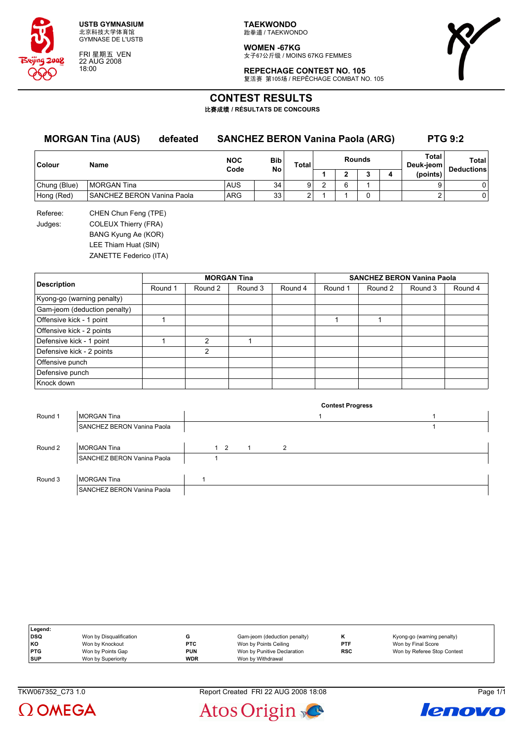USTB GYMNASIUM
北京科技大学体育馆
GYMNASE DE L'USTB

FRI 星期五 VEN
22 AUG 2008
18:00

**TAEKWONDO**
跆拳道 / TAEKWONDO

**WOMEN -67KG**
女子67公斤级 / MOINS 67KG FEMMES

**REPECHAGE CONTEST NO. 105**
复活赛 第105场 / REPÊCHAGE COMBAT NO. 105

# CONTEST RESULTS

**比赛成绩 / RÉSULTATS DE CONCOURS**

**MORGAN Tina (AUS) defeated SANCHEZ BERON Vanina Paola (ARG) PTG 9:2**

| Colour | Name | NOC Code | Bib No | Total | Rounds | | | | Total Deuk-jeom (points) | Total Deductions |
|---|---|---|---|---|---|---|---|---|---|---|
| | | | | | 1 | 2 | 3 | 4 | | |
| Chung (Blue) | MORGAN Tina | AUS | 34 | 9 | 2 | 6 | 1 | | 9 | 0 |
| Hong (Red) | SANCHEZ BERON Vanina Paola | ARG | 33 | 2 | 1 | 1 | 0 | | 2 | 0 |

Referee: CHEN Chun Feng (TPE)

Judges: COLEUX Thierry (FRA)
BANG Kyung Ae (KOR)
LEE Thiam Huat (SIN)
ZANETTE Federico (ITA)

| Description | MORGAN Tina | | | | SANCHEZ BERON Vanina Paola | | | |
|---|---|---|---|---|---|---|---|---|
| | Round 1 | Round 2 | Round 3 | Round 4 | Round 1 | Round 2 | Round 3 | Round 4 |
| Kyong-go (warning penalty) | | | | | | | | |
| Gam-jeom (deduction penalty) | | | | | | | | |
| Offensive kick - 1 point | 1 | | | | 1 | 1 | | |
| Offensive kick - 2 points | | | | | | | | |
| Defensive kick - 1 point | 1 | 2 | 1 | | | | | |
| Defensive kick - 2 points | | 2 | | | | | | |
| Offensive punch | | | | | | | | |
| Defensive punch | | | | | | | | |
| Knock down | | | | | | | | |

**Contest Progress**

| Round | Name | Progress |
|---|---|---|
| Round 1 | MORGAN Tina | 1 1 |
| | SANCHEZ BERON Vanina Paola | 1 |
| Round 2 | MORGAN Tina | 1 2 1 2 |
| | SANCHEZ BERON Vanina Paola | 1 |
| Round 3 | MORGAN Tina | 1 |
| | SANCHEZ BERON Vanina Paola | |

| Legend: | | | | | |
|---|---|---|---|---|---|
| DSQ | Won by Disqualification | G | Gam-jeom (deduction penalty) | K | Kyong-go (warning penalty) |
| KO | Won by Knockout | PTC | Won by Points Ceiling | PTF | Won by Final Score |
| PTG | Won by Points Gap | PUN | Won by Punitive Declaration | RSC | Won by Referee Stop Contest |
| SUP | Won by Superiority | WDR | Won by Withdrawal | | |

TKW067352_C73 1.0 Report Created FRI 22 AUG 2008 18:08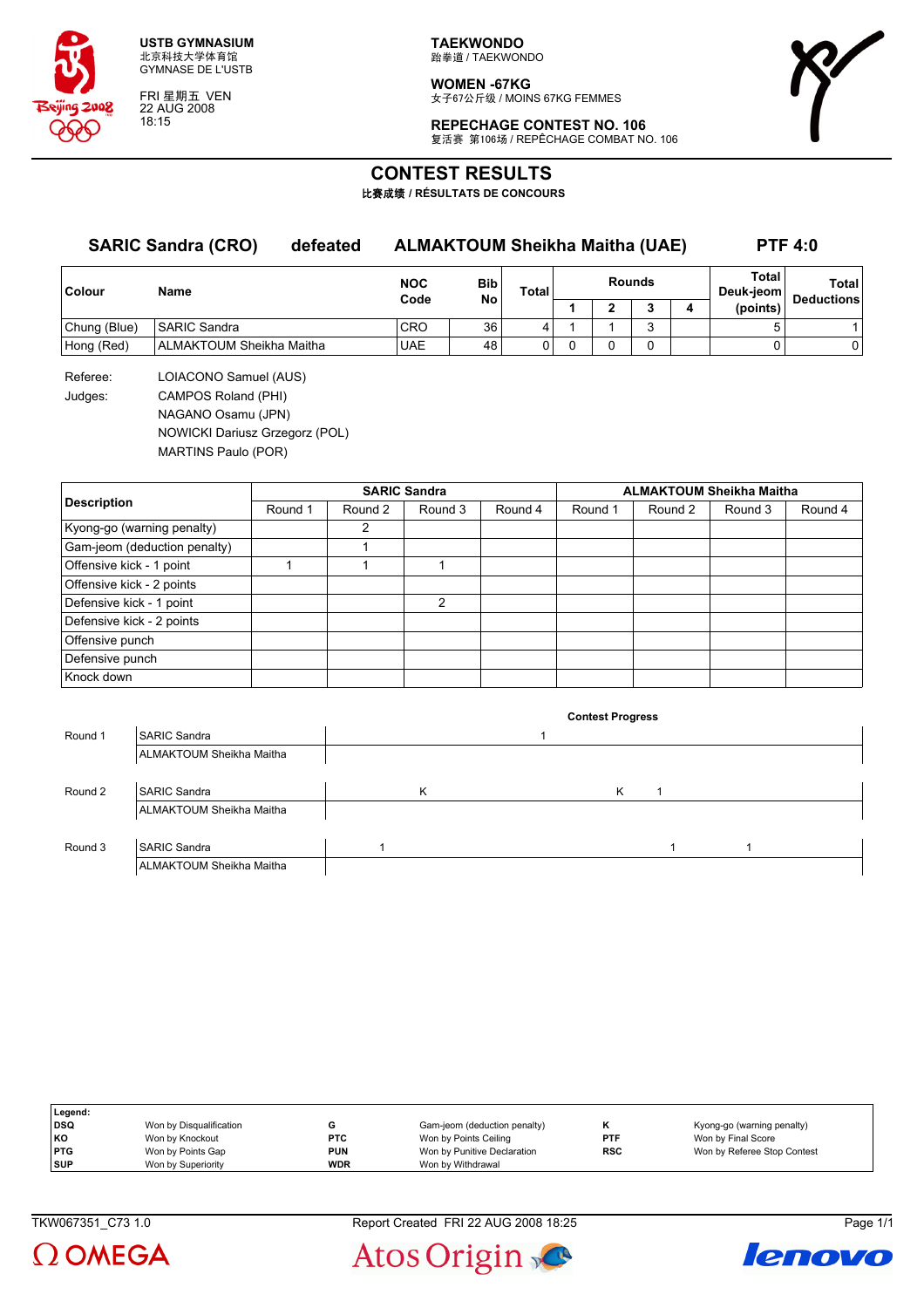USTB GYMNASIUM
北京科技大学体育馆
GYMNASE DE L'USTB

FRI 星期五 VEN
22 AUG 2008
18:15

**TAEKWONDO**
跆拳道 / TAEKWONDO

**WOMEN -67KG**
女子67公斤级 / MOINS 67KG FEMMES

**REPECHAGE CONTEST NO. 106**
复活赛 第106场 / REPÊCHAGE COMBAT NO. 106

# CONTEST RESULTS

**比赛成绩 / RÉSULTATS DE CONCOURS**

**SARIC Sandra (CRO) defeated ALMAKTOUM Sheikha Maitha (UAE) PTF 4:0**

| Colour | Name | NOC Code | Bib No | Total | Rounds 1 | 2 | 3 | 4 | Total Deuk-jeom (points) | Total Deductions |
|---|---|---|---|---|---|---|---|---|---|---|
| Chung (Blue) | SARIC Sandra | CRO | 36 | 4 | 1 | 1 | 3 | | 5 | 1 |
| Hong (Red) | ALMAKTOUM Sheikha Maitha | UAE | 48 | 0 | 0 | 0 | 0 | | 0 | 0 |

Referee: LOIACONO Samuel (AUS)
Judges: CAMPOS Roland (PHI)
NAGANO Osamu (JPN)
NOWICKI Dariusz Grzegorz (POL)
MARTINS Paulo (POR)

| Description | SARIC Sandra | | | | ALMAKTOUM Sheikha Maitha | | | |
|---|---|---|---|---|---|---|---|---|
| | Round 1 | Round 2 | Round 3 | Round 4 | Round 1 | Round 2 | Round 3 | Round 4 |
| Kyong-go (warning penalty) | | 2 | | | | | | |
| Gam-jeom (deduction penalty) | | 1 | | | | | | |
| Offensive kick - 1 point | 1 | 1 | 1 | | | | | |
| Offensive kick - 2 points | | | | | | | | |
| Defensive kick - 1 point | | | 2 | | | | | |
| Defensive kick - 2 points | | | | | | | | |
| Offensive punch | | | | | | | | |
| Defensive punch | | | | | | | | |
| Knock down | | | | | | | | |

**Contest Progress**

| Round | Name | Progress |
|---|---|---|
| Round 1 | SARIC Sandra | 1 |
| | ALMAKTOUM Sheikha Maitha | |
| Round 2 | SARIC Sandra | K K 1 |
| | ALMAKTOUM Sheikha Maitha | |
| Round 3 | SARIC Sandra | 1 1 1 |
| | ALMAKTOUM Sheikha Maitha | |

| Legend: | | | | | |
|---|---|---|---|---|---|
| DSQ | Won by Disqualification | G | Gam-jeom (deduction penalty) | K | Kyong-go (warning penalty) |
| KO | Won by Knockout | PTC | Won by Points Ceiling | PTF | Won by Final Score |
| PTG | Won by Points Gap | PUN | Won by Punitive Declaration | RSC | Won by Referee Stop Contest |
| SUP | Won by Superiority | WDR | Won by Withdrawal | | |

TKW067351_C73 1.0 Report Created FRI 22 AUG 2008 18:25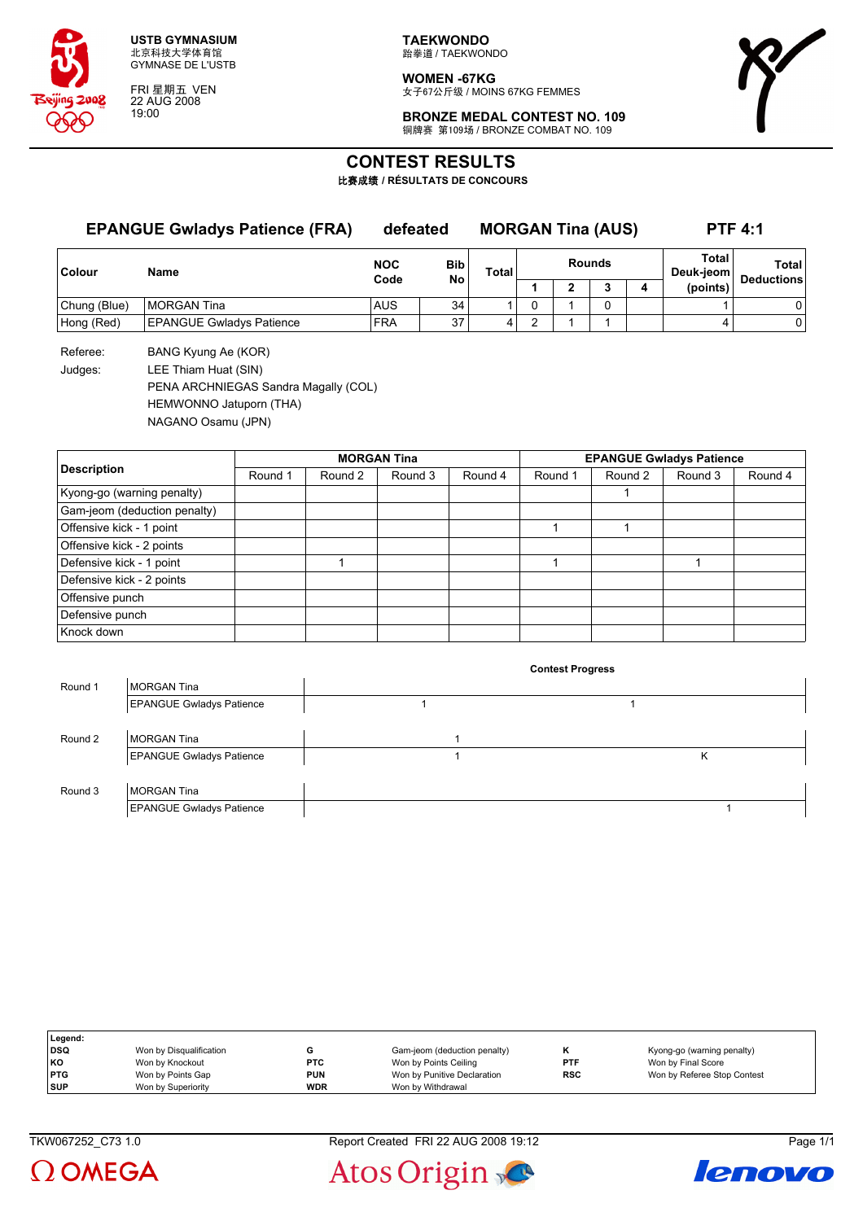**USTB GYMNASIUM**
北京科技大学体育馆
GYMNASE DE L'USTB

FRI 星期五 VEN
22 AUG 2008
19:00

**TAEKWONDO**
跆拳道 / TAEKWONDO

**WOMEN -67KG**
女子67公斤级 / MOINS 67KG FEMMES

**BRONZE MEDAL CONTEST NO. 109**
铜牌赛 第109场 / BRONZE COMBAT NO. 109

# CONTEST RESULTS

**比赛成绩 / RÉSULTATS DE CONCOURS**

## EPANGUE Gwladys Patience (FRA) defeated MORGAN Tina (AUS) PTF 4:1

| Colour | Name | NOC Code | Bib No | Total | Rounds 1 | 2 | 3 | 4 | Total Deuk-jeom (points) | Total Deductions |
|---|---|---|---|---|---|---|---|---|---|---|
| Chung (Blue) | MORGAN Tina | AUS | 34 | 1 | 0 | 1 | 0 | | 1 | 0 |
| Hong (Red) | EPANGUE Gwladys Patience | FRA | 37 | 4 | 2 | 1 | 1 | | 4 | 0 |

Referee: BANG Kyung Ae (KOR)

Judges: LEE Thiam Huat (SIN)
PENA ARCHNIEGAS Sandra Magally (COL)
HEMWONNO Jatuporn (THA)
NAGANO Osamu (JPN)

| Description | MORGAN Tina Round 1 | Round 2 | Round 3 | Round 4 | EPANGUE Gwladys Patience Round 1 | Round 2 | Round 3 | Round 4 |
|---|---|---|---|---|---|---|---|---|
| Kyong-go (warning penalty) | | | | | | 1 | | |
| Gam-jeom (deduction penalty) | | | | | | | | |
| Offensive kick - 1 point | | | | | 1 | 1 | | |
| Offensive kick - 2 points | | | | | | | | |
| Defensive kick - 1 point | | 1 | | | 1 | | 1 | |
| Defensive kick - 2 points | | | | | | | | |
| Offensive punch | | | | | | | | |
| Defensive punch | | | | | | | | |
| Knock down | | | | | | | | |

**Contest Progress**

| Round | Athlete | Progress | |
|---|---|---|---|
| Round 1 | MORGAN Tina | | |
| | EPANGUE Gwladys Patience | 1 | 1 |
| Round 2 | MORGAN Tina | 1 | |
| | EPANGUE Gwladys Patience | 1 | K |
| Round 3 | MORGAN Tina | | |
| | EPANGUE Gwladys Patience | | 1 |

| Legend: | | | | | |
|---|---|---|---|---|---|
| DSQ | Won by Disqualification | G | Gam-jeom (deduction penalty) | K | Kyong-go (warning penalty) |
| KO | Won by Knockout | PTC | Won by Points Ceiling | PTF | Won by Final Score |
| PTG | Won by Points Gap | PUN | Won by Punitive Declaration | RSC | Won by Referee Stop Contest |
| SUP | Won by Superiority | WDR | Won by Withdrawal | | |

TKW067252_C73 1.0 Report Created FRI 22 AUG 2008 19:12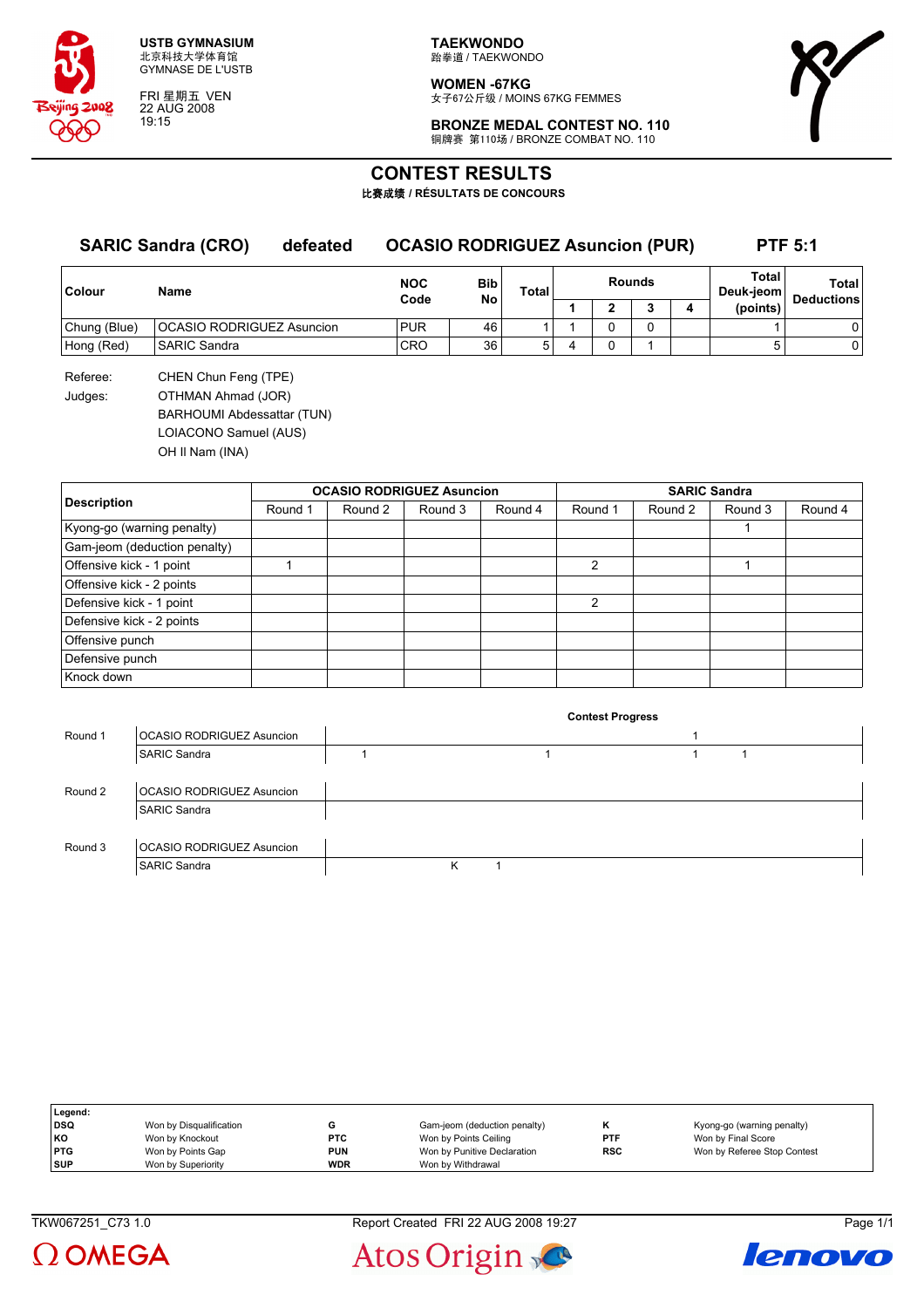USTB GYMNASIUM
北京科技大学体育馆
GYMNASE DE L'USTB

FRI 星期五 VEN
22 AUG 2008
19:15

TAEKWONDO
跆拳道 / TAEKWONDO

WOMEN -67KG
女子67公斤级 / MOINS 67KG FEMMES

BRONZE MEDAL CONTEST NO. 110
铜牌赛 第110场 / BRONZE COMBAT NO. 110

# CONTEST RESULTS

**比赛成绩 / RÉSULTATS DE CONCOURS**

## SARIC Sandra (CRO) defeated OCASIO RODRIGUEZ Asuncion (PUR) PTF 5:1

| Colour | Name | NOC Code | Bib No | Total | Rounds 1 | 2 | 3 | 4 | Total Deuk-jeom (points) | Total Deductions |
|---|---|---|---|---|---|---|---|---|---|---|
| Chung (Blue) | OCASIO RODRIGUEZ Asuncion | PUR | 46 | 1 | 1 | 0 | 0 | | 1 | 0 |
| Hong (Red) | SARIC Sandra | CRO | 36 | 5 | 4 | 0 | 1 | | 5 | 0 |

Referee: CHEN Chun Feng (TPE)

Judges: OTHMAN Ahmad (JOR)
BARHOUMI Abdessattar (TUN)
LOIACONO Samuel (AUS)
OH Il Nam (INA)

| Description | OCASIO RODRIGUEZ Asuncion Round 1 | Round 2 | Round 3 | Round 4 | SARIC Sandra Round 1 | Round 2 | Round 3 | Round 4 |
|---|---|---|---|---|---|---|---|---|
| Kyong-go (warning penalty) | | | | | | | 1 | |
| Gam-jeom (deduction penalty) | | | | | | | | |
| Offensive kick - 1 point | 1 | | | | 2 | | 1 | |
| Offensive kick - 2 points | | | | | | | | |
| Defensive kick - 1 point | | | | | 2 | | | |
| Defensive kick - 2 points | | | | | | | | |
| Offensive punch | | | | | | | | |
| Defensive punch | | | | | | | | |
| Knock down | | | | | | | | |

**Contest Progress**

| Round | Athlete | Progress |
|---|---|---|
| Round 1 | OCASIO RODRIGUEZ Asuncion | 1 |
| | SARIC Sandra | 1 1 1 1 |
| Round 2 | OCASIO RODRIGUEZ Asuncion | |
| | SARIC Sandra | |
| Round 3 | OCASIO RODRIGUEZ Asuncion | |
| | SARIC Sandra | K 1 |

**Legend:**

| | | | | | |
|---|---|---|---|---|---|
| DSQ | Won by Disqualification | G | Gam-jeom (deduction penalty) | K | Kyong-go (warning penalty) |
| KO | Won by Knockout | PTC | Won by Points Ceiling | PTF | Won by Final Score |
| PTG | Won by Points Gap | PUN | Won by Punitive Declaration | RSC | Won by Referee Stop Contest |
| SUP | Won by Superiority | WDR | Won by Withdrawal | | |

TKW067251_C73 1.0 Report Created FRI 22 AUG 2008 19:27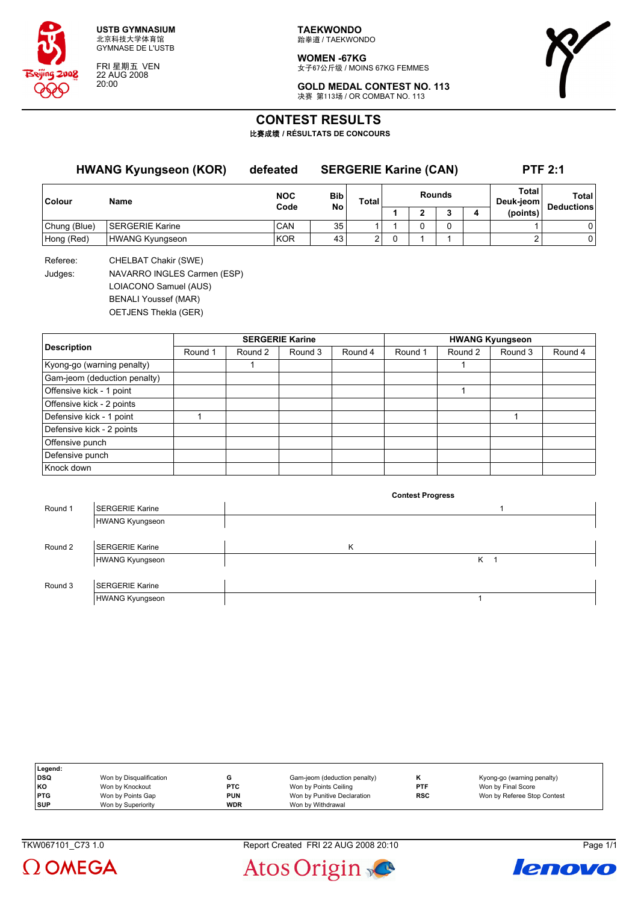USTB GYMNASIUM
北京科技大学体育馆
GYMNASE DE L'USTB

FRI 星期五 VEN
22 AUG 2008
20:00

TAEKWONDO
跆拳道 / TAEKWONDO

WOMEN -67KG
女子67公斤级 / MOINS 67KG FEMMES

GOLD MEDAL CONTEST NO. 113
决赛 第113场 / OR COMBAT NO. 113

# CONTEST RESULTS

比赛成绩 / RÉSULTATS DE CONCOURS

## HWANG Kyungseon (KOR) defeated SERGERIE Karine (CAN) PTF 2:1

| Colour | Name | NOC Code | Bib No | Total | Rounds 1 | Rounds 2 | Rounds 3 | Rounds 4 | Total Deuk-jeom (points) | Total Deductions |
|---|---|---|---|---|---|---|---|---|---|---|
| Chung (Blue) | SERGERIE Karine | CAN | 35 | 1 | 1 | 0 | 0 | | 1 | 0 |
| Hong (Red) | HWANG Kyungseon | KOR | 43 | 2 | 0 | 1 | 1 | | 2 | 0 |

Referee: CHELBAT Chakir (SWE)

Judges: NAVARRO INGLES Carmen (ESP)
LOIACONO Samuel (AUS)
BENALI Youssef (MAR)
OETJENS Thekla (GER)

| Description | SERGERIE Karine Round 1 | Round 2 | Round 3 | Round 4 | HWANG Kyungseon Round 1 | Round 2 | Round 3 | Round 4 |
|---|---|---|---|---|---|---|---|---|
| Kyong-go (warning penalty) | | 1 | | | | 1 | | |
| Gam-jeom (deduction penalty) | | | | | | | | |
| Offensive kick - 1 point | | | | | | 1 | | |
| Offensive kick - 2 points | | | | | | | | |
| Defensive kick - 1 point | 1 | | | | | | 1 | |
| Defensive kick - 2 points | | | | | | | | |
| Offensive punch | | | | | | | | |
| Defensive punch | | | | | | | | |
| Knock down | | | | | | | | |

**Contest Progress**

| Round | Athlete | Progress |
|---|---|---|
| Round 1 | SERGERIE Karine | 1 |
| | HWANG Kyungseon | |
| Round 2 | SERGERIE Karine | K |
| | HWANG Kyungseon | K 1 |
| Round 3 | SERGERIE Karine | |
| | HWANG Kyungseon | 1 |

**Legend:**

| | | | | | |
|---|---|---|---|---|---|
| DSQ | Won by Disqualification | G | Gam-jeom (deduction penalty) | K | Kyong-go (warning penalty) |
| KO | Won by Knockout | PTC | Won by Points Ceiling | PTF | Won by Final Score |
| PTG | Won by Points Gap | PUN | Won by Punitive Declaration | RSC | Won by Referee Stop Contest |
| SUP | Won by Superiority | WDR | Won by Withdrawal | | |

TKW067101_C73 1.0 Report Created FRI 22 AUG 2008 20:10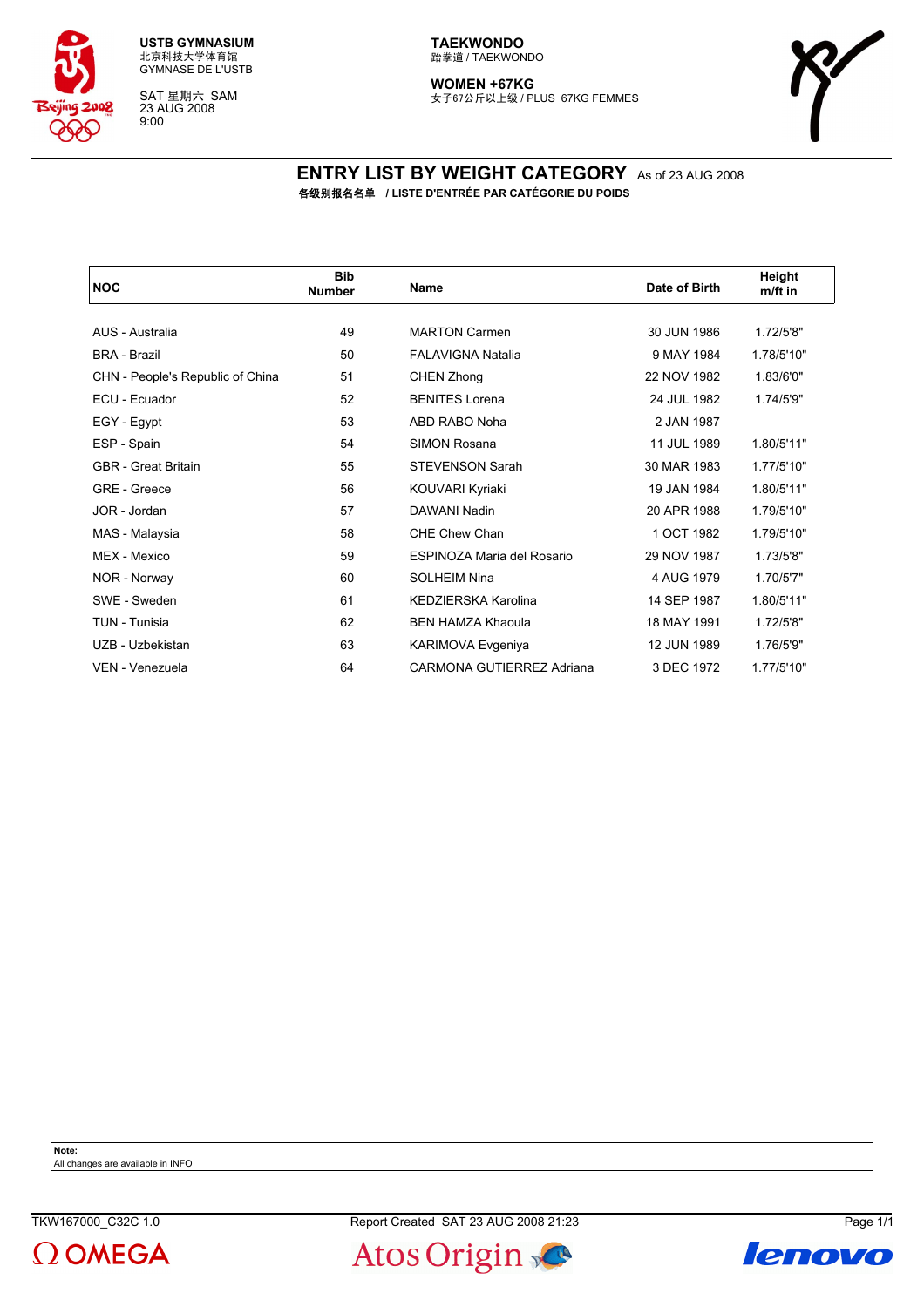USTB GYMNASIUM
北京科技大学体育馆
GYMNASE DE L'USTB

SAT 星期六 SAM
23 AUG 2008
9:00

**TAEKWONDO**
跆拳道 / TAEKWONDO

**WOMEN +67KG**
女子67公斤以上级 / PLUS 67KG FEMMES

# ENTRY LIST BY WEIGHT CATEGORY As of 23 AUG 2008

**各级别报名名单 / LISTE D'ENTRÉE PAR CATÉGORIE DU POIDS**

| NOC | Bib Number | Name | Date of Birth | Height m/ft in |
|---|---|---|---|---|
| AUS - Australia | 49 | MARTON Carmen | 30 JUN 1986 | 1.72/5'8" |
| BRA - Brazil | 50 | FALAVIGNA Natalia | 9 MAY 1984 | 1.78/5'10" |
| CHN - People's Republic of China | 51 | CHEN Zhong | 22 NOV 1982 | 1.83/6'0" |
| ECU - Ecuador | 52 | BENITES Lorena | 24 JUL 1982 | 1.74/5'9" |
| EGY - Egypt | 53 | ABD RABO Noha | 2 JAN 1987 | |
| ESP - Spain | 54 | SIMON Rosana | 11 JUL 1989 | 1.80/5'11" |
| GBR - Great Britain | 55 | STEVENSON Sarah | 30 MAR 1983 | 1.77/5'10" |
| GRE - Greece | 56 | KOUVARI Kyriaki | 19 JAN 1984 | 1.80/5'11" |
| JOR - Jordan | 57 | DAWANI Nadin | 20 APR 1988 | 1.79/5'10" |
| MAS - Malaysia | 58 | CHE Chew Chan | 1 OCT 1982 | 1.79/5'10" |
| MEX - Mexico | 59 | ESPINOZA Maria del Rosario | 29 NOV 1987 | 1.73/5'8" |
| NOR - Norway | 60 | SOLHEIM Nina | 4 AUG 1979 | 1.70/5'7" |
| SWE - Sweden | 61 | KEDZIERSKA Karolina | 14 SEP 1987 | 1.80/5'11" |
| TUN - Tunisia | 62 | BEN HAMZA Khaoula | 18 MAY 1991 | 1.72/5'8" |
| UZB - Uzbekistan | 63 | KARIMOVA Evgeniya | 12 JUN 1989 | 1.76/5'9" |
| VEN - Venezuela | 64 | CARMONA GUTIERREZ Adriana | 3 DEC 1972 | 1.77/5'10" |

**Note:**
All changes are available in INFO

TKW167000_C32C 1.0 Report Created SAT 23 AUG 2008 21:23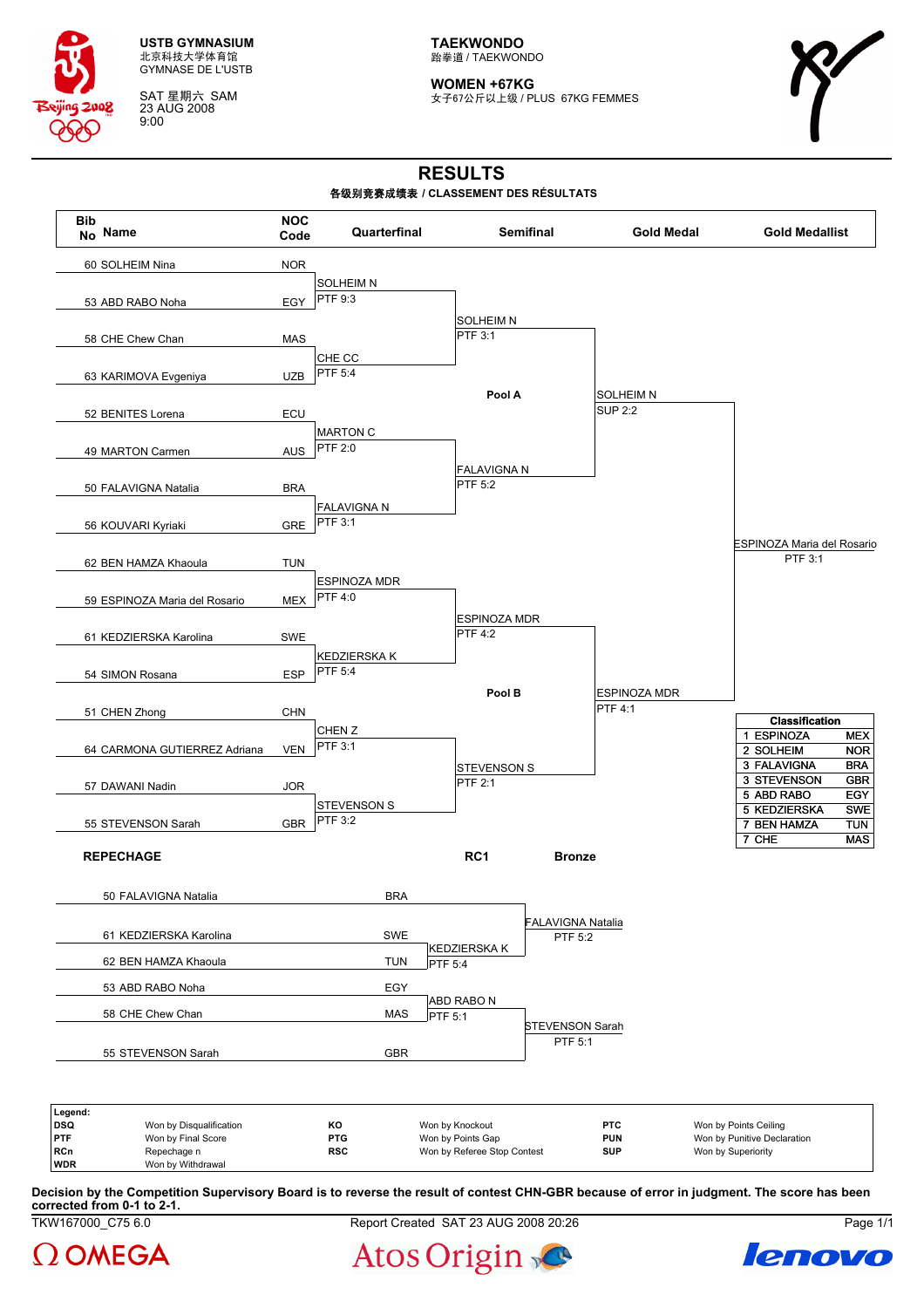**USTB GYMNASIUM**
北京科技大学体育馆
GYMNASE DE L'USTB

SAT 星期六 SAM
23 AUG 2008
9:00

**TAEKWONDO**
跆拳道 / TAEKWONDO

**WOMEN +67KG**
女子67公斤以上级 / PLUS 67KG FEMMES

# RESULTS

**各级别竞赛成绩表 / CLASSEMENT DES RÉSULTATS**

| Bib No | Name | NOC Code | Quarterfinal | Semifinal | Gold Medal | Gold Medallist |
|---|---|---|---|---|---|---|
| 60 | SOLHEIM Nina | NOR | | | | |
| 53 | ABD RABO Noha | EGY | SOLHEIM N PTF 9:3 | | | |
| 58 | CHE Chew Chan | MAS | | SOLHEIM N PTF 3:1 | | |
| 63 | KARIMOVA Evgeniya | UZB | CHE CC PTF 5:4 | | | |
| 52 | BENITES Lorena | ECU | | Pool A | SOLHEIM N SUP 2:2 | |
| 49 | MARTON Carmen | AUS | MARTON C PTF 2:0 | | | |
| 50 | FALAVIGNA Natalia | BRA | | FALAVIGNA N PTF 5:2 | | |
| 56 | KOUVARI Kyriaki | GRE | FALAVIGNA N PTF 3:1 | | | |
| 62 | BEN HAMZA Khaoula | TUN | | | | ESPINOZA Maria del Rosario PTF 3:1 |
| 59 | ESPINOZA Maria del Rosario | MEX | ESPINOZA MDR PTF 4:0 | | | |
| 61 | KEDZIERSKA Karolina | SWE | | ESPINOZA MDR PTF 4:2 | | |
| 54 | SIMON Rosana | ESP | KEDZIERSKA K PTF 5:4 | | | |
| 51 | CHEN Zhong | CHN | | Pool B | ESPINOZA MDR PTF 4:1 | |
| 64 | CARMONA GUTIERREZ Adriana | VEN | CHEN Z PTF 3:1 | | | |
| 57 | DAWANI Nadin | JOR | | STEVENSON S PTF 2:1 | | |
| 55 | STEVENSON Sarah | GBR | STEVENSON S PTF 3:2 | | | |

**Classification**

| Rank | Name | NOC |
|---|---|---|
| 1 | ESPINOZA | MEX |
| 2 | SOLHEIM | NOR |
| 3 | FALAVIGNA | BRA |
| 3 | STEVENSON | GBR |
| 5 | ABD RABO | EGY |
| 5 | KEDZIERSKA | SWE |
| 7 | BEN HAMZA | TUN |
| 7 | CHE | MAS |

**REPECHAGE**

| Name | NOC | RC1 | Bronze |
|---|---|---|---|
| 50 FALAVIGNA Natalia | BRA | | |
| 61 KEDZIERSKA Karolina | SWE | | FALAVIGNA Natalia PTF 5:2 |
| 62 BEN HAMZA Khaoula | TUN | KEDZIERSKA K PTF 5:4 | |
| 53 ABD RABO Noha | EGY | | |
| 58 CHE Chew Chan | MAS | ABD RABO N PTF 5:1 | |
| 55 STEVENSON Sarah | GBR | | STEVENSON Sarah PTF 5:1 |

**Legend:**

| | | | | | |
|---|---|---|---|---|---|
| DSQ | Won by Disqualification | KO | Won by Knockout | PTC | Won by Points Ceiling |
| PTF | Won by Final Score | PTG | Won by Points Gap | PUN | Won by Punitive Declaration |
| RCn | Repechage n | RSC | Won by Referee Stop Contest | SUP | Won by Superiority |
| WDR | Won by Withdrawal | | | | |

**Decision by the Competition Supervisory Board is to reverse the result of contest CHN-GBR because of error in judgment. The score has been corrected from 0-1 to 2-1.**

TKW167000_C75 6.0 Report Created SAT 23 AUG 2008 20:26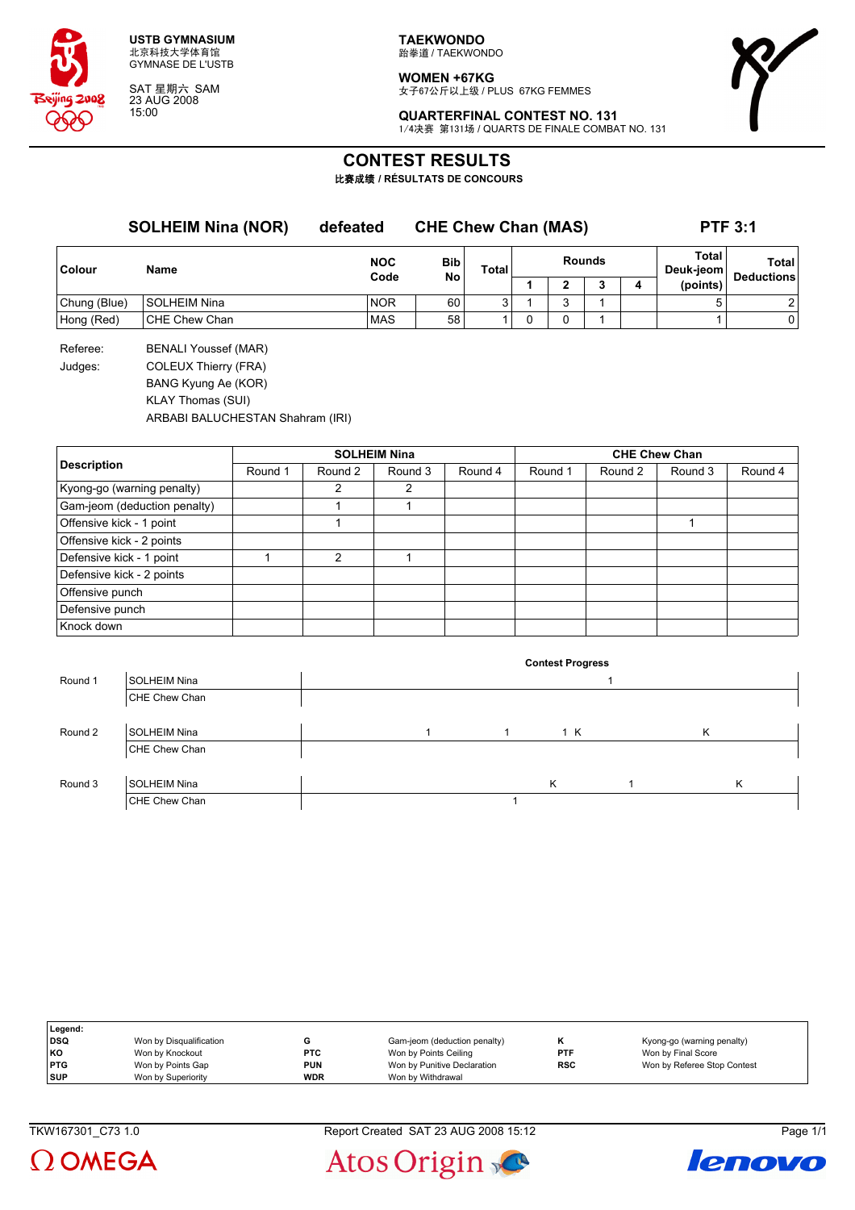USTB GYMNASIUM
北京科技大学体育馆
GYMNASE DE L'USTB

SAT 星期六 SAM
23 AUG 2008
15:00

**TAEKWONDO**
跆拳道 / TAEKWONDO

**WOMEN +67KG**
女子67公斤以上级 / PLUS 67KG FEMMES

**QUARTERFINAL CONTEST NO. 131**
1/4决赛 第131场 / QUARTS DE FINALE COMBAT NO. 131

# CONTEST RESULTS

比赛成绩 / RÉSULTATS DE CONCOURS

**SOLHEIM Nina (NOR)** **defeated** **CHE Chew Chan (MAS)** **PTF 3:1**

| Colour | Name | NOC Code | Bib No | Total | Rounds 1 | Rounds 2 | Rounds 3 | Rounds 4 | Total Deuk-jeom (points) | Total Deductions |
|---|---|---|---|---|---|---|---|---|---|---|
| Chung (Blue) | SOLHEIM Nina | NOR | 60 | 3 | 1 | 3 | 1 | | 5 | 2 |
| Hong (Red) | CHE Chew Chan | MAS | 58 | 1 | 0 | 0 | 1 | | 1 | 0 |

Referee: BENALI Youssef (MAR)

Judges: COLEUX Thierry (FRA)
BANG Kyung Ae (KOR)
KLAY Thomas (SUI)
ARBABI BALUCHESTAN Shahram (IRI)

| Description | SOLHEIM Nina | | | | CHE Chew Chan | | | |
|---|---|---|---|---|---|---|---|---|
| | Round 1 | Round 2 | Round 3 | Round 4 | Round 1 | Round 2 | Round 3 | Round 4 |
| Kyong-go (warning penalty) | | 2 | 2 | | | | | |
| Gam-jeom (deduction penalty) | | 1 | 1 | | | | | |
| Offensive kick - 1 point | | 1 | | | | | 1 | |
| Offensive kick - 2 points | | | | | | | | |
| Defensive kick - 1 point | 1 | 2 | 1 | | | | | |
| Defensive kick - 2 points | | | | | | | | |
| Offensive punch | | | | | | | | |
| Defensive punch | | | | | | | | |
| Knock down | | | | | | | | |

**Contest Progress**

| Round | Name | Progress |
|---|---|---|
| Round 1 | SOLHEIM Nina | 1 |
| | CHE Chew Chan | |
| Round 2 | SOLHEIM Nina | 1 1 1 K K |
| | CHE Chew Chan | |
| Round 3 | SOLHEIM Nina | K 1 K |
| | CHE Chew Chan | 1 |

**Legend:**

| | | | | | |
|---|---|---|---|---|---|
| **DSQ** | Won by Disqualification | **G** | Gam-jeom (deduction penalty) | **K** | Kyong-go (warning penalty) |
| **KO** | Won by Knockout | **PTC** | Won by Points Ceiling | **PTF** | Won by Final Score |
| **PTG** | Won by Points Gap | **PUN** | Won by Punitive Declaration | **RSC** | Won by Referee Stop Contest |
| **SUP** | Won by Superiority | **WDR** | Won by Withdrawal | | |

TKW167301_C73 1.0 Report Created SAT 23 AUG 2008 15:12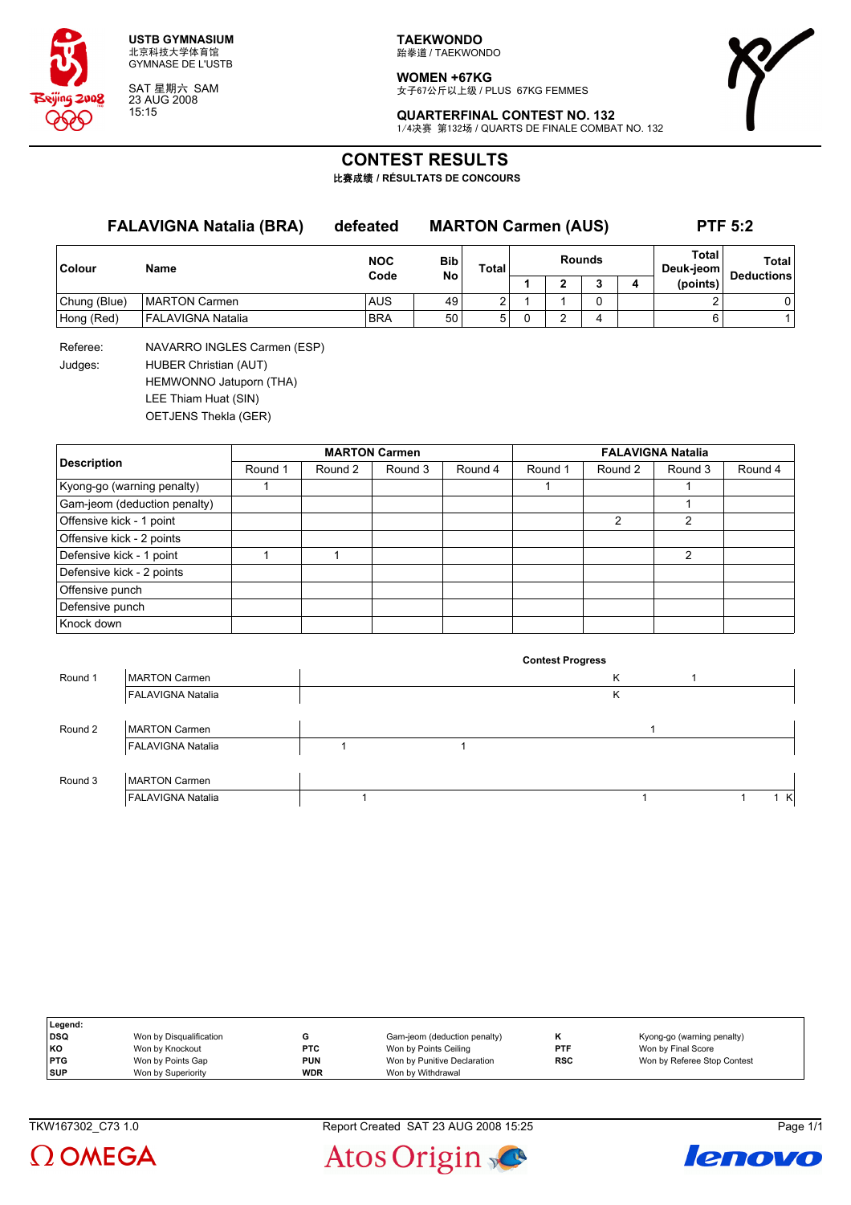USTB GYMNASIUM
北京科技大学体育馆
GYMNASE DE L'USTB

SAT 星期六 SAM
23 AUG 2008
15:15

**TAEKWONDO**
跆拳道 / TAEKWONDO

**WOMEN +67KG**
女子67公斤以上级 / PLUS 67KG FEMMES

**QUARTERFINAL CONTEST NO. 132**
1/4决赛 第132场 / QUARTS DE FINALE COMBAT NO. 132

# CONTEST RESULTS

比赛成绩 / RÉSULTATS DE CONCOURS

## FALAVIGNA Natalia (BRA) defeated MARTON Carmen (AUS) PTF 5:2

| Colour | Name | NOC Code | Bib No | Total | Rounds 1 | 2 | 3 | 4 | Total Deuk-jeom (points) | Total Deductions |
|---|---|---|---|---|---|---|---|---|---|---|
| Chung (Blue) | MARTON Carmen | AUS | 49 | 2 | 1 | 1 | 0 | | 2 | 0 |
| Hong (Red) | FALAVIGNA Natalia | BRA | 50 | 5 | 0 | 2 | 4 | | 6 | 1 |

Referee: NAVARRO INGLES Carmen (ESP)

Judges: HUBER Christian (AUT)
HEMWONNO Jatuporn (THA)
LEE Thiam Huat (SIN)
OETJENS Thekla (GER)

| Description | MARTON Carmen Round 1 | Round 2 | Round 3 | Round 4 | FALAVIGNA Natalia Round 1 | Round 2 | Round 3 | Round 4 |
|---|---|---|---|---|---|---|---|---|
| Kyong-go (warning penalty) | 1 | | | | 1 | | 1 | |
| Gam-jeom (deduction penalty) | | | | | | | 1 | |
| Offensive kick - 1 point | | | | | | 2 | 2 | |
| Offensive kick - 2 points | | | | | | | | |
| Defensive kick - 1 point | 1 | 1 | | | | | 2 | |
| Defensive kick - 2 points | | | | | | | | |
| Offensive punch | | | | | | | | |
| Defensive punch | | | | | | | | |
| Knock down | | | | | | | | |

**Contest Progress**

| Round | Name | Progress |
|---|---|---|
| Round 1 | MARTON Carmen | K 1 |
| | FALAVIGNA Natalia | K |
| Round 2 | MARTON Carmen | 1 |
| | FALAVIGNA Natalia | 1 1 |
| Round 3 | MARTON Carmen | |
| | FALAVIGNA Natalia | 1 1 1 1 K |

| Legend: | | | | | |
|---|---|---|---|---|---|
| DSQ | Won by Disqualification | G | Gam-jeom (deduction penalty) | K | Kyong-go (warning penalty) |
| KO | Won by Knockout | PTC | Won by Points Ceiling | PTF | Won by Final Score |
| PTG | Won by Points Gap | PUN | Won by Punitive Declaration | RSC | Won by Referee Stop Contest |
| SUP | Won by Superiority | WDR | Won by Withdrawal | | |

TKW167302_C73 1.0 Report Created SAT 23 AUG 2008 15:25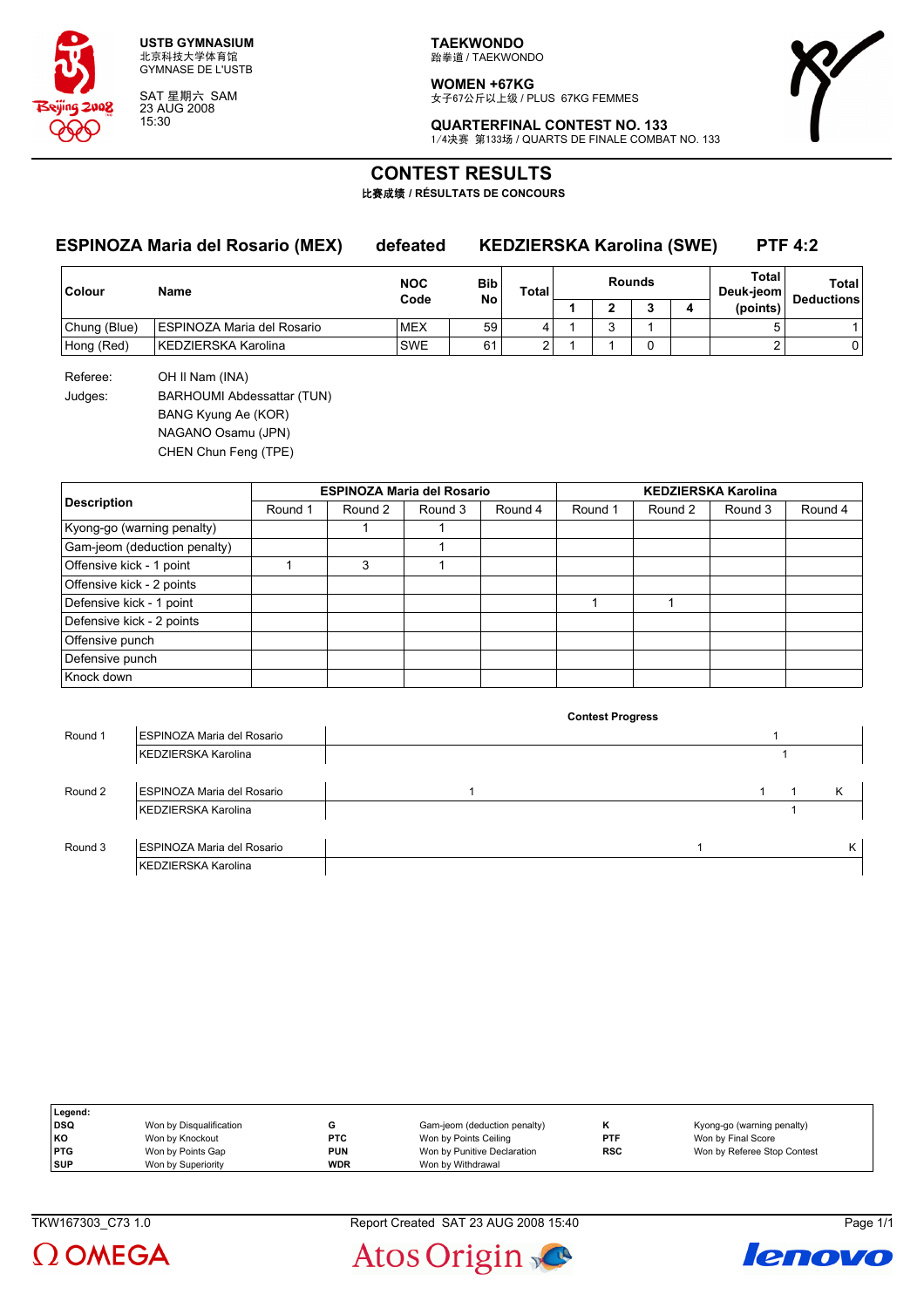**USTB GYMNASIUM**
北京科技大学体育馆
GYMNASE DE L'USTB

SAT 星期六 SAM
23 AUG 2008
15:30

**TAEKWONDO**
跆拳道 / TAEKWONDO

**WOMEN +67KG**
女子67公斤以上级 / PLUS 67KG FEMMES

**QUARTERFINAL CONTEST NO. 133**
1/4决赛 第133场 / QUARTS DE FINALE COMBAT NO. 133

# CONTEST RESULTS

**比赛成绩 / RÉSULTATS DE CONCOURS**

## ESPINOZA Maria del Rosario (MEX) defeated KEDZIERSKA Karolina (SWE) PTF 4:2

| Colour | Name | NOC Code | Bib No | Total | Rounds 1 | 2 | 3 | 4 | Total Deuk-jeom (points) | Total Deductions |
|---|---|---|---|---|---|---|---|---|---|---|
| Chung (Blue) | ESPINOZA Maria del Rosario | MEX | 59 | 4 | 1 | 3 | 1 | | 5 | 1 |
| Hong (Red) | KEDZIERSKA Karolina | SWE | 61 | 2 | 1 | 1 | 0 | | 2 | 0 |

Referee: OH Il Nam (INA)

Judges: BARHOUMI Abdessattar (TUN)
BANG Kyung Ae (KOR)
NAGANO Osamu (JPN)
CHEN Chun Feng (TPE)

| Description | ESPINOZA Maria del Rosario Round 1 | Round 2 | Round 3 | Round 4 | KEDZIERSKA Karolina Round 1 | Round 2 | Round 3 | Round 4 |
|---|---|---|---|---|---|---|---|---|
| Kyong-go (warning penalty) | | 1 | 1 | | | | | |
| Gam-jeom (deduction penalty) | | | 1 | | | | | |
| Offensive kick - 1 point | 1 | 3 | 1 | | | | | |
| Offensive kick - 2 points | | | | | | | | |
| Defensive kick - 1 point | | | | | 1 | 1 | | |
| Defensive kick - 2 points | | | | | | | | |
| Offensive punch | | | | | | | | |
| Defensive punch | | | | | | | | |
| Knock down | | | | | | | | |

**Contest Progress**

| Round | Athlete | Progress |
|---|---|---|
| Round 1 | ESPINOZA Maria del Rosario | 1 |
| | KEDZIERSKA Karolina | 1 |
| Round 2 | ESPINOZA Maria del Rosario | 1 1 1 K |
| | KEDZIERSKA Karolina | 1 |
| Round 3 | ESPINOZA Maria del Rosario | 1 K |
| | KEDZIERSKA Karolina | |

| Legend: | | | | | |
|---|---|---|---|---|---|
| DSQ | Won by Disqualification | G | Gam-jeom (deduction penalty) | K | Kyong-go (warning penalty) |
| KO | Won by Knockout | PTC | Won by Points Ceiling | PTF | Won by Final Score |
| PTG | Won by Points Gap | PUN | Won by Punitive Declaration | RSC | Won by Referee Stop Contest |
| SUP | Won by Superiority | WDR | Won by Withdrawal | | |

TKW167303_C73 1.0 Report Created SAT 23 AUG 2008 15:40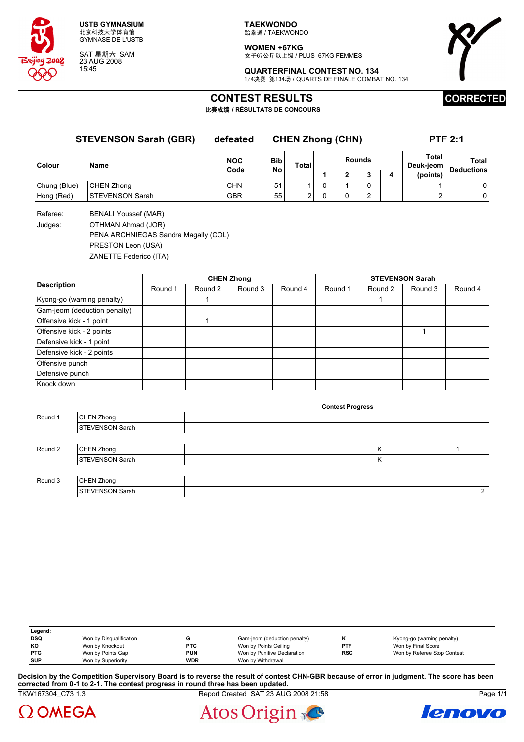**USTB GYMNASIUM**
北京科技大学体育馆
GYMNASE DE L'USTB

SAT 星期六 SAM
23 AUG 2008
15:45

**TAEKWONDO**
跆拳道 / TAEKWONDO

**WOMEN +67KG**
女子67公斤以上级 / PLUS 67KG FEMMES

**QUARTERFINAL CONTEST NO. 134**
1/4决赛 第134场 / QUARTS DE FINALE COMBAT NO. 134

**CORRECTED**

# CONTEST RESULTS

**比赛成绩 / RÉSULTATS DE CONCOURS**

**STEVENSON Sarah (GBR)** defeated **CHEN Zhong (CHN)** **PTF 2:1**

| Colour | Name | NOC Code | Bib No | Total | Rounds 1 | 2 | 3 | 4 | Total Deuk-jeom (points) | Total Deductions |
|---|---|---|---|---|---|---|---|---|---|---|
| Chung (Blue) | CHEN Zhong | CHN | 51 | 1 | 0 | 1 | 0 | | 1 | 0 |
| Hong (Red) | STEVENSON Sarah | GBR | 55 | 2 | 0 | 0 | 2 | | 2 | 0 |

Referee: BENALI Youssef (MAR)

Judges: OTHMAN Ahmad (JOR)
PENA ARCHNIEGAS Sandra Magally (COL)
PRESTON Leon (USA)
ZANETTE Federico (ITA)

| Description | CHEN Zhong Round 1 | Round 2 | Round 3 | Round 4 | STEVENSON Sarah Round 1 | Round 2 | Round 3 | Round 4 |
|---|---|---|---|---|---|---|---|---|
| Kyong-go (warning penalty) | | 1 | | | | 1 | | |
| Gam-jeom (deduction penalty) | | | | | | | | |
| Offensive kick - 1 point | | 1 | | | | | | |
| Offensive kick - 2 points | | | | | | | 1 | |
| Defensive kick - 1 point | | | | | | | | |
| Defensive kick - 2 points | | | | | | | | |
| Offensive punch | | | | | | | | |
| Defensive punch | | | | | | | | |
| Knock down | | | | | | | | |

**Contest Progress**

| Round | Athlete | Progress |
|---|---|---|
| Round 1 | CHEN Zhong | |
| | STEVENSON Sarah | |
| Round 2 | CHEN Zhong | K 1 |
| | STEVENSON Sarah | K |
| Round 3 | CHEN Zhong | |
| | STEVENSON Sarah | 2 |

**Legend:**

| | | | | | |
|---|---|---|---|---|---|
| DSQ | Won by Disqualification | G | Gam-jeom (deduction penalty) | K | Kyong-go (warning penalty) |
| KO | Won by Knockout | PTC | Won by Points Ceiling | PTF | Won by Final Score |
| PTG | Won by Points Gap | PUN | Won by Punitive Declaration | RSC | Won by Referee Stop Contest |
| SUP | Won by Superiority | WDR | Won by Withdrawal | | |

**Decision by the Competition Supervisory Board is to reverse the result of contest CHN-GBR because of error in judgment. The score has been corrected from 0-1 to 2-1. The contest progress in round three has been updated.**

TKW167304_C73 1.3 Report Created SAT 23 AUG 2008 21:58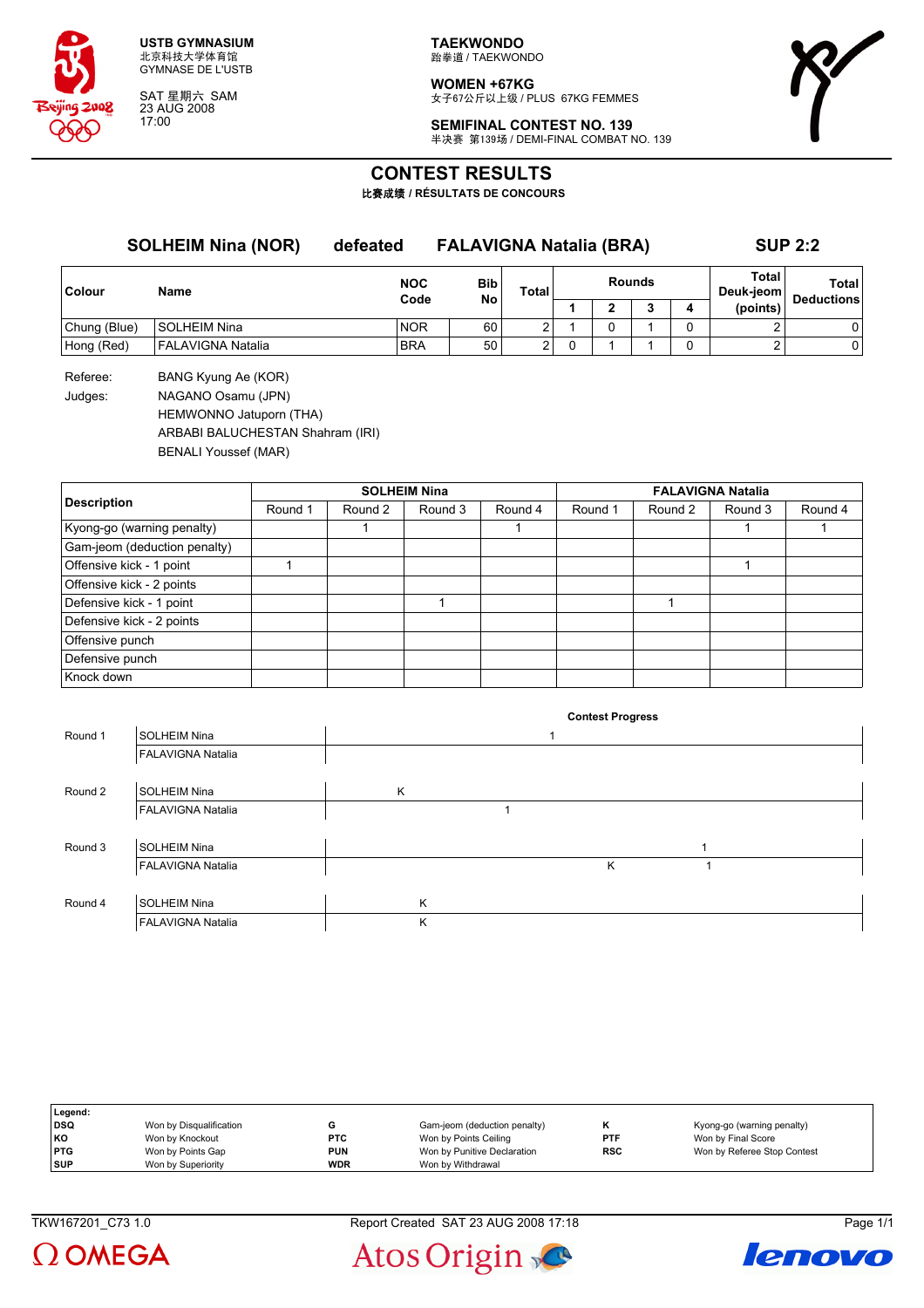**USTB GYMNASIUM**
北京科技大学体育馆
GYMNASE DE L'USTB

SAT 星期六 SAM
23 AUG 2008
17:00

**TAEKWONDO**
跆拳道 / TAEKWONDO

**WOMEN +67KG**
女子67公斤以上级 / PLUS 67KG FEMMES

**SEMIFINAL CONTEST NO. 139**
半决赛 第139场 / DEMI-FINAL COMBAT NO. 139

# CONTEST RESULTS

**比赛成绩 / RÉSULTATS DE CONCOURS**

**SOLHEIM Nina (NOR) defeated FALAVIGNA Natalia (BRA) SUP 2:2**

| Colour | Name | NOC Code | Bib No | Total | Rounds 1 | 2 | 3 | 4 | Total Deuk-jeom (points) | Total Deductions |
|---|---|---|---|---|---|---|---|---|---|---|
| Chung (Blue) | SOLHEIM Nina | NOR | 60 | 2 | 1 | 0 | 1 | 0 | 2 | 0 |
| Hong (Red) | FALAVIGNA Natalia | BRA | 50 | 2 | 0 | 1 | 1 | 0 | 2 | 0 |

Referee: BANG Kyung Ae (KOR)

Judges: NAGANO Osamu (JPN)
HEMWONNO Jatuporn (THA)
ARBABI BALUCHESTAN Shahram (IRI)
BENALI Youssef (MAR)

| Description | SOLHEIM Nina Round 1 | Round 2 | Round 3 | Round 4 | FALAVIGNA Natalia Round 1 | Round 2 | Round 3 | Round 4 |
|---|---|---|---|---|---|---|---|---|
| Kyong-go (warning penalty) | | 1 | | 1 | | | 1 | 1 |
| Gam-jeom (deduction penalty) | | | | | | | | |
| Offensive kick - 1 point | 1 | | | | | | 1 | |
| Offensive kick - 2 points | | | | | | | | |
| Defensive kick - 1 point | | | 1 | | | 1 | | |
| Defensive kick - 2 points | | | | | | | | |
| Offensive punch | | | | | | | | |
| Defensive punch | | | | | | | | |
| Knock down | | | | | | | | |

**Contest Progress**

| Round | Athlete | Progress |
|---|---|---|
| Round 1 | SOLHEIM Nina | 1 |
| | FALAVIGNA Natalia | |
| Round 2 | SOLHEIM Nina | K |
| | FALAVIGNA Natalia | 1 |
| Round 3 | SOLHEIM Nina | 1 |
| | FALAVIGNA Natalia | K 1 |
| Round 4 | SOLHEIM Nina | K |
| | FALAVIGNA Natalia | K |

**Legend:**

| | | | | | |
|---|---|---|---|---|---|
| **DSQ** | Won by Disqualification | **G** | Gam-jeom (deduction penalty) | **K** | Kyong-go (warning penalty) |
| **KO** | Won by Knockout | **PTC** | Won by Points Ceiling | **PTF** | Won by Final Score |
| **PTG** | Won by Points Gap | **PUN** | Won by Punitive Declaration | **RSC** | Won by Referee Stop Contest |
| **SUP** | Won by Superiority | **WDR** | Won by Withdrawal | | |

TKW167201_C73 1.0 Report Created SAT 23 AUG 2008 17:18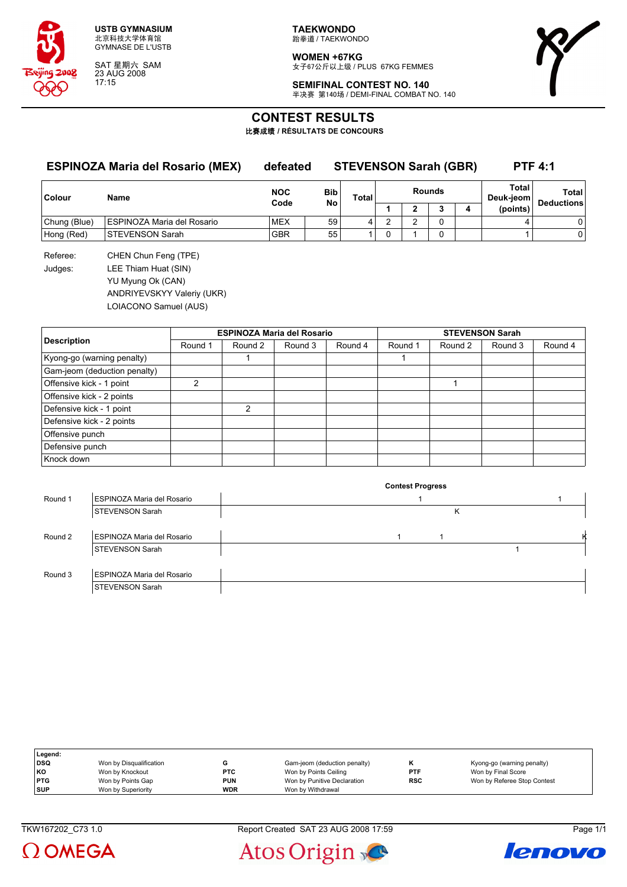USTB GYMNASIUM
北京科技大学体育馆
GYMNASE DE L'USTB

SAT 星期六 SAM
23 AUG 2008
17:15

TAEKWONDO
跆拳道 / TAEKWONDO

WOMEN +67KG
女子67公斤以上级 / PLUS 67KG FEMMES

SEMIFINAL CONTEST NO. 140
半决赛 第140场 / DEMI-FINAL COMBAT NO. 140

# CONTEST RESULTS

比赛成绩 / RÉSULTATS DE CONCOURS

## ESPINOZA Maria del Rosario (MEX) defeated STEVENSON Sarah (GBR) PTF 4:1

| Colour | Name | NOC Code | Bib No | Total | Rounds 1 | 2 | 3 | 4 | Total Deuk-jeom (points) | Total Deductions |
|---|---|---|---|---|---|---|---|---|---|---|
| Chung (Blue) | ESPINOZA Maria del Rosario | MEX | 59 | 4 | 2 | 2 | 0 | | 4 | 0 |
| Hong (Red) | STEVENSON Sarah | GBR | 55 | 1 | 0 | 1 | 0 | | 1 | 0 |

Referee: CHEN Chun Feng (TPE)

Judges: LEE Thiam Huat (SIN)
YU Myung Ok (CAN)
ANDRIYEVSKYY Valeriy (UKR)
LOIACONO Samuel (AUS)

| Description | ESPINOZA Maria del Rosario Round 1 | Round 2 | Round 3 | Round 4 | STEVENSON Sarah Round 1 | Round 2 | Round 3 | Round 4 |
|---|---|---|---|---|---|---|---|---|
| Kyong-go (warning penalty) | | 1 | | | 1 | | | |
| Gam-jeom (deduction penalty) | | | | | | | | |
| Offensive kick - 1 point | 2 | | | | | 1 | | |
| Offensive kick - 2 points | | | | | | | | |
| Defensive kick - 1 point | | 2 | | | | | | |
| Defensive kick - 2 points | | | | | | | | |
| Offensive punch | | | | | | | | |
| Defensive punch | | | | | | | | |
| Knock down | | | | | | | | |

**Contest Progress**

| Round | Athlete | Progress |
|---|---|---|
| Round 1 | ESPINOZA Maria del Rosario | 1 1 |
| | STEVENSON Sarah | K |
| Round 2 | ESPINOZA Maria del Rosario | 1 1 K |
| | STEVENSON Sarah | 1 |
| Round 3 | ESPINOZA Maria del Rosario | |
| | STEVENSON Sarah | |

| Legend: | | | | | |
|---|---|---|---|---|---|
| DSQ | Won by Disqualification | G | Gam-jeom (deduction penalty) | K | Kyong-go (warning penalty) |
| KO | Won by Knockout | PTC | Won by Points Ceiling | PTF | Won by Final Score |
| PTG | Won by Points Gap | PUN | Won by Punitive Declaration | RSC | Won by Referee Stop Contest |
| SUP | Won by Superiority | WDR | Won by Withdrawal | | |

TKW167202_C73 1.0 Report Created SAT 23 AUG 2008 17:59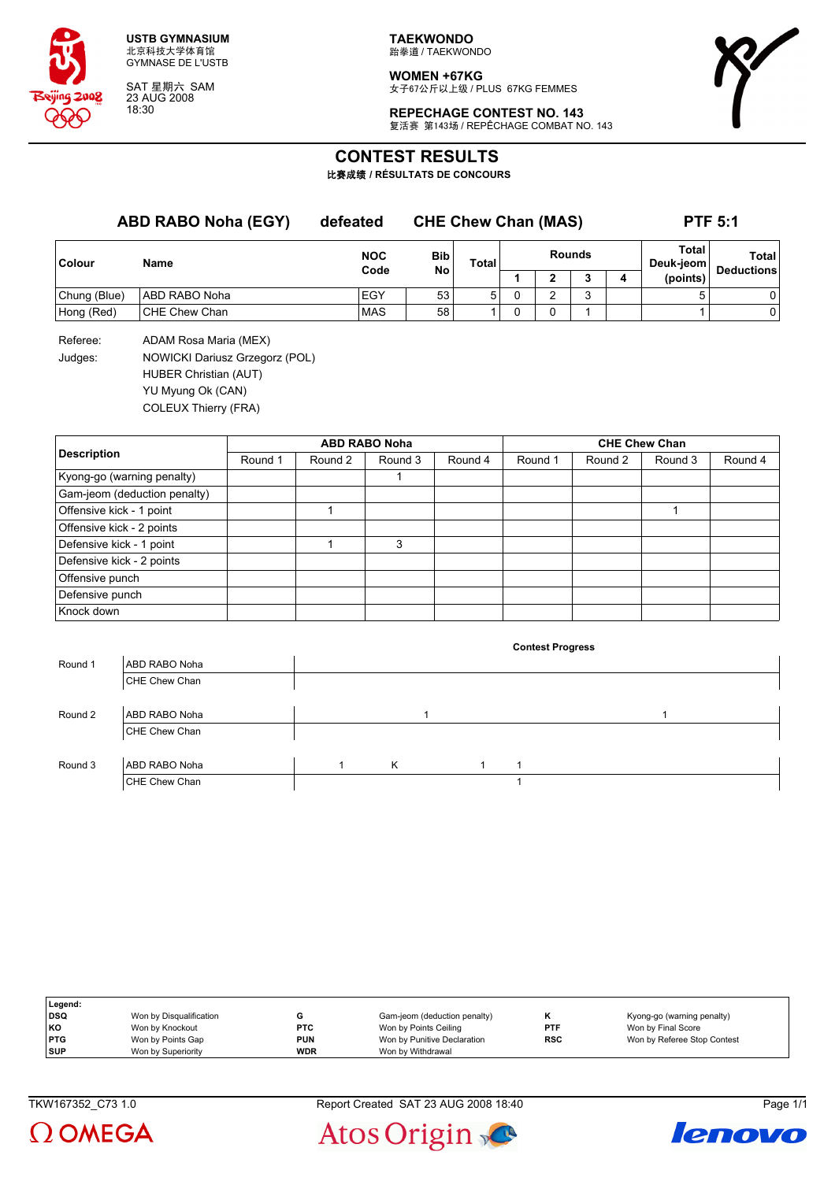USTB GYMNASIUM
北京科技大学体育馆
GYMNASE DE L'USTB

SAT 星期六 SAM
23 AUG 2008
18:30

**TAEKWONDO**
跆拳道 / TAEKWONDO

**WOMEN +67KG**
女子67公斤以上级 / PLUS 67KG FEMMES

**REPECHAGE CONTEST NO. 143**
复活赛 第143场 / REPÊCHAGE COMBAT NO. 143

# CONTEST RESULTS

**比赛成绩 / RÉSULTATS DE CONCOURS**

## ABD RABO Noha (EGY) defeated CHE Chew Chan (MAS) PTF 5:1

| Colour | Name | NOC Code | Bib No | Total | Rounds 1 | 2 | 3 | 4 | Total Deuk-jeom (points) | Total Deductions |
|---|---|---|---|---|---|---|---|---|---|---|
| Chung (Blue) | ABD RABO Noha | EGY | 53 | 5 | 0 | 2 | 3 | | 5 | 0 |
| Hong (Red) | CHE Chew Chan | MAS | 58 | 1 | 0 | 0 | 1 | | 1 | 0 |

Referee: ADAM Rosa Maria (MEX)

Judges: NOWICKI Dariusz Grzegorz (POL)
HUBER Christian (AUT)
YU Myung Ok (CAN)
COLEUX Thierry (FRA)

| Description | ABD RABO Noha Round 1 | Round 2 | Round 3 | Round 4 | CHE Chew Chan Round 1 | Round 2 | Round 3 | Round 4 |
|---|---|---|---|---|---|---|---|---|
| Kyong-go (warning penalty) | | | 1 | | | | | |
| Gam-jeom (deduction penalty) | | | | | | | | |
| Offensive kick - 1 point | | 1 | | | | | 1 | |
| Offensive kick - 2 points | | | | | | | | |
| Defensive kick - 1 point | | 1 | 3 | | | | | |
| Defensive kick - 2 points | | | | | | | | |
| Offensive punch | | | | | | | | |
| Defensive punch | | | | | | | | |
| Knock down | | | | | | | | |

**Contest Progress**

| Round | Athlete | Progress |
|---|---|---|
| Round 1 | ABD RABO Noha | |
| | CHE Chew Chan | |
| Round 2 | ABD RABO Noha | 1 1 |
| | CHE Chew Chan | |
| Round 3 | ABD RABO Noha | 1 K 1 1 |
| | CHE Chew Chan | 1 |

**Legend:**

| | | | | | |
|---|---|---|---|---|---|
| DSQ | Won by Disqualification | G | Gam-jeom (deduction penalty) | K | Kyong-go (warning penalty) |
| KO | Won by Knockout | PTC | Won by Points Ceiling | PTF | Won by Final Score |
| PTG | Won by Points Gap | PUN | Won by Punitive Declaration | RSC | Won by Referee Stop Contest |
| SUP | Won by Superiority | WDR | Won by Withdrawal | | |

TKW167352_C73 1.0 Report Created SAT 23 AUG 2008 18:40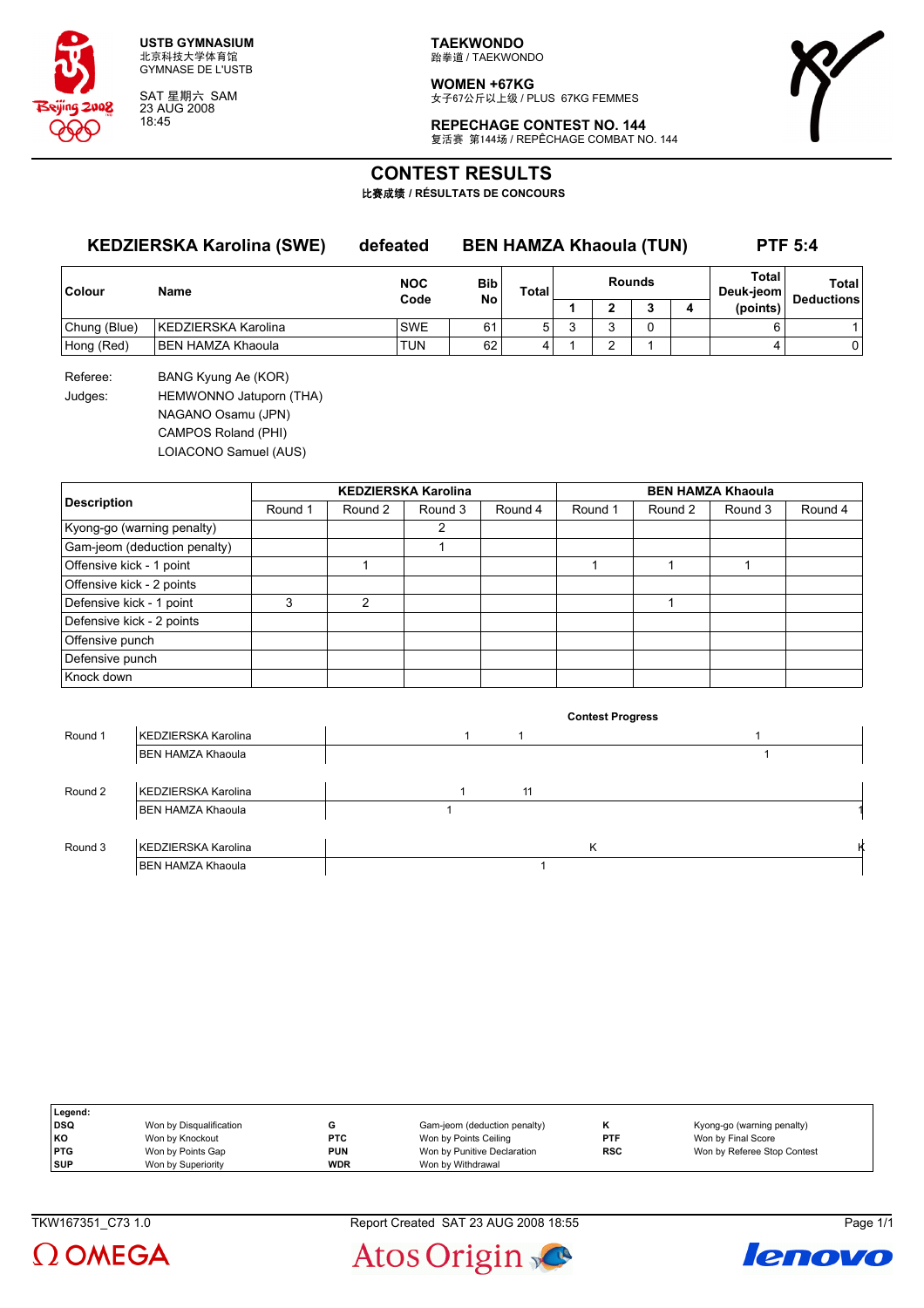USTB GYMNASIUM
北京科技大学体育馆
GYMNASE DE L'USTB

SAT 星期六 SAM
23 AUG 2008
18:45

**TAEKWONDO**
跆拳道 / TAEKWONDO

**WOMEN +67KG**
女子67公斤以上级 / PLUS 67KG FEMMES

**REPECHAGE CONTEST NO. 144**
复活赛 第144场 / REPÊCHAGE COMBAT NO. 144

# CONTEST RESULTS

**比赛成绩 / RÉSULTATS DE CONCOURS**

**KEDZIERSKA Karolina (SWE)** **defeated** **BEN HAMZA Khaoula (TUN)** **PTF 5:4**

| Colour | Name | NOC Code | Bib No | Total | Rounds 1 | Rounds 2 | Rounds 3 | Rounds 4 | Total Deuk-jeom (points) | Total Deductions |
|---|---|---|---|---|---|---|---|---|---|---|
| Chung (Blue) | KEDZIERSKA Karolina | SWE | 61 | 5 | 3 | 3 | 0 | | 6 | 1 |
| Hong (Red) | BEN HAMZA Khaoula | TUN | 62 | 4 | 1 | 2 | 1 | | 4 | 0 |

Referee: BANG Kyung Ae (KOR)

Judges: HEMWONNO Jatuporn (THA)
NAGANO Osamu (JPN)
CAMPOS Roland (PHI)
LOIACONO Samuel (AUS)

| Description | KEDZIERSKA Karolina Round 1 | Round 2 | Round 3 | Round 4 | BEN HAMZA Khaoula Round 1 | Round 2 | Round 3 | Round 4 |
|---|---|---|---|---|---|---|---|---|
| Kyong-go (warning penalty) | | | 2 | | | | | |
| Gam-jeom (deduction penalty) | | | 1 | | | | | |
| Offensive kick - 1 point | | 1 | | | 1 | 1 | 1 | |
| Offensive kick - 2 points | | | | | | | | |
| Defensive kick - 1 point | 3 | 2 | | | | 1 | | |
| Defensive kick - 2 points | | | | | | | | |
| Offensive punch | | | | | | | | |
| Defensive punch | | | | | | | | |
| Knock down | | | | | | | | |

**Contest Progress**

| Round | Name | Progress |
|---|---|---|
| Round 1 | KEDZIERSKA Karolina | 1 1 1 |
| | BEN HAMZA Khaoula | 1 |
| Round 2 | KEDZIERSKA Karolina | 1 11 |
| | BEN HAMZA Khaoula | 1 1 |
| Round 3 | KEDZIERSKA Karolina | K K |
| | BEN HAMZA Khaoula | 1 |

| Legend: | | | | | |
|---|---|---|---|---|---|
| DSQ | Won by Disqualification | G | Gam-jeom (deduction penalty) | K | Kyong-go (warning penalty) |
| KO | Won by Knockout | PTC | Won by Points Ceiling | PTF | Won by Final Score |
| PTG | Won by Points Gap | PUN | Won by Punitive Declaration | RSC | Won by Referee Stop Contest |
| SUP | Won by Superiority | WDR | Won by Withdrawal | | |

TKW167351_C73 1.0 Report Created SAT 23 AUG 2008 18:55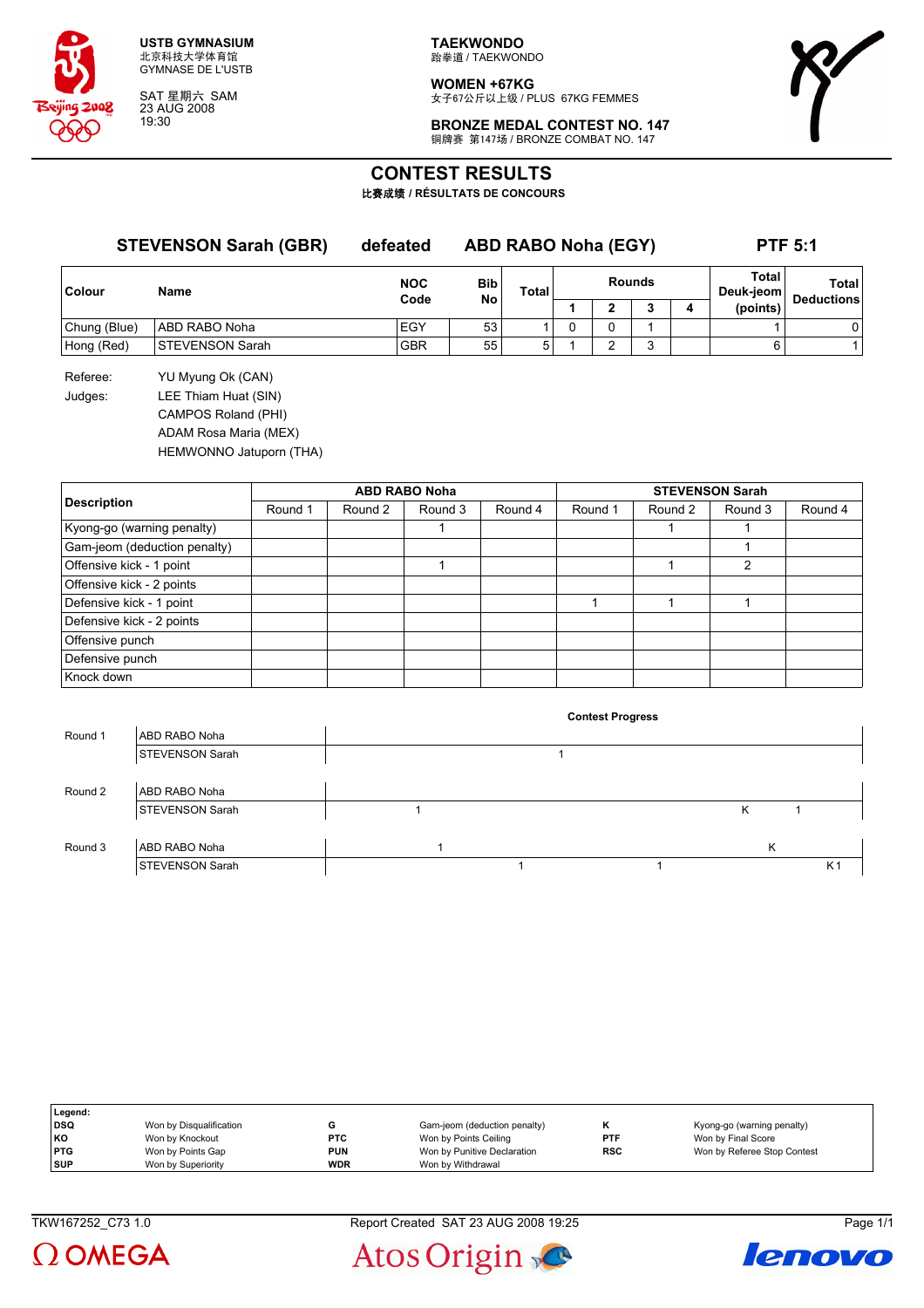USTB GYMNASIUM
北京科技大学体育馆
GYMNASE DE L'USTB

SAT 星期六 SAM
23 AUG 2008
19:30

**TAEKWONDO**
跆拳道 / TAEKWONDO

**WOMEN +67KG**
女子67公斤以上级 / PLUS 67KG FEMMES

**BRONZE MEDAL CONTEST NO. 147**
铜牌赛 第147场 / BRONZE COMBAT NO. 147

# CONTEST RESULTS

比赛成绩 / RÉSULTATS DE CONCOURS

**STEVENSON Sarah (GBR) defeated ABD RABO Noha (EGY) PTF 5:1**

| Colour | Name | NOC Code | Bib No | Total | Rounds 1 | 2 | 3 | 4 | Total Deuk-jeom (points) | Total Deductions |
|---|---|---|---|---|---|---|---|---|---|---|
| Chung (Blue) | ABD RABO Noha | EGY | 53 | 1 | 0 | 0 | 1 | | 1 | 0 |
| Hong (Red) | STEVENSON Sarah | GBR | 55 | 5 | 1 | 2 | 3 | | 6 | 1 |

Referee: YU Myung Ok (CAN)

Judges: LEE Thiam Huat (SIN)
CAMPOS Roland (PHI)
ADAM Rosa Maria (MEX)
HEMWONNO Jatuporn (THA)

| Description | ABD RABO Noha Round 1 | Round 2 | Round 3 | Round 4 | STEVENSON Sarah Round 1 | Round 2 | Round 3 | Round 4 |
|---|---|---|---|---|---|---|---|---|
| Kyong-go (warning penalty) | | | 1 | | | 1 | 1 | |
| Gam-jeom (deduction penalty) | | | | | | | 1 | |
| Offensive kick - 1 point | | | 1 | | | 1 | 2 | |
| Offensive kick - 2 points | | | | | | | | |
| Defensive kick - 1 point | | | | | 1 | 1 | 1 | |
| Defensive kick - 2 points | | | | | | | | |
| Offensive punch | | | | | | | | |
| Defensive punch | | | | | | | | |
| Knock down | | | | | | | | |

**Contest Progress**

| Round | Name | Progress |
|---|---|---|
| Round 1 | ABD RABO Noha | |
| | STEVENSON Sarah | 1 |
| Round 2 | ABD RABO Noha | |
| | STEVENSON Sarah | 1 K 1 |
| Round 3 | ABD RABO Noha | 1 K |
| | STEVENSON Sarah | 1 1 K1 |

**Legend:**

| | | | | | |
|---|---|---|---|---|---|
| DSQ | Won by Disqualification | G | Gam-jeom (deduction penalty) | K | Kyong-go (warning penalty) |
| KO | Won by Knockout | PTC | Won by Points Ceiling | PTF | Won by Final Score |
| PTG | Won by Points Gap | PUN | Won by Punitive Declaration | RSC | Won by Referee Stop Contest |
| SUP | Won by Superiority | WDR | Won by Withdrawal | | |

TKW167252_C73 1.0 Report Created SAT 23 AUG 2008 19:25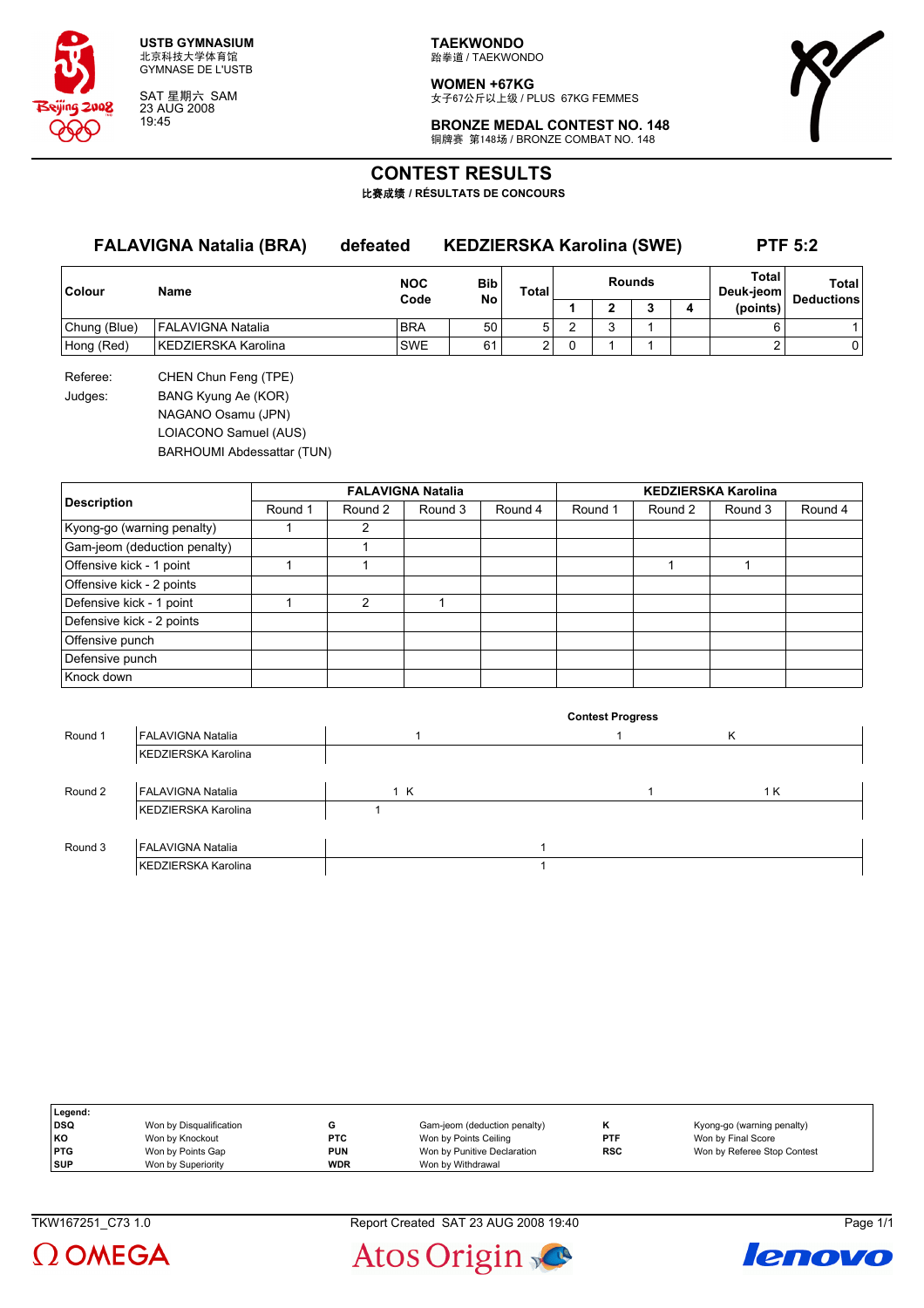**USTB GYMNASIUM**
北京科技大学体育馆
GYMNASE DE L'USTB

SAT 星期六 SAM
23 AUG 2008
19:45

**TAEKWONDO**
跆拳道 / TAEKWONDO

**WOMEN +67KG**
女子67公斤以上级 / PLUS 67KG FEMMES

**BRONZE MEDAL CONTEST NO. 148**
铜牌赛 第148场 / BRONZE COMBAT NO. 148

# CONTEST RESULTS

**比赛成绩 / RÉSULTATS DE CONCOURS**

## FALAVIGNA Natalia (BRA) defeated KEDZIERSKA Karolina (SWE) PTF 5:2

| Colour | Name | NOC Code | Bib No | Total | Rounds 1 | Rounds 2 | Rounds 3 | Rounds 4 | Total Deuk-jeom (points) | Total Deductions |
|---|---|---|---|---|---|---|---|---|---|---|
| Chung (Blue) | FALAVIGNA Natalia | BRA | 50 | 5 | 2 | 3 | 1 | | 6 | 1 |
| Hong (Red) | KEDZIERSKA Karolina | SWE | 61 | 2 | 0 | 1 | 1 | | 2 | 0 |

Referee: CHEN Chun Feng (TPE)

Judges:
BANG Kyung Ae (KOR)
NAGANO Osamu (JPN)
LOIACONO Samuel (AUS)
BARHOUMI Abdessattar (TUN)

| Description | FALAVIGNA Natalia Round 1 | Round 2 | Round 3 | Round 4 | KEDZIERSKA Karolina Round 1 | Round 2 | Round 3 | Round 4 |
|---|---|---|---|---|---|---|---|---|
| Kyong-go (warning penalty) | 1 | 2 | | | | | | |
| Gam-jeom (deduction penalty) | | 1 | | | | | | |
| Offensive kick - 1 point | 1 | 1 | | | | 1 | 1 | |
| Offensive kick - 2 points | | | | | | | | |
| Defensive kick - 1 point | 1 | 2 | 1 | | | | | |
| Defensive kick - 2 points | | | | | | | | |
| Offensive punch | | | | | | | | |
| Defensive punch | | | | | | | | |
| Knock down | | | | | | | | |

**Contest Progress**

| Round | Name | Progress | | |
|---|---|---|---|---|
| Round 1 | FALAVIGNA Natalia | 1 | 1 | K |
| | KEDZIERSKA Karolina | | | |
| Round 2 | FALAVIGNA Natalia | 1 K | 1 | 1 K |
| | KEDZIERSKA Karolina | 1 | | |
| Round 3 | FALAVIGNA Natalia | 1 | | |
| | KEDZIERSKA Karolina | 1 | | |

**Legend:**

| | | | | | |
|---|---|---|---|---|---|
| **DSQ** | Won by Disqualification | **G** | Gam-jeom (deduction penalty) | **K** | Kyong-go (warning penalty) |
| **KO** | Won by Knockout | **PTC** | Won by Points Ceiling | **PTF** | Won by Final Score |
| **PTG** | Won by Points Gap | **PUN** | Won by Punitive Declaration | **RSC** | Won by Referee Stop Contest |
| **SUP** | Won by Superiority | **WDR** | Won by Withdrawal | | |

TKW167251_C73 1.0 Report Created SAT 23 AUG 2008 19:40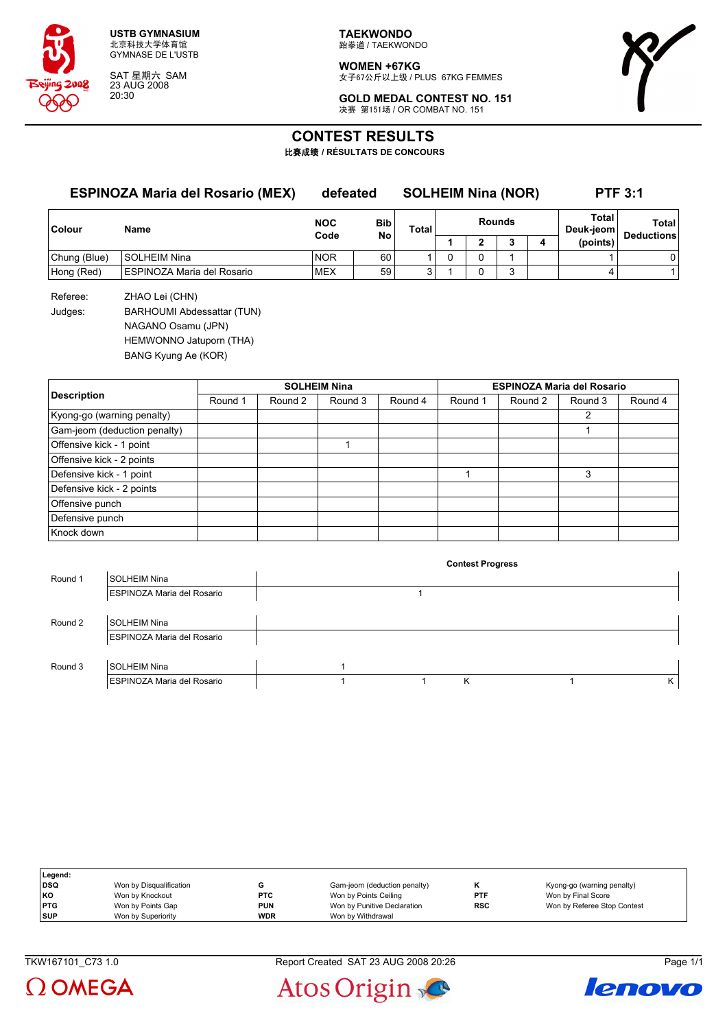USTB GYMNASIUM
北京科技大学体育馆
GYMNASE DE L'USTB

SAT 星期六 SAM
23 AUG 2008
20:30

**TAEKWONDO**
跆拳道 / TAEKWONDO

**WOMEN +67KG**
女子67公斤以上级 / PLUS 67KG FEMMES

**GOLD MEDAL CONTEST NO. 151**
决赛 第151场 / OR COMBAT NO. 151

# CONTEST RESULTS

**比赛成绩 / RÉSULTATS DE CONCOURS**

## ESPINOZA Maria del Rosario (MEX) defeated SOLHEIM Nina (NOR) PTF 3:1

| Colour | Name | NOC Code | Bib No | Total | Rounds 1 | 2 | 3 | 4 | Total Deuk-jeom (points) | Total Deductions |
|---|---|---|---|---|---|---|---|---|---|---|
| Chung (Blue) | SOLHEIM Nina | NOR | 60 | 1 | 0 | 0 | 1 | | 1 | 0 |
| Hong (Red) | ESPINOZA Maria del Rosario | MEX | 59 | 3 | 1 | 0 | 3 | | 4 | 1 |

Referee: ZHAO Lei (CHN)

Judges: BARHOUMI Abdessattar (TUN)
NAGANO Osamu (JPN)
HEMWONNO Jatuporn (THA)
BANG Kyung Ae (KOR)

| Description | SOLHEIM Nina Round 1 | Round 2 | Round 3 | Round 4 | ESPINOZA Maria del Rosario Round 1 | Round 2 | Round 3 | Round 4 |
|---|---|---|---|---|---|---|---|---|
| Kyong-go (warning penalty) | | | | | | | 2 | |
| Gam-jeom (deduction penalty) | | | | | | | 1 | |
| Offensive kick - 1 point | | | 1 | | | | | |
| Offensive kick - 2 points | | | | | | | | |
| Defensive kick - 1 point | | | | | 1 | | 3 | |
| Defensive kick - 2 points | | | | | | | | |
| Offensive punch | | | | | | | | |
| Defensive punch | | | | | | | | |
| Knock down | | | | | | | | |

**Contest Progress**

| Round | Name | Progress | | | | |
|---|---|---|---|---|---|---|
| Round 1 | SOLHEIM Nina | | | | | |
| | ESPINOZA Maria del Rosario | | 1 | | | |
| Round 2 | SOLHEIM Nina | | | | | |
| | ESPINOZA Maria del Rosario | | | | | |
| Round 3 | SOLHEIM Nina | 1 | | | | |
| | ESPINOZA Maria del Rosario | 1 | 1 | K | 1 | K |

| Legend: | | | | | |
|---|---|---|---|---|---|
| DSQ | Won by Disqualification | G | Gam-jeom (deduction penalty) | K | Kyong-go (warning penalty) |
| KO | Won by Knockout | PTC | Won by Points Ceiling | PTF | Won by Final Score |
| PTG | Won by Points Gap | PUN | Won by Punitive Declaration | RSC | Won by Referee Stop Contest |
| SUP | Won by Superiority | WDR | Won by Withdrawal | | |

TKW167101_C73 1.0 Report Created SAT 23 AUG 2008 20:26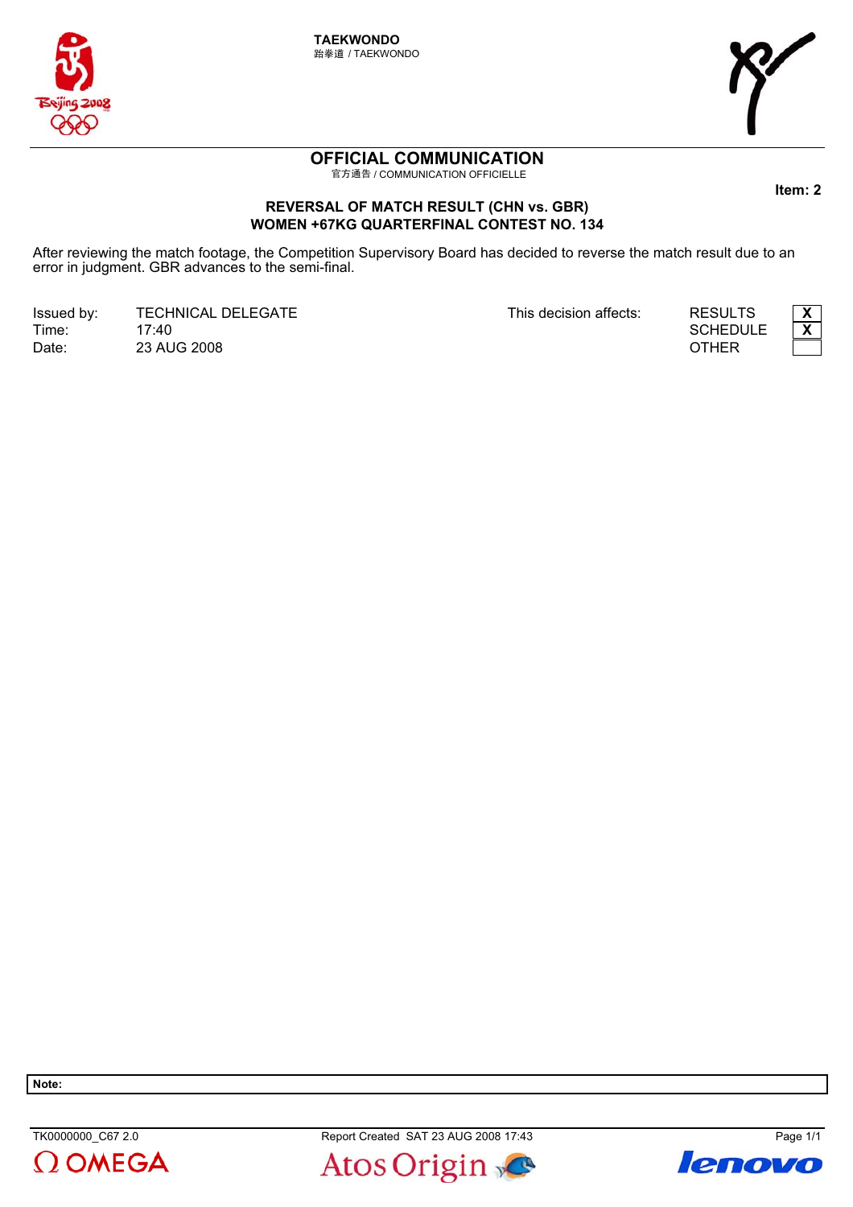**TAEKWONDO**
跆拳道 / TAEKWONDO

# OFFICIAL COMMUNICATION

官方通告 / COMMUNICATION OFFICIELLE

**Item: 2**

**REVERSAL OF MATCH RESULT (CHN vs. GBR)**
**WOMEN +67KG QUARTERFINAL CONTEST NO. 134**

After reviewing the match footage, the Competition Supervisory Board has decided to reverse the match result due to an error in judgment. GBR advances to the semi-final.

| | | | | |
|---|---|---|---|---|
| Issued by: | TECHNICAL DELEGATE | This decision affects: | RESULTS | X |
| Time: | 17:40 | | SCHEDULE | X |
| Date: | 23 AUG 2008 | | OTHER | |

**Note:**

TK0000000_C67 2.0 Report Created SAT 23 AUG 2008 17:43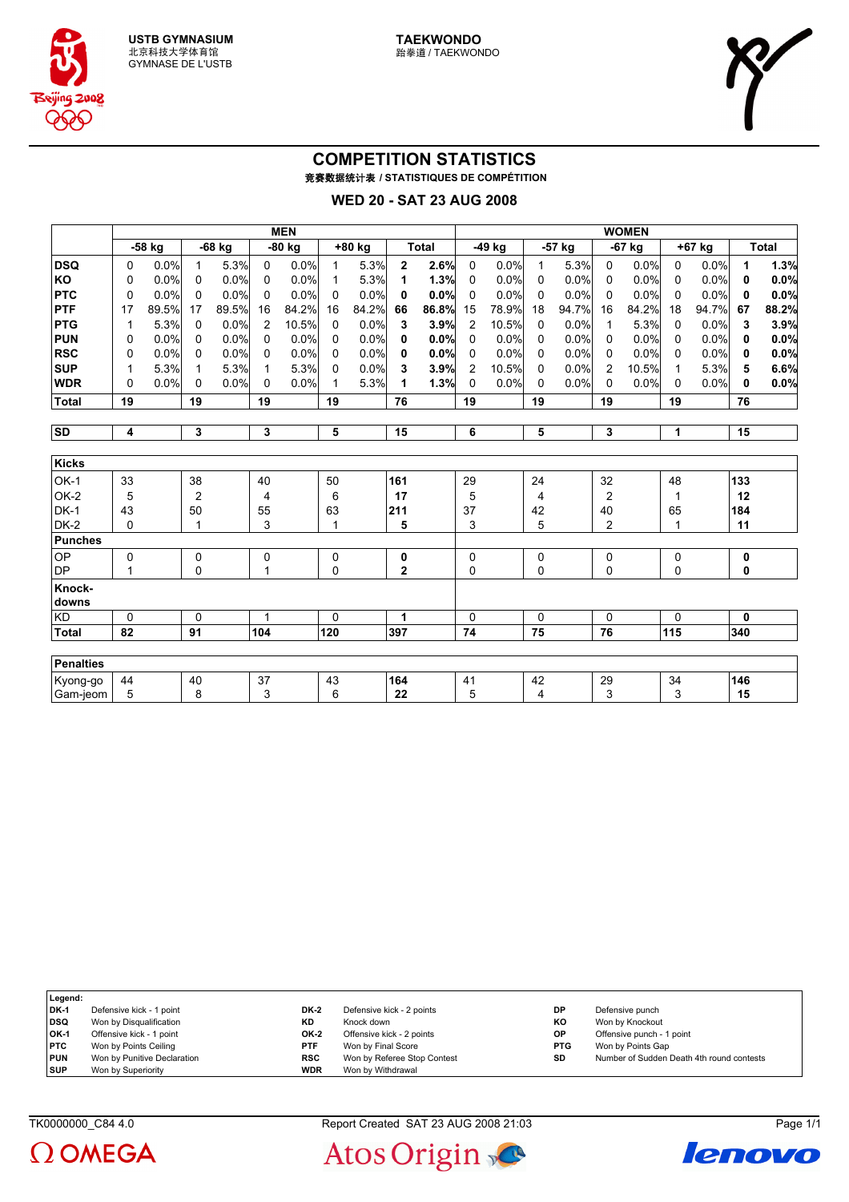USTB GYMNASIUM
北京科技大学体育馆
GYMNASE DE L'USTB

TAEKWONDO
跆拳道 / TAEKWONDO

# COMPETITION STATISTICS

竞赛数据统计表 / STATISTIQUES DE COMPÉTITION

## WED 20 - SAT 23 AUG 2008

| | MEN | | | | | | | | | | WOMEN | | | | | | | | | |
|---|---|---|---|---|---|---|---|---|---|---|---|---|---|---|---|---|---|---|---|---|
| | -58 kg | | -68 kg | | -80 kg | | +80 kg | | Total | | -49 kg | | -57 kg | | -67 kg | | +67 kg | | Total | |
| **DSQ** | 0 | 0.0% | 1 | 5.3% | 0 | 0.0% | 1 | 5.3% | **2** | **2.6%** | 0 | 0.0% | 1 | 5.3% | 0 | 0.0% | 0 | 0.0% | **1** | **1.3%** |
| **KO** | 0 | 0.0% | 0 | 0.0% | 0 | 0.0% | 1 | 5.3% | **1** | **1.3%** | 0 | 0.0% | 0 | 0.0% | 0 | 0.0% | 0 | 0.0% | **0** | **0.0%** |
| **PTC** | 0 | 0.0% | 0 | 0.0% | 0 | 0.0% | 0 | 0.0% | **0** | **0.0%** | 0 | 0.0% | 0 | 0.0% | 0 | 0.0% | 0 | 0.0% | **0** | **0.0%** |
| **PTF** | 17 | 89.5% | 17 | 89.5% | 16 | 84.2% | 16 | 84.2% | **66** | **86.8%** | 15 | 78.9% | 18 | 94.7% | 16 | 84.2% | 18 | 94.7% | **67** | **88.2%** |
| **PTG** | 1 | 5.3% | 0 | 0.0% | 2 | 10.5% | 0 | 0.0% | **3** | **3.9%** | 2 | 10.5% | 0 | 0.0% | 1 | 5.3% | 0 | 0.0% | **3** | **3.9%** |
| **PUN** | 0 | 0.0% | 0 | 0.0% | 0 | 0.0% | 0 | 0.0% | **0** | **0.0%** | 0 | 0.0% | 0 | 0.0% | 0 | 0.0% | 0 | 0.0% | **0** | **0.0%** |
| **RSC** | 0 | 0.0% | 0 | 0.0% | 0 | 0.0% | 0 | 0.0% | **0** | **0.0%** | 0 | 0.0% | 0 | 0.0% | 0 | 0.0% | 0 | 0.0% | **0** | **0.0%** |
| **SUP** | 1 | 5.3% | 1 | 5.3% | 1 | 5.3% | 0 | 0.0% | **3** | **3.9%** | 2 | 10.5% | 0 | 0.0% | 2 | 10.5% | 1 | 5.3% | **5** | **6.6%** |
| **WDR** | 0 | 0.0% | 0 | 0.0% | 0 | 0.0% | 1 | 5.3% | **1** | **1.3%** | 0 | 0.0% | 0 | 0.0% | 0 | 0.0% | 0 | 0.0% | **0** | **0.0%** |
| **Total** | **19** | | **19** | | **19** | | **19** | | **76** | | **19** | | **19** | | **19** | | **19** | | **76** | |

| | -58 kg | -68 kg | -80 kg | +80 kg | Total | -49 kg | -57 kg | -67 kg | +67 kg | Total |
|---|---|---|---|---|---|---|---|---|---|---|
| **SD** | **4** | **3** | **3** | **5** | **15** | **6** | **5** | **3** | **1** | **15** |
| **Kicks** | | | | | | | | | | |
| OK-1 | 33 | 38 | 40 | 50 | **161** | 29 | 24 | 32 | 48 | **133** |
| OK-2 | 5 | 2 | 4 | 6 | **17** | 5 | 4 | 2 | 1 | **12** |
| DK-1 | 43 | 50 | 55 | 63 | **211** | 37 | 42 | 40 | 65 | **184** |
| DK-2 | 0 | 1 | 3 | 1 | **5** | 3 | 5 | 2 | 1 | **11** |
| **Punches** | | | | | | | | | | |
| OP | 0 | 0 | 0 | 0 | **0** | 0 | 0 | 0 | 0 | **0** |
| DP | 1 | 0 | 1 | 0 | **2** | 0 | 0 | 0 | 0 | **0** |
| **Knock-downs** | | | | | | | | | | |
| KD | 0 | 0 | 1 | 0 | **1** | 0 | 0 | 0 | 0 | **0** |
| **Total** | **82** | **91** | **104** | **120** | **397** | **74** | **75** | **76** | **115** | **340** |
| **Penalties** | | | | | | | | | | |
| Kyong-go | 44 | 40 | 37 | 43 | **164** | 41 | 42 | 29 | 34 | **146** |
| Gam-jeom | 5 | 8 | 3 | 6 | **22** | 5 | 4 | 3 | 3 | **15** |

**Legend:**

| | | | | | |
|---|---|---|---|---|---|
| **DK-1** | Defensive kick - 1 point | **DK-2** | Defensive kick - 2 points | **DP** | Defensive punch |
| **DSQ** | Won by Disqualification | **KD** | Knock down | **KO** | Won by Knockout |
| **OK-1** | Offensive kick - 1 point | **OK-2** | Offensive kick - 2 points | **OP** | Offensive punch - 1 point |
| **PTC** | Won by Points Ceiling | **PTF** | Won by Final Score | **PTG** | Won by Points Gap |
| **PUN** | Won by Punitive Declaration | **RSC** | Won by Referee Stop Contest | **SD** | Number of Sudden Death 4th round contests |
| **SUP** | Won by Superiority | **WDR** | Won by Withdrawal | | |

TK0000000_C84 4.0 Report Created SAT 23 AUG 2008 21:03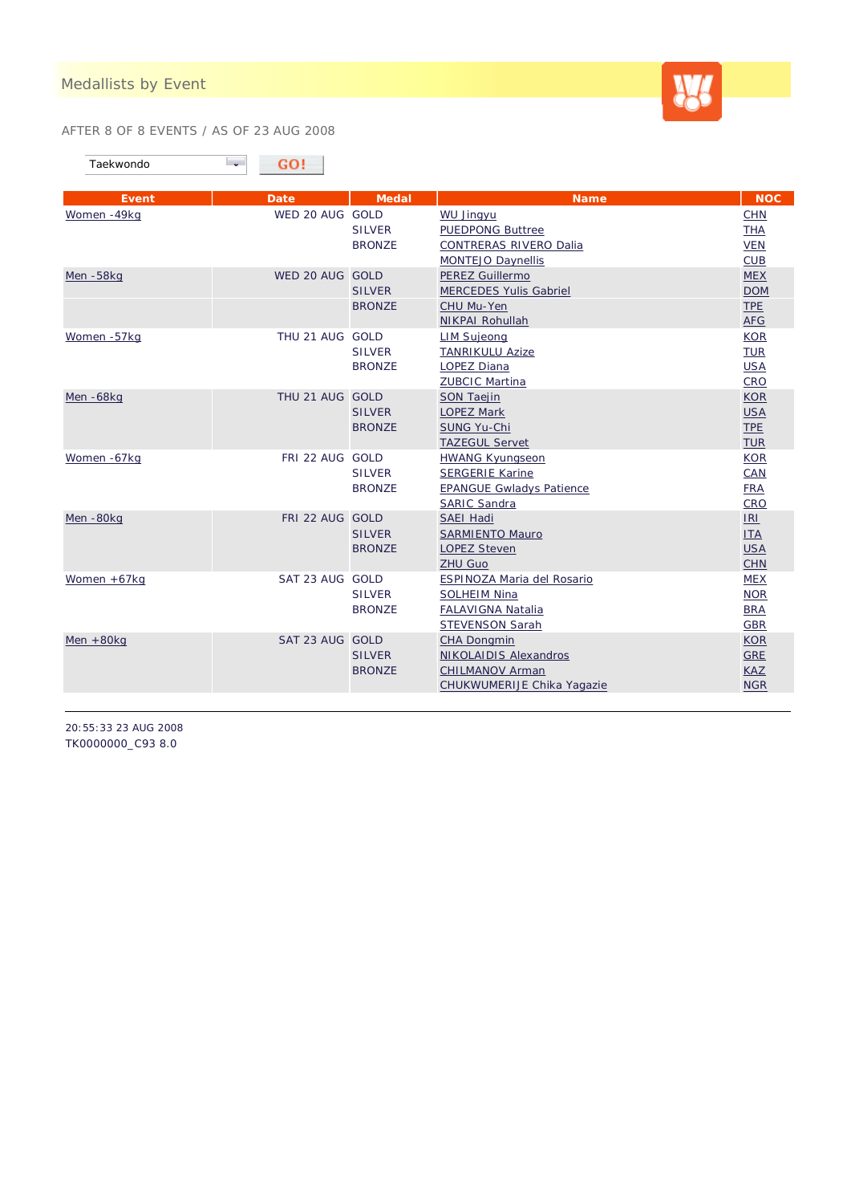# Medallists by Event

AFTER 8 OF 8 EVENTS / AS OF 23 AUG 2008

Taekwondo GO!

| Event | Date | Medal | Name | NOC |
|---|---|---|---|---|
| Women -49kg | WED 20 AUG | GOLD | WU Jingyu | CHN |
| | | SILVER | PUEDPONG Buttree | THA |
| | | BRONZE | CONTRERAS RIVERO Dalia | VEN |
| | | | MONTEJO Daynellis | CUB |
| Men -58kg | WED 20 AUG | GOLD | PEREZ Guillermo | MEX |
| | | SILVER | MERCEDES Yulis Gabriel | DOM |
| | | BRONZE | CHU Mu-Yen | TPE |
| | | | NIKPAI Rohullah | AFG |
| Women -57kg | THU 21 AUG | GOLD | LIM Sujeong | KOR |
| | | SILVER | TANRIKULU Azize | TUR |
| | | BRONZE | LOPEZ Diana | USA |
| | | | ZUBCIC Martina | CRO |
| Men -68kg | THU 21 AUG | GOLD | SON Taejin | KOR |
| | | SILVER | LOPEZ Mark | USA |
| | | BRONZE | SUNG Yu-Chi | TPE |
| | | | TAZEGUL Servet | TUR |
| Women -67kg | FRI 22 AUG | GOLD | HWANG Kyungseon | KOR |
| | | SILVER | SERGERIE Karine | CAN |
| | | BRONZE | EPANGUE Gwladys Patience | FRA |
| | | | SARIC Sandra | CRO |
| Men -80kg | FRI 22 AUG | GOLD | SAEI Hadi | IRI |
| | | SILVER | SARMIENTO Mauro | ITA |
| | | BRONZE | LOPEZ Steven | USA |
| | | | ZHU Guo | CHN |
| Women +67kg | SAT 23 AUG | GOLD | ESPINOZA Maria del Rosario | MEX |
| | | SILVER | SOLHEIM Nina | NOR |
| | | BRONZE | FALAVIGNA Natalia | BRA |
| | | | STEVENSON Sarah | GBR |
| Men +80kg | SAT 23 AUG | GOLD | CHA Dongmin | KOR |
| | | SILVER | NIKOLAIDIS Alexandros | GRE |
| | | BRONZE | CHILMANOV Arman | KAZ |
| | | | CHUKWUMERIJE Chika Yagazie | NGR |

20:55:33 23 AUG 2008
TK0000000_C93 8.0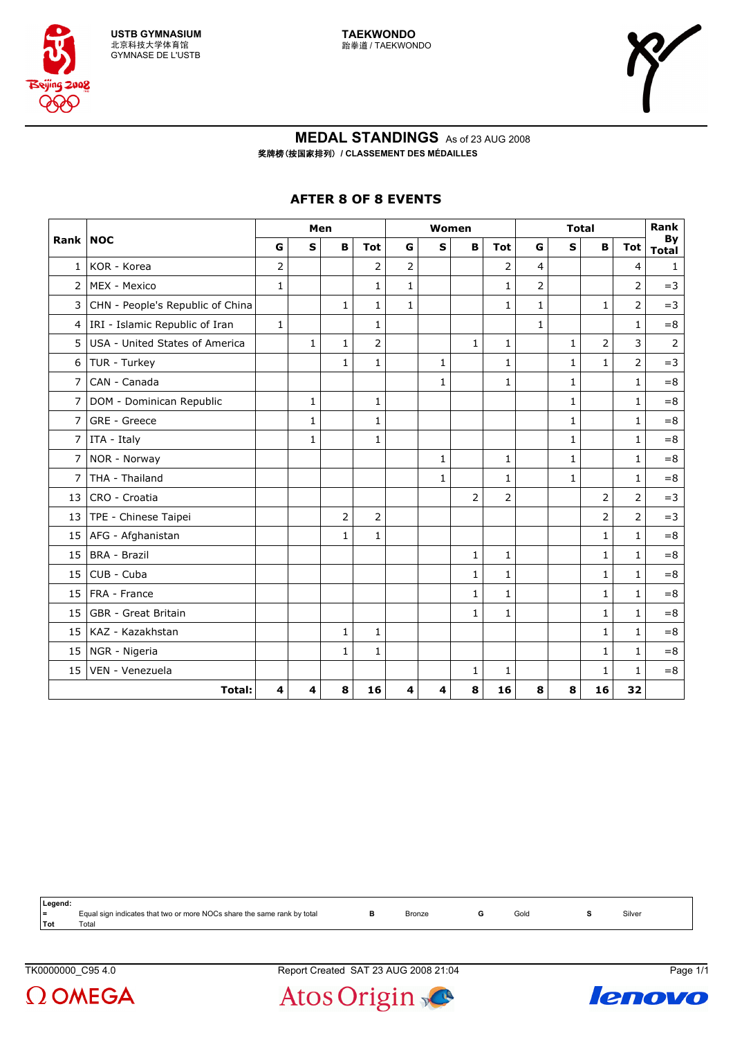USTB GYMNASIUM
北京科技大学体育馆
GYMNASE DE L'USTB

TAEKWONDO
跆拳道 / TAEKWONDO

# MEDAL STANDINGS As of 23 AUG 2008

奖牌榜(按国家排列) / CLASSEMENT DES MÉDAILLES

## AFTER 8 OF 8 EVENTS

| Rank | NOC | Men | | | | Women | | | | Total | | | | Rank By Total |
|---|---|---|---|---|---|---|---|---|---|---|---|---|---|---|
| | | G | S | B | Tot | G | S | B | Tot | G | S | B | Tot | |
| 1 | KOR - Korea | 2 | | | 2 | 2 | | | 2 | 4 | | | 4 | 1 |
| 2 | MEX - Mexico | 1 | | | 1 | 1 | | | 1 | 2 | | | 2 | =3 |
| 3 | CHN - People's Republic of China | | | 1 | 1 | 1 | | | 1 | 1 | | 1 | 2 | =3 |
| 4 | IRI - Islamic Republic of Iran | 1 | | | 1 | | | | | 1 | | | 1 | =8 |
| 5 | USA - United States of America | | 1 | 1 | 2 | | | 1 | 1 | | 1 | 2 | 3 | 2 |
| 6 | TUR - Turkey | | | 1 | 1 | | 1 | | 1 | | 1 | 1 | 2 | =3 |
| 7 | CAN - Canada | | | | | | 1 | | 1 | | 1 | | 1 | =8 |
| 7 | DOM - Dominican Republic | | 1 | | 1 | | | | | | 1 | | 1 | =8 |
| 7 | GRE - Greece | | 1 | | 1 | | | | | | 1 | | 1 | =8 |
| 7 | ITA - Italy | | 1 | | 1 | | | | | | 1 | | 1 | =8 |
| 7 | NOR - Norway | | | | | | 1 | | 1 | | 1 | | 1 | =8 |
| 7 | THA - Thailand | | | | | | 1 | | 1 | | 1 | | 1 | =8 |
| 13 | CRO - Croatia | | | | | | | 2 | 2 | | | 2 | 2 | =3 |
| 13 | TPE - Chinese Taipei | | | 2 | 2 | | | | | | | 2 | 2 | =3 |
| 15 | AFG - Afghanistan | | | 1 | 1 | | | | | | | 1 | 1 | =8 |
| 15 | BRA - Brazil | | | | | | | 1 | 1 | | | 1 | 1 | =8 |
| 15 | CUB - Cuba | | | | | | | 1 | 1 | | | 1 | 1 | =8 |
| 15 | FRA - France | | | | | | | 1 | 1 | | | 1 | 1 | =8 |
| 15 | GBR - Great Britain | | | | | | | 1 | 1 | | | 1 | 1 | =8 |
| 15 | KAZ - Kazakhstan | | | 1 | 1 | | | | | | | 1 | 1 | =8 |
| 15 | NGR - Nigeria | | | 1 | 1 | | | | | | | 1 | 1 | =8 |
| 15 | VEN - Venezuela | | | | | | | 1 | 1 | | | 1 | 1 | =8 |
| | **Total:** | **4** | **4** | **8** | **16** | **4** | **4** | **8** | **16** | **8** | **8** | **16** | **32** | |

**Legend:**

| | | | | | | | |
|---|---|---|---|---|---|---|---|
| = | Equal sign indicates that two or more NOCs share the same rank by total | B | Bronze | G | Gold | S | Silver |
| Tot | Total | | | | | | |

TK0000000_C95 4.0 Report Created SAT 23 AUG 2008 21:04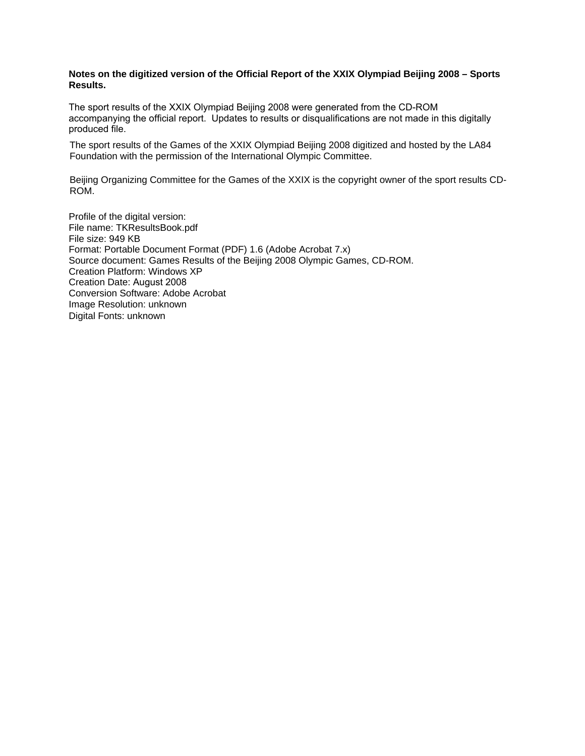**Notes on the digitized version of the Official Report of the XXIX Olympiad Beijing 2008 – Sports Results.**

The sport results of the XXIX Olympiad Beijing 2008 were generated from the CD-ROM accompanying the official report. Updates to results or disqualifications are not made in this digitally produced file.

The sport results of the Games of the XXIX Olympiad Beijing 2008 digitized and hosted by the LA84 Foundation with the permission of the International Olympic Committee.

Beijing Organizing Committee for the Games of the XXIX is the copyright owner of the sport results CD-ROM.

Profile of the digital version:
File name: TKResultsBook.pdf
File size: 949 KB
Format: Portable Document Format (PDF) 1.6 (Adobe Acrobat 7.x)
Source document: Games Results of the Beijing 2008 Olympic Games, CD-ROM.
Creation Platform: Windows XP
Creation Date: August 2008
Conversion Software: Adobe Acrobat
Image Resolution: unknown
Digital Fonts: unknown